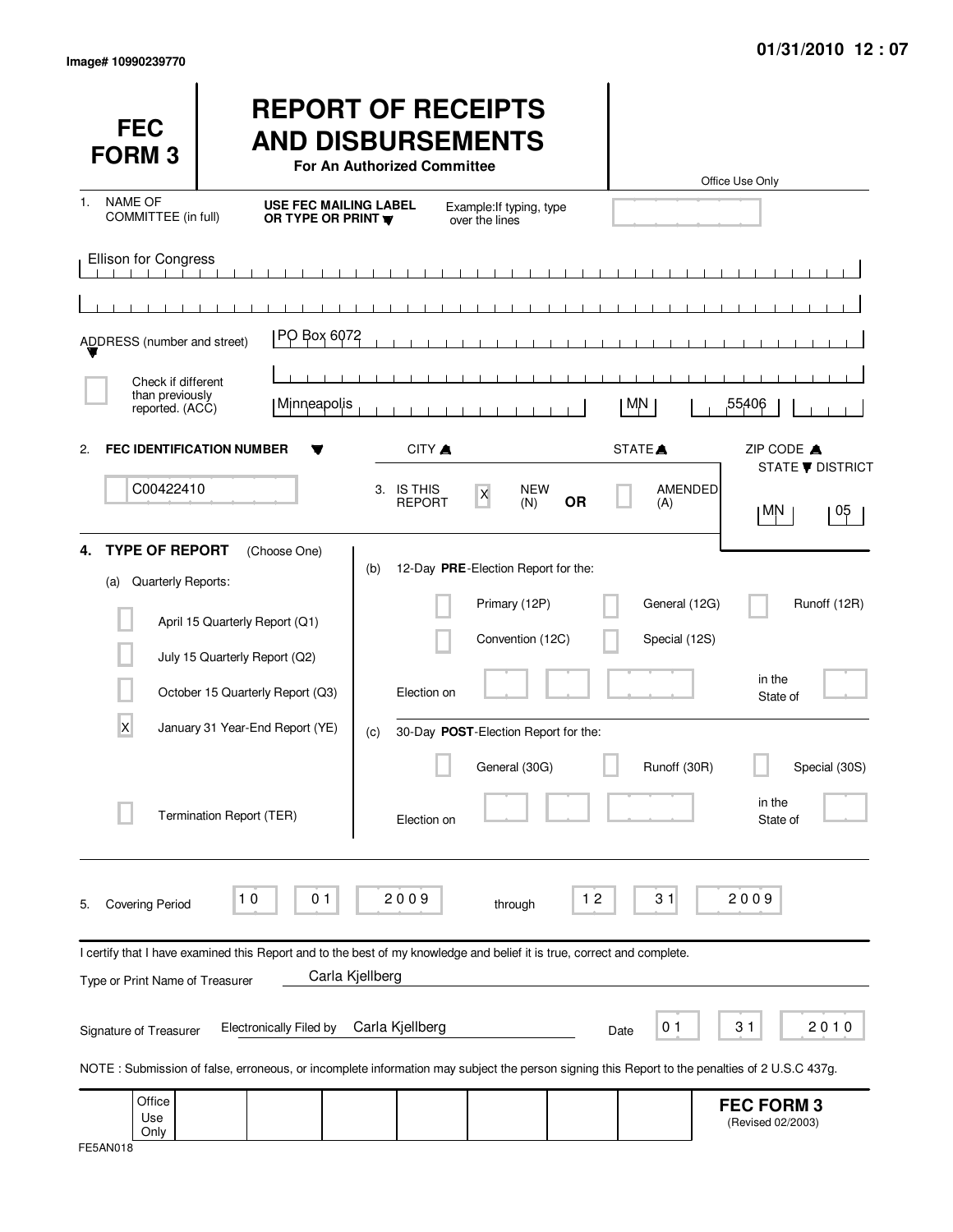Image# 10990239770

01/31/2010 12 : 07

# FEC FORM 3

# REPORT OF RECEIPTS AND DISBURSEMENTS

**For An Authorized Committee**

Office Use Only

1. NAME OF COMMITTEE (in full) — **USE FEC MAILING LABEL OR TYPE OR PRINT** — Example: If typing, type over the lines

Ellison for Congress

ADDRESS (number and street): PO Box 6072

[ ] Check if different than previously reported. (ACC)

Minneapolis | MN | 55406

CITY | STATE | ZIP CODE

2. **FEC IDENTIFICATION NUMBER**: C00422410

3. IS THIS REPORT [X] NEW (N) **OR** [ ] AMENDED (A)

STATE / DISTRICT: MN 05

**4. TYPE OF REPORT** (Choose One)

(a) Quarterly Reports:

- [ ] April 15 Quarterly Report (Q1)
- [ ] July 15 Quarterly Report (Q2)
- [ ] October 15 Quarterly Report (Q3)
- [X] January 31 Year-End Report (YE)
- [ ] Termination Report (TER)

(b) 12-Day **PRE**-Election Report for the:

- [ ] Primary (12P)
- [ ] General (12G)
- [ ] Runoff (12R)
- [ ] Convention (12C)
- [ ] Special (12S)

Election on ______ in the State of ______

(c) 30-Day **POST**-Election Report for the:

- [ ] General (30G)
- [ ] Runoff (30R)
- [ ] Special (30S)

Election on ______ in the State of ______

5. Covering Period 10 01 2009 through 12 31 2009

I certify that I have examined this Report and to the best of my knowledge and belief it is true, correct and complete.

Type or Print Name of Treasurer: Carla Kjellberg

Signature of Treasurer: Electronically Filed by Carla Kjellberg — Date 01 31 2010

NOTE : Submission of false, erroneous, or incomplete information may subject the person signing this Report to the penalties of 2 U.S.C 437g.

Office Use Only

**FEC FORM 3** (Revised 02/2003)

FE5AN018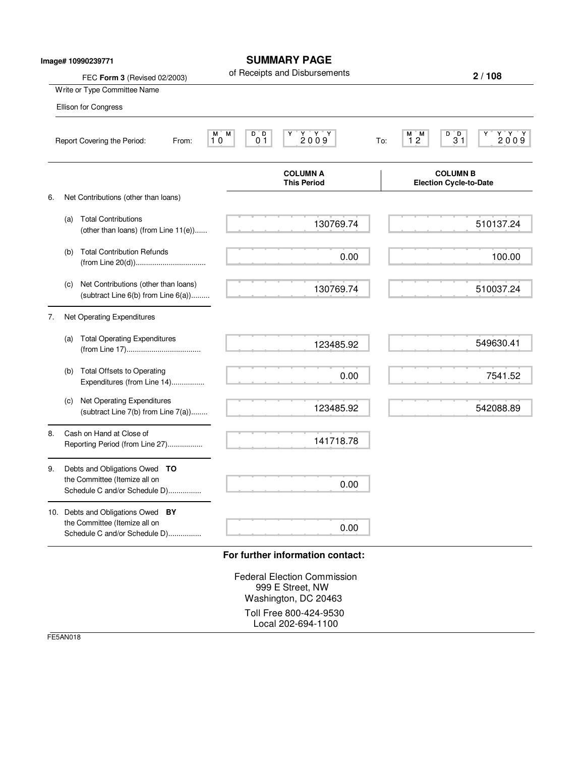Image# 10990239771

# SUMMARY PAGE

of Receipts and Disbursements

FEC **Form 3** (Revised 02/2003)

Write or Type Committee Name

Ellison for Congress

Report Covering the Period: From: 10 01 2009 To: 12 31 2009

| | COLUMN A This Period | COLUMN B Election Cycle-to-Date |
|---|---|---|
| 6. Net Contributions (other than loans) | | |
| (a) Total Contributions (other than loans) (from Line 11(e)) | 130769.74 | 510137.24 |
| (b) Total Contribution Refunds (from Line 20(d)) | 0.00 | 100.00 |
| (c) Net Contributions (other than loans) (subtract Line 6(b) from Line 6(a)) | 130769.74 | 510037.24 |
| 7. Net Operating Expenditures | | |
| (a) Total Operating Expenditures (from Line 17) | 123485.92 | 549630.41 |
| (b) Total Offsets to Operating Expenditures (from Line 14) | 0.00 | 7541.52 |
| (c) Net Operating Expenditures (subtract Line 7(b) from Line 7(a)) | 123485.92 | 542088.89 |
| 8. Cash on Hand at Close of Reporting Period (from Line 27) | 141718.78 | |
| 9. Debts and Obligations Owed **TO** the Committee (Itemize all on Schedule C and/or Schedule D) | 0.00 | |
| 10. Debts and Obligations Owed **BY** the Committee (Itemize all on Schedule C and/or Schedule D) | 0.00 | |

**For further information contact:**

Federal Election Commission
999 E Street, NW
Washington, DC 20463

Toll Free 800-424-9530
Local 202-694-1100

FE5AN018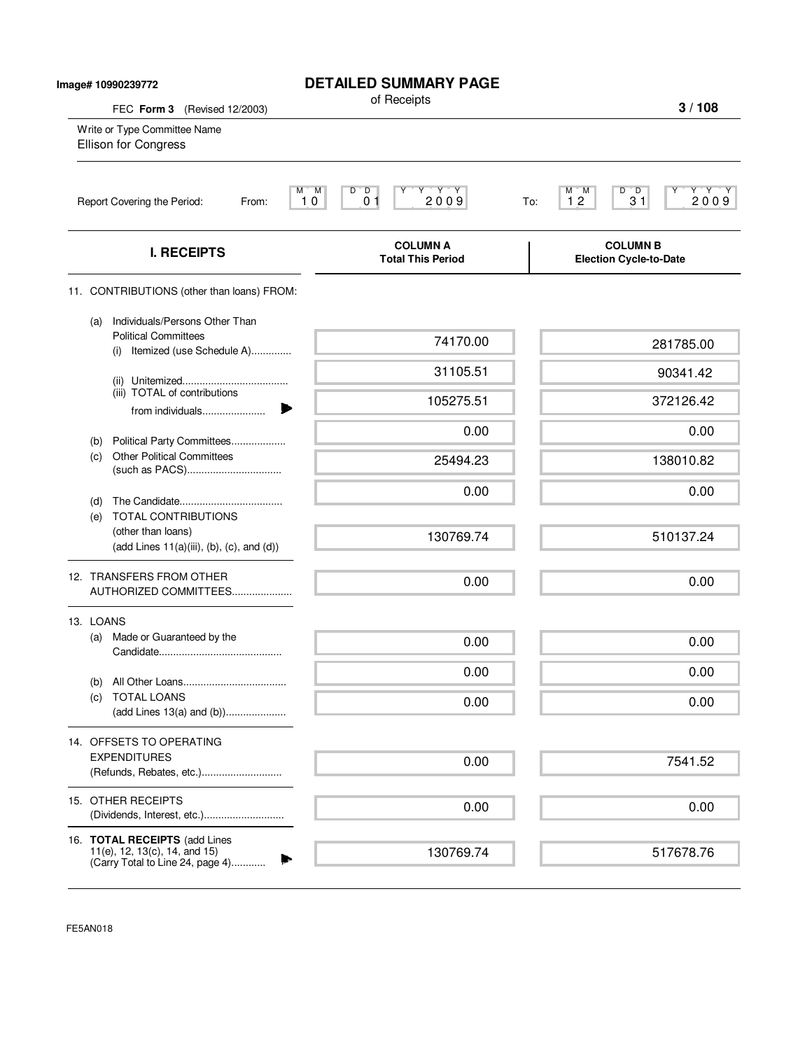Image# 10990239772

# DETAILED SUMMARY PAGE

of Receipts

FEC **Form 3** (Revised 12/2003)

Write or Type Committee Name
Ellison for Congress

Report Covering the Period: From: 10 01 2009 To: 12 31 2009

| I. RECEIPTS | COLUMN A Total This Period | COLUMN B Election Cycle-to-Date |
|---|---|---|
| 11. CONTRIBUTIONS (other than loans) FROM: | | |
| (a) Individuals/Persons Other Than Political Committees (i) Itemized (use Schedule A) | 74170.00 | 281785.00 |
| (ii) Unitemized | 31105.51 | 90341.42 |
| (iii) TOTAL of contributions from individuals | 105275.51 | 372126.42 |
| (b) Political Party Committees | 0.00 | 0.00 |
| (c) Other Political Committees (such as PACS) | 25494.23 | 138010.82 |
| (d) The Candidate | 0.00 | 0.00 |
| (e) TOTAL CONTRIBUTIONS (other than loans) (add Lines 11(a)(iii), (b), (c), and (d)) | 130769.74 | 510137.24 |
| 12. TRANSFERS FROM OTHER AUTHORIZED COMMITTEES | 0.00 | 0.00 |
| 13. LOANS | | |
| (a) Made or Guaranteed by the Candidate | 0.00 | 0.00 |
| (b) All Other Loans | 0.00 | 0.00 |
| (c) TOTAL LOANS (add Lines 13(a) and (b)) | 0.00 | 0.00 |
| 14. OFFSETS TO OPERATING EXPENDITURES (Refunds, Rebates, etc.) | 0.00 | 7541.52 |
| 15. OTHER RECEIPTS (Dividends, Interest, etc.) | 0.00 | 0.00 |
| 16. **TOTAL RECEIPTS** (add Lines 11(e), 12, 13(c), 14, and 15) (Carry Total to Line 24, page 4) | 130769.74 | 517678.76 |

FE5AN018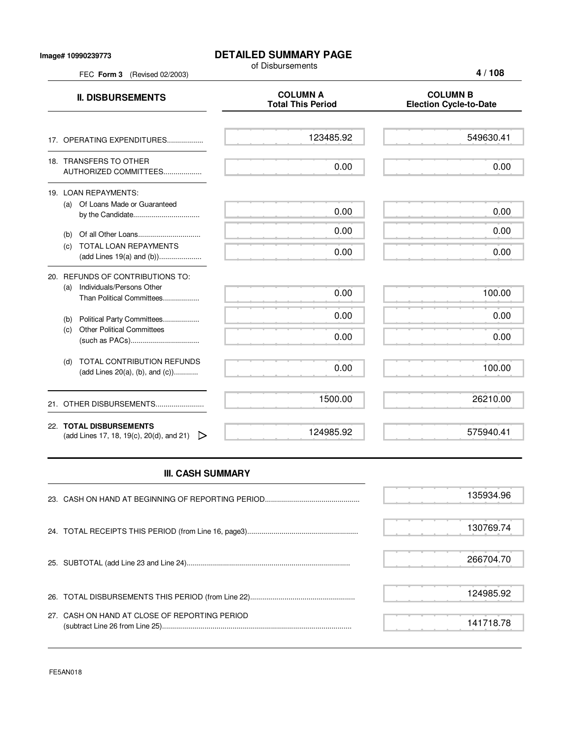Image# 10990239773

# DETAILED SUMMARY PAGE

of Disbursements

FEC **Form 3** (Revised 02/2003)

| **II. DISBURSEMENTS** | **COLUMN A Total This Period** | **COLUMN B Election Cycle-to-Date** |
|---|---|---|
| 17. OPERATING EXPENDITURES.................. | 123485.92 | 549630.41 |
| 18. TRANSFERS TO OTHER AUTHORIZED COMMITTEES................... | 0.00 | 0.00 |
| 19. LOAN REPAYMENTS: | | |
| (a) Of Loans Made or Guaranteed by the Candidate................................. | 0.00 | 0.00 |
| (b) Of all Other Loans.............................. | 0.00 | 0.00 |
| (c) TOTAL LOAN REPAYMENTS (add Lines 19(a) and (b))..................... | 0.00 | 0.00 |
| 20. REFUNDS OF CONTRIBUTIONS TO: | | |
| (a) Individuals/Persons Other Than Political Committees.................. | 0.00 | 100.00 |
| (b) Political Party Committees.................. | 0.00 | 0.00 |
| (c) Other Political Committees (such as PACs).................................. | 0.00 | 0.00 |
| (d) TOTAL CONTRIBUTION REFUNDS (add Lines 20(a), (b), and (c))............ | 0.00 | 100.00 |
| 21. OTHER DISBURSEMENTS........................ | 1500.00 | 26210.00 |
| 22. **TOTAL DISBURSEMENTS** (add Lines 17, 18, 19(c), 20(d), and 21) ▷ | 124985.92 | 575940.41 |

## III. CASH SUMMARY

| | |
|---|---|
| 23. CASH ON HAND AT BEGINNING OF REPORTING PERIOD............................................... | 135934.96 |
| 24. TOTAL RECEIPTS THIS PERIOD (from Line 16, page3)....................................................... | 130769.74 |
| 25. SUBTOTAL (add Line 23 and Line 24)................................................................................ | 266704.70 |
| 26. TOTAL DISBURSEMENTS THIS PERIOD (from Line 22).................................................... | 124985.92 |
| 27. CASH ON HAND AT CLOSE OF REPORTING PERIOD (subtract Line 26 from Line 25)............................................................................................. | 141718.78 |

FE5AN018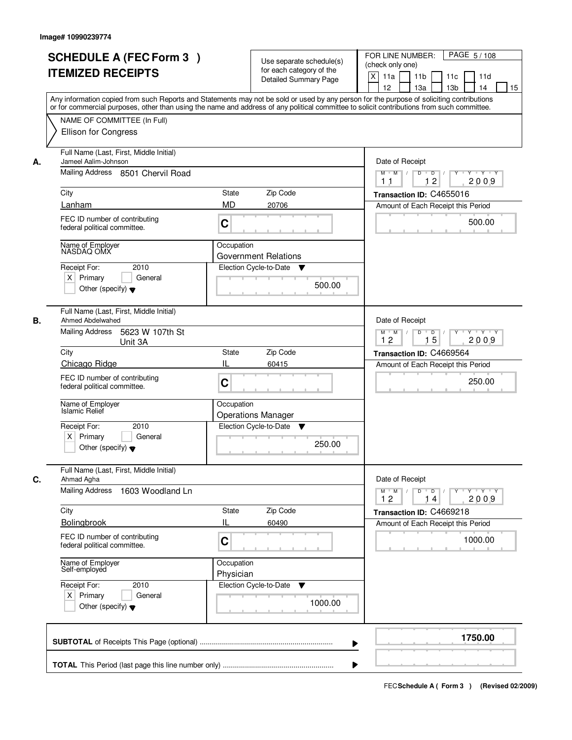Image# 10990239774

# SCHEDULE A (FEC Form 3 ) ITEMIZED RECEIPTS

Use separate schedule(s) for each category of the Detailed Summary Page

FOR LINE NUMBER: (check only one)

[X] 11a [ ] 11b [ ] 11c [ ] 11d [ ] 12 [ ] 13a [ ] 13b [ ] 14 [ ] 15

Any information copied from such Reports and Statements may not be sold or used by any person for the purpose of soliciting contributions or for commercial purposes, other than using the name and address of any political committee to solicit contributions from such committee.

NAME OF COMMITTEE (In Full)

Ellison for Congress

---

**A.** Full Name (Last, First, Middle Initial): Jameel Aalim-Johnson

Mailing Address: 8501 Chervil Road

City: Lanham | State: MD | Zip Code: 20706

FEC ID number of contributing federal political committee: C

Name of Employer: NASDAQ OMX

Occupation: Government Relations

Receipt For: 2010 — [X] Primary [ ] General [ ] Other (specify)

Election Cycle-to-Date: 500.00

Date of Receipt: 11 / 12 / 2009

Transaction ID: C4655016

Amount of Each Receipt this Period: 500.00

---

**B.** Full Name (Last, First, Middle Initial): Ahmed Abdelwahed

Mailing Address: 5623 W 107th St Unit 3A

City: Chicago Ridge | State: IL | Zip Code: 60415

FEC ID number of contributing federal political committee: C

Name of Employer: Islamic Relief

Occupation: Operations Manager

Receipt For: 2010 — [X] Primary [ ] General [ ] Other (specify)

Election Cycle-to-Date: 250.00

Date of Receipt: 12 / 15 / 2009

Transaction ID: C4669564

Amount of Each Receipt this Period: 250.00

---

**C.** Full Name (Last, First, Middle Initial): Ahmad Agha

Mailing Address: 1603 Woodland Ln

City: Bolingbrook | State: IL | Zip Code: 60490

FEC ID number of contributing federal political committee: C

Name of Employer: Self-employed

Occupation: Physician

Receipt For: 2010 — [X] Primary [ ] General [ ] Other (specify)

Election Cycle-to-Date: 1000.00

Date of Receipt: 12 / 14 / 2009

Transaction ID: C4669218

Amount of Each Receipt this Period: 1000.00

---

**SUBTOTAL** of Receipts This Page (optional) ........ **1750.00**

**TOTAL** This Period (last page this line number only) ........

FEC Schedule A ( Form 3 ) (Revised 02/2009)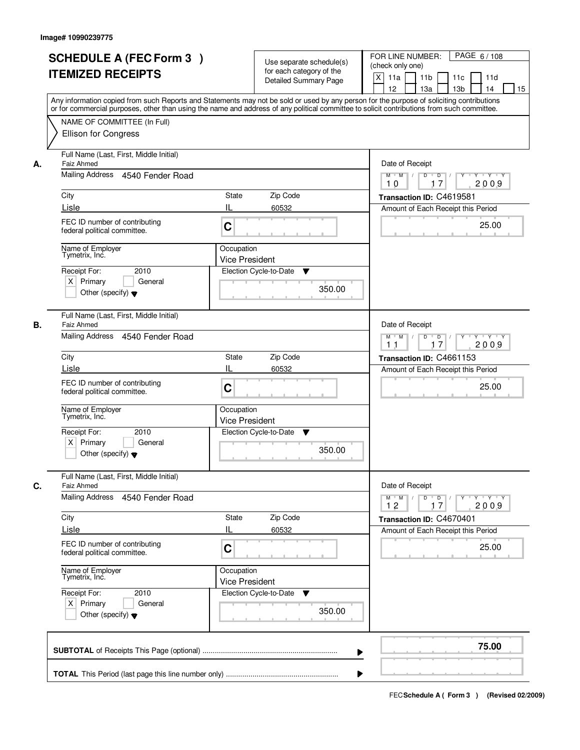Image# 10990239775

# SCHEDULE A (FEC Form 3 ) ITEMIZED RECEIPTS

Use separate schedule(s) for each category of the Detailed Summary Page

FOR LINE NUMBER: (check only one)

[X] 11a [ ] 11b [ ] 11c [ ] 11d [ ] 12 [ ] 13a [ ] 13b [ ] 14 [ ] 15

PAGE 6 / 108

Any information copied from such Reports and Statements may not be sold or used by any person for the purpose of soliciting contributions or for commercial purposes, other than using the name and address of any political committee to solicit contributions from such committee.

NAME OF COMMITTEE (In Full)
Ellison for Congress

## A.

Full Name (Last, First, Middle Initial): Faiz Ahmed
Mailing Address: 4540 Fender Road
City: Lisle | State: IL | Zip Code: 60532
FEC ID number of contributing federal political committee: C
Name of Employer: Tymetrix, Inc.
Occupation: Vice President
Receipt For: 2010 — [X] Primary [ ] General [ ] Other (specify)
Election Cycle-to-Date: 350.00
Date of Receipt: 10/17/2009
Transaction ID: C4619581
Amount of Each Receipt this Period: 25.00

## B.

Full Name (Last, First, Middle Initial): Faiz Ahmed
Mailing Address: 4540 Fender Road
City: Lisle | State: IL | Zip Code: 60532
FEC ID number of contributing federal political committee: C
Name of Employer: Tymetrix, Inc.
Occupation: Vice President
Receipt For: 2010 — [X] Primary [ ] General [ ] Other (specify)
Election Cycle-to-Date: 350.00
Date of Receipt: 11/17/2009
Transaction ID: C4661153
Amount of Each Receipt this Period: 25.00

## C.

Full Name (Last, First, Middle Initial): Faiz Ahmed
Mailing Address: 4540 Fender Road
City: Lisle | State: IL | Zip Code: 60532
FEC ID number of contributing federal political committee: C
Name of Employer: Tymetrix, Inc.
Occupation: Vice President
Receipt For: 2010 — [X] Primary [ ] General [ ] Other (specify)
Election Cycle-to-Date: 350.00
Date of Receipt: 12/17/2009
Transaction ID: C4670401
Amount of Each Receipt this Period: 25.00

**SUBTOTAL** of Receipts This Page (optional): **75.00**

**TOTAL** This Period (last page this line number only):

FEC **Schedule A ( Form 3 )** (Revised 02/2009)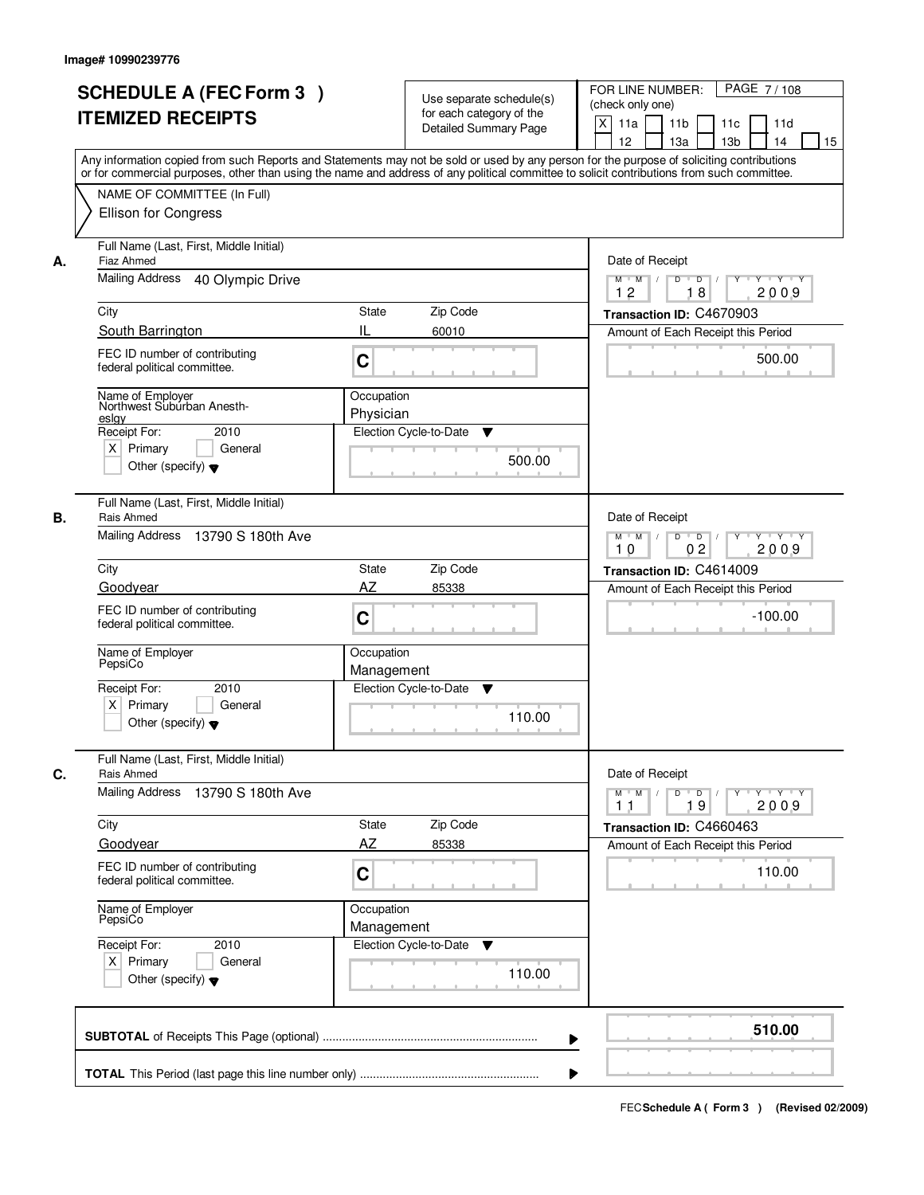Image# 10990239776

# SCHEDULE A (FEC Form 3 )
# ITEMIZED RECEIPTS

Use separate schedule(s) for each category of the Detailed Summary Page

FOR LINE NUMBER: (check only one)

- [X] 11a
- [ ] 11b
- [ ] 11c
- [ ] 11d
- [ ] 12
- [ ] 13a
- [ ] 13b
- [ ] 14
- [ ] 15

Any information copied from such Reports and Statements may not be sold or used by any person for the purpose of soliciting contributions or for commercial purposes, other than using the name and address of any political committee to solicit contributions from such committee.

NAME OF COMMITTEE (In Full)
Ellison for Congress

**A.**

Full Name (Last, First, Middle Initial): Fiaz Ahmed
Mailing Address: 40 Olympic Drive
City: South Barrington | State: IL | Zip Code: 60010
FEC ID number of contributing federal political committee: C
Name of Employer: Northwest Suburban Anesth-eslgy
Occupation: Physician
Receipt For: 2010 — [X] Primary [ ] General [ ] Other (specify)
Election Cycle-to-Date: 500.00
Date of Receipt: 12/18/2009
Transaction ID: C4670903
Amount of Each Receipt this Period: 500.00

**B.**

Full Name (Last, First, Middle Initial): Rais Ahmed
Mailing Address: 13790 S 180th Ave
City: Goodyear | State: AZ | Zip Code: 85338
FEC ID number of contributing federal political committee: C
Name of Employer: PepsiCo
Occupation: Management
Receipt For: 2010 — [X] Primary [ ] General [ ] Other (specify)
Election Cycle-to-Date: 110.00
Date of Receipt: 10/02/2009
Transaction ID: C4614009
Amount of Each Receipt this Period: -100.00

**C.**

Full Name (Last, First, Middle Initial): Rais Ahmed
Mailing Address: 13790 S 180th Ave
City: Goodyear | State: AZ | Zip Code: 85338
FEC ID number of contributing federal political committee: C
Name of Employer: PepsiCo
Occupation: Management
Receipt For: 2010 — [X] Primary [ ] General [ ] Other (specify)
Election Cycle-to-Date: 110.00
Date of Receipt: 11/19/2009
Transaction ID: C4660463
Amount of Each Receipt this Period: 110.00

**SUBTOTAL** of Receipts This Page (optional): **510.00**

**TOTAL** This Period (last page this line number only):

FEC **Schedule A ( Form 3 )** (Revised 02/2009)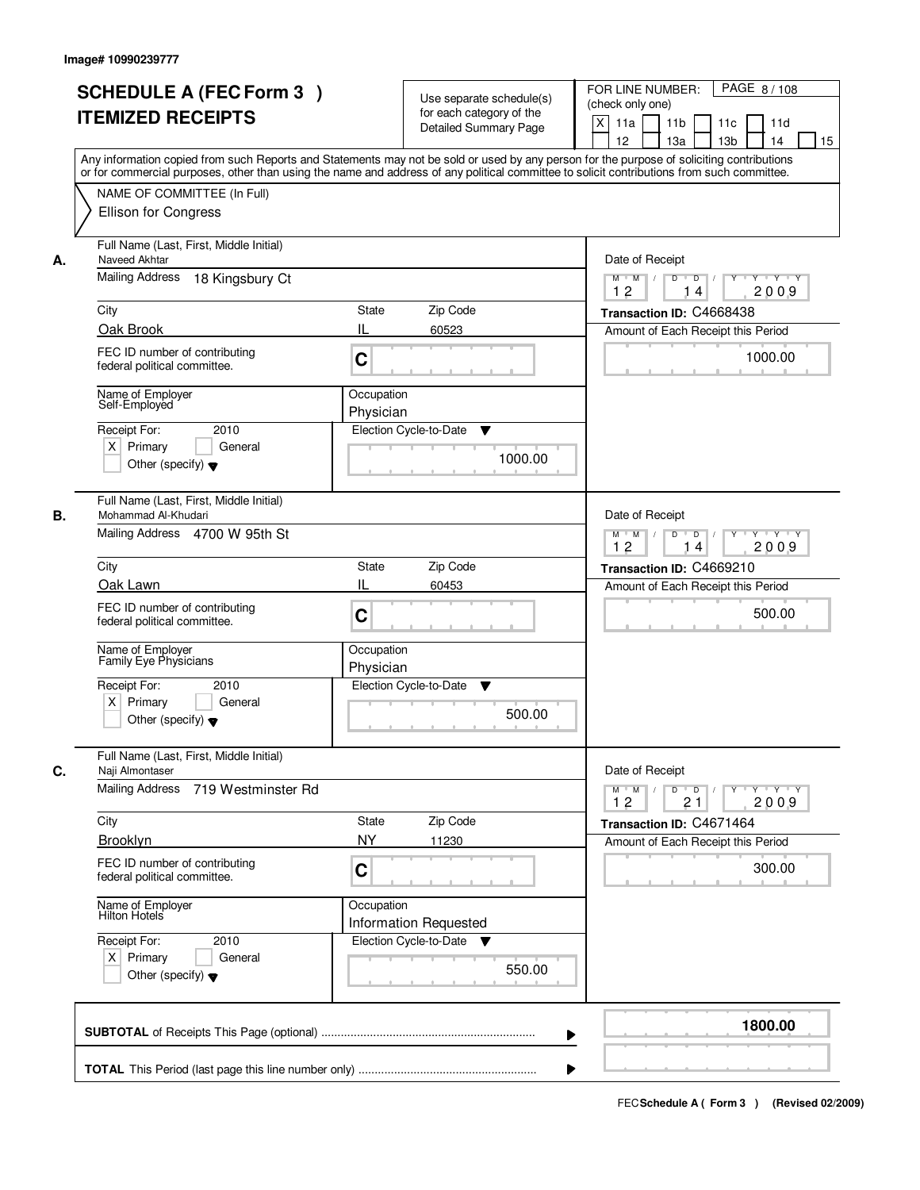Image# 10990239777

# SCHEDULE A (FEC Form 3 )
## ITEMIZED RECEIPTS

Use separate schedule(s) for each category of the Detailed Summary Page

FOR LINE NUMBER: (check only one)

X 11a | 11b | 11c | 11d | 12 | 13a | 13b | 14 | 15

PAGE 8 / 108

Any information copied from such Reports and Statements may not be sold or used by any person for the purpose of soliciting contributions or for commercial purposes, other than using the name and address of any political committee to solicit contributions from such committee.

NAME OF COMMITTEE (In Full)
Ellison for Congress

---

**A.** Full Name (Last, First, Middle Initial): Naveed Akhtar

Mailing Address: 18 Kingsbury Ct

City: Oak Brook | State: IL | Zip Code: 60523

FEC ID number of contributing federal political committee: C

Name of Employer: Self-Employed

Occupation: Physician

Receipt For: 2010 — X Primary | General | Other (specify)

Election Cycle-to-Date: 1000.00

Date of Receipt: 12 / 14 / 2009

Transaction ID: C4668438

Amount of Each Receipt this Period: 1000.00

---

**B.** Full Name (Last, First, Middle Initial): Mohammad Al-Khudari

Mailing Address: 4700 W 95th St

City: Oak Lawn | State: IL | Zip Code: 60453

FEC ID number of contributing federal political committee: C

Name of Employer: Family Eye Physicians

Occupation: Physician

Receipt For: 2010 — X Primary | General | Other (specify)

Election Cycle-to-Date: 500.00

Date of Receipt: 12 / 14 / 2009

Transaction ID: C4669210

Amount of Each Receipt this Period: 500.00

---

**C.** Full Name (Last, First, Middle Initial): Naji Almontaser

Mailing Address: 719 Westminster Rd

City: Brooklyn | State: NY | Zip Code: 11230

FEC ID number of contributing federal political committee: C

Name of Employer: Hilton Hotels

Occupation: Information Requested

Receipt For: 2010 — X Primary | General | Other (specify)

Election Cycle-to-Date: 550.00

Date of Receipt: 12 / 21 / 2009

Transaction ID: C4671464

Amount of Each Receipt this Period: 300.00

---

**SUBTOTAL** of Receipts This Page (optional): **1800.00**

**TOTAL** This Period (last page this line number only):

FEC Schedule A ( Form 3 ) (Revised 02/2009)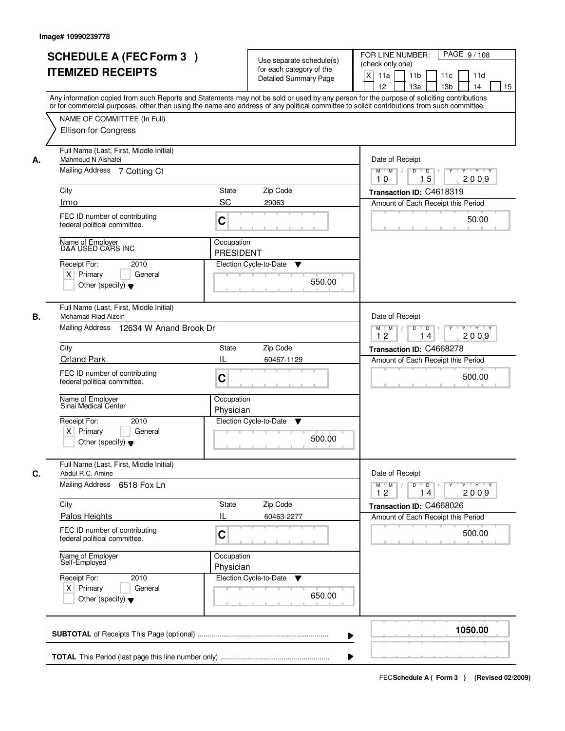Image# 10990239778

# SCHEDULE A (FEC Form 3 )
# ITEMIZED RECEIPTS

Use separate schedule(s) for each category of the Detailed Summary Page

FOR LINE NUMBER: (check only one)

[X] 11a [ ] 11b [ ] 11c [ ] 11d
[ ] 12 [ ] 13a [ ] 13b [ ] 14 [ ] 15

PAGE 9 / 108

Any information copied from such Reports and Statements may not be sold or used by any person for the purpose of soliciting contributions or for commercial purposes, other than using the name and address of any political committee to solicit contributions from such committee.

NAME OF COMMITTEE (In Full)
Ellison for Congress

---

**A.** Full Name (Last, First, Middle Initial)
Mahmoud N Alshafei

Mailing Address: 7 Cotting Ct

City: Irmo | State: SC | Zip Code: 29063

FEC ID number of contributing federal political committee: C

Name of Employer: D&A USED CARS INC

Occupation: PRESIDENT

Receipt For: 2010 — [X] Primary [ ] General [ ] Other (specify)

Election Cycle-to-Date: 550.00

Date of Receipt: 10 / 15 / 2009

Transaction ID: C4618319

Amount of Each Receipt this Period: 50.00

---

**B.** Full Name (Last, First, Middle Initial)
Mohamad Riad Alzein

Mailing Address: 12634 W Anand Brook Dr

City: Orland Park | State: IL | Zip Code: 60467-1129

FEC ID number of contributing federal political committee: C

Name of Employer: Sinai Medical Center

Occupation: Physician

Receipt For: 2010 — [X] Primary [ ] General [ ] Other (specify)

Election Cycle-to-Date: 500.00

Date of Receipt: 12 / 14 / 2009

Transaction ID: C4668278

Amount of Each Receipt this Period: 500.00

---

**C.** Full Name (Last, First, Middle Initial)
Abdul R.C. Amine

Mailing Address: 6518 Fox Ln

City: Palos Heights | State: IL | Zip Code: 60463-2277

FEC ID number of contributing federal political committee: C

Name of Employer: Self-Employed

Occupation: Physician

Receipt For: 2010 — [X] Primary [ ] General [ ] Other (specify)

Election Cycle-to-Date: 650.00

Date of Receipt: 12 / 14 / 2009

Transaction ID: C4668026

Amount of Each Receipt this Period: 500.00

---

**SUBTOTAL** of Receipts This Page (optional): 1050.00

**TOTAL** This Period (last page this line number only):

FEC Schedule A ( Form 3 ) (Revised 02/2009)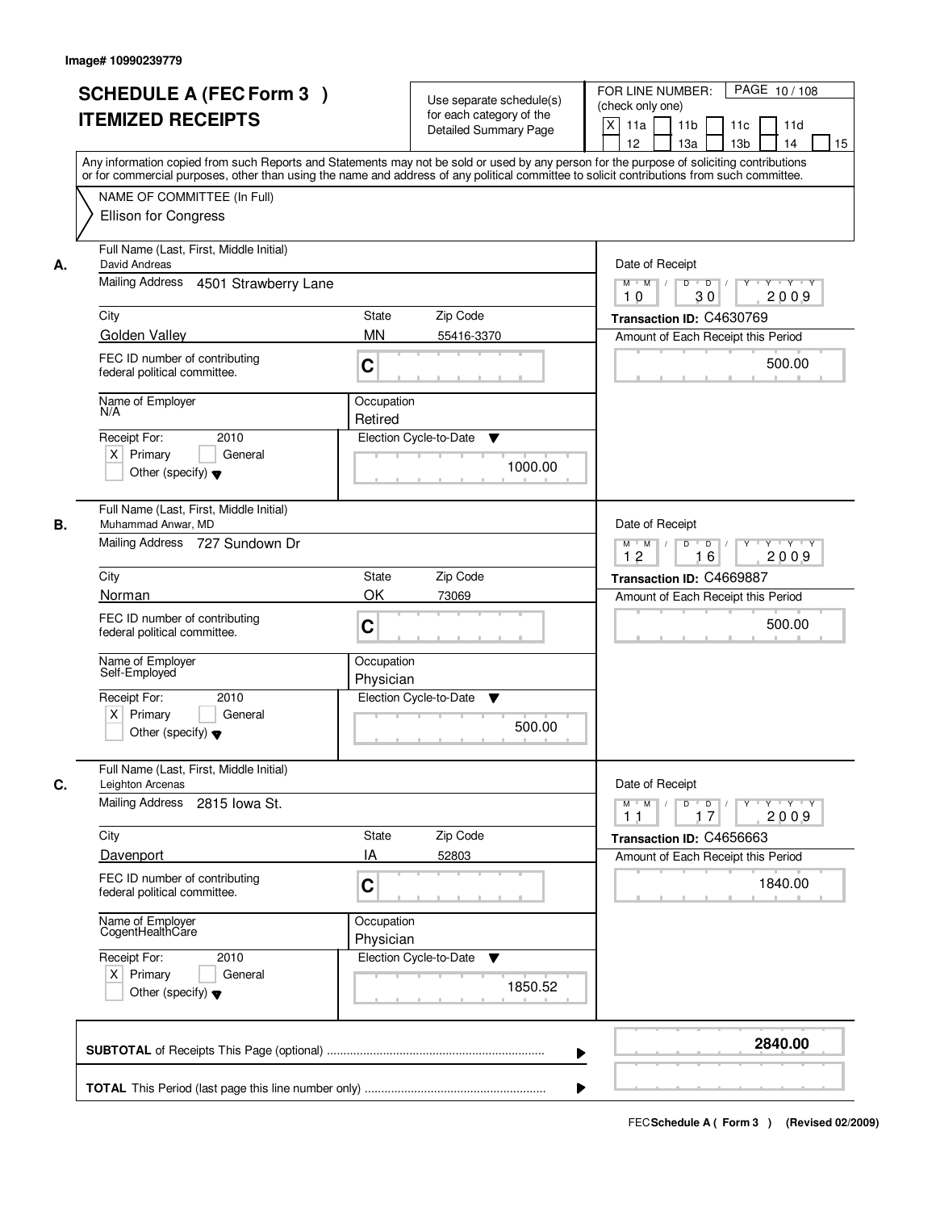Image# 10990239779

# SCHEDULE A (FEC Form 3 ) ITEMIZED RECEIPTS

Use separate schedule(s) for each category of the Detailed Summary Page

FOR LINE NUMBER: (check only one)
[X] 11a [ ] 11b [ ] 11c [ ] 11d [ ] 12 [ ] 13a [ ] 13b [ ] 14 [ ] 15

PAGE 10 / 108

Any information copied from such Reports and Statements may not be sold or used by any person for the purpose of soliciting contributions or for commercial purposes, other than using the name and address of any political committee to solicit contributions from such committee.

NAME OF COMMITTEE (In Full)
Ellison for Congress

**A.**
Full Name (Last, First, Middle Initial): David Andreas
Mailing Address: 4501 Strawberry Lane
City: Golden Valley
State: MN
Zip Code: 55416-3370
FEC ID number of contributing federal political committee: C
Name of Employer: N/A
Occupation: Retired
Receipt For: 2010 [X] Primary [ ] General [ ] Other (specify)
Election Cycle-to-Date: 1000.00
Date of Receipt: 10 / 30 / 2009
Transaction ID: C4630769
Amount of Each Receipt this Period: 500.00

**B.**
Full Name (Last, First, Middle Initial): Muhammad Anwar, MD
Mailing Address: 727 Sundown Dr
City: Norman
State: OK
Zip Code: 73069
FEC ID number of contributing federal political committee: C
Name of Employer: Self-Employed
Occupation: Physician
Receipt For: 2010 [X] Primary [ ] General [ ] Other (specify)
Election Cycle-to-Date: 500.00
Date of Receipt: 12 / 16 / 2009
Transaction ID: C4669887
Amount of Each Receipt this Period: 500.00

**C.**
Full Name (Last, First, Middle Initial): Leighton Arcenas
Mailing Address: 2815 Iowa St.
City: Davenport
State: IA
Zip Code: 52803
FEC ID number of contributing federal political committee: C
Name of Employer: CogentHealthCare
Occupation: Physician
Receipt For: 2010 [X] Primary [ ] General [ ] Other (specify)
Election Cycle-to-Date: 1850.52
Date of Receipt: 11 / 17 / 2009
Transaction ID: C4656663
Amount of Each Receipt this Period: 1840.00

**SUBTOTAL** of Receipts This Page (optional): **2840.00**

**TOTAL** This Period (last page this line number only):

FEC Schedule A ( Form 3 ) (Revised 02/2009)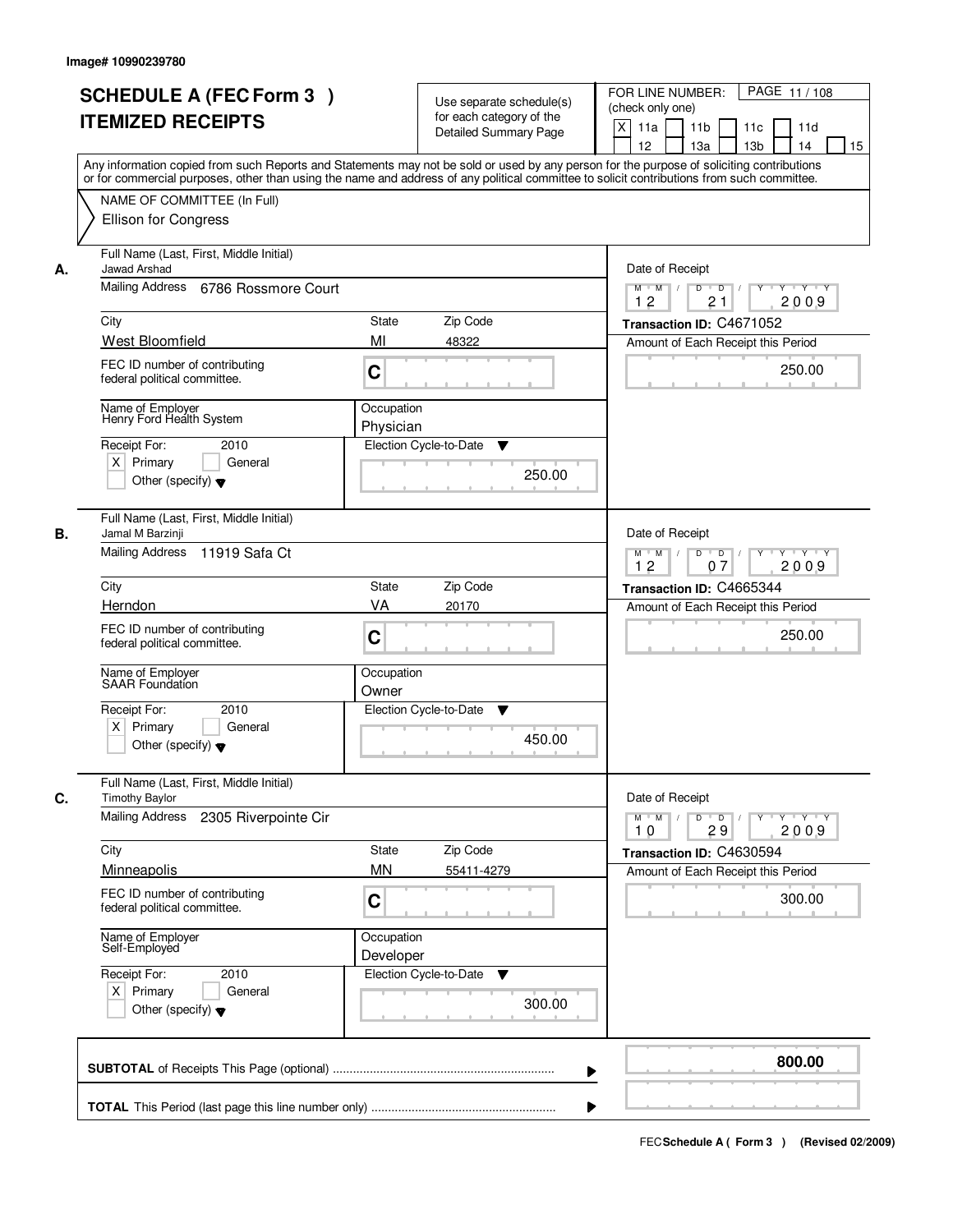Image# 10990239780

# SCHEDULE A (FEC Form 3 ) ITEMIZED RECEIPTS

Use separate schedule(s) for each category of the Detailed Summary Page

FOR LINE NUMBER: (check only one)

[X] 11a [ ] 11b [ ] 11c [ ] 11d [ ] 12 [ ] 13a [ ] 13b [ ] 14 [ ] 15

PAGE 11 / 108

Any information copied from such Reports and Statements may not be sold or used by any person for the purpose of soliciting contributions or for commercial purposes, other than using the name and address of any political committee to solicit contributions from such committee.

NAME OF COMMITTEE (In Full)

Ellison for Congress

---

**A.** Full Name (Last, First, Middle Initial): Jawad Arshad

Mailing Address: 6786 Rossmore Court

City: West Bloomfield | State: MI | Zip Code: 48322

FEC ID number of contributing federal political committee: C

Name of Employer: Henry Ford Health System

Occupation: Physician

Receipt For: 2010 — [X] Primary [ ] General [ ] Other (specify)

Election Cycle-to-Date: 250.00

Date of Receipt: 12 / 21 / 2009

Transaction ID: C4671052

Amount of Each Receipt this Period: 250.00

---

**B.** Full Name (Last, First, Middle Initial): Jamal M Barzinji

Mailing Address: 11919 Safa Ct

City: Herndon | State: VA | Zip Code: 20170

FEC ID number of contributing federal political committee: C

Name of Employer: SAAR Foundation

Occupation: Owner

Receipt For: 2010 — [X] Primary [ ] General [ ] Other (specify)

Election Cycle-to-Date: 450.00

Date of Receipt: 12 / 07 / 2009

Transaction ID: C4665344

Amount of Each Receipt this Period: 250.00

---

**C.** Full Name (Last, First, Middle Initial): Timothy Baylor

Mailing Address: 2305 Riverpointe Cir

City: Minneapolis | State: MN | Zip Code: 55411-4279

FEC ID number of contributing federal political committee: C

Name of Employer: Self-Employed

Occupation: Developer

Receipt For: 2010 — [X] Primary [ ] General [ ] Other (specify)

Election Cycle-to-Date: 300.00

Date of Receipt: 10 / 29 / 2009

Transaction ID: C4630594

Amount of Each Receipt this Period: 300.00

---

**SUBTOTAL** of Receipts This Page (optional): **800.00**

**TOTAL** This Period (last page this line number only):

FEC Schedule A ( Form 3 ) (Revised 02/2009)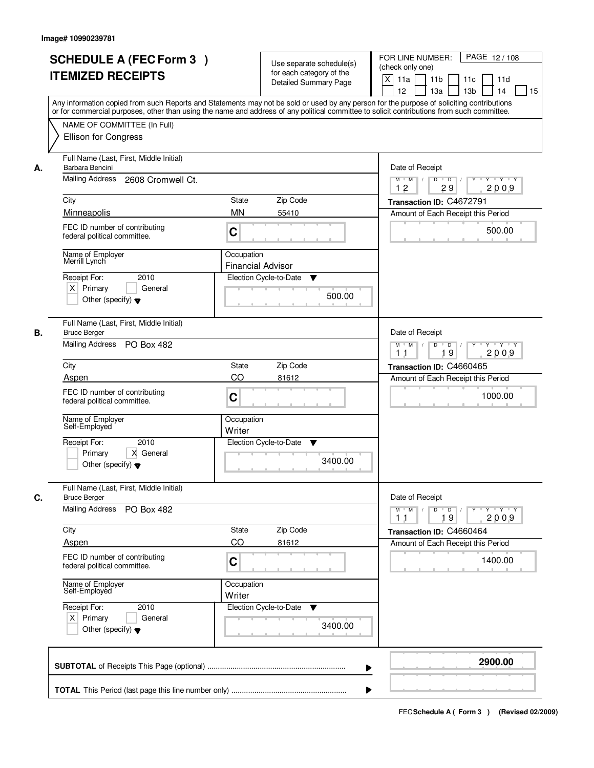Image# 10990239781

# SCHEDULE A (FEC Form 3 )
# ITEMIZED RECEIPTS

Use separate schedule(s) for each category of the Detailed Summary Page

FOR LINE NUMBER: (check only one)
[X] 11a [ ] 11b [ ] 11c [ ] 11d [ ] 12 [ ] 13a [ ] 13b [ ] 14 [ ] 15

PAGE 12 / 108

Any information copied from such Reports and Statements may not be sold or used by any person for the purpose of soliciting contributions or for commercial purposes, other than using the name and address of any political committee to solicit contributions from such committee.

NAME OF COMMITTEE (In Full)
Ellison for Congress

---

**A.** Full Name (Last, First, Middle Initial): Barbara Bencini
Mailing Address: 2608 Cromwell Ct.
City: Minneapolis | State: MN | Zip Code: 55410
FEC ID number of contributing federal political committee: C
Name of Employer: Merrill Lynch
Occupation: Financial Advisor
Receipt For: 2010 — [X] Primary [ ] General [ ] Other (specify)
Election Cycle-to-Date: 500.00
Date of Receipt: 12 / 29 / 2009
Transaction ID: C4672791
Amount of Each Receipt this Period: 500.00

---

**B.** Full Name (Last, First, Middle Initial): Bruce Berger
Mailing Address: PO Box 482
City: Aspen | State: CO | Zip Code: 81612
FEC ID number of contributing federal political committee: C
Name of Employer: Self-Employed
Occupation: Writer
Receipt For: 2010 — [ ] Primary [X] General [ ] Other (specify)
Election Cycle-to-Date: 3400.00
Date of Receipt: 11 / 19 / 2009
Transaction ID: C4660465
Amount of Each Receipt this Period: 1000.00

---

**C.** Full Name (Last, First, Middle Initial): Bruce Berger
Mailing Address: PO Box 482
City: Aspen | State: CO | Zip Code: 81612
FEC ID number of contributing federal political committee: C
Name of Employer: Self-Employed
Occupation: Writer
Receipt For: 2010 — [X] Primary [ ] General [ ] Other (specify)
Election Cycle-to-Date: 3400.00
Date of Receipt: 11 / 19 / 2009
Transaction ID: C4660464
Amount of Each Receipt this Period: 1400.00

---

**SUBTOTAL** of Receipts This Page (optional): **2900.00**

**TOTAL** This Period (last page this line number only):

FEC Schedule A ( Form 3 ) (Revised 02/2009)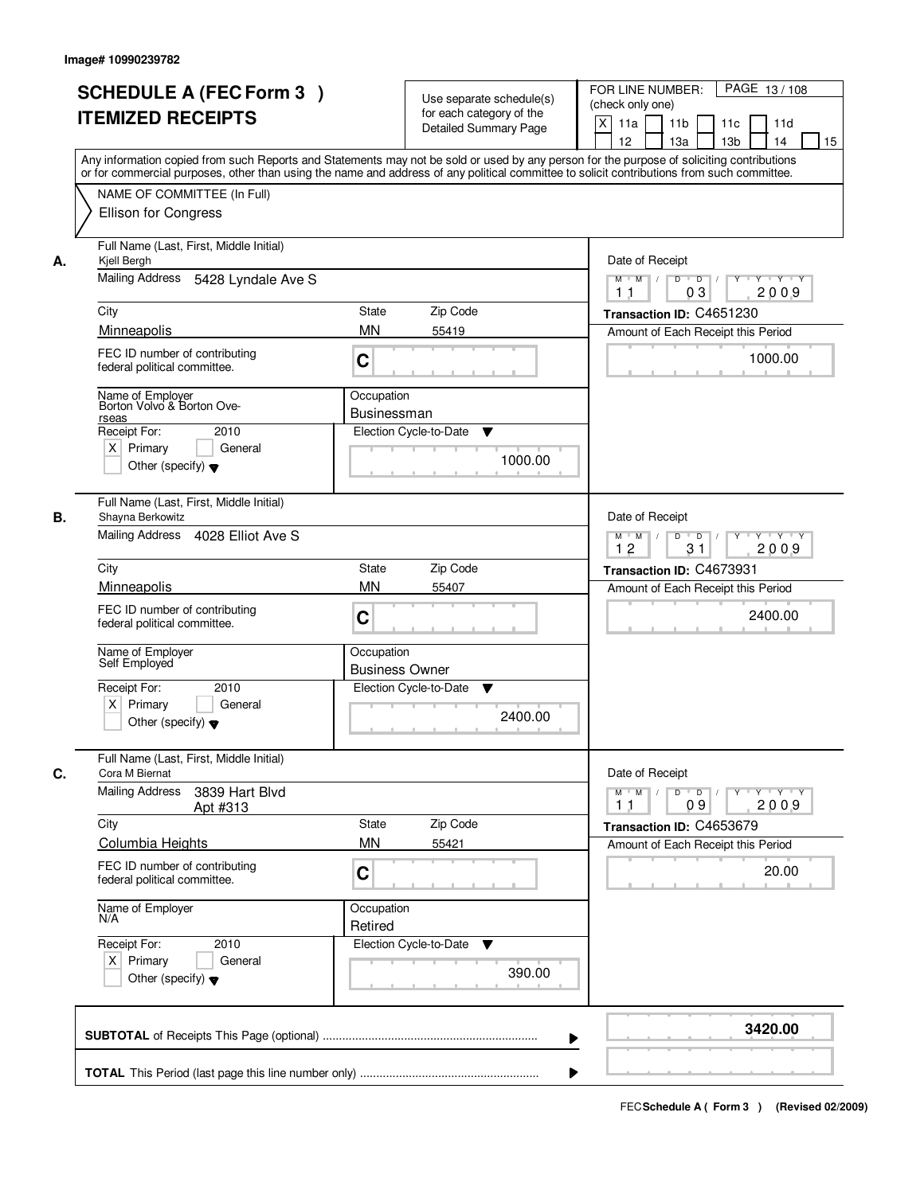Image# 10990239782

# SCHEDULE A (FEC Form 3 )
# ITEMIZED RECEIPTS

Use separate schedule(s) for each category of the Detailed Summary Page

FOR LINE NUMBER: (check only one)

PAGE 13 / 108

[X] 11a [ ] 11b [ ] 11c [ ] 11d [ ] 12 [ ] 13a [ ] 13b [ ] 14 [ ] 15

Any information copied from such Reports and Statements may not be sold or used by any person for the purpose of soliciting contributions or for commercial purposes, other than using the name and address of any political committee to solicit contributions from such committee.

NAME OF COMMITTEE (In Full)
Ellison for Congress

---

**A.** Full Name (Last, First, Middle Initial): Kjell Bergh

Mailing Address: 5428 Lyndale Ave S

City: Minneapolis | State: MN | Zip Code: 55419

FEC ID number of contributing federal political committee: C

Name of Employer: Borton Volvo & Borton Overseas

Occupation: Businessman

Receipt For: 2010 — [X] Primary [ ] General [ ] Other (specify)

Election Cycle-to-Date: 1000.00

Date of Receipt: 11 / 03 / 2009

Transaction ID: C4651230

Amount of Each Receipt this Period: 1000.00

---

**B.** Full Name (Last, First, Middle Initial): Shayna Berkowitz

Mailing Address: 4028 Elliot Ave S

City: Minneapolis | State: MN | Zip Code: 55407

FEC ID number of contributing federal political committee: C

Name of Employer: Self Employed

Occupation: Business Owner

Receipt For: 2010 — [X] Primary [ ] General [ ] Other (specify)

Election Cycle-to-Date: 2400.00

Date of Receipt: 12 / 31 / 2009

Transaction ID: C4673931

Amount of Each Receipt this Period: 2400.00

---

**C.** Full Name (Last, First, Middle Initial): Cora M Biernat

Mailing Address: 3839 Hart Blvd Apt #313

City: Columbia Heights | State: MN | Zip Code: 55421

FEC ID number of contributing federal political committee: C

Name of Employer: N/A

Occupation: Retired

Receipt For: 2010 — [X] Primary [ ] General [ ] Other (specify)

Election Cycle-to-Date: 390.00

Date of Receipt: 11 / 09 / 2009

Transaction ID: C4653679

Amount of Each Receipt this Period: 20.00

---

**SUBTOTAL** of Receipts This Page (optional): **3420.00**

**TOTAL** This Period (last page this line number only):

FEC Schedule A ( Form 3 ) (Revised 02/2009)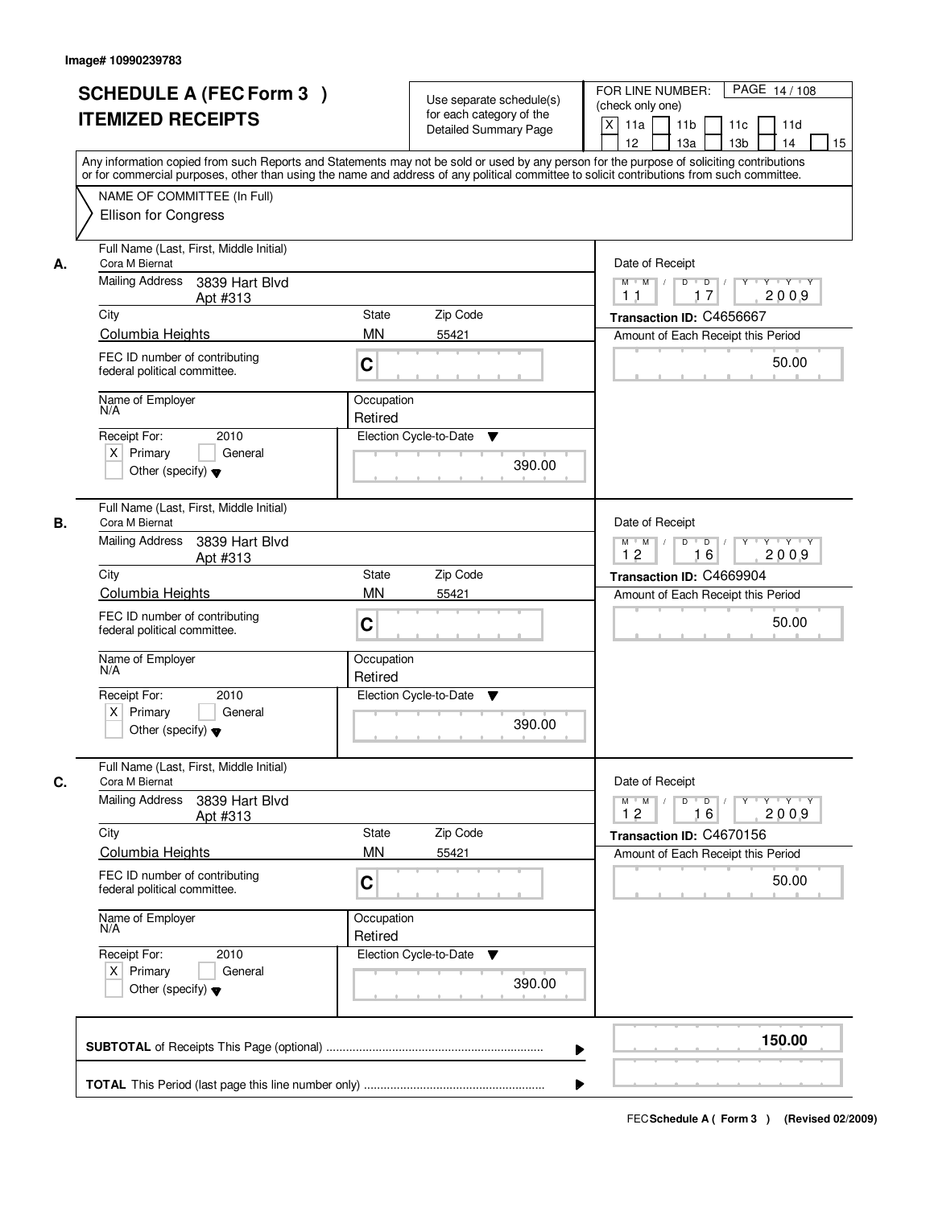Image# 10990239783

# SCHEDULE A (FEC Form 3 ) ITEMIZED RECEIPTS

Use separate schedule(s) for each category of the Detailed Summary Page

FOR LINE NUMBER: (check only one)
[X] 11a [ ] 11b [ ] 11c [ ] 11d [ ] 12 [ ] 13a [ ] 13b [ ] 14 [ ] 15

PAGE 14 / 108

Any information copied from such Reports and Statements may not be sold or used by any person for the purpose of soliciting contributions or for commercial purposes, other than using the name and address of any political committee to solicit contributions from such committee.

NAME OF COMMITTEE (In Full)
Ellison for Congress

## A.

Full Name (Last, First, Middle Initial): Cora M Biernat
Mailing Address: 3839 Hart Blvd Apt #313
City: Columbia Heights
State: MN
Zip Code: 55421
FEC ID number of contributing federal political committee: C
Name of Employer: N/A
Occupation: Retired
Receipt For: 2010 [X] Primary [ ] General [ ] Other (specify)
Election Cycle-to-Date: 390.00

Date of Receipt: 11/17/2009
Transaction ID: C4656667
Amount of Each Receipt this Period: 50.00

## B.

Full Name (Last, First, Middle Initial): Cora M Biernat
Mailing Address: 3839 Hart Blvd Apt #313
City: Columbia Heights
State: MN
Zip Code: 55421
FEC ID number of contributing federal political committee: C
Name of Employer: N/A
Occupation: Retired
Receipt For: 2010 [X] Primary [ ] General [ ] Other (specify)
Election Cycle-to-Date: 390.00

Date of Receipt: 12/16/2009
Transaction ID: C4669904
Amount of Each Receipt this Period: 50.00

## C.

Full Name (Last, First, Middle Initial): Cora M Biernat
Mailing Address: 3839 Hart Blvd Apt #313
City: Columbia Heights
State: MN
Zip Code: 55421
FEC ID number of contributing federal political committee: C
Name of Employer: N/A
Occupation: Retired
Receipt For: 2010 [X] Primary [ ] General [ ] Other (specify)
Election Cycle-to-Date: 390.00

Date of Receipt: 12/16/2009
Transaction ID: C4670156
Amount of Each Receipt this Period: 50.00

**SUBTOTAL** of Receipts This Page (optional): **150.00**

**TOTAL** This Period (last page this line number only):

FEC **Schedule A ( Form 3 )** (Revised 02/2009)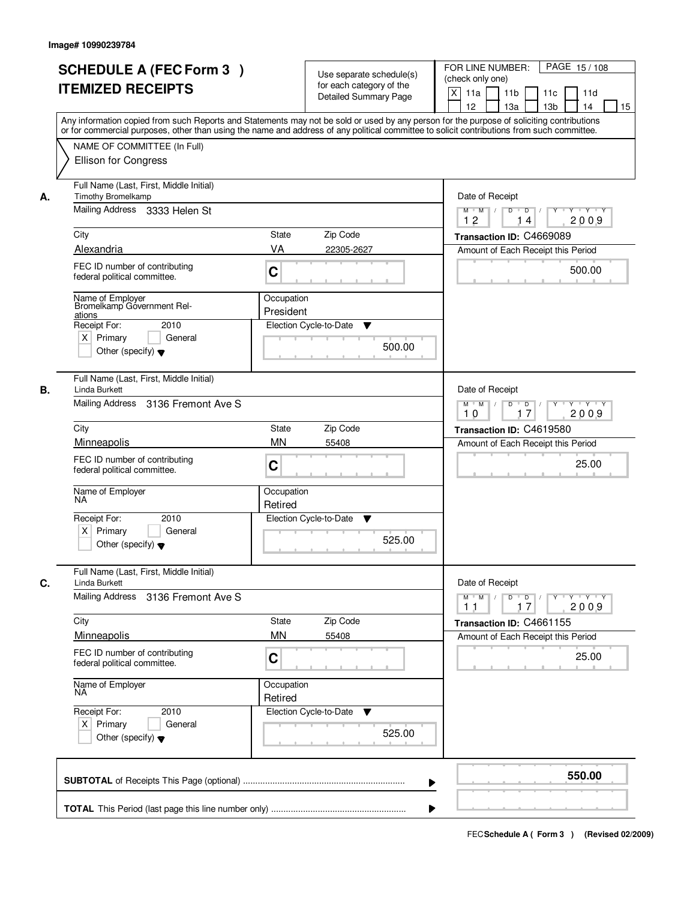Image# 10990239784

# SCHEDULE A (FEC Form 3 )
# ITEMIZED RECEIPTS

Use separate schedule(s) for each category of the Detailed Summary Page

FOR LINE NUMBER: (check only one)
[X] 11a [ ] 11b [ ] 11c [ ] 11d [ ] 12 [ ] 13a [ ] 13b [ ] 14 [ ] 15

Any information copied from such Reports and Statements may not be sold or used by any person for the purpose of soliciting contributions or for commercial purposes, other than using the name and address of any political committee to solicit contributions from such committee.

NAME OF COMMITTEE (In Full)
Ellison for Congress

---

**A.** Full Name (Last, First, Middle Initial): Timothy Bromelkamp

Mailing Address: 3333 Helen St

City: Alexandria | State: VA | Zip Code: 22305-2627

FEC ID number of contributing federal political committee: C

Name of Employer: Bromelkamp Government Relations

Occupation: President

Receipt For: 2010 — [X] Primary [ ] General [ ] Other (specify)

Election Cycle-to-Date: 500.00

Date of Receipt: 12 / 14 / 2009

Transaction ID: C4669089

Amount of Each Receipt this Period: 500.00

---

**B.** Full Name (Last, First, Middle Initial): Linda Burkett

Mailing Address: 3136 Fremont Ave S

City: Minneapolis | State: MN | Zip Code: 55408

FEC ID number of contributing federal political committee: C

Name of Employer: NA

Occupation: Retired

Receipt For: 2010 — [X] Primary [ ] General [ ] Other (specify)

Election Cycle-to-Date: 525.00

Date of Receipt: 10 / 17 / 2009

Transaction ID: C4619580

Amount of Each Receipt this Period: 25.00

---

**C.** Full Name (Last, First, Middle Initial): Linda Burkett

Mailing Address: 3136 Fremont Ave S

City: Minneapolis | State: MN | Zip Code: 55408

FEC ID number of contributing federal political committee: C

Name of Employer: NA

Occupation: Retired

Receipt For: 2010 — [X] Primary [ ] General [ ] Other (specify)

Election Cycle-to-Date: 525.00

Date of Receipt: 11 / 17 / 2009

Transaction ID: C4661155

Amount of Each Receipt this Period: 25.00

---

**SUBTOTAL** of Receipts This Page (optional): **550.00**

**TOTAL** This Period (last page this line number only):

FEC Schedule A ( Form 3 ) (Revised 02/2009)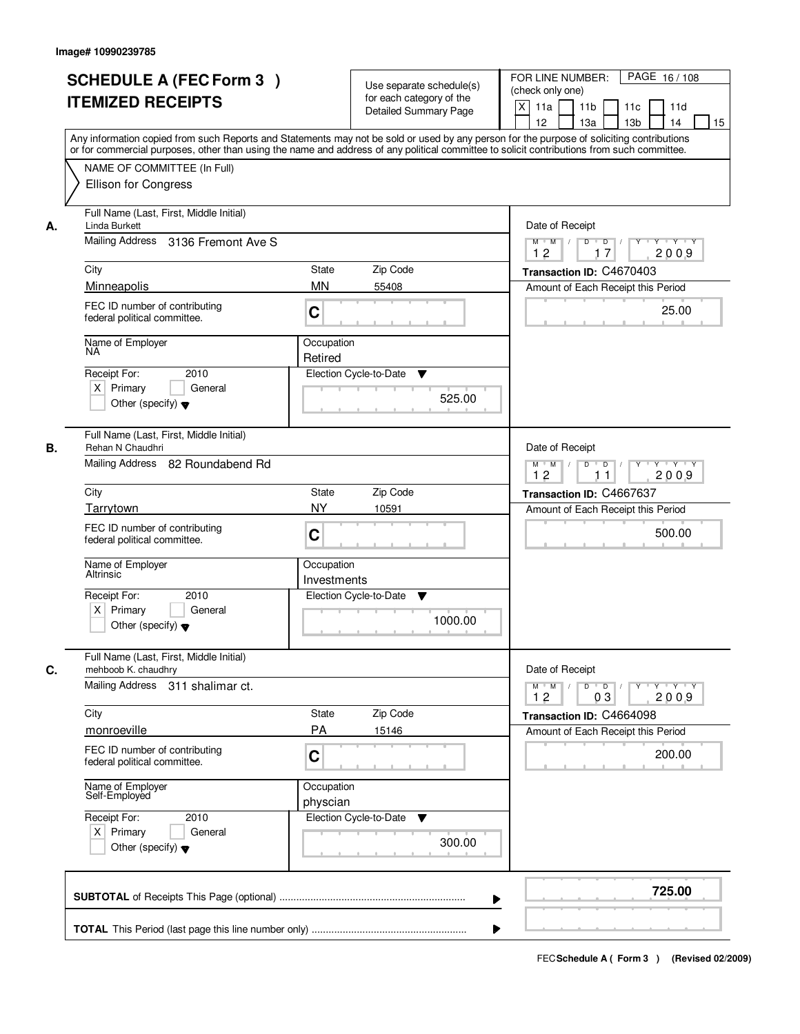Image# 10990239785

# SCHEDULE A (FEC Form 3 )
# ITEMIZED RECEIPTS

Use separate schedule(s) for each category of the Detailed Summary Page

FOR LINE NUMBER: (check only one)

[X] 11a [ ] 11b [ ] 11c [ ] 11d [ ] 12 [ ] 13a [ ] 13b [ ] 14 [ ] 15

Any information copied from such Reports and Statements may not be sold or used by any person for the purpose of soliciting contributions or for commercial purposes, other than using the name and address of any political committee to solicit contributions from such committee.

NAME OF COMMITTEE (In Full)
Ellison for Congress

**A.**

Full Name (Last, First, Middle Initial): Linda Burkett

Mailing Address: 3136 Fremont Ave S

City: Minneapolis | State: MN | Zip Code: 55408

FEC ID number of contributing federal political committee: C

Name of Employer: NA

Occupation: Retired

Receipt For: 2010 [X] Primary [ ] General [ ] Other (specify)

Election Cycle-to-Date: 525.00

Date of Receipt: 12 / 17 / 2009

Transaction ID: C4670403

Amount of Each Receipt this Period: 25.00

**B.**

Full Name (Last, First, Middle Initial): Rehan N Chaudhri

Mailing Address: 82 Roundabend Rd

City: Tarrytown | State: NY | Zip Code: 10591

FEC ID number of contributing federal political committee: C

Name of Employer: Altrinsic

Occupation: Investments

Receipt For: 2010 [X] Primary [ ] General [ ] Other (specify)

Election Cycle-to-Date: 1000.00

Date of Receipt: 12 / 11 / 2009

Transaction ID: C4667637

Amount of Each Receipt this Period: 500.00

**C.**

Full Name (Last, First, Middle Initial): mehboob K. chaudhry

Mailing Address: 311 shalimar ct.

City: monroeville | State: PA | Zip Code: 15146

FEC ID number of contributing federal political committee: C

Name of Employer: Self-Employed

Occupation: physcian

Receipt For: 2010 [X] Primary [ ] General [ ] Other (specify)

Election Cycle-to-Date: 300.00

Date of Receipt: 12 / 03 / 2009

Transaction ID: C4664098

Amount of Each Receipt this Period: 200.00

**SUBTOTAL** of Receipts This Page (optional): **725.00**

**TOTAL** This Period (last page this line number only):

FEC Schedule A ( Form 3 ) (Revised 02/2009)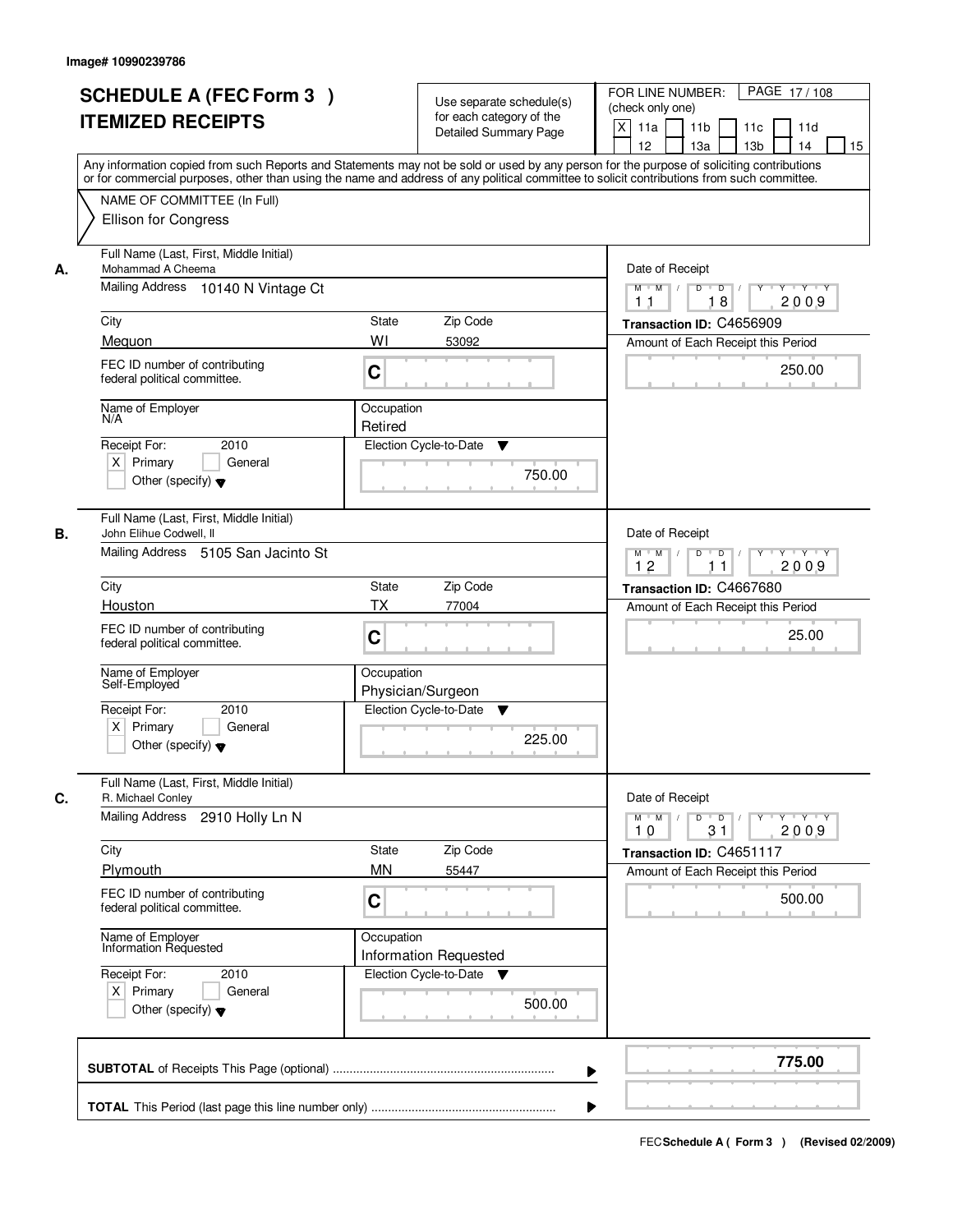Image# 10990239786

# SCHEDULE A (FEC Form 3 ) ITEMIZED RECEIPTS

Use separate schedule(s) for each category of the Detailed Summary Page

FOR LINE NUMBER: (check only one)

[X] 11a [ ] 11b [ ] 11c [ ] 11d [ ] 12 [ ] 13a [ ] 13b [ ] 14 [ ] 15

Any information copied from such Reports and Statements may not be sold or used by any person for the purpose of soliciting contributions or for commercial purposes, other than using the name and address of any political committee to solicit contributions from such committee.

NAME OF COMMITTEE (In Full)

Ellison for Congress

---

**A.**

Full Name (Last, First, Middle Initial): Mohammad A Cheema

Mailing Address: 10140 N Vintage Ct

City: Mequon | State: WI | Zip Code: 53092

FEC ID number of contributing federal political committee: C

Name of Employer: N/A

Occupation: Retired

Receipt For: 2010 — [X] Primary [ ] General [ ] Other (specify)

Election Cycle-to-Date: 750.00

Date of Receipt: 11 / 18 / 2009

Transaction ID: C4656909

Amount of Each Receipt this Period: 250.00

---

**B.**

Full Name (Last, First, Middle Initial): John Elihue Codwell, II

Mailing Address: 5105 San Jacinto St

City: Houston | State: TX | Zip Code: 77004

FEC ID number of contributing federal political committee: C

Name of Employer: Self-Employed

Occupation: Physician/Surgeon

Receipt For: 2010 — [X] Primary [ ] General [ ] Other (specify)

Election Cycle-to-Date: 225.00

Date of Receipt: 12 / 11 / 2009

Transaction ID: C4667680

Amount of Each Receipt this Period: 25.00

---

**C.**

Full Name (Last, First, Middle Initial): R. Michael Conley

Mailing Address: 2910 Holly Ln N

City: Plymouth | State: MN | Zip Code: 55447

FEC ID number of contributing federal political committee: C

Name of Employer: Information Requested

Occupation: Information Requested

Receipt For: 2010 — [X] Primary [ ] General [ ] Other (specify)

Election Cycle-to-Date: 500.00

Date of Receipt: 10 / 31 / 2009

Transaction ID: C4651117

Amount of Each Receipt this Period: 500.00

---

**SUBTOTAL** of Receipts This Page (optional): **775.00**

**TOTAL** This Period (last page this line number only):

FEC Schedule A ( Form 3 ) (Revised 02/2009)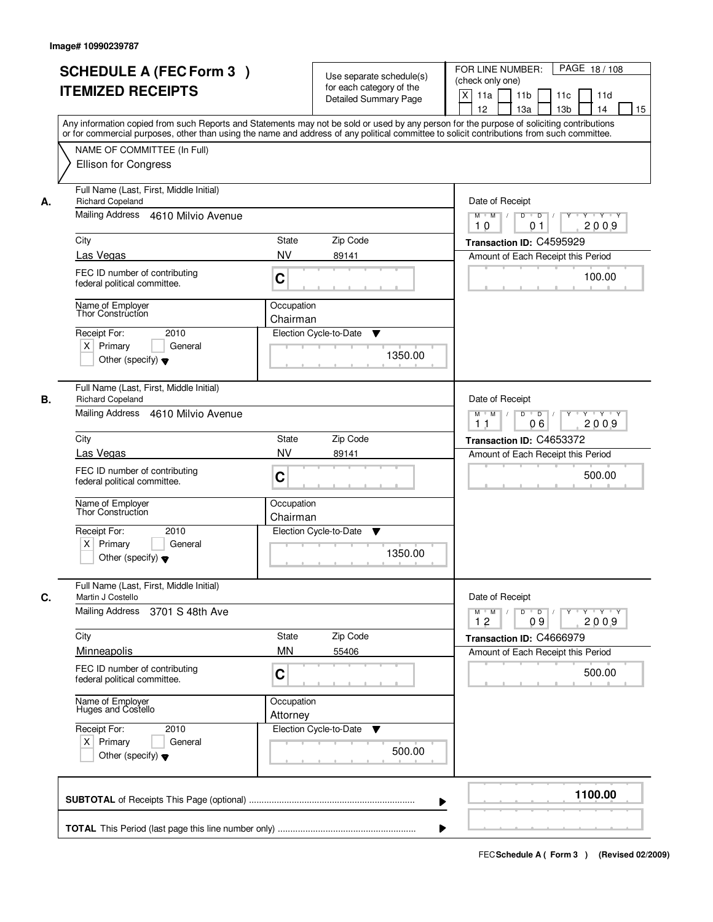Image# 10990239787

# SCHEDULE A (FEC Form 3 )
# ITEMIZED RECEIPTS

Use separate schedule(s) for each category of the Detailed Summary Page

FOR LINE NUMBER: (check only one)

[X] 11a [ ] 11b [ ] 11c [ ] 11d [ ] 12 [ ] 13a [ ] 13b [ ] 14 [ ] 15

PAGE 18 / 108

Any information copied from such Reports and Statements may not be sold or used by any person for the purpose of soliciting contributions or for commercial purposes, other than using the name and address of any political committee to solicit contributions from such committee.

NAME OF COMMITTEE (In Full)
Ellison for Congress

---

**A.**

Full Name (Last, First, Middle Initial): Richard Copeland

Mailing Address: 4610 Milvio Avenue

City: Las Vegas | State: NV | Zip Code: 89141

FEC ID number of contributing federal political committee: C

Name of Employer: Thor Construction

Occupation: Chairman

Receipt For: 2010 — [X] Primary [ ] General [ ] Other (specify)

Election Cycle-to-Date: 1350.00

Date of Receipt: 10 / 01 / 2009

Transaction ID: C4595929

Amount of Each Receipt this Period: 100.00

---

**B.**

Full Name (Last, First, Middle Initial): Richard Copeland

Mailing Address: 4610 Milvio Avenue

City: Las Vegas | State: NV | Zip Code: 89141

FEC ID number of contributing federal political committee: C

Name of Employer: Thor Construction

Occupation: Chairman

Receipt For: 2010 — [X] Primary [ ] General [ ] Other (specify)

Election Cycle-to-Date: 1350.00

Date of Receipt: 11 / 06 / 2009

Transaction ID: C4653372

Amount of Each Receipt this Period: 500.00

---

**C.**

Full Name (Last, First, Middle Initial): Martin J Costello

Mailing Address: 3701 S 48th Ave

City: Minneapolis | State: MN | Zip Code: 55406

FEC ID number of contributing federal political committee: C

Name of Employer: Huges and Costello

Occupation: Attorney

Receipt For: 2010 — [X] Primary [ ] General [ ] Other (specify)

Election Cycle-to-Date: 500.00

Date of Receipt: 12 / 09 / 2009

Transaction ID: C4666979

Amount of Each Receipt this Period: 500.00

---

**SUBTOTAL** of Receipts This Page (optional): 1100.00

**TOTAL** This Period (last page this line number only):

FEC **Schedule A ( Form 3 )** (Revised 02/2009)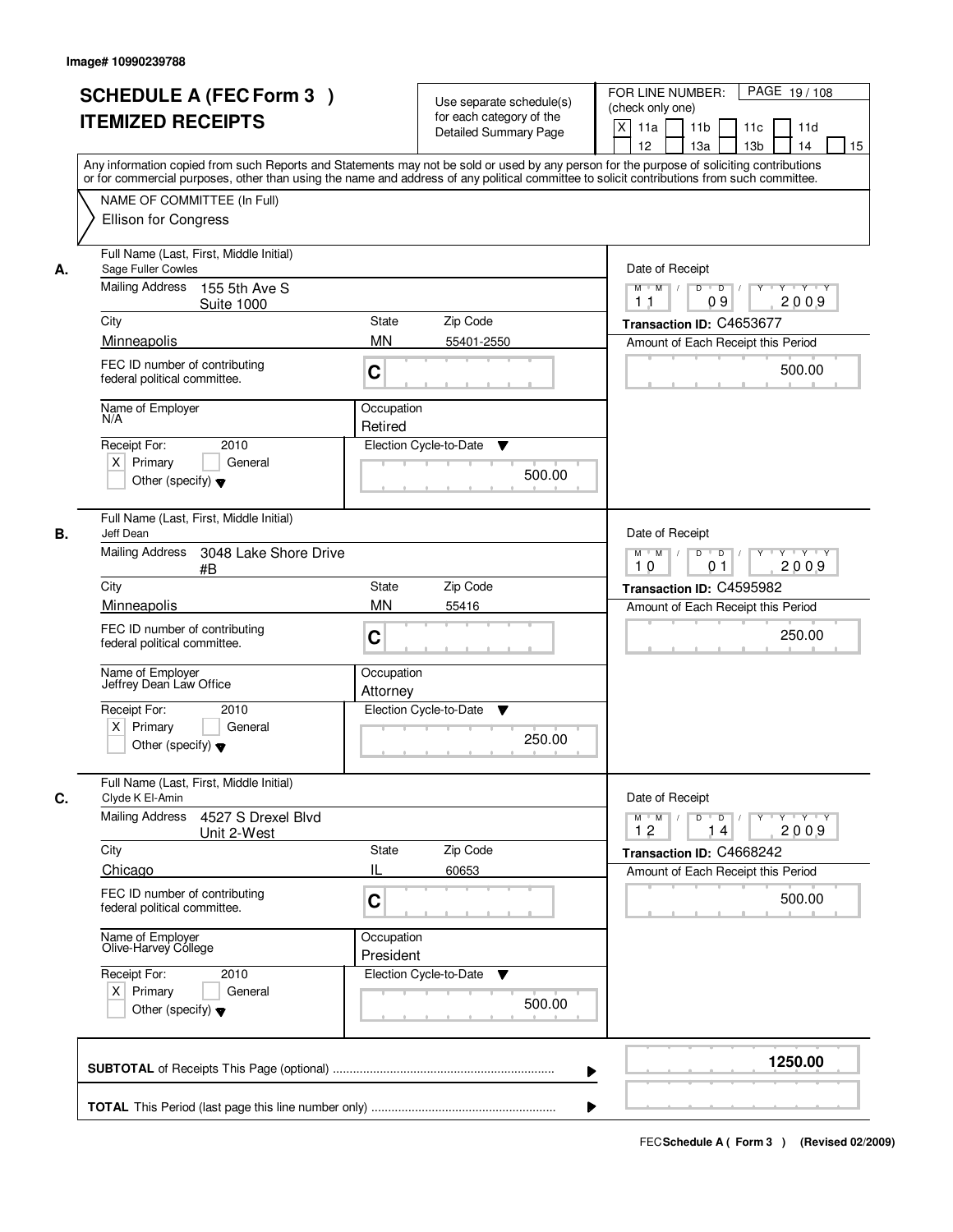Image# 10990239788

# SCHEDULE A (FEC Form 3 ) ITEMIZED RECEIPTS

Use separate schedule(s) for each category of the Detailed Summary Page

FOR LINE NUMBER: (check only one)
[X] 11a [ ] 11b [ ] 11c [ ] 11d [ ] 12 [ ] 13a [ ] 13b [ ] 14 [ ] 15

PAGE 19 / 108

Any information copied from such Reports and Statements may not be sold or used by any person for the purpose of soliciting contributions or for commercial purposes, other than using the name and address of any political committee to solicit contributions from such committee.

NAME OF COMMITTEE (In Full)
Ellison for Congress

**A.**
Full Name (Last, First, Middle Initial): Sage Fuller Cowles
Mailing Address: 155 5th Ave S, Suite 1000
City: Minneapolis State: MN Zip Code: 55401-2550
FEC ID number of contributing federal political committee: C
Name of Employer: N/A
Occupation: Retired
Receipt For: 2010 [X] Primary [ ] General [ ] Other (specify)
Election Cycle-to-Date: 500.00
Date of Receipt: 11 / 09 / 2009
Transaction ID: C4653677
Amount of Each Receipt this Period: 500.00

**B.**
Full Name (Last, First, Middle Initial): Jeff Dean
Mailing Address: 3048 Lake Shore Drive, #B
City: Minneapolis State: MN Zip Code: 55416
FEC ID number of contributing federal political committee: C
Name of Employer: Jeffrey Dean Law Office
Occupation: Attorney
Receipt For: 2010 [X] Primary [ ] General [ ] Other (specify)
Election Cycle-to-Date: 250.00
Date of Receipt: 10 / 01 / 2009
Transaction ID: C4595982
Amount of Each Receipt this Period: 250.00

**C.**
Full Name (Last, First, Middle Initial): Clyde K El-Amin
Mailing Address: 4527 S Drexel Blvd, Unit 2-West
City: Chicago State: IL Zip Code: 60653
FEC ID number of contributing federal political committee: C
Name of Employer: Olive-Harvey College
Occupation: President
Receipt For: 2010 [X] Primary [ ] General [ ] Other (specify)
Election Cycle-to-Date: 500.00
Date of Receipt: 12 / 14 / 2009
Transaction ID: C4668242
Amount of Each Receipt this Period: 500.00

**SUBTOTAL** of Receipts This Page (optional): 1250.00

**TOTAL** This Period (last page this line number only):

FEC Schedule A ( Form 3 ) (Revised 02/2009)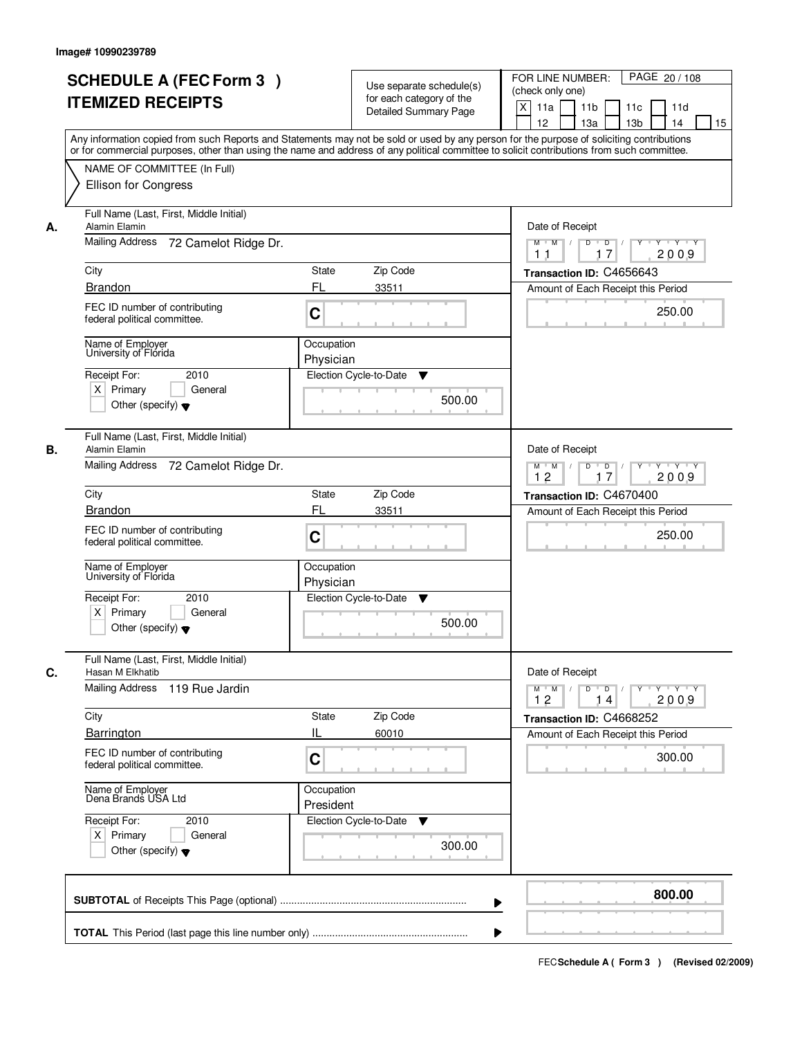Image# 10990239789

# SCHEDULE A (FEC Form 3 )
# ITEMIZED RECEIPTS

Use separate schedule(s) for each category of the Detailed Summary Page

FOR LINE NUMBER: (check only one)

| | | | | |
|---|---|---|---|---|
| X 11a | 11b | 11c | 11d | |
| 12 | 13a | 13b | 14 | 15 |

Any information copied from such Reports and Statements may not be sold or used by any person for the purpose of soliciting contributions or for commercial purposes, other than using the name and address of any political committee to solicit contributions from such committee.

NAME OF COMMITTEE (In Full)
Ellison for Congress

**A.**
Full Name (Last, First, Middle Initial): Alamin Elamin
Mailing Address: 72 Camelot Ridge Dr.
City: Brandon | State: FL | Zip Code: 33511
FEC ID number of contributing federal political committee. C
Name of Employer: University of Florida
Occupation: Physician
Receipt For: 2010 — X Primary | General | Other (specify)
Election Cycle-to-Date: 500.00
Date of Receipt: 11 17 2009
Transaction ID: C4656643
Amount of Each Receipt this Period: 250.00

**B.**
Full Name (Last, First, Middle Initial): Alamin Elamin
Mailing Address: 72 Camelot Ridge Dr.
City: Brandon | State: FL | Zip Code: 33511
FEC ID number of contributing federal political committee. C
Name of Employer: University of Florida
Occupation: Physician
Receipt For: 2010 — X Primary | General | Other (specify)
Election Cycle-to-Date: 500.00
Date of Receipt: 12 17 2009
Transaction ID: C4670400
Amount of Each Receipt this Period: 250.00

**C.**
Full Name (Last, First, Middle Initial): Hasan M Elkhatib
Mailing Address: 119 Rue Jardin
City: Barrington | State: IL | Zip Code: 60010
FEC ID number of contributing federal political committee. C
Name of Employer: Dena Brands USA Ltd
Occupation: President
Receipt For: 2010 — X Primary | General | Other (specify)
Election Cycle-to-Date: 300.00
Date of Receipt: 12 14 2009
Transaction ID: C4668252
Amount of Each Receipt this Period: 300.00

**SUBTOTAL** of Receipts This Page (optional): **800.00**

**TOTAL** This Period (last page this line number only):

FEC **Schedule A ( Form 3 )** (Revised 02/2009)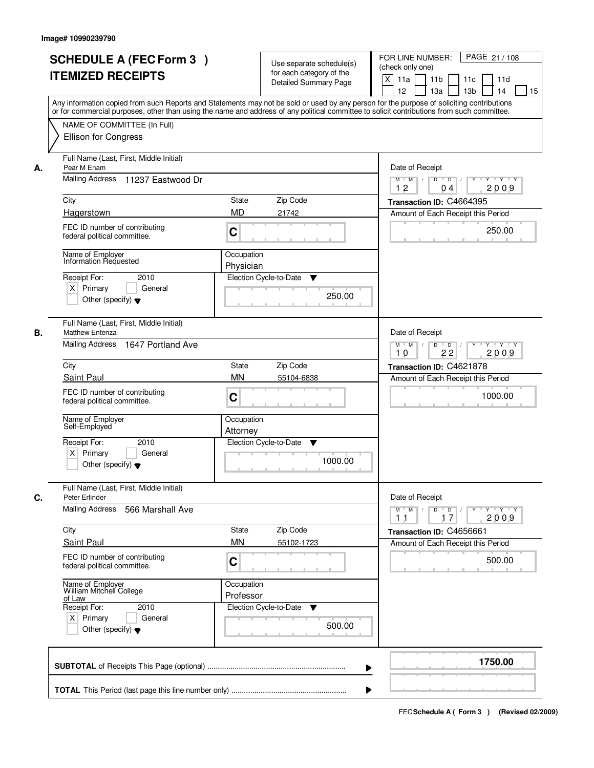Image# 10990239790

# SCHEDULE A (FEC Form 3 ) ITEMIZED RECEIPTS

Use separate schedule(s) for each category of the Detailed Summary Page

FOR LINE NUMBER: (check only one)

[X] 11a [ ] 11b [ ] 11c [ ] 11d [ ] 12 [ ] 13a [ ] 13b [ ] 14 [ ] 15

Any information copied from such Reports and Statements may not be sold or used by any person for the purpose of soliciting contributions or for commercial purposes, other than using the name and address of any political committee to solicit contributions from such committee.

NAME OF COMMITTEE (In Full)
Ellison for Congress

---

**A.**

Full Name (Last, First, Middle Initial): Pear M Enam
Mailing Address: 11237 Eastwood Dr
City: Hagerstown
State: MD
Zip Code: 21742
FEC ID number of contributing federal political committee: C
Name of Employer: Information Requested
Occupation: Physician
Receipt For: 2010 [X] Primary [ ] General [ ] Other (specify)
Election Cycle-to-Date: 250.00
Date of Receipt: 12 04 2009
Transaction ID: C4664395
Amount of Each Receipt this Period: 250.00

---

**B.**

Full Name (Last, First, Middle Initial): Matthew Entenza
Mailing Address: 1647 Portland Ave
City: Saint Paul
State: MN
Zip Code: 55104-6838
FEC ID number of contributing federal political committee: C
Name of Employer: Self-Employed
Occupation: Attorney
Receipt For: 2010 [X] Primary [ ] General [ ] Other (specify)
Election Cycle-to-Date: 1000.00
Date of Receipt: 10 22 2009
Transaction ID: C4621878
Amount of Each Receipt this Period: 1000.00

---

**C.**

Full Name (Last, First, Middle Initial): Peter Erlinder
Mailing Address: 566 Marshall Ave
City: Saint Paul
State: MN
Zip Code: 55102-1723
FEC ID number of contributing federal political committee: C
Name of Employer: William Mitchell College of Law
Occupation: Professor
Receipt For: 2010 [X] Primary [ ] General [ ] Other (specify)
Election Cycle-to-Date: 500.00
Date of Receipt: 11 17 2009
Transaction ID: C4656661
Amount of Each Receipt this Period: 500.00

---

**SUBTOTAL** of Receipts This Page (optional): **1750.00**

**TOTAL** This Period (last page this line number only):

FEC **Schedule A ( Form 3 )** (Revised 02/2009)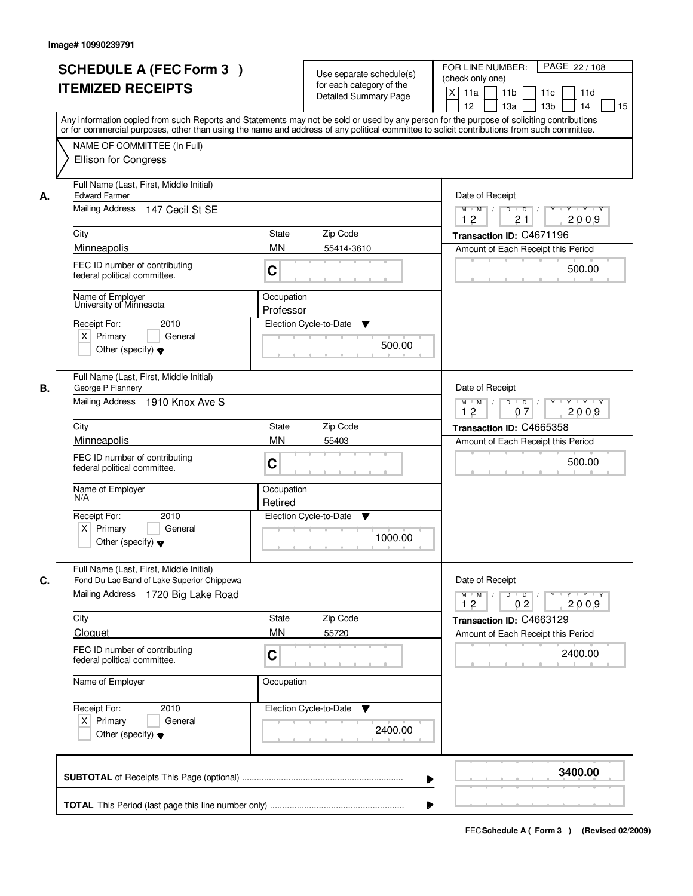Image# 10990239791

# SCHEDULE A (FEC Form 3 ) ITEMIZED RECEIPTS

Use separate schedule(s) for each category of the Detailed Summary Page

FOR LINE NUMBER: (check only one)

X 11a | 11b | 11c | 11d | 12 | 13a | 13b | 14 | 15

PAGE 22 / 108

Any information copied from such Reports and Statements may not be sold or used by any person for the purpose of soliciting contributions or for commercial purposes, other than using the name and address of any political committee to solicit contributions from such committee.

NAME OF COMMITTEE (In Full)
Ellison for Congress

**A.** Full Name (Last, First, Middle Initial): Edward Farmer
Mailing Address: 147 Cecil St SE
City: Minneapolis | State: MN | Zip Code: 55414-3610
FEC ID number of contributing federal political committee: C
Name of Employer: University of Minnesota
Occupation: Professor
Receipt For: 2010 — X Primary | General | Other (specify)
Election Cycle-to-Date: 500.00
Date of Receipt: 12 / 21 / 2009
Transaction ID: C4671196
Amount of Each Receipt this Period: 500.00

**B.** Full Name (Last, First, Middle Initial): George P Flannery
Mailing Address: 1910 Knox Ave S
City: Minneapolis | State: MN | Zip Code: 55403
FEC ID number of contributing federal political committee: C
Name of Employer: N/A
Occupation: Retired
Receipt For: 2010 — X Primary | General | Other (specify)
Election Cycle-to-Date: 1000.00
Date of Receipt: 12 / 07 / 2009
Transaction ID: C4665358
Amount of Each Receipt this Period: 500.00

**C.** Full Name (Last, First, Middle Initial): Fond Du Lac Band of Lake Superior Chippewa
Mailing Address: 1720 Big Lake Road
City: Cloquet | State: MN | Zip Code: 55720
FEC ID number of contributing federal political committee: C
Name of Employer:
Occupation:
Receipt For: 2010 — X Primary | General | Other (specify)
Election Cycle-to-Date: 2400.00
Date of Receipt: 12 / 02 / 2009
Transaction ID: C4663129
Amount of Each Receipt this Period: 2400.00

**SUBTOTAL** of Receipts This Page (optional): **3400.00**

**TOTAL** This Period (last page this line number only):

FEC Schedule A ( Form 3 ) (Revised 02/2009)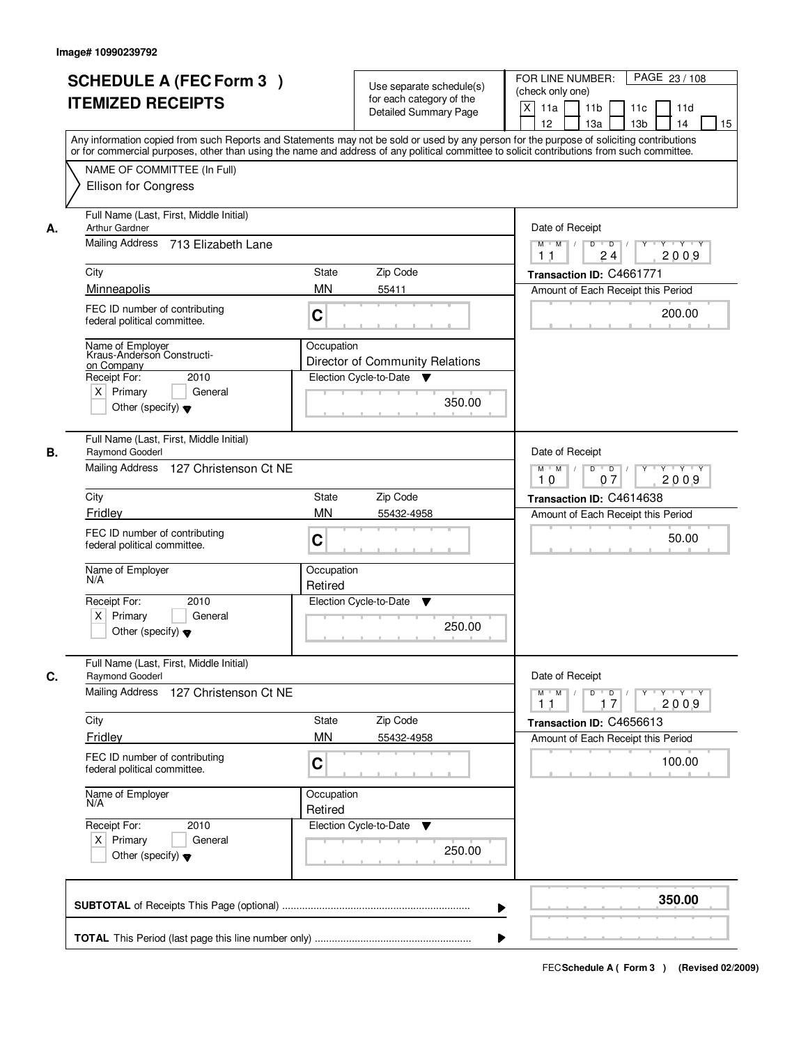Image# 10990239792

# SCHEDULE A (FEC Form 3 ) ITEMIZED RECEIPTS

Use separate schedule(s) for each category of the Detailed Summary Page

FOR LINE NUMBER: (check only one)

[X] 11a [ ] 11b [ ] 11c [ ] 11d [ ] 12 [ ] 13a [ ] 13b [ ] 14 [ ] 15

PAGE 23 / 108

Any information copied from such Reports and Statements may not be sold or used by any person for the purpose of soliciting contributions or for commercial purposes, other than using the name and address of any political committee to solicit contributions from such committee.

NAME OF COMMITTEE (In Full)
Ellison for Congress

---

**A.**

Full Name (Last, First, Middle Initial): Arthur Gardner

Mailing Address: 713 Elizabeth Lane

City: Minneapolis | State: MN | Zip Code: 55411

FEC ID number of contributing federal political committee: C

Name of Employer: Kraus-Anderson Construction Company

Occupation: Director of Community Relations

Receipt For: 2010 — [X] Primary [ ] General [ ] Other (specify)

Election Cycle-to-Date: 350.00

Date of Receipt: 11 / 24 / 2009

Transaction ID: C4661771

Amount of Each Receipt this Period: 200.00

---

**B.**

Full Name (Last, First, Middle Initial): Raymond Gooderl

Mailing Address: 127 Christenson Ct NE

City: Fridley | State: MN | Zip Code: 55432-4958

FEC ID number of contributing federal political committee: C

Name of Employer: N/A

Occupation: Retired

Receipt For: 2010 — [X] Primary [ ] General [ ] Other (specify)

Election Cycle-to-Date: 250.00

Date of Receipt: 10 / 07 / 2009

Transaction ID: C4614638

Amount of Each Receipt this Period: 50.00

---

**C.**

Full Name (Last, First, Middle Initial): Raymond Gooderl

Mailing Address: 127 Christenson Ct NE

City: Fridley | State: MN | Zip Code: 55432-4958

FEC ID number of contributing federal political committee: C

Name of Employer: N/A

Occupation: Retired

Receipt For: 2010 — [X] Primary [ ] General [ ] Other (specify)

Election Cycle-to-Date: 250.00

Date of Receipt: 11 / 17 / 2009

Transaction ID: C4656613

Amount of Each Receipt this Period: 100.00

---

**SUBTOTAL** of Receipts This Page (optional): **350.00**

**TOTAL** This Period (last page this line number only):

FEC Schedule A ( Form 3 ) (Revised 02/2009)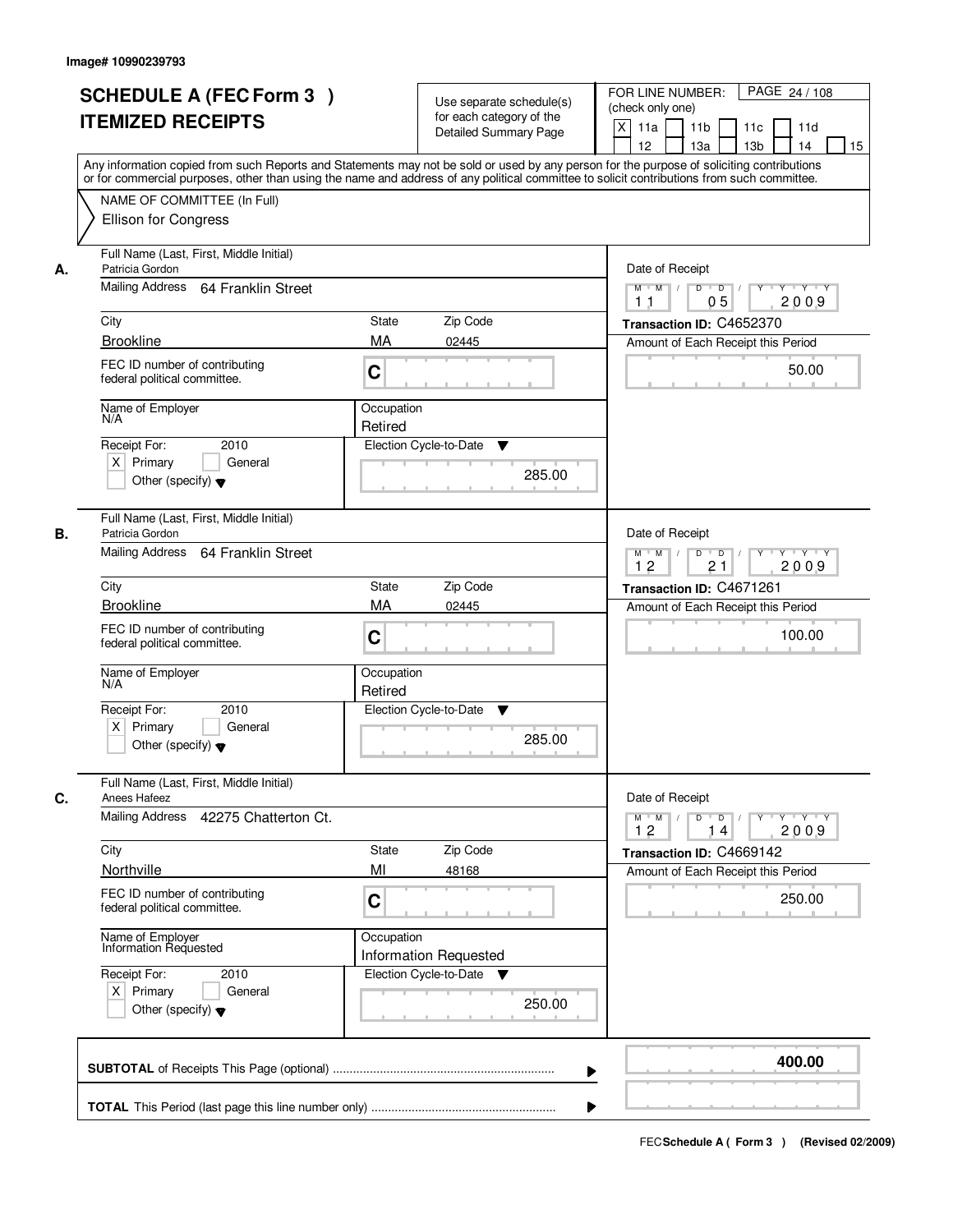Image# 10990239793

# SCHEDULE A (FEC Form 3 )
# ITEMIZED RECEIPTS

Use separate schedule(s) for each category of the Detailed Summary Page

FOR LINE NUMBER: (check only one)

PAGE 24 / 108

[X] 11a [ ] 11b [ ] 11c [ ] 11d [ ] 12 [ ] 13a [ ] 13b [ ] 14 [ ] 15

Any information copied from such Reports and Statements may not be sold or used by any person for the purpose of soliciting contributions or for commercial purposes, other than using the name and address of any political committee to solicit contributions from such committee.

NAME OF COMMITTEE (In Full)
Ellison for Congress

---

**A.** Full Name (Last, First, Middle Initial): Patricia Gordon

Mailing Address: 64 Franklin Street

City: Brookline | State: MA | Zip Code: 02445

FEC ID number of contributing federal political committee.: C

Name of Employer: N/A

Occupation: Retired

Receipt For: 2010 — [X] Primary [ ] General [ ] Other (specify)

Election Cycle-to-Date: 285.00

Date of Receipt: 11 / 05 / 2009

Transaction ID: C4652370

Amount of Each Receipt this Period: 50.00

---

**B.** Full Name (Last, First, Middle Initial): Patricia Gordon

Mailing Address: 64 Franklin Street

City: Brookline | State: MA | Zip Code: 02445

FEC ID number of contributing federal political committee.: C

Name of Employer: N/A

Occupation: Retired

Receipt For: 2010 — [X] Primary [ ] General [ ] Other (specify)

Election Cycle-to-Date: 285.00

Date of Receipt: 12 / 21 / 2009

Transaction ID: C4671261

Amount of Each Receipt this Period: 100.00

---

**C.** Full Name (Last, First, Middle Initial): Anees Hafeez

Mailing Address: 42275 Chatterton Ct.

City: Northville | State: MI | Zip Code: 48168

FEC ID number of contributing federal political committee.: C

Name of Employer: Information Requested

Occupation: Information Requested

Receipt For: 2010 — [X] Primary [ ] General [ ] Other (specify)

Election Cycle-to-Date: 250.00

Date of Receipt: 12 / 14 / 2009

Transaction ID: C4669142

Amount of Each Receipt this Period: 250.00

---

**SUBTOTAL** of Receipts This Page (optional) ........................................ **400.00**

**TOTAL** This Period (last page this line number only) ........................................

FEC **Schedule A ( Form 3 )** (Revised 02/2009)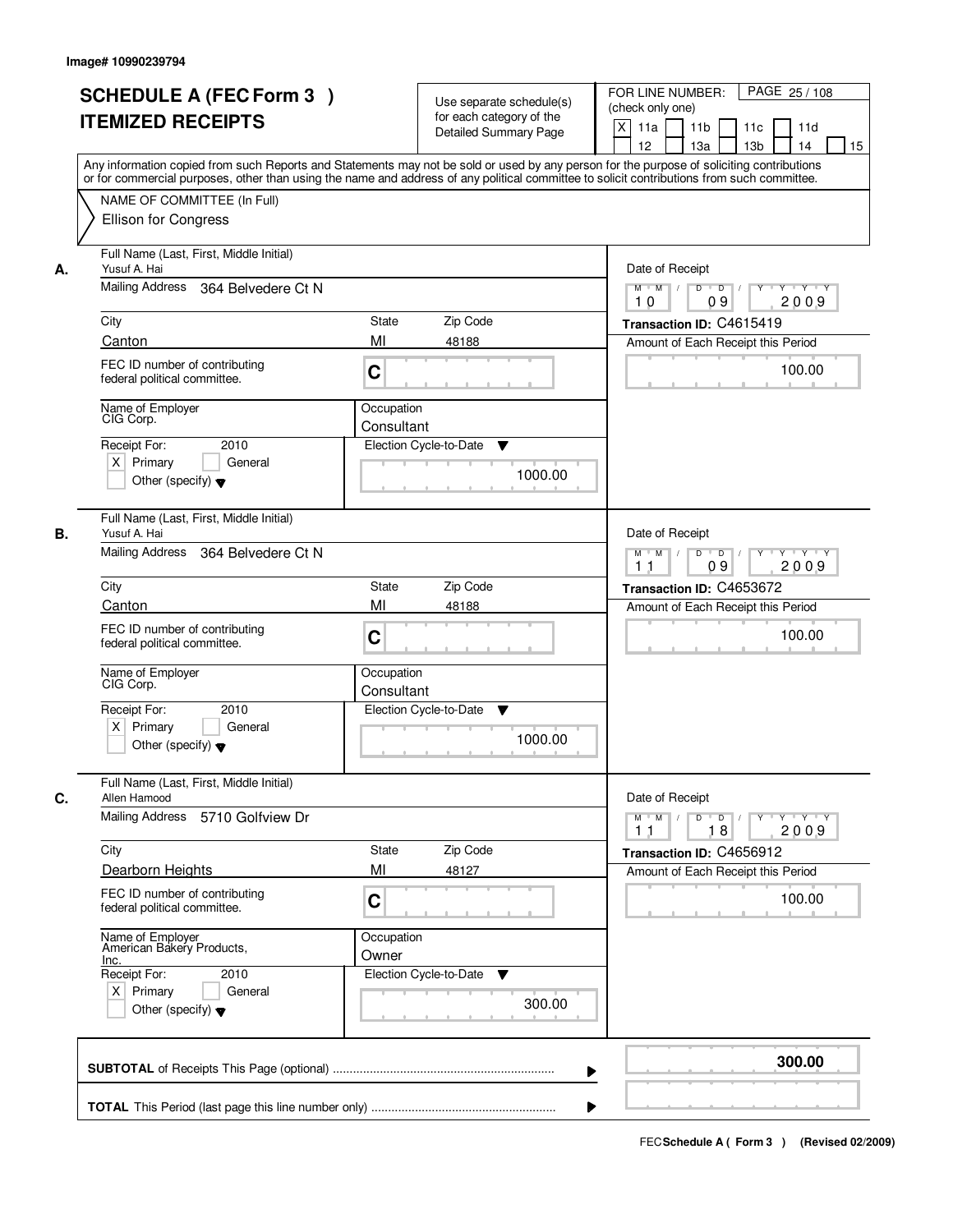Image# 10990239794

# SCHEDULE A (FEC Form 3 )
## ITEMIZED RECEIPTS

Use separate schedule(s) for each category of the Detailed Summary Page

FOR LINE NUMBER: (check only one)
[X] 11a [ ] 11b [ ] 11c [ ] 11d [ ] 12 [ ] 13a [ ] 13b [ ] 14 [ ] 15

PAGE 25 / 108

Any information copied from such Reports and Statements may not be sold or used by any person for the purpose of soliciting contributions or for commercial purposes, other than using the name and address of any political committee to solicit contributions from such committee.

NAME OF COMMITTEE (In Full)
Ellison for Congress

---

**A.**
Full Name (Last, First, Middle Initial): Yusuf A. Hai
Mailing Address: 364 Belvedere Ct N
City: Canton
State: MI
Zip Code: 48188
FEC ID number of contributing federal political committee: C
Name of Employer: CIG Corp.
Occupation: Consultant
Receipt For: 2010 [X] Primary [ ] General [ ] Other (specify)
Election Cycle-to-Date: 1000.00
Date of Receipt: 10 09 2009
Transaction ID: C4615419
Amount of Each Receipt this Period: 100.00

---

**B.**
Full Name (Last, First, Middle Initial): Yusuf A. Hai
Mailing Address: 364 Belvedere Ct N
City: Canton
State: MI
Zip Code: 48188
FEC ID number of contributing federal political committee: C
Name of Employer: CIG Corp.
Occupation: Consultant
Receipt For: 2010 [X] Primary [ ] General [ ] Other (specify)
Election Cycle-to-Date: 1000.00
Date of Receipt: 11 09 2009
Transaction ID: C4653672
Amount of Each Receipt this Period: 100.00

---

**C.**
Full Name (Last, First, Middle Initial): Allen Hamood
Mailing Address: 5710 Golfview Dr
City: Dearborn Heights
State: MI
Zip Code: 48127
FEC ID number of contributing federal political committee: C
Name of Employer: American Bakery Products, Inc.
Occupation: Owner
Receipt For: 2010 [X] Primary [ ] General [ ] Other (specify)
Election Cycle-to-Date: 300.00
Date of Receipt: 11 18 2009
Transaction ID: C4656912
Amount of Each Receipt this Period: 100.00

---

**SUBTOTAL** of Receipts This Page (optional) ........ **300.00**

**TOTAL** This Period (last page this line number only) ........

FEC Schedule A ( Form 3 ) (Revised 02/2009)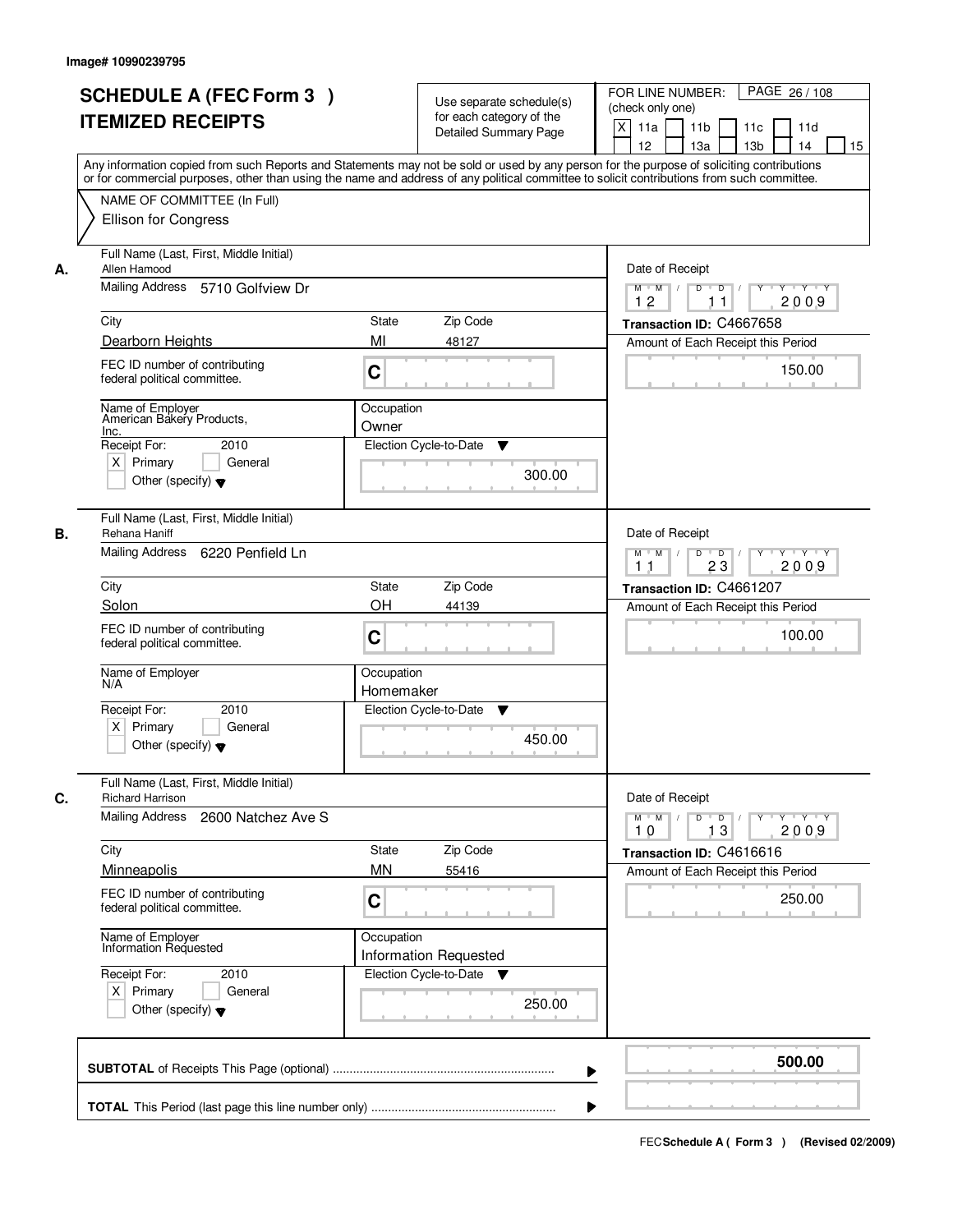Image# 10990239795

# SCHEDULE A (FEC Form 3 )
# ITEMIZED RECEIPTS

Use separate schedule(s) for each category of the Detailed Summary Page

FOR LINE NUMBER: (check only one)

[X] 11a [ ] 11b [ ] 11c [ ] 11d [ ] 12 [ ] 13a [ ] 13b [ ] 14 [ ] 15

PAGE 26 / 108

Any information copied from such Reports and Statements may not be sold or used by any person for the purpose of soliciting contributions or for commercial purposes, other than using the name and address of any political committee to solicit contributions from such committee.

NAME OF COMMITTEE (In Full)
Ellison for Congress

---

**A.** Full Name (Last, First, Middle Initial): Allen Hamood

Mailing Address: 5710 Golfview Dr

City: Dearborn Heights | State: MI | Zip Code: 48127

FEC ID number of contributing federal political committee: C

Name of Employer: American Bakery Products, Inc.

Occupation: Owner

Receipt For: 2010 — [X] Primary [ ] General [ ] Other (specify)

Election Cycle-to-Date: 300.00

Date of Receipt: 12 / 11 / 2009

Transaction ID: C4667658

Amount of Each Receipt this Period: 150.00

---

**B.** Full Name (Last, First, Middle Initial): Rehana Haniff

Mailing Address: 6220 Penfield Ln

City: Solon | State: OH | Zip Code: 44139

FEC ID number of contributing federal political committee: C

Name of Employer: N/A

Occupation: Homemaker

Receipt For: 2010 — [X] Primary [ ] General [ ] Other (specify)

Election Cycle-to-Date: 450.00

Date of Receipt: 11 / 23 / 2009

Transaction ID: C4661207

Amount of Each Receipt this Period: 100.00

---

**C.** Full Name (Last, First, Middle Initial): Richard Harrison

Mailing Address: 2600 Natchez Ave S

City: Minneapolis | State: MN | Zip Code: 55416

FEC ID number of contributing federal political committee: C

Name of Employer: Information Requested

Occupation: Information Requested

Receipt For: 2010 — [X] Primary [ ] General [ ] Other (specify)

Election Cycle-to-Date: 250.00

Date of Receipt: 10 / 13 / 2009

Transaction ID: C4616616

Amount of Each Receipt this Period: 250.00

---

**SUBTOTAL** of Receipts This Page (optional) ........ **500.00**

**TOTAL** This Period (last page this line number only) ........

FEC Schedule A ( Form 3 ) (Revised 02/2009)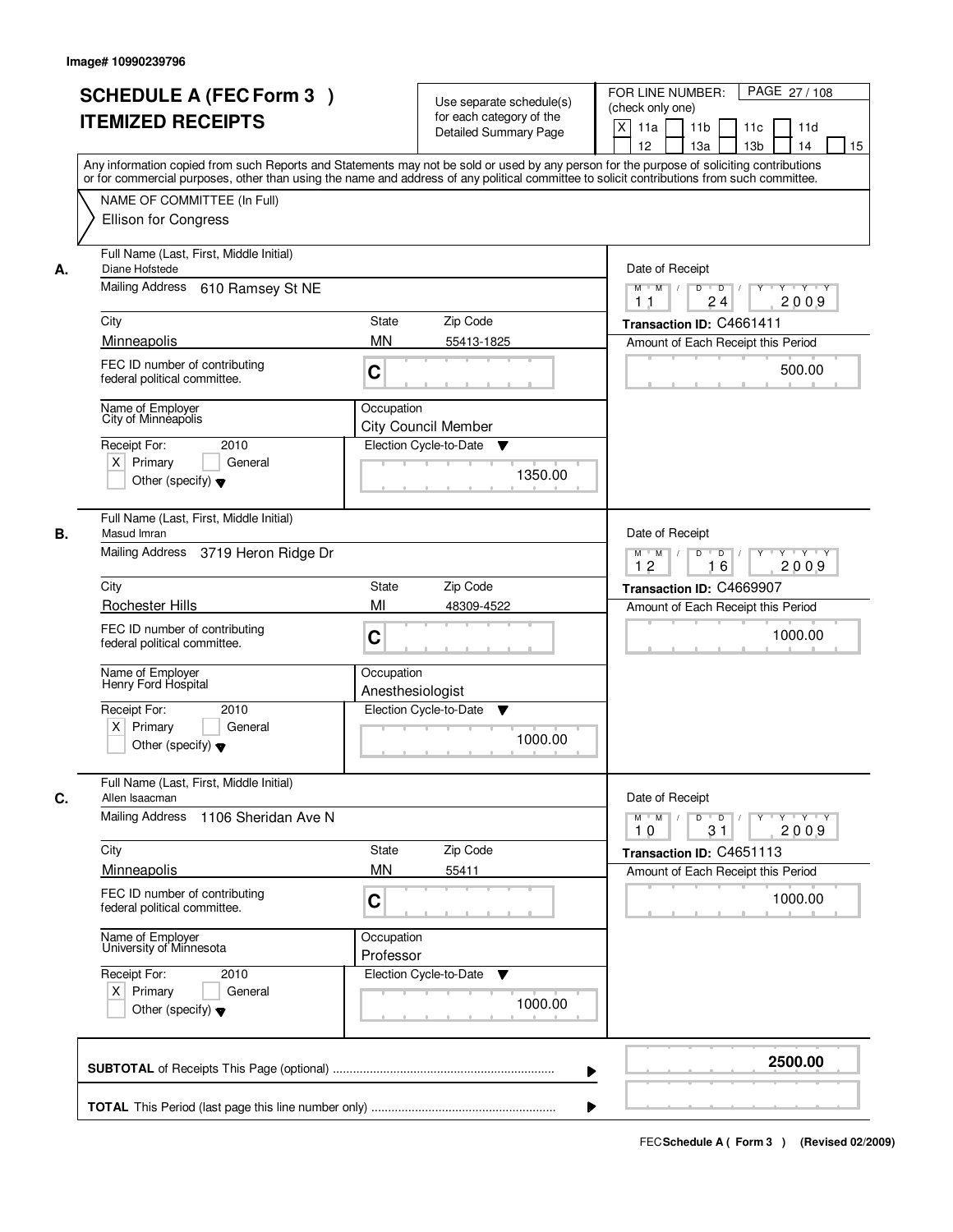Image# 10990239796

# SCHEDULE A (FEC Form 3 ) ITEMIZED RECEIPTS

Use separate schedule(s) for each category of the Detailed Summary Page

FOR LINE NUMBER: (check only one)

[X] 11a [ ] 11b [ ] 11c [ ] 11d [ ] 12 [ ] 13a [ ] 13b [ ] 14 [ ] 15

PAGE 27 / 108

Any information copied from such Reports and Statements may not be sold or used by any person for the purpose of soliciting contributions or for commercial purposes, other than using the name and address of any political committee to solicit contributions from such committee.

NAME OF COMMITTEE (In Full)
Ellison for Congress

---

**A.** Full Name (Last, First, Middle Initial): Diane Hofstede

Mailing Address: 610 Ramsey St NE

City: Minneapolis | State: MN | Zip Code: 55413-1825

FEC ID number of contributing federal political committee: C

Name of Employer: City of Minneapolis

Occupation: City Council Member

Receipt For: 2010 [X] Primary [ ] General [ ] Other (specify)

Election Cycle-to-Date: 1350.00

Date of Receipt: 11 / 24 / 2009

Transaction ID: C4661411

Amount of Each Receipt this Period: 500.00

---

**B.** Full Name (Last, First, Middle Initial): Masud Imran

Mailing Address: 3719 Heron Ridge Dr

City: Rochester Hills | State: MI | Zip Code: 48309-4522

FEC ID number of contributing federal political committee: C

Name of Employer: Henry Ford Hospital

Occupation: Anesthesiologist

Receipt For: 2010 [X] Primary [ ] General [ ] Other (specify)

Election Cycle-to-Date: 1000.00

Date of Receipt: 12 / 16 / 2009

Transaction ID: C4669907

Amount of Each Receipt this Period: 1000.00

---

**C.** Full Name (Last, First, Middle Initial): Allen Isaacman

Mailing Address: 1106 Sheridan Ave N

City: Minneapolis | State: MN | Zip Code: 55411

FEC ID number of contributing federal political committee: C

Name of Employer: University of Minnesota

Occupation: Professor

Receipt For: 2010 [X] Primary [ ] General [ ] Other (specify)

Election Cycle-to-Date: 1000.00

Date of Receipt: 10 / 31 / 2009

Transaction ID: C4651113

Amount of Each Receipt this Period: 1000.00

---

**SUBTOTAL** of Receipts This Page (optional): **2500.00**

**TOTAL** This Period (last page this line number only):

FEC **Schedule A ( Form 3 )** (Revised 02/2009)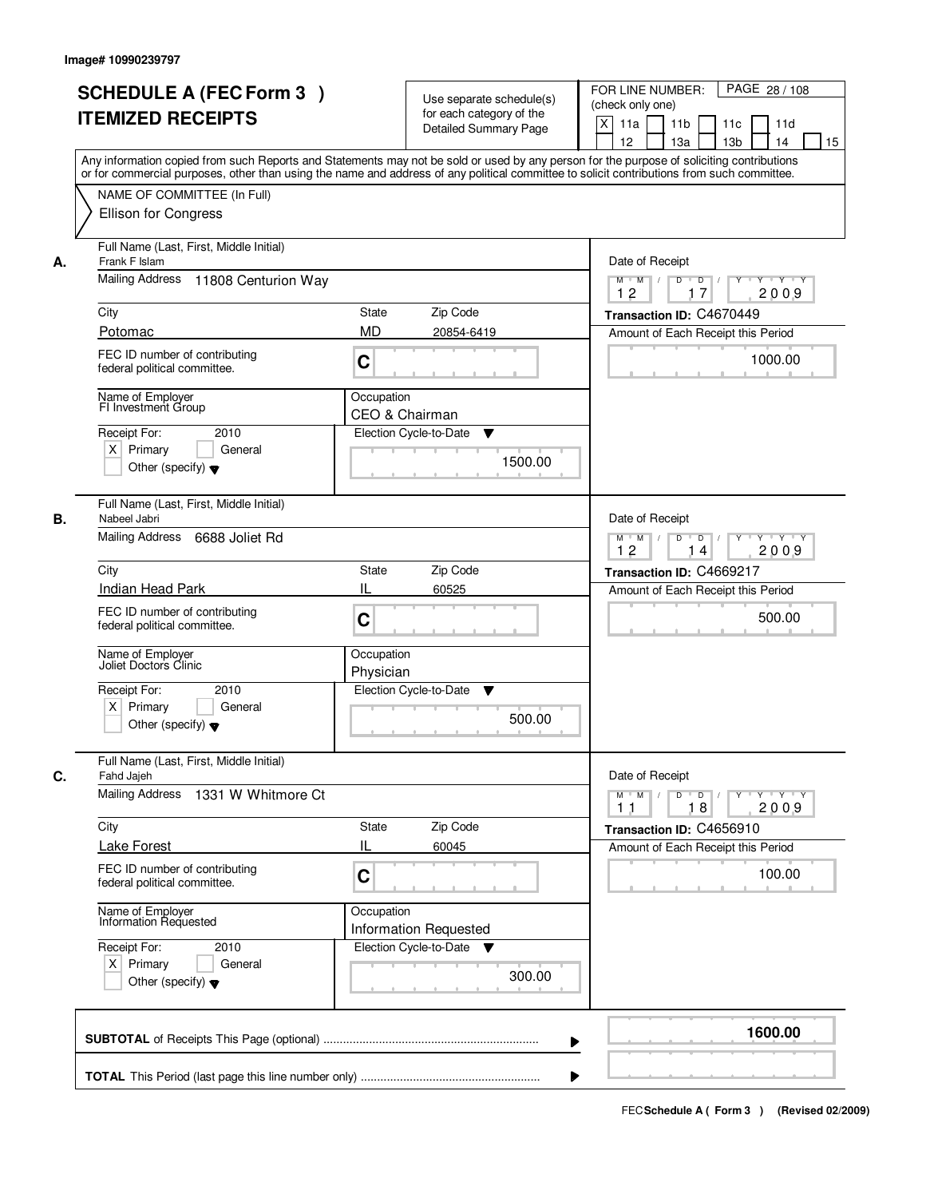Image# 10990239797

# SCHEDULE A (FEC Form 3 ) ITEMIZED RECEIPTS

Use separate schedule(s) for each category of the Detailed Summary Page

FOR LINE NUMBER: (check only one)
[X] 11a [ ] 11b [ ] 11c [ ] 11d [ ] 12 [ ] 13a [ ] 13b [ ] 14 [ ] 15

PAGE 28 / 108

Any information copied from such Reports and Statements may not be sold or used by any person for the purpose of soliciting contributions or for commercial purposes, other than using the name and address of any political committee to solicit contributions from such committee.

NAME OF COMMITTEE (In Full)
Ellison for Congress

**A.** Full Name (Last, First, Middle Initial): Frank F Islam
Mailing Address: 11808 Centurion Way
City: Potomac | State: MD | Zip Code: 20854-6419
FEC ID number of contributing federal political committee: C
Name of Employer: FI Investment Group
Occupation: CEO & Chairman
Receipt For: 2010 [X] Primary [ ] General [ ] Other (specify)
Election Cycle-to-Date: 1500.00
Date of Receipt: 12 / 17 / 2009
Transaction ID: C4670449
Amount of Each Receipt this Period: 1000.00

**B.** Full Name (Last, First, Middle Initial): Nabeel Jabri
Mailing Address: 6688 Joliet Rd
City: Indian Head Park | State: IL | Zip Code: 60525
FEC ID number of contributing federal political committee: C
Name of Employer: Joliet Doctors Clinic
Occupation: Physician
Receipt For: 2010 [X] Primary [ ] General [ ] Other (specify)
Election Cycle-to-Date: 500.00
Date of Receipt: 12 / 14 / 2009
Transaction ID: C4669217
Amount of Each Receipt this Period: 500.00

**C.** Full Name (Last, First, Middle Initial): Fahd Jajeh
Mailing Address: 1331 W Whitmore Ct
City: Lake Forest | State: IL | Zip Code: 60045
FEC ID number of contributing federal political committee: C
Name of Employer: Information Requested
Occupation: Information Requested
Receipt For: 2010 [X] Primary [ ] General [ ] Other (specify)
Election Cycle-to-Date: 300.00
Date of Receipt: 11 / 18 / 2009
Transaction ID: C4656910
Amount of Each Receipt this Period: 100.00

**SUBTOTAL** of Receipts This Page (optional) ........ 1600.00

**TOTAL** This Period (last page this line number only) ........

FEC Schedule A ( Form 3 ) (Revised 02/2009)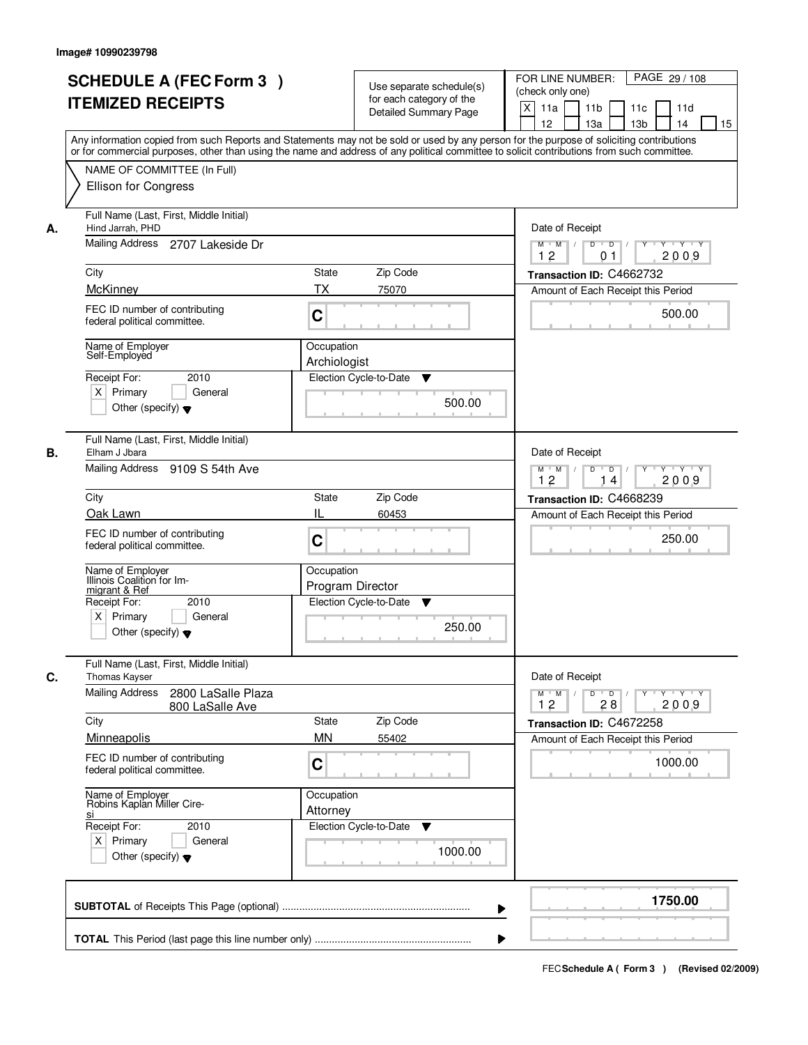Image# 10990239798

# SCHEDULE A (FEC Form 3 )
# ITEMIZED RECEIPTS

Use separate schedule(s) for each category of the Detailed Summary Page

FOR LINE NUMBER: (check only one)
[X] 11a [ ] 11b [ ] 11c [ ] 11d [ ] 12 [ ] 13a [ ] 13b [ ] 14 [ ] 15

PAGE 29 / 108

Any information copied from such Reports and Statements may not be sold or used by any person for the purpose of soliciting contributions or for commercial purposes, other than using the name and address of any political committee to solicit contributions from such committee.

NAME OF COMMITTEE (In Full)
Ellison for Congress

---

**A.** Full Name (Last, First, Middle Initial): Hind Jarrah, PHD

Mailing Address: 2707 Lakeside Dr

City: McKinney | State: TX | Zip Code: 75070

FEC ID number of contributing federal political committee: C

Name of Employer: Self-Employed

Occupation: Archiologist

Receipt For: 2010 — [X] Primary [ ] General [ ] Other (specify)

Election Cycle-to-Date: 500.00

Date of Receipt: 12 / 01 / 2009

Transaction ID: C4662732

Amount of Each Receipt this Period: 500.00

---

**B.** Full Name (Last, First, Middle Initial): Elham J Jbara

Mailing Address: 9109 S 54th Ave

City: Oak Lawn | State: IL | Zip Code: 60453

FEC ID number of contributing federal political committee: C

Name of Employer: Illinois Coalition for Immigrant & Ref

Occupation: Program Director

Receipt For: 2010 — [X] Primary [ ] General [ ] Other (specify)

Election Cycle-to-Date: 250.00

Date of Receipt: 12 / 14 / 2009

Transaction ID: C4668239

Amount of Each Receipt this Period: 250.00

---

**C.** Full Name (Last, First, Middle Initial): Thomas Kayser

Mailing Address: 2800 LaSalle Plaza, 800 LaSalle Ave

City: Minneapolis | State: MN | Zip Code: 55402

FEC ID number of contributing federal political committee: C

Name of Employer: Robins Kaplan Miller Ciresi

Occupation: Attorney

Receipt For: 2010 — [X] Primary [ ] General [ ] Other (specify)

Election Cycle-to-Date: 1000.00

Date of Receipt: 12 / 28 / 2009

Transaction ID: C4672258

Amount of Each Receipt this Period: 1000.00

---

**SUBTOTAL** of Receipts This Page (optional): 1750.00

**TOTAL** This Period (last page this line number only):

FEC Schedule A ( Form 3 ) (Revised 02/2009)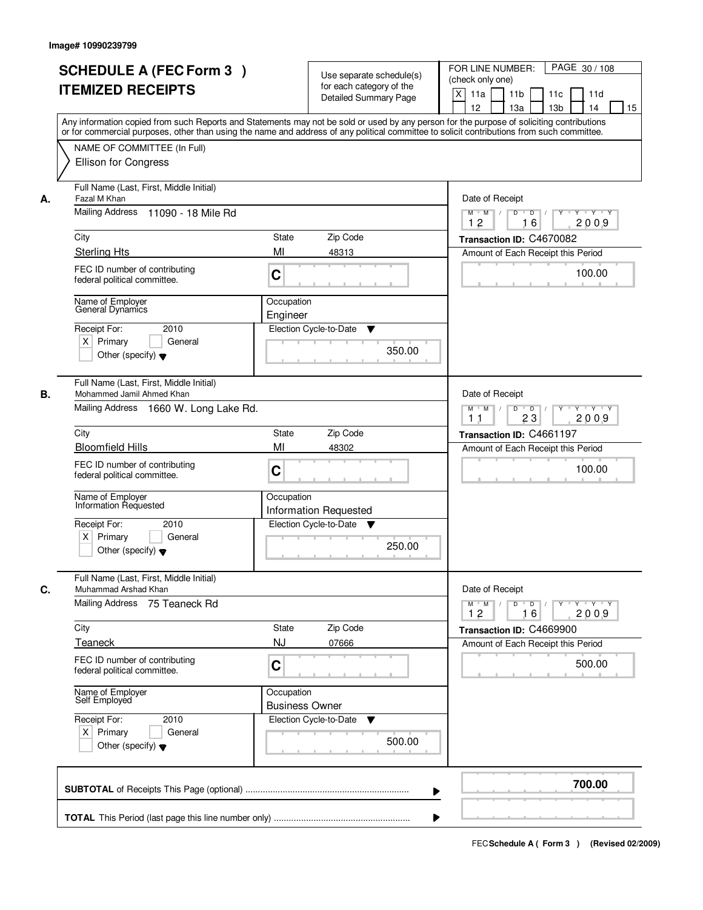Image# 10990239799

# SCHEDULE A (FEC Form 3 )
# ITEMIZED RECEIPTS

Use separate schedule(s) for each category of the Detailed Summary Page

FOR LINE NUMBER: (check only one)

[X] 11a [ ] 11b [ ] 11c [ ] 11d [ ] 12 [ ] 13a [ ] 13b [ ] 14 [ ] 15

PAGE 30 / 108

Any information copied from such Reports and Statements may not be sold or used by any person for the purpose of soliciting contributions or for commercial purposes, other than using the name and address of any political committee to solicit contributions from such committee.

NAME OF COMMITTEE (In Full)
Ellison for Congress

---

**A.** Full Name (Last, First, Middle Initial)
Fazal M Khan

Mailing Address: 11090 - 18 Mile Rd

City: Sterling Hts | State: MI | Zip Code: 48313

FEC ID number of contributing federal political committee: C

Name of Employer: General Dynamics
Occupation: Engineer

Receipt For: 2010 — [X] Primary [ ] General [ ] Other (specify)

Election Cycle-to-Date: 350.00

Date of Receipt: 12 16 2009
Transaction ID: C4670082
Amount of Each Receipt this Period: 100.00

---

**B.** Full Name (Last, First, Middle Initial)
Mohammed Jamil Ahmed Khan

Mailing Address: 1660 W. Long Lake Rd.

City: Bloomfield Hills | State: MI | Zip Code: 48302

FEC ID number of contributing federal political committee: C

Name of Employer: Information Requested
Occupation: Information Requested

Receipt For: 2010 — [X] Primary [ ] General [ ] Other (specify)

Election Cycle-to-Date: 250.00

Date of Receipt: 11 23 2009
Transaction ID: C4661197
Amount of Each Receipt this Period: 100.00

---

**C.** Full Name (Last, First, Middle Initial)
Muhammad Arshad Khan

Mailing Address: 75 Teaneck Rd

City: Teaneck | State: NJ | Zip Code: 07666

FEC ID number of contributing federal political committee: C

Name of Employer: Self Employed
Occupation: Business Owner

Receipt For: 2010 — [X] Primary [ ] General [ ] Other (specify)

Election Cycle-to-Date: 500.00

Date of Receipt: 12 16 2009
Transaction ID: C4669900
Amount of Each Receipt this Period: 500.00

---

**SUBTOTAL** of Receipts This Page (optional): **700.00**

**TOTAL** This Period (last page this line number only):

FEC Schedule A ( Form 3 ) (Revised 02/2009)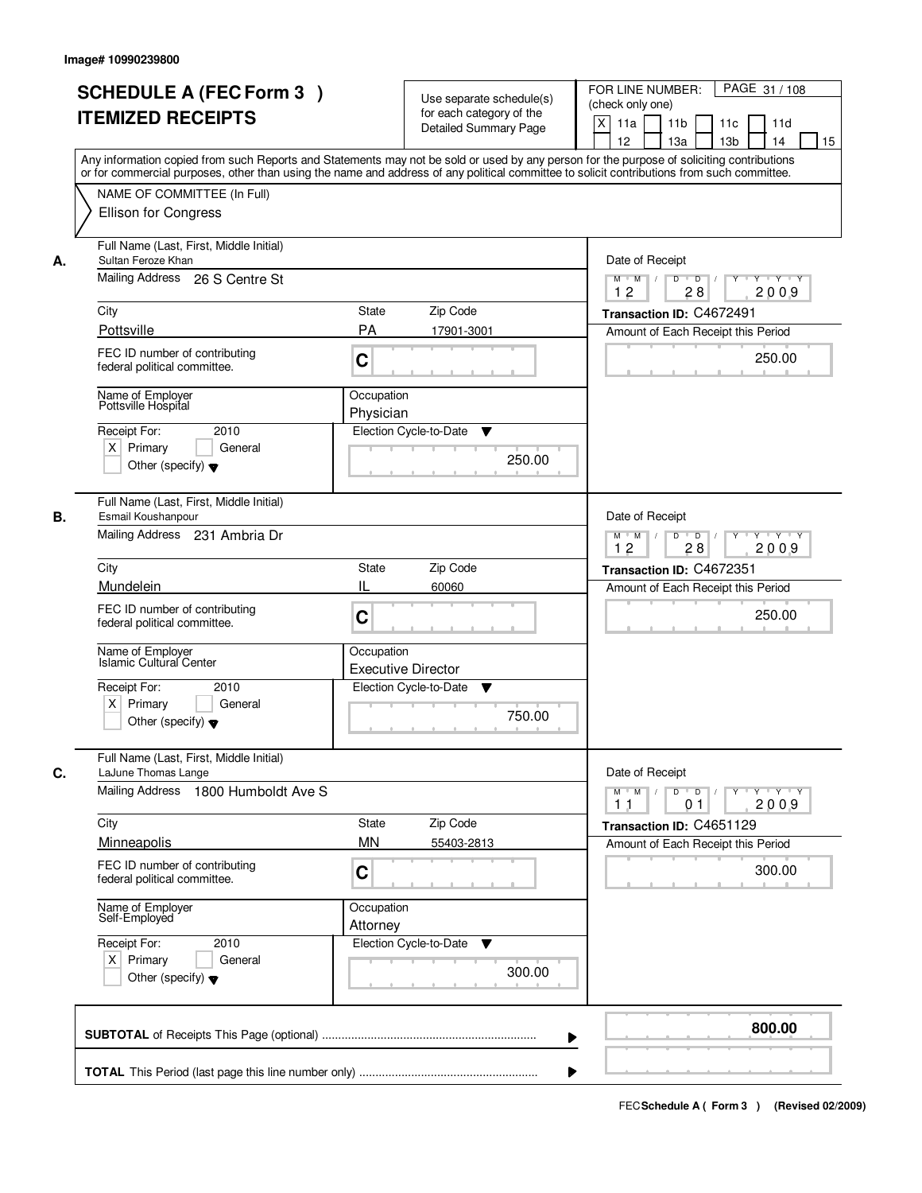Image# 10990239800

# SCHEDULE A (FEC Form 3 )
## ITEMIZED RECEIPTS

Use separate schedule(s) for each category of the Detailed Summary Page

FOR LINE NUMBER: (check only one)

PAGE 31 / 108

[X] 11a [ ] 11b [ ] 11c [ ] 11d [ ] 12 [ ] 13a [ ] 13b [ ] 14 [ ] 15

Any information copied from such Reports and Statements may not be sold or used by any person for the purpose of soliciting contributions or for commercial purposes, other than using the name and address of any political committee to solicit contributions from such committee.

NAME OF COMMITTEE (In Full)
Ellison for Congress

---

**A.** Full Name (Last, First, Middle Initial): Sultan Feroze Khan

Mailing Address: 26 S Centre St

City: Pottsville | State: PA | Zip Code: 17901-3001

FEC ID number of contributing federal political committee: C

Name of Employer: Pottsville Hospital

Occupation: Physician

Receipt For: 2010 — [X] Primary [ ] General [ ] Other (specify)

Election Cycle-to-Date: 250.00

Date of Receipt: 12 / 28 / 2009

Transaction ID: C4672491

Amount of Each Receipt this Period: 250.00

---

**B.** Full Name (Last, First, Middle Initial): Esmail Koushanpour

Mailing Address: 231 Ambria Dr

City: Mundelein | State: IL | Zip Code: 60060

FEC ID number of contributing federal political committee: C

Name of Employer: Islamic Cultural Center

Occupation: Executive Director

Receipt For: 2010 — [X] Primary [ ] General [ ] Other (specify)

Election Cycle-to-Date: 750.00

Date of Receipt: 12 / 28 / 2009

Transaction ID: C4672351

Amount of Each Receipt this Period: 250.00

---

**C.** Full Name (Last, First, Middle Initial): LaJune Thomas Lange

Mailing Address: 1800 Humboldt Ave S

City: Minneapolis | State: MN | Zip Code: 55403-2813

FEC ID number of contributing federal political committee: C

Name of Employer: Self-Employed

Occupation: Attorney

Receipt For: 2010 — [X] Primary [ ] General [ ] Other (specify)

Election Cycle-to-Date: 300.00

Date of Receipt: 11 / 01 / 2009

Transaction ID: C4651129

Amount of Each Receipt this Period: 300.00

---

**SUBTOTAL** of Receipts This Page (optional): **800.00**

**TOTAL** This Period (last page this line number only):

FEC **Schedule A ( Form 3 )** (Revised 02/2009)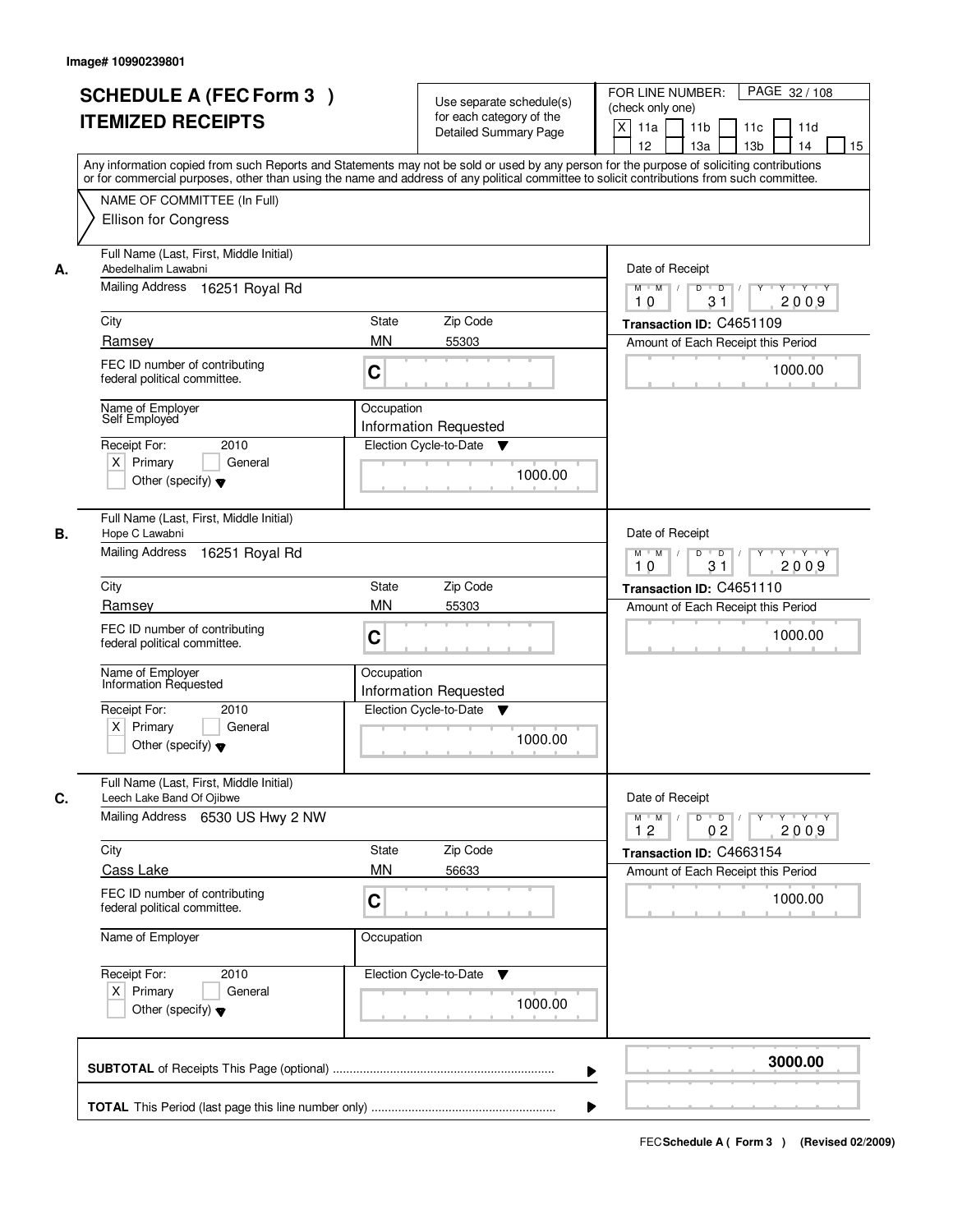Image# 10990239801

# SCHEDULE A (FEC Form 3 ) ITEMIZED RECEIPTS

Use separate schedule(s) for each category of the Detailed Summary Page

FOR LINE NUMBER: (check only one)

[X] 11a [ ] 11b [ ] 11c [ ] 11d [ ] 12 [ ] 13a [ ] 13b [ ] 14 [ ] 15

PAGE 32 / 108

Any information copied from such Reports and Statements may not be sold or used by any person for the purpose of soliciting contributions or for commercial purposes, other than using the name and address of any political committee to solicit contributions from such committee.

NAME OF COMMITTEE (In Full)
Ellison for Congress

**A.** Full Name (Last, First, Middle Initial)
Abedelhalim Lawabni

Mailing Address: 16251 Royal Rd

City: Ramsey | State: MN | Zip Code: 55303

FEC ID number of contributing federal political committee. C

Name of Employer: Self Employed

Occupation: Information Requested

Receipt For: 2010 — [X] Primary [ ] General [ ] Other (specify)

Date of Receipt: 10 31 2009

Transaction ID: C4651109

Amount of Each Receipt this Period: 1000.00

Election Cycle-to-Date: 1000.00

**B.** Full Name (Last, First, Middle Initial)
Hope C Lawabni

Mailing Address: 16251 Royal Rd

City: Ramsey | State: MN | Zip Code: 55303

FEC ID number of contributing federal political committee. C

Name of Employer: Information Requested

Occupation: Information Requested

Receipt For: 2010 — [X] Primary [ ] General [ ] Other (specify)

Date of Receipt: 10 31 2009

Transaction ID: C4651110

Amount of Each Receipt this Period: 1000.00

Election Cycle-to-Date: 1000.00

**C.** Full Name (Last, First, Middle Initial)
Leech Lake Band Of Ojibwe

Mailing Address: 6530 US Hwy 2 NW

City: Cass Lake | State: MN | Zip Code: 56633

FEC ID number of contributing federal political committee. C

Name of Employer:

Occupation:

Receipt For: 2010 — [X] Primary [ ] General [ ] Other (specify)

Date of Receipt: 12 02 2009

Transaction ID: C4663154

Amount of Each Receipt this Period: 1000.00

Election Cycle-to-Date: 1000.00

**SUBTOTAL** of Receipts This Page (optional): **3000.00**

**TOTAL** This Period (last page this line number only):

FEC Schedule A ( Form 3 ) (Revised 02/2009)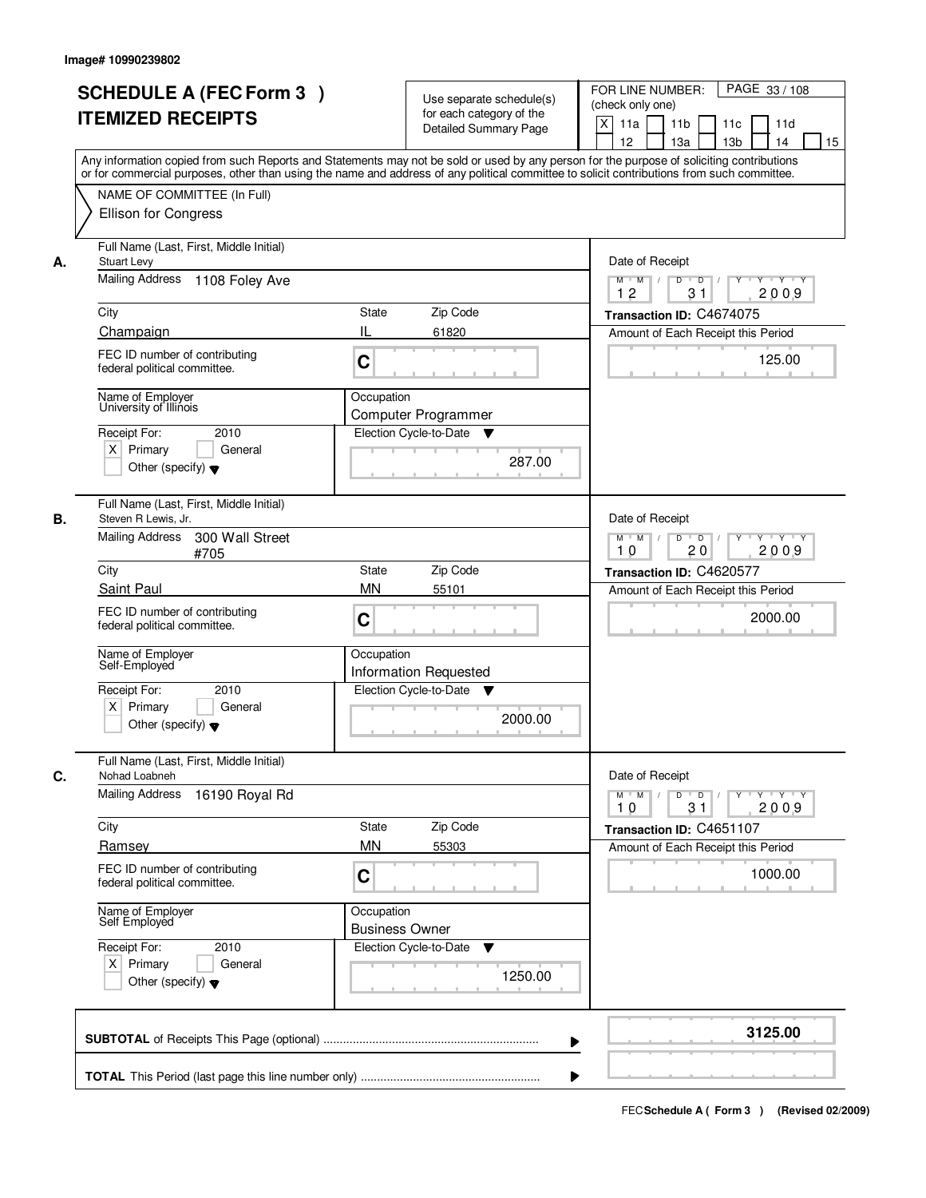Image# 10990239802

# SCHEDULE A (FEC Form 3 )
## ITEMIZED RECEIPTS

Use separate schedule(s) for each category of the Detailed Summary Page

FOR LINE NUMBER: (check only one)

PAGE 33 / 108

[X] 11a [ ] 11b [ ] 11c [ ] 11d [ ] 12 [ ] 13a [ ] 13b [ ] 14 [ ] 15

Any information copied from such Reports and Statements may not be sold or used by any person for the purpose of soliciting contributions or for commercial purposes, other than using the name and address of any political committee to solicit contributions from such committee.

NAME OF COMMITTEE (In Full)
Ellison for Congress

---

**A.** Full Name (Last, First, Middle Initial): Stuart Levy

Mailing Address: 1108 Foley Ave

City: Champaign | State: IL | Zip Code: 61820

FEC ID number of contributing federal political committee: C

Name of Employer: University of Illinois

Occupation: Computer Programmer

Receipt For: 2010 — [X] Primary [ ] General [ ] Other (specify)

Election Cycle-to-Date: 287.00

Date of Receipt: 12 / 31 / 2009

Transaction ID: C4674075

Amount of Each Receipt this Period: 125.00

---

**B.** Full Name (Last, First, Middle Initial): Steven R Lewis, Jr.

Mailing Address: 300 Wall Street #705

City: Saint Paul | State: MN | Zip Code: 55101

FEC ID number of contributing federal political committee: C

Name of Employer: Self-Employed

Occupation: Information Requested

Receipt For: 2010 — [X] Primary [ ] General [ ] Other (specify)

Election Cycle-to-Date: 2000.00

Date of Receipt: 10 / 20 / 2009

Transaction ID: C4620577

Amount of Each Receipt this Period: 2000.00

---

**C.** Full Name (Last, First, Middle Initial): Nohad Loabneh

Mailing Address: 16190 Royal Rd

City: Ramsey | State: MN | Zip Code: 55303

FEC ID number of contributing federal political committee: C

Name of Employer: Self Employed

Occupation: Business Owner

Receipt For: 2010 — [X] Primary [ ] General [ ] Other (specify)

Election Cycle-to-Date: 1250.00

Date of Receipt: 10 / 31 / 2009

Transaction ID: C4651107

Amount of Each Receipt this Period: 1000.00

---

**SUBTOTAL** of Receipts This Page (optional) ........ 3125.00

**TOTAL** This Period (last page this line number only) ........

FEC **Schedule A ( Form 3 )** (Revised 02/2009)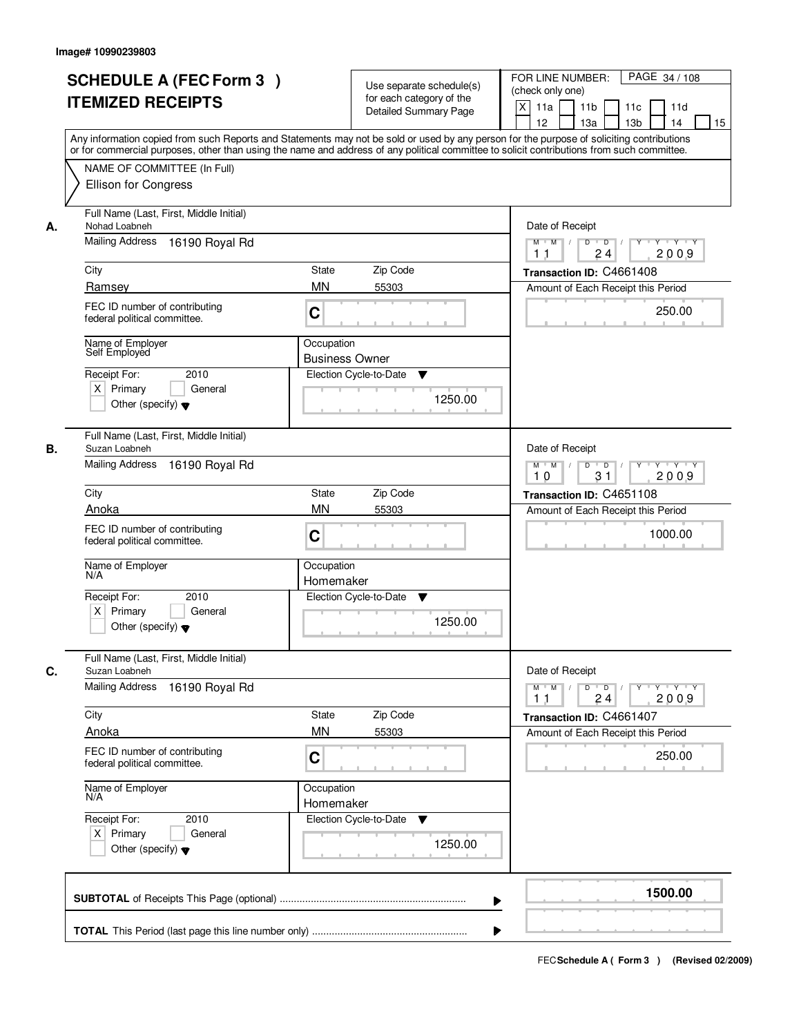Image# 10990239803

# SCHEDULE A (FEC Form 3 ) ITEMIZED RECEIPTS

Use separate schedule(s) for each category of the Detailed Summary Page

FOR LINE NUMBER: (check only one)

[X] 11a [ ] 11b [ ] 11c [ ] 11d [ ] 12 [ ] 13a [ ] 13b [ ] 14 [ ] 15

PAGE 34 / 108

Any information copied from such Reports and Statements may not be sold or used by any person for the purpose of soliciting contributions or for commercial purposes, other than using the name and address of any political committee to solicit contributions from such committee.

NAME OF COMMITTEE (In Full)
Ellison for Congress

---

**A.** Full Name (Last, First, Middle Initial): Nohad Loabneh

Mailing Address: 16190 Royal Rd

City: Ramsey | State: MN | Zip Code: 55303

FEC ID number of contributing federal political committee: C

Name of Employer: Self Employed

Occupation: Business Owner

Receipt For: 2010 [X] Primary [ ] General [ ] Other (specify)

Election Cycle-to-Date: 1250.00

Date of Receipt: 11 24 2009

Transaction ID: C4661408

Amount of Each Receipt this Period: 250.00

---

**B.** Full Name (Last, First, Middle Initial): Suzan Loabneh

Mailing Address: 16190 Royal Rd

City: Anoka | State: MN | Zip Code: 55303

FEC ID number of contributing federal political committee: C

Name of Employer: N/A

Occupation: Homemaker

Receipt For: 2010 [X] Primary [ ] General [ ] Other (specify)

Election Cycle-to-Date: 1250.00

Date of Receipt: 10 31 2009

Transaction ID: C4651108

Amount of Each Receipt this Period: 1000.00

---

**C.** Full Name (Last, First, Middle Initial): Suzan Loabneh

Mailing Address: 16190 Royal Rd

City: Anoka | State: MN | Zip Code: 55303

FEC ID number of contributing federal political committee: C

Name of Employer: N/A

Occupation: Homemaker

Receipt For: 2010 [X] Primary [ ] General [ ] Other (specify)

Election Cycle-to-Date: 1250.00

Date of Receipt: 11 24 2009

Transaction ID: C4661407

Amount of Each Receipt this Period: 250.00

---

**SUBTOTAL** of Receipts This Page (optional): **1500.00**

**TOTAL** This Period (last page this line number only):

FEC Schedule A ( Form 3 ) (Revised 02/2009)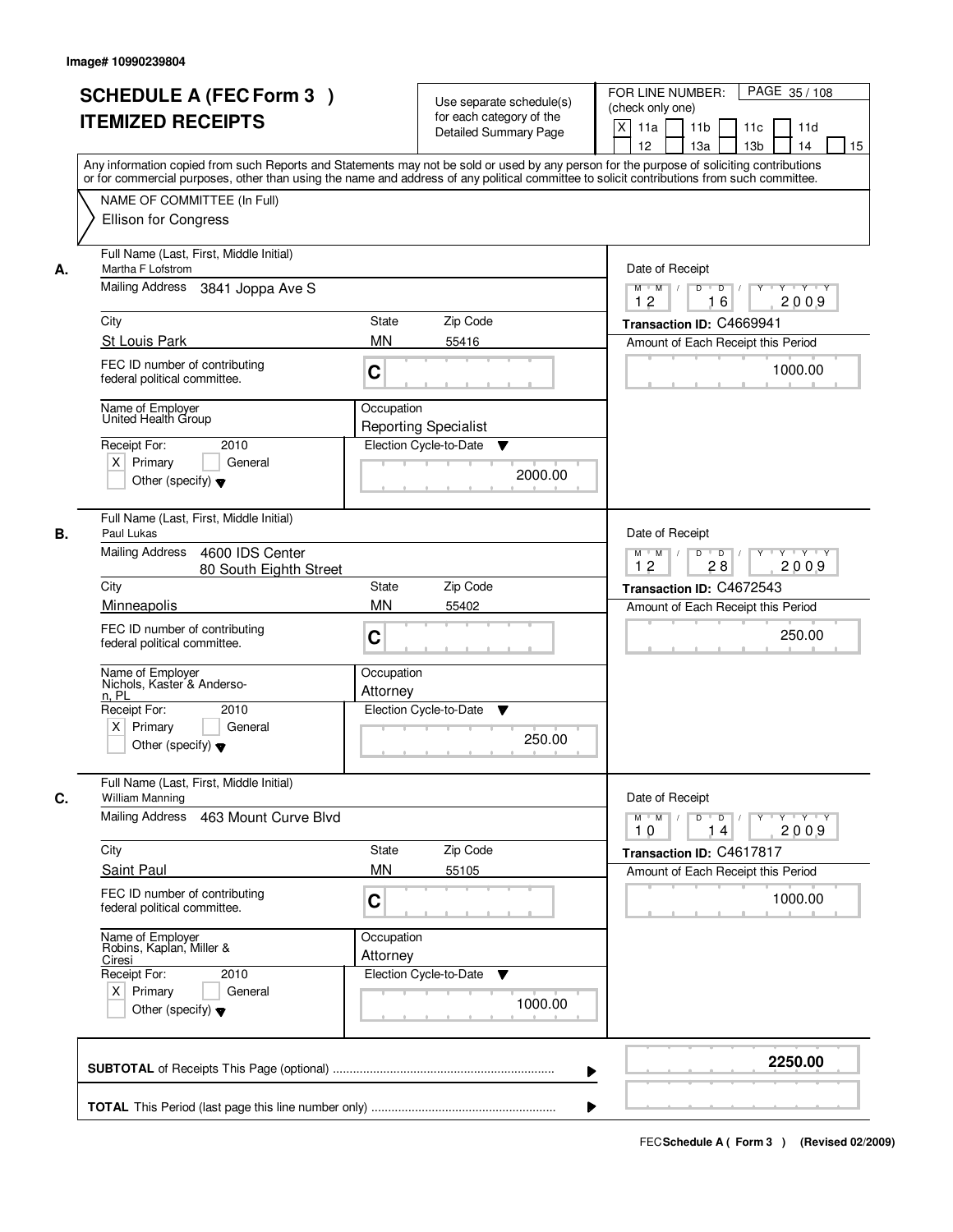Image# 10990239804

# SCHEDULE A (FEC Form 3 ) ITEMIZED RECEIPTS

Use separate schedule(s) for each category of the Detailed Summary Page

FOR LINE NUMBER: (check only one)

PAGE 35 / 108

X 11a | 11b | 11c | 11d | 12 | 13a | 13b | 14 | 15

Any information copied from such Reports and Statements may not be sold or used by any person for the purpose of soliciting contributions or for commercial purposes, other than using the name and address of any political committee to solicit contributions from such committee.

NAME OF COMMITTEE (In Full)
Ellison for Congress

**A.**

Full Name (Last, First, Middle Initial): Martha F Lofstrom
Mailing Address: 3841 Joppa Ave S
City: St Louis Park | State: MN | Zip Code: 55416
FEC ID number of contributing federal political committee: C
Name of Employer: United Health Group
Occupation: Reporting Specialist
Receipt For: 2010 — X Primary | General | Other (specify)
Election Cycle-to-Date: 2000.00
Date of Receipt: 12 / 16 / 2009
Transaction ID: C4669941
Amount of Each Receipt this Period: 1000.00

**B.**

Full Name (Last, First, Middle Initial): Paul Lukas
Mailing Address: 4600 IDS Center, 80 South Eighth Street
City: Minneapolis | State: MN | Zip Code: 55402
FEC ID number of contributing federal political committee: C
Name of Employer: Nichols, Kaster & Anderson, PL
Occupation: Attorney
Receipt For: 2010 — X Primary | General | Other (specify)
Election Cycle-to-Date: 250.00
Date of Receipt: 12 / 28 / 2009
Transaction ID: C4672543
Amount of Each Receipt this Period: 250.00

**C.**

Full Name (Last, First, Middle Initial): William Manning
Mailing Address: 463 Mount Curve Blvd
City: Saint Paul | State: MN | Zip Code: 55105
FEC ID number of contributing federal political committee: C
Name of Employer: Robins, Kaplan, Miller & Ciresi
Occupation: Attorney
Receipt For: 2010 — X Primary | General | Other (specify)
Election Cycle-to-Date: 1000.00
Date of Receipt: 10 / 14 / 2009
Transaction ID: C4617817
Amount of Each Receipt this Period: 1000.00

**SUBTOTAL** of Receipts This Page (optional): **2250.00**

**TOTAL** This Period (last page this line number only):

FEC Schedule A ( Form 3 ) (Revised 02/2009)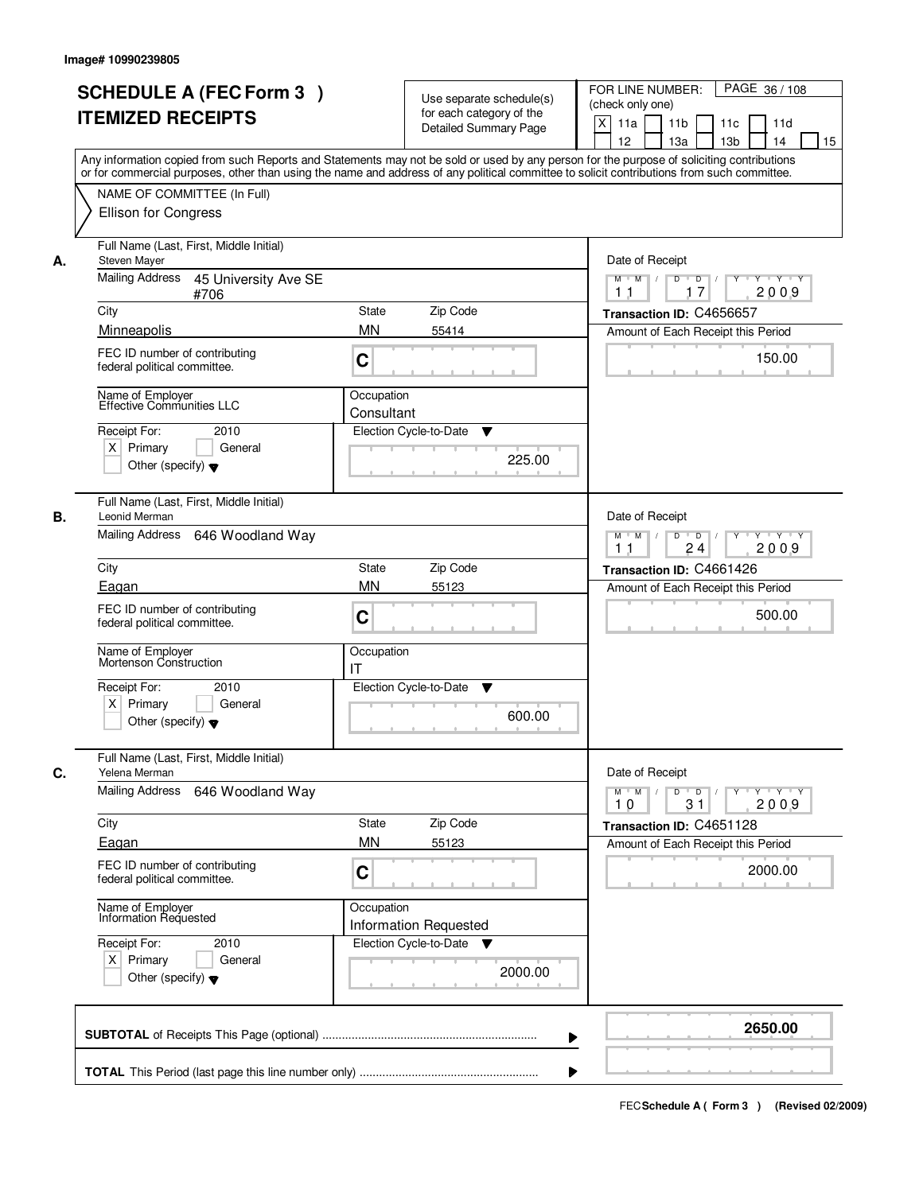Image# 10990239805

# SCHEDULE A (FEC Form 3 )
# ITEMIZED RECEIPTS

Use separate schedule(s) for each category of the Detailed Summary Page

FOR LINE NUMBER: (check only one)

[X] 11a [ ] 11b [ ] 11c [ ] 11d [ ] 12 [ ] 13a [ ] 13b [ ] 14 [ ] 15

PAGE 36 / 108

Any information copied from such Reports and Statements may not be sold or used by any person for the purpose of soliciting contributions or for commercial purposes, other than using the name and address of any political committee to solicit contributions from such committee.

NAME OF COMMITTEE (In Full)
Ellison for Congress

---

**A.** Full Name (Last, First, Middle Initial): Steven Mayer

Mailing Address: 45 University Ave SE #706

City: Minneapolis | State: MN | Zip Code: 55414

FEC ID number of contributing federal political committee: C

Name of Employer: Effective Communities LLC

Occupation: Consultant

Receipt For: 2010 [X] Primary [ ] General [ ] Other (specify)

Election Cycle-to-Date: 225.00

Date of Receipt: 11 17 2009

Transaction ID: C4656657

Amount of Each Receipt this Period: 150.00

---

**B.** Full Name (Last, First, Middle Initial): Leonid Merman

Mailing Address: 646 Woodland Way

City: Eagan | State: MN | Zip Code: 55123

FEC ID number of contributing federal political committee: C

Name of Employer: Mortenson Construction

Occupation: IT

Receipt For: 2010 [X] Primary [ ] General [ ] Other (specify)

Election Cycle-to-Date: 600.00

Date of Receipt: 11 24 2009

Transaction ID: C4661426

Amount of Each Receipt this Period: 500.00

---

**C.** Full Name (Last, First, Middle Initial): Yelena Merman

Mailing Address: 646 Woodland Way

City: Eagan | State: MN | Zip Code: 55123

FEC ID number of contributing federal political committee: C

Name of Employer: Information Requested

Occupation: Information Requested

Receipt For: 2010 [X] Primary [ ] General [ ] Other (specify)

Election Cycle-to-Date: 2000.00

Date of Receipt: 10 31 2009

Transaction ID: C4651128

Amount of Each Receipt this Period: 2000.00

---

**SUBTOTAL** of Receipts This Page (optional) ........ 2650.00

**TOTAL** This Period (last page this line number only) ........

FEC **Schedule A ( Form 3 )** (Revised 02/2009)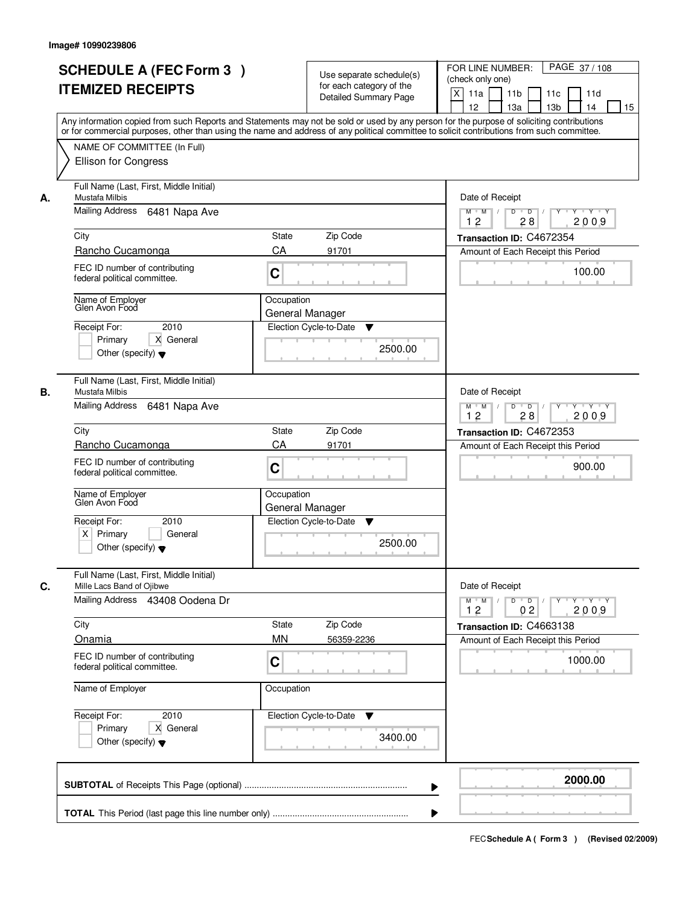Image# 10990239806

# SCHEDULE A (FEC Form 3 )
# ITEMIZED RECEIPTS

Use separate schedule(s) for each category of the Detailed Summary Page

FOR LINE NUMBER: (check only one)

[X] 11a [ ] 11b [ ] 11c [ ] 11d [ ] 12 [ ] 13a [ ] 13b [ ] 14 [ ] 15

PAGE 37 / 108

Any information copied from such Reports and Statements may not be sold or used by any person for the purpose of soliciting contributions or for commercial purposes, other than using the name and address of any political committee to solicit contributions from such committee.

NAME OF COMMITTEE (In Full)
Ellison for Congress

---

**A.**

Full Name (Last, First, Middle Initial): Mustafa Milbis

Mailing Address: 6481 Napa Ave

City: Rancho Cucamonga | State: CA | Zip Code: 91701

FEC ID number of contributing federal political committee: C

Name of Employer: Glen Avon Food

Occupation: General Manager

Receipt For: 2010 — [ ] Primary [X] General [ ] Other (specify)

Election Cycle-to-Date: 2500.00

Date of Receipt: 12 / 28 / 2009

Transaction ID: C4672354

Amount of Each Receipt this Period: 100.00

---

**B.**

Full Name (Last, First, Middle Initial): Mustafa Milbis

Mailing Address: 6481 Napa Ave

City: Rancho Cucamonga | State: CA | Zip Code: 91701

FEC ID number of contributing federal political committee: C

Name of Employer: Glen Avon Food

Occupation: General Manager

Receipt For: 2010 — [X] Primary [ ] General [ ] Other (specify)

Election Cycle-to-Date: 2500.00

Date of Receipt: 12 / 28 / 2009

Transaction ID: C4672353

Amount of Each Receipt this Period: 900.00

---

**C.**

Full Name (Last, First, Middle Initial): Mille Lacs Band of Ojibwe

Mailing Address: 43408 Oodena Dr

City: Onamia | State: MN | Zip Code: 56359-2236

FEC ID number of contributing federal political committee: C

Name of Employer:

Occupation:

Receipt For: 2010 — [ ] Primary [X] General [ ] Other (specify)

Election Cycle-to-Date: 3400.00

Date of Receipt: 12 / 02 / 2009

Transaction ID: C4663138

Amount of Each Receipt this Period: 1000.00

---

**SUBTOTAL** of Receipts This Page (optional): **2000.00**

**TOTAL** This Period (last page this line number only):

FEC Schedule A ( Form 3 ) (Revised 02/2009)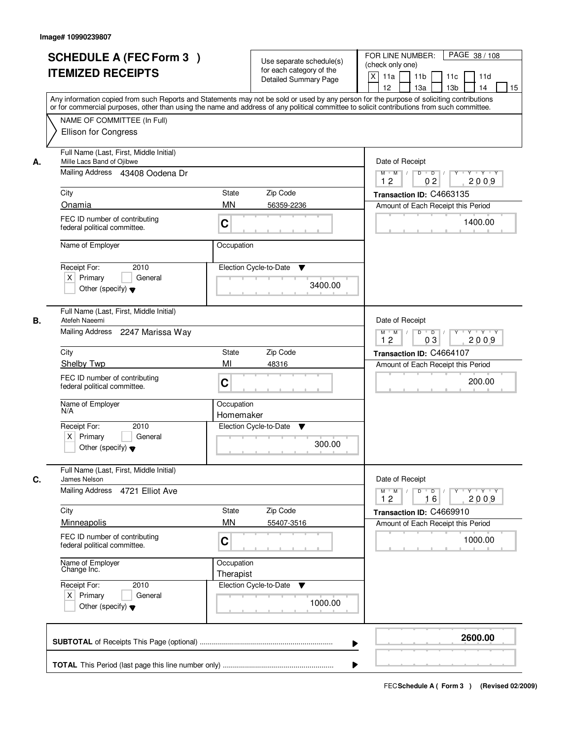Image# 10990239807

# SCHEDULE A (FEC Form 3 )
# ITEMIZED RECEIPTS

Use separate schedule(s) for each category of the Detailed Summary Page

FOR LINE NUMBER: (check only one)

[X] 11a [ ] 11b [ ] 11c [ ] 11d [ ] 12 [ ] 13a [ ] 13b [ ] 14 [ ] 15

PAGE 38 / 108

Any information copied from such Reports and Statements may not be sold or used by any person for the purpose of soliciting contributions or for commercial purposes, other than using the name and address of any political committee to solicit contributions from such committee.

NAME OF COMMITTEE (In Full)
Ellison for Congress

**A.** Full Name (Last, First, Middle Initial): Mille Lacs Band of Ojibwe
Mailing Address: 43408 Oodena Dr
City: Onamia
State: MN
Zip Code: 56359-2236
FEC ID number of contributing federal political committee: C
Name of Employer:
Occupation:
Receipt For: 2010 [X] Primary [ ] General [ ] Other (specify)
Election Cycle-to-Date: 3400.00
Date of Receipt: 12 / 02 / 2009
Transaction ID: C4663135
Amount of Each Receipt this Period: 1400.00

**B.** Full Name (Last, First, Middle Initial): Atefeh Naeemi
Mailing Address: 2247 Marissa Way
City: Shelby Twp
State: MI
Zip Code: 48316
FEC ID number of contributing federal political committee: C
Name of Employer: N/A
Occupation: Homemaker
Receipt For: 2010 [X] Primary [ ] General [ ] Other (specify)
Election Cycle-to-Date: 300.00
Date of Receipt: 12 / 03 / 2009
Transaction ID: C4664107
Amount of Each Receipt this Period: 200.00

**C.** Full Name (Last, First, Middle Initial): James Nelson
Mailing Address: 4721 Elliot Ave
City: Minneapolis
State: MN
Zip Code: 55407-3516
FEC ID number of contributing federal political committee: C
Name of Employer: Change Inc.
Occupation: Therapist
Receipt For: 2010 [X] Primary [ ] General [ ] Other (specify)
Election Cycle-to-Date: 1000.00
Date of Receipt: 12 / 16 / 2009
Transaction ID: C4669910
Amount of Each Receipt this Period: 1000.00

**SUBTOTAL** of Receipts This Page (optional): **2600.00**

**TOTAL** This Period (last page this line number only):

FEC Schedule A ( Form 3 ) (Revised 02/2009)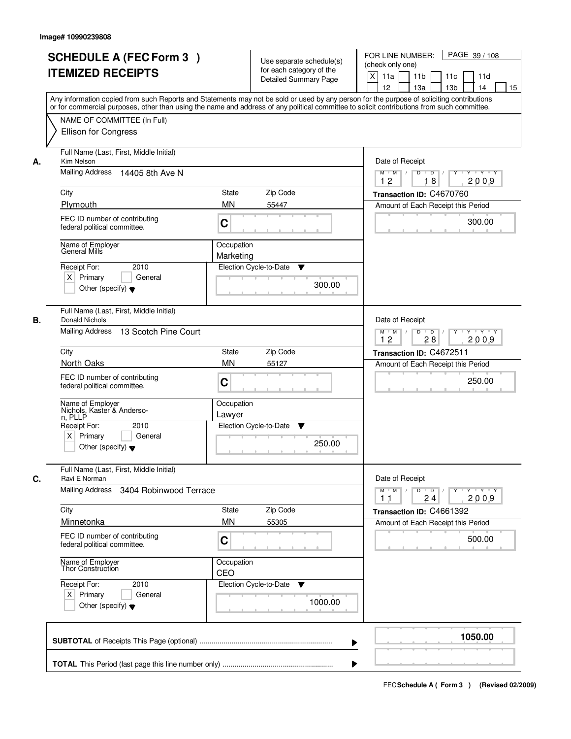Image# 10990239808

# SCHEDULE A (FEC Form 3 )
# ITEMIZED RECEIPTS

Use separate schedule(s) for each category of the Detailed Summary Page

FOR LINE NUMBER: (check only one)

[X] 11a [ ] 11b [ ] 11c [ ] 11d [ ] 12 [ ] 13a [ ] 13b [ ] 14 [ ] 15

PAGE 39 / 108

Any information copied from such Reports and Statements may not be sold or used by any person for the purpose of soliciting contributions or for commercial purposes, other than using the name and address of any political committee to solicit contributions from such committee.

NAME OF COMMITTEE (In Full)
Ellison for Congress

**A.**

Full Name (Last, First, Middle Initial): Kim Nelson
Mailing Address: 14405 8th Ave N
City: Plymouth
State: MN
Zip Code: 55447
FEC ID number of contributing federal political committee: C
Name of Employer: General Mills
Occupation: Marketing
Receipt For: 2010 [X] Primary [ ] General [ ] Other (specify)
Election Cycle-to-Date: 300.00
Date of Receipt: 12 18 2009
Transaction ID: C4670760
Amount of Each Receipt this Period: 300.00

**B.**

Full Name (Last, First, Middle Initial): Donald Nichols
Mailing Address: 13 Scotch Pine Court
City: North Oaks
State: MN
Zip Code: 55127
FEC ID number of contributing federal political committee: C
Name of Employer: Nichols, Kaster & Anderson, PLLP
Occupation: Lawyer
Receipt For: 2010 [X] Primary [ ] General [ ] Other (specify)
Election Cycle-to-Date: 250.00
Date of Receipt: 12 28 2009
Transaction ID: C4672511
Amount of Each Receipt this Period: 250.00

**C.**

Full Name (Last, First, Middle Initial): Ravi E Norman
Mailing Address: 3404 Robinwood Terrace
City: Minnetonka
State: MN
Zip Code: 55305
FEC ID number of contributing federal political committee: C
Name of Employer: Thor Construction
Occupation: CEO
Receipt For: 2010 [X] Primary [ ] General [ ] Other (specify)
Election Cycle-to-Date: 1000.00
Date of Receipt: 11 24 2009
Transaction ID: C4661392
Amount of Each Receipt this Period: 500.00

**SUBTOTAL** of Receipts This Page (optional) ........ 1050.00

**TOTAL** This Period (last page this line number only) ........

FEC Schedule A ( Form 3 ) (Revised 02/2009)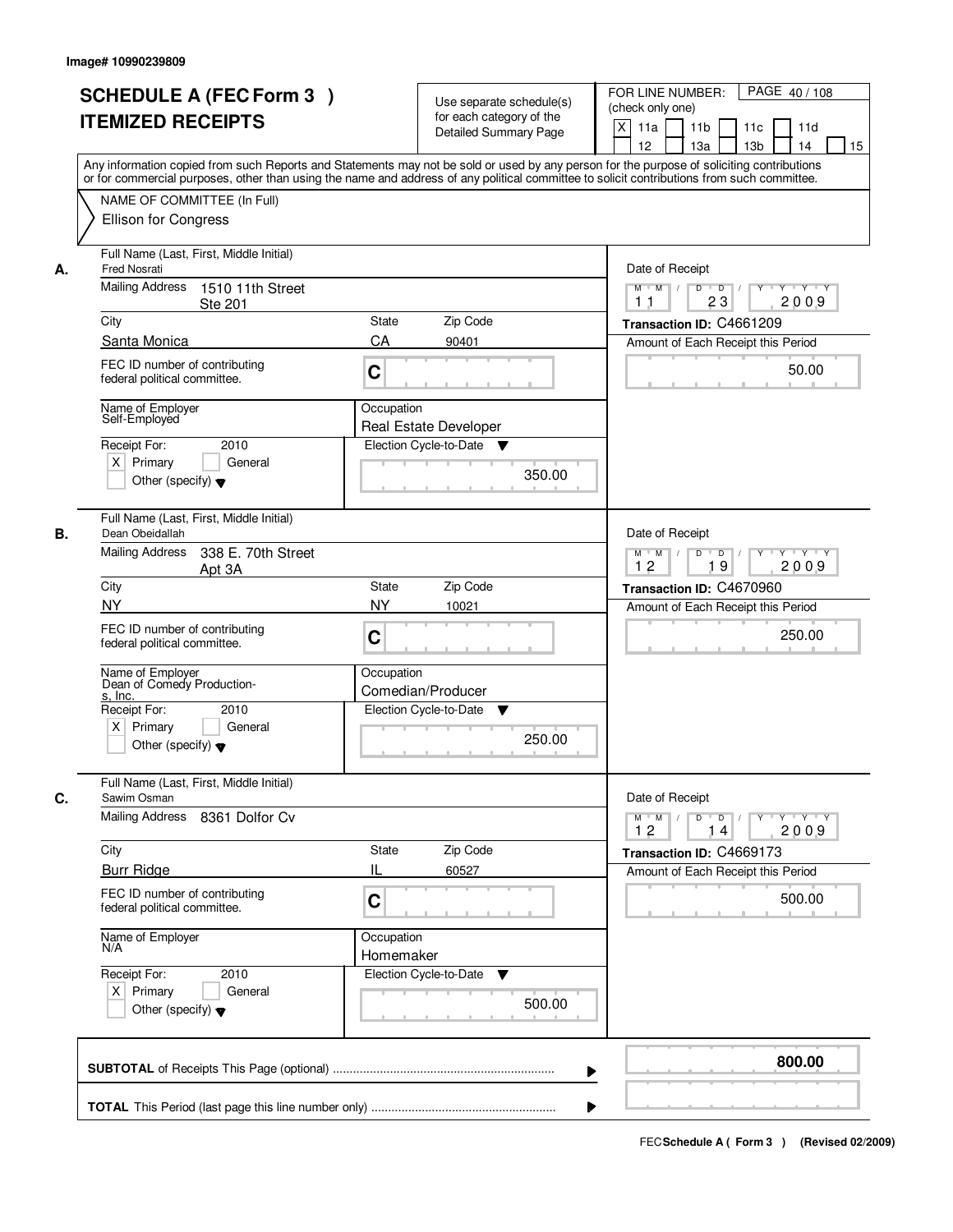Image# 10990239809

# SCHEDULE A (FEC Form 3 ) ITEMIZED RECEIPTS

Use separate schedule(s) for each category of the Detailed Summary Page

FOR LINE NUMBER: (check only one)

PAGE 40 / 108

[X] 11a [ ] 11b [ ] 11c [ ] 11d [ ] 12 [ ] 13a [ ] 13b [ ] 14 [ ] 15

Any information copied from such Reports and Statements may not be sold or used by any person for the purpose of soliciting contributions or for commercial purposes, other than using the name and address of any political committee to solicit contributions from such committee.

NAME OF COMMITTEE (In Full)
Ellison for Congress

---

**A.** Full Name (Last, First, Middle Initial)
Fred Nosrati

Mailing Address: 1510 11th Street, Ste 201

City: Santa Monica | State: CA | Zip Code: 90401

FEC ID number of contributing federal political committee: C

Name of Employer: Self-Employed

Occupation: Real Estate Developer

Receipt For: 2010 — [X] Primary [ ] General [ ] Other (specify)

Election Cycle-to-Date: 350.00

Date of Receipt: 11 / 23 / 2009

Transaction ID: C4661209

Amount of Each Receipt this Period: 50.00

---

**B.** Full Name (Last, First, Middle Initial)
Dean Obeidallah

Mailing Address: 338 E. 70th Street, Apt 3A

City: NY | State: NY | Zip Code: 10021

FEC ID number of contributing federal political committee: C

Name of Employer: Dean of Comedy Productions, Inc.

Occupation: Comedian/Producer

Receipt For: 2010 — [X] Primary [ ] General [ ] Other (specify)

Election Cycle-to-Date: 250.00

Date of Receipt: 12 / 19 / 2009

Transaction ID: C4670960

Amount of Each Receipt this Period: 250.00

---

**C.** Full Name (Last, First, Middle Initial)
Sawim Osman

Mailing Address: 8361 Dolfor Cv

City: Burr Ridge | State: IL | Zip Code: 60527

FEC ID number of contributing federal political committee: C

Name of Employer: N/A

Occupation: Homemaker

Receipt For: 2010 — [X] Primary [ ] General [ ] Other (specify)

Election Cycle-to-Date: 500.00

Date of Receipt: 12 / 14 / 2009

Transaction ID: C4669173

Amount of Each Receipt this Period: 500.00

---

**SUBTOTAL** of Receipts This Page (optional): **800.00**

**TOTAL** This Period (last page this line number only):

FEC Schedule A ( Form 3 ) (Revised 02/2009)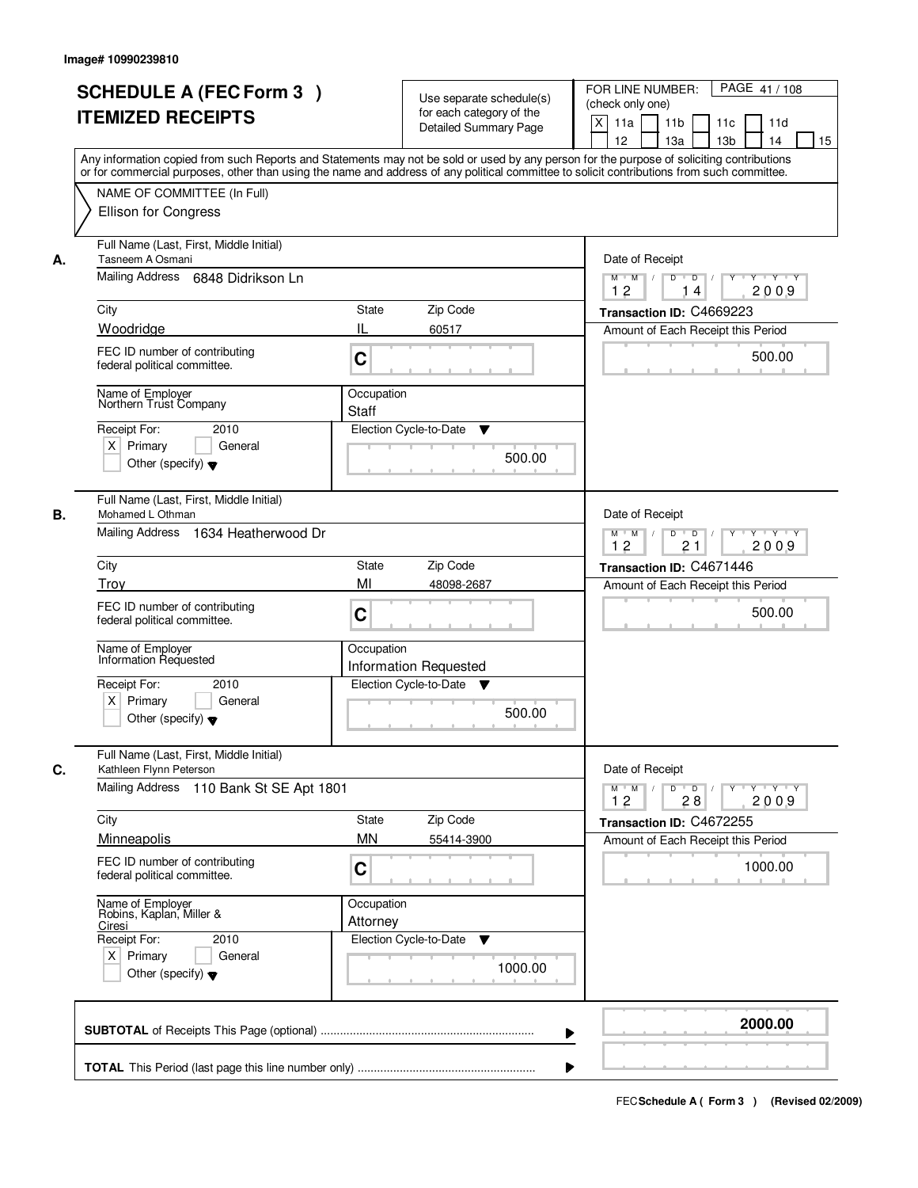Image# 10990239810

# SCHEDULE A (FEC Form 3 )
# ITEMIZED RECEIPTS

Use separate schedule(s) for each category of the Detailed Summary Page

FOR LINE NUMBER: (check only one) PAGE 41 / 108

[X] 11a [ ] 11b [ ] 11c [ ] 11d [ ] 12 [ ] 13a [ ] 13b [ ] 14 [ ] 15

Any information copied from such Reports and Statements may not be sold or used by any person for the purpose of soliciting contributions or for commercial purposes, other than using the name and address of any political committee to solicit contributions from such committee.

NAME OF COMMITTEE (In Full)
Ellison for Congress

**A.**

Full Name (Last, First, Middle Initial): Tasneem A Osmani
Mailing Address: 6848 Didrikson Ln
City: Woodridge
State: IL
Zip Code: 60517
FEC ID number of contributing federal political committee: C
Name of Employer: Northern Trust Company
Occupation: Staff
Receipt For: 2010 [X] Primary [ ] General [ ] Other (specify)
Election Cycle-to-Date: 500.00
Date of Receipt: 12 / 14 / 2009
Transaction ID: C4669223
Amount of Each Receipt this Period: 500.00

**B.**

Full Name (Last, First, Middle Initial): Mohamed L Othman
Mailing Address: 1634 Heatherwood Dr
City: Troy
State: MI
Zip Code: 48098-2687
FEC ID number of contributing federal political committee: C
Name of Employer: Information Requested
Occupation: Information Requested
Receipt For: 2010 [X] Primary [ ] General [ ] Other (specify)
Election Cycle-to-Date: 500.00
Date of Receipt: 12 / 21 / 2009
Transaction ID: C4671446
Amount of Each Receipt this Period: 500.00

**C.**

Full Name (Last, First, Middle Initial): Kathleen Flynn Peterson
Mailing Address: 110 Bank St SE Apt 1801
City: Minneapolis
State: MN
Zip Code: 55414-3900
FEC ID number of contributing federal political committee: C
Name of Employer: Robins, Kaplan, Miller & Ciresi
Occupation: Attorney
Receipt For: 2010 [X] Primary [ ] General [ ] Other (specify)
Election Cycle-to-Date: 1000.00
Date of Receipt: 12 / 28 / 2009
Transaction ID: C4672255
Amount of Each Receipt this Period: 1000.00

**SUBTOTAL** of Receipts This Page (optional) ........ **2000.00**

**TOTAL** This Period (last page this line number only) ........

FEC **Schedule A ( Form 3 )** (Revised 02/2009)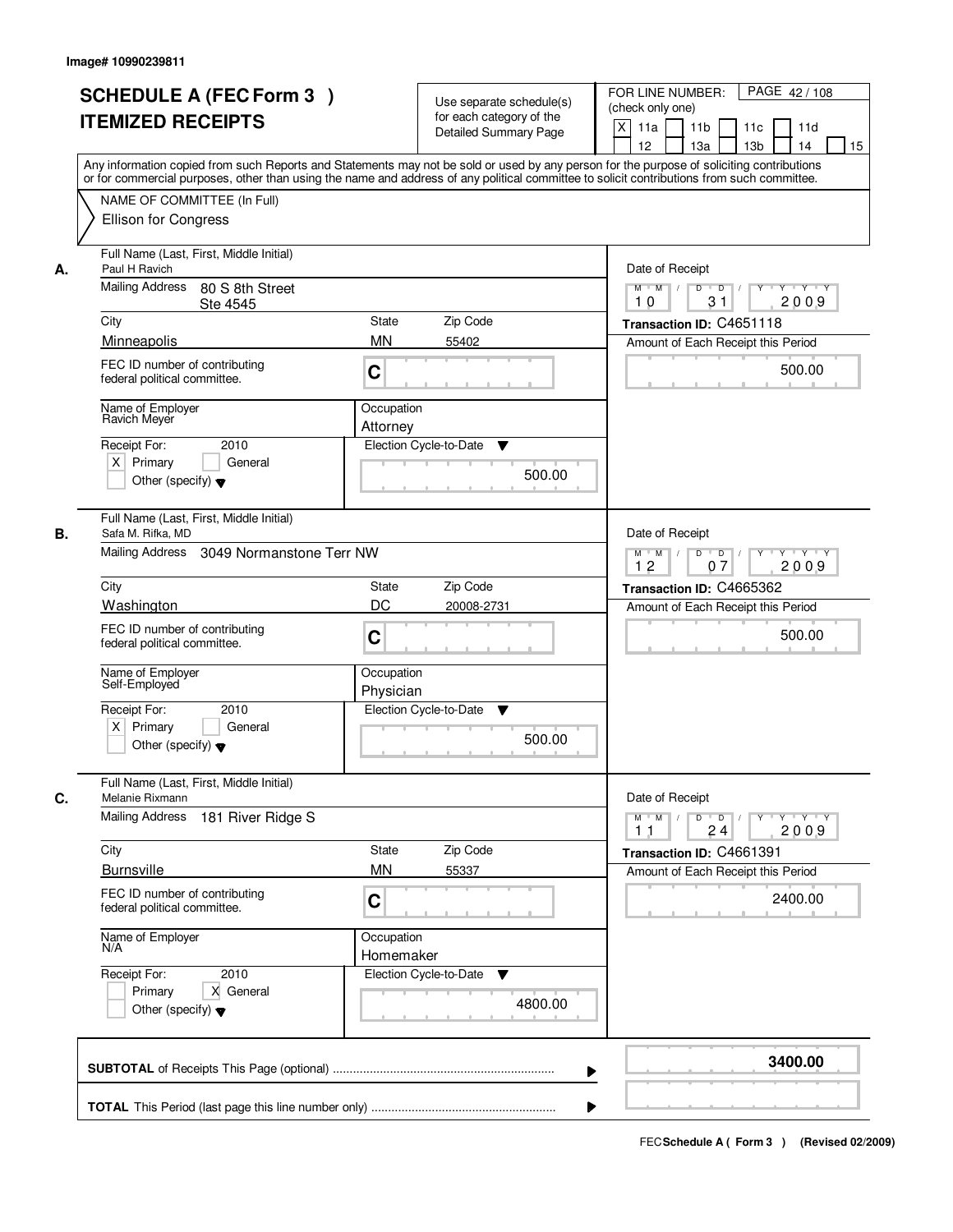Image# 10990239811

# SCHEDULE A (FEC Form 3 ) ITEMIZED RECEIPTS

Use separate schedule(s) for each category of the Detailed Summary Page

FOR LINE NUMBER: (check only one)
[X] 11a [ ] 11b [ ] 11c [ ] 11d [ ] 12 [ ] 13a [ ] 13b [ ] 14 [ ] 15

PAGE 42 / 108

Any information copied from such Reports and Statements may not be sold or used by any person for the purpose of soliciting contributions or for commercial purposes, other than using the name and address of any political committee to solicit contributions from such committee.

NAME OF COMMITTEE (In Full)
Ellison for Congress

**A.**

Full Name (Last, First, Middle Initial): Paul H Ravich
Mailing Address: 80 S 8th Street, Ste 4545
City: Minneapolis | State: MN | Zip Code: 55402
FEC ID number of contributing federal political committee: C
Name of Employer: Ravich Meyer
Occupation: Attorney
Receipt For: 2010 — [X] Primary [ ] General [ ] Other (specify)
Election Cycle-to-Date: 500.00
Date of Receipt: 10 / 31 / 2009
Transaction ID: C4651118
Amount of Each Receipt this Period: 500.00

**B.**

Full Name (Last, First, Middle Initial): Safa M. Rifka, MD
Mailing Address: 3049 Normanstone Terr NW
City: Washington | State: DC | Zip Code: 20008-2731
FEC ID number of contributing federal political committee: C
Name of Employer: Self-Employed
Occupation: Physician
Receipt For: 2010 — [X] Primary [ ] General [ ] Other (specify)
Election Cycle-to-Date: 500.00
Date of Receipt: 12 / 07 / 2009
Transaction ID: C4665362
Amount of Each Receipt this Period: 500.00

**C.**

Full Name (Last, First, Middle Initial): Melanie Rixmann
Mailing Address: 181 River Ridge S
City: Burnsville | State: MN | Zip Code: 55337
FEC ID number of contributing federal political committee: C
Name of Employer: N/A
Occupation: Homemaker
Receipt For: 2010 — [ ] Primary [X] General [ ] Other (specify)
Election Cycle-to-Date: 4800.00
Date of Receipt: 11 / 24 / 2009
Transaction ID: C4661391
Amount of Each Receipt this Period: 2400.00

**SUBTOTAL** of Receipts This Page (optional): **3400.00**

**TOTAL** This Period (last page this line number only):

FEC Schedule A ( Form 3 ) (Revised 02/2009)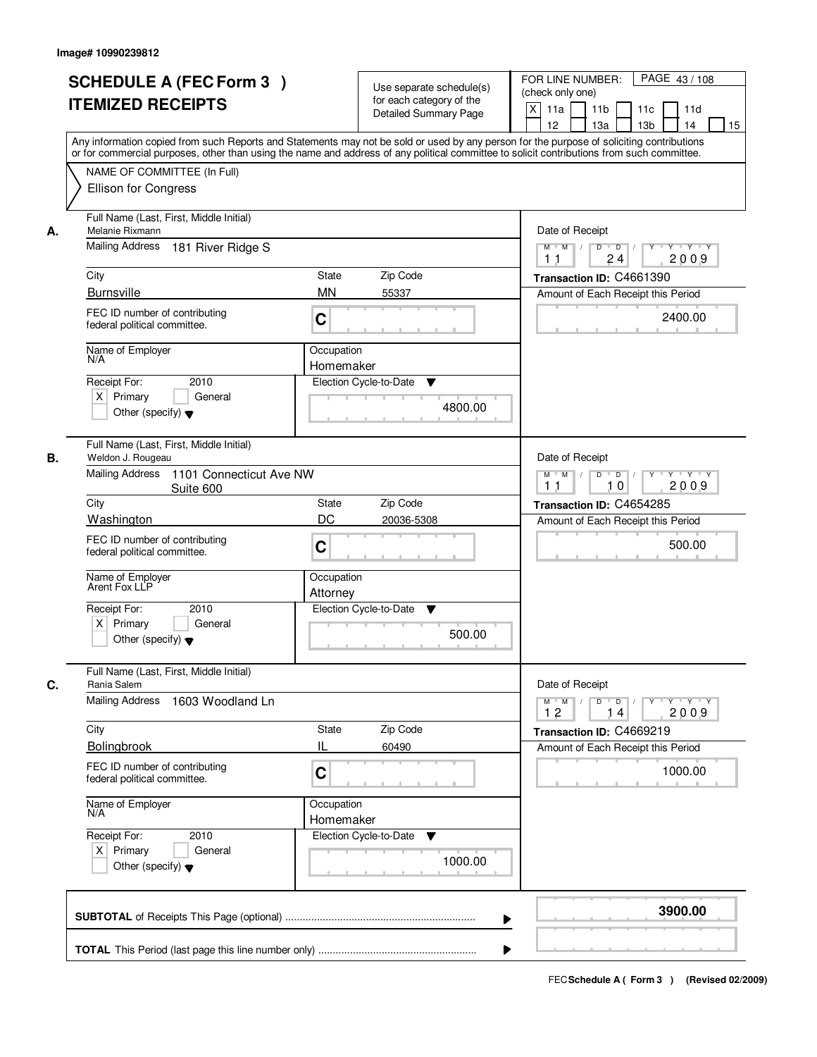Image# 10990239812

# SCHEDULE A (FEC Form 3 ) ITEMIZED RECEIPTS

Use separate schedule(s) for each category of the Detailed Summary Page

FOR LINE NUMBER: (check only one)

PAGE 43 / 108

[X] 11a [ ] 11b [ ] 11c [ ] 11d [ ] 12 [ ] 13a [ ] 13b [ ] 14 [ ] 15

Any information copied from such Reports and Statements may not be sold or used by any person for the purpose of soliciting contributions or for commercial purposes, other than using the name and address of any political committee to solicit contributions from such committee.

NAME OF COMMITTEE (In Full)
Ellison for Congress

---

**A.** Full Name (Last, First, Middle Initial)
Melanie Rixmann

Mailing Address: 181 River Ridge S

City: Burnsville | State: MN | Zip Code: 55337

FEC ID number of contributing federal political committee: C

Name of Employer: N/A

Occupation: Homemaker

Receipt For: 2010 — [X] Primary [ ] General [ ] Other (specify)

Election Cycle-to-Date: 4800.00

Date of Receipt: 11 / 24 / 2009

Transaction ID: C4661390

Amount of Each Receipt this Period: 2400.00

---

**B.** Full Name (Last, First, Middle Initial)
Weldon J. Rougeau

Mailing Address: 1101 Connecticut Ave NW, Suite 600

City: Washington | State: DC | Zip Code: 20036-5308

FEC ID number of contributing federal political committee: C

Name of Employer: Arent Fox LLP

Occupation: Attorney

Receipt For: 2010 — [X] Primary [ ] General [ ] Other (specify)

Election Cycle-to-Date: 500.00

Date of Receipt: 11 / 10 / 2009

Transaction ID: C4654285

Amount of Each Receipt this Period: 500.00

---

**C.** Full Name (Last, First, Middle Initial)
Rania Salem

Mailing Address: 1603 Woodland Ln

City: Bolingbrook | State: IL | Zip Code: 60490

FEC ID number of contributing federal political committee: C

Name of Employer: N/A

Occupation: Homemaker

Receipt For: 2010 — [X] Primary [ ] General [ ] Other (specify)

Election Cycle-to-Date: 1000.00

Date of Receipt: 12 / 14 / 2009

Transaction ID: C4669219

Amount of Each Receipt this Period: 1000.00

---

**SUBTOTAL** of Receipts This Page (optional): **3900.00**

**TOTAL** This Period (last page this line number only):

FEC Schedule A ( Form 3 ) (Revised 02/2009)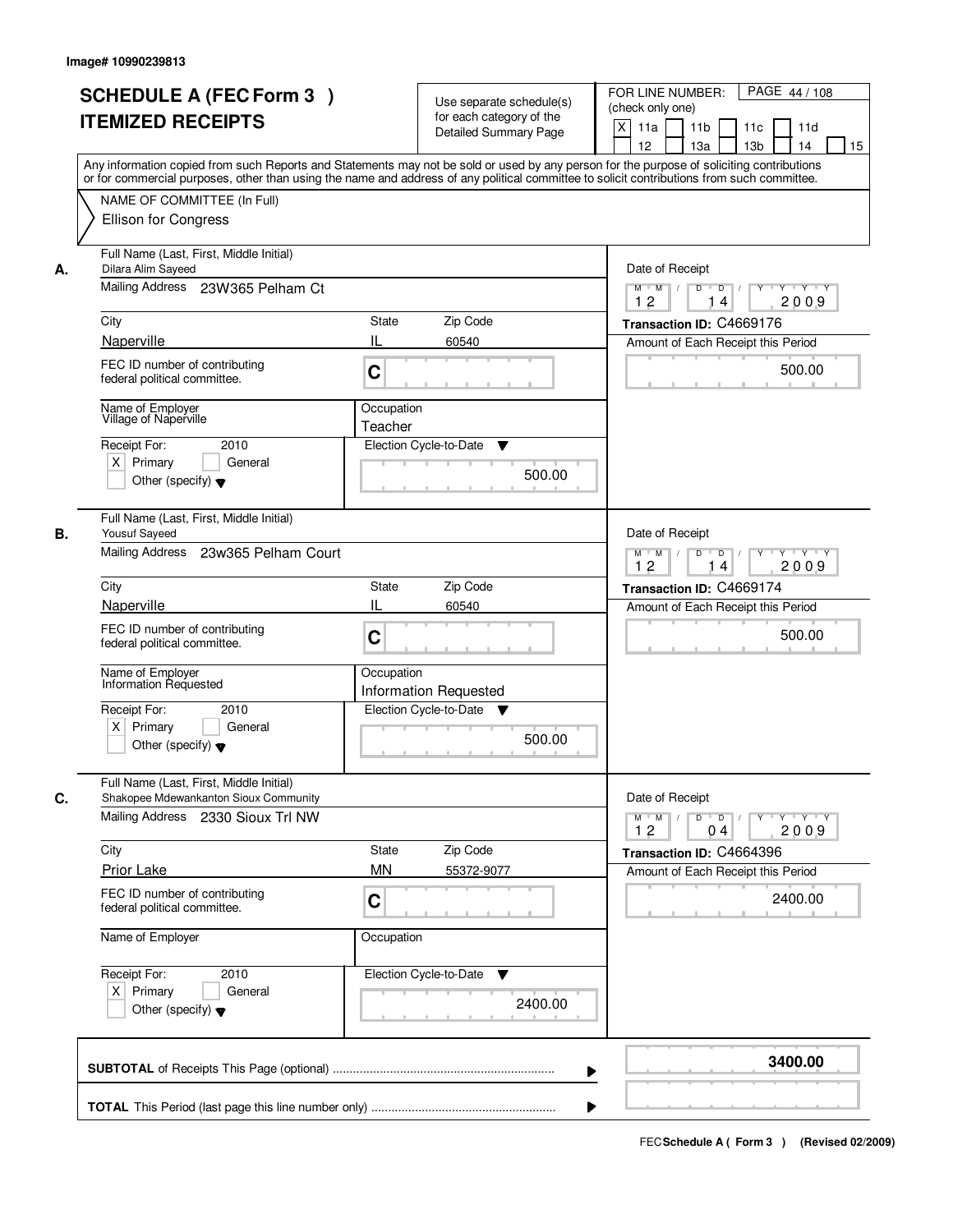Image# 10990239813

# SCHEDULE A (FEC Form 3 )
# ITEMIZED RECEIPTS

Use separate schedule(s) for each category of the Detailed Summary Page

FOR LINE NUMBER: (check only one)

PAGE 44 / 108

[X] 11a [ ] 11b [ ] 11c [ ] 11d [ ] 12 [ ] 13a [ ] 13b [ ] 14 [ ] 15

Any information copied from such Reports and Statements may not be sold or used by any person for the purpose of soliciting contributions or for commercial purposes, other than using the name and address of any political committee to solicit contributions from such committee.

NAME OF COMMITTEE (In Full)
Ellison for Congress

---

**A.** Full Name (Last, First, Middle Initial): Dilara Alim Sayeed

Mailing Address: 23W365 Pelham Ct

City: Naperville | State: IL | Zip Code: 60540

FEC ID number of contributing federal political committee: C

Name of Employer: Village of Naperville

Occupation: Teacher

Receipt For: 2010 — [X] Primary [ ] General [ ] Other (specify)

Election Cycle-to-Date: 500.00

Date of Receipt: 12 / 14 / 2009

Transaction ID: C4669176

Amount of Each Receipt this Period: 500.00

---

**B.** Full Name (Last, First, Middle Initial): Yousuf Sayeed

Mailing Address: 23w365 Pelham Court

City: Naperville | State: IL | Zip Code: 60540

FEC ID number of contributing federal political committee: C

Name of Employer: Information Requested

Occupation: Information Requested

Receipt For: 2010 — [X] Primary [ ] General [ ] Other (specify)

Election Cycle-to-Date: 500.00

Date of Receipt: 12 / 14 / 2009

Transaction ID: C4669174

Amount of Each Receipt this Period: 500.00

---

**C.** Full Name (Last, First, Middle Initial): Shakopee Mdewankanton Sioux Community

Mailing Address: 2330 Sioux Trl NW

City: Prior Lake | State: MN | Zip Code: 55372-9077

FEC ID number of contributing federal political committee: C

Name of Employer:

Occupation:

Receipt For: 2010 — [X] Primary [ ] General [ ] Other (specify)

Election Cycle-to-Date: 2400.00

Date of Receipt: 12 / 04 / 2009

Transaction ID: C4664396

Amount of Each Receipt this Period: 2400.00

---

**SUBTOTAL** of Receipts This Page (optional): **3400.00**

**TOTAL** This Period (last page this line number only):

FEC **Schedule A ( Form 3 )** (Revised 02/2009)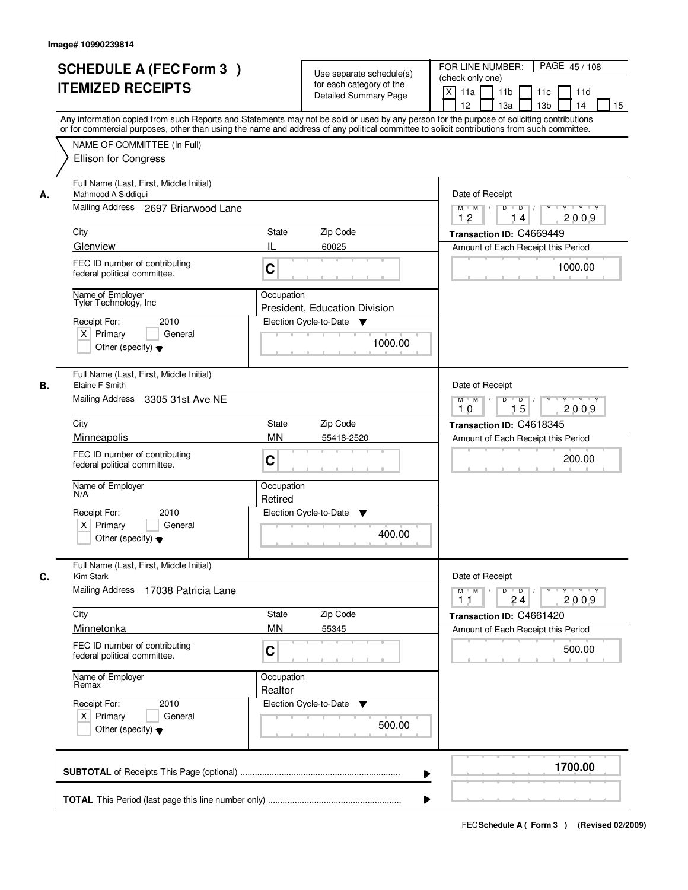Image# 10990239814

# SCHEDULE A (FEC Form 3 )
# ITEMIZED RECEIPTS

Use separate schedule(s) for each category of the Detailed Summary Page

FOR LINE NUMBER: (check only one)

[X] 11a [ ] 11b [ ] 11c [ ] 11d [ ] 12 [ ] 13a [ ] 13b [ ] 14 [ ] 15

PAGE 45 / 108

Any information copied from such Reports and Statements may not be sold or used by any person for the purpose of soliciting contributions or for commercial purposes, other than using the name and address of any political committee to solicit contributions from such committee.

NAME OF COMMITTEE (In Full)
Ellison for Congress

---

**A.** Full Name (Last, First, Middle Initial): Mahmood A Siddiqui

Mailing Address: 2697 Briarwood Lane

City: Glenview | State: IL | Zip Code: 60025

FEC ID number of contributing federal political committee: C

Name of Employer: Tyler Technology, Inc

Occupation: President, Education Division

Receipt For: 2010 — [X] Primary [ ] General [ ] Other (specify)

Election Cycle-to-Date: 1000.00

Date of Receipt: 12 / 14 / 2009

Transaction ID: C4669449

Amount of Each Receipt this Period: 1000.00

---

**B.** Full Name (Last, First, Middle Initial): Elaine F Smith

Mailing Address: 3305 31st Ave NE

City: Minneapolis | State: MN | Zip Code: 55418-2520

FEC ID number of contributing federal political committee: C

Name of Employer: N/A

Occupation: Retired

Receipt For: 2010 — [X] Primary [ ] General [ ] Other (specify)

Election Cycle-to-Date: 400.00

Date of Receipt: 10 / 15 / 2009

Transaction ID: C4618345

Amount of Each Receipt this Period: 200.00

---

**C.** Full Name (Last, First, Middle Initial): Kim Stark

Mailing Address: 17038 Patricia Lane

City: Minnetonka | State: MN | Zip Code: 55345

FEC ID number of contributing federal political committee: C

Name of Employer: Remax

Occupation: Realtor

Receipt For: 2010 — [X] Primary [ ] General [ ] Other (specify)

Election Cycle-to-Date: 500.00

Date of Receipt: 11 / 24 / 2009

Transaction ID: C4661420

Amount of Each Receipt this Period: 500.00

---

**SUBTOTAL** of Receipts This Page (optional): **1700.00**

**TOTAL** This Period (last page this line number only):

FEC **Schedule A ( Form 3 )** (Revised 02/2009)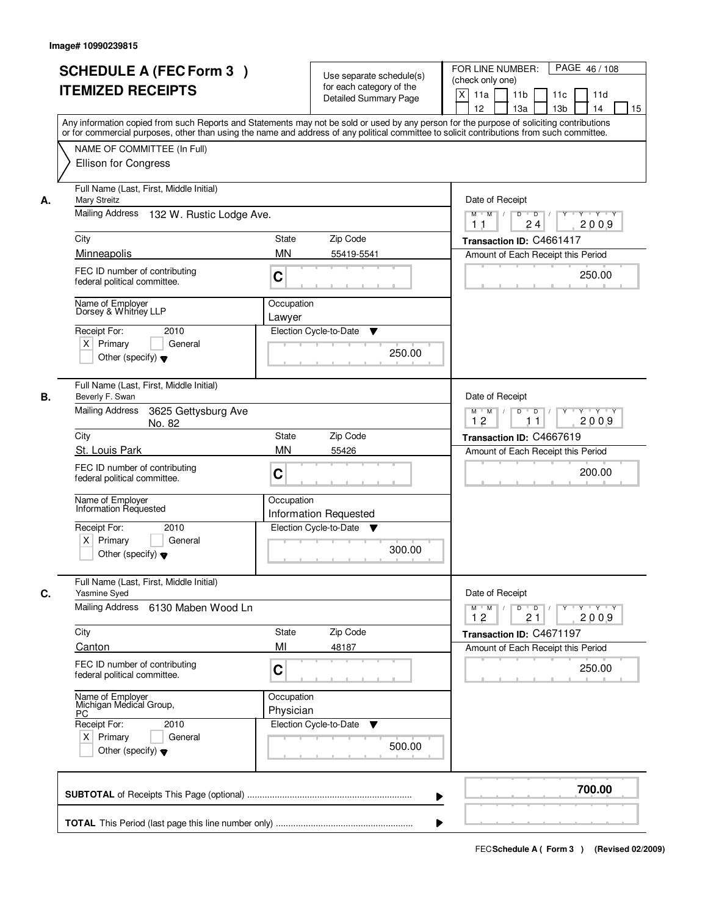Image# 10990239815

# SCHEDULE A (FEC Form 3 )
# ITEMIZED RECEIPTS

Use separate schedule(s) for each category of the Detailed Summary Page

FOR LINE NUMBER: (check only one)

[X] 11a [ ] 11b [ ] 11c [ ] 11d [ ] 12 [ ] 13a [ ] 13b [ ] 14 [ ] 15

PAGE 46 / 108

Any information copied from such Reports and Statements may not be sold or used by any person for the purpose of soliciting contributions or for commercial purposes, other than using the name and address of any political committee to solicit contributions from such committee.

NAME OF COMMITTEE (In Full)

Ellison for Congress

---

**A.** Full Name (Last, First, Middle Initial): Mary Streitz

Mailing Address: 132 W. Rustic Lodge Ave.

City: Minneapolis | State: MN | Zip Code: 55419-5541

FEC ID number of contributing federal political committee: C

Name of Employer: Dorsey & Whitney LLP

Occupation: Lawyer

Receipt For: 2010 — [X] Primary [ ] General [ ] Other (specify)

Date of Receipt: 11 / 24 / 2009

Transaction ID: C4661417

Amount of Each Receipt this Period: 250.00

Election Cycle-to-Date: 250.00

---

**B.** Full Name (Last, First, Middle Initial): Beverly F. Swan

Mailing Address: 3625 Gettysburg Ave No. 82

City: St. Louis Park | State: MN | Zip Code: 55426

FEC ID number of contributing federal political committee: C

Name of Employer: Information Requested

Occupation: Information Requested

Receipt For: 2010 — [X] Primary [ ] General [ ] Other (specify)

Date of Receipt: 12 / 11 / 2009

Transaction ID: C4667619

Amount of Each Receipt this Period: 200.00

Election Cycle-to-Date: 300.00

---

**C.** Full Name (Last, First, Middle Initial): Yasmine Syed

Mailing Address: 6130 Maben Wood Ln

City: Canton | State: MI | Zip Code: 48187

FEC ID number of contributing federal political committee: C

Name of Employer: Michigan Medical Group, PC

Occupation: Physician

Receipt For: 2010 — [X] Primary [ ] General [ ] Other (specify)

Date of Receipt: 12 / 21 / 2009

Transaction ID: C4671197

Amount of Each Receipt this Period: 250.00

Election Cycle-to-Date: 500.00

---

**SUBTOTAL** of Receipts This Page (optional): **700.00**

**TOTAL** This Period (last page this line number only):

FEC **Schedule A ( Form 3 )** (Revised 02/2009)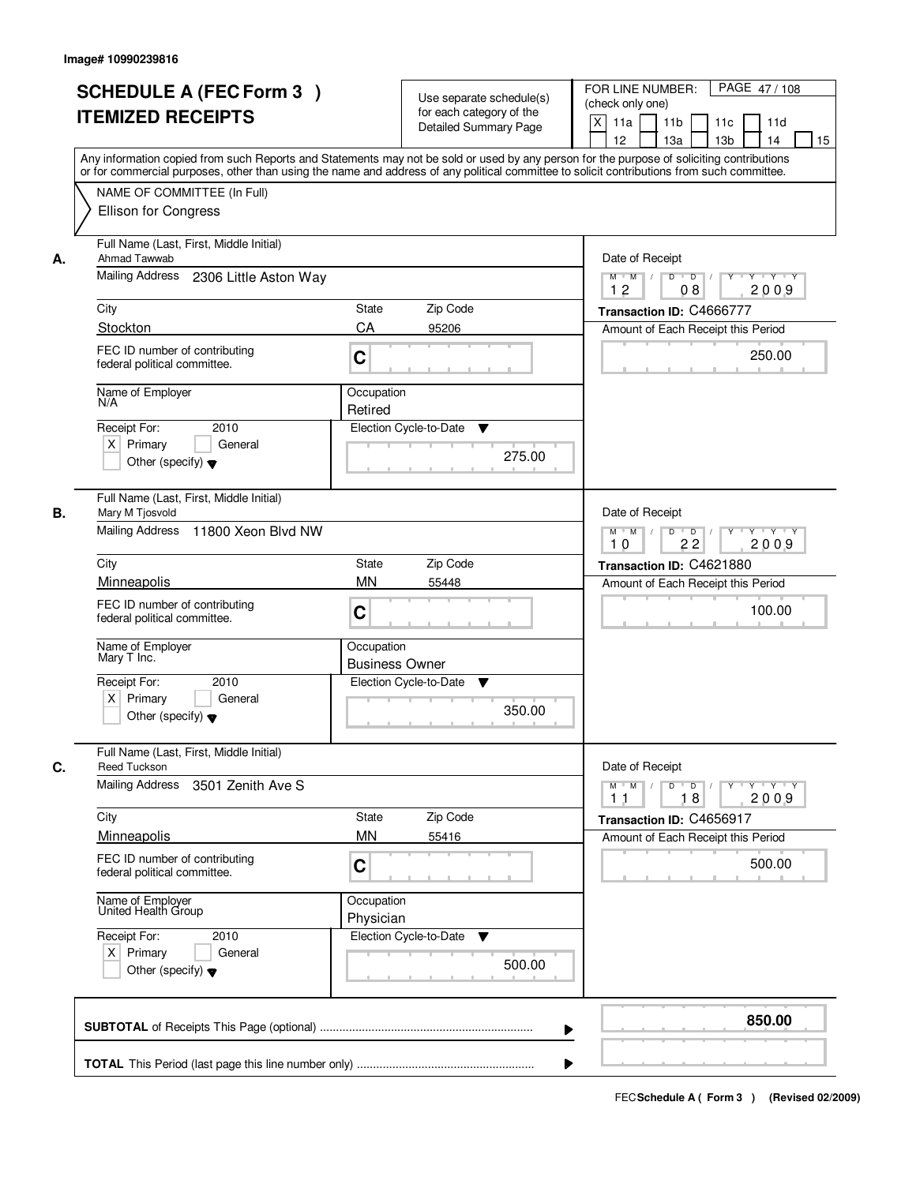Image# 10990239816

# SCHEDULE A (FEC Form 3 )
# ITEMIZED RECEIPTS

Use separate schedule(s) for each category of the Detailed Summary Page

FOR LINE NUMBER: (check only one)

[X] 11a [ ] 11b [ ] 11c [ ] 11d [ ] 12 [ ] 13a [ ] 13b [ ] 14 [ ] 15

Any information copied from such Reports and Statements may not be sold or used by any person for the purpose of soliciting contributions or for commercial purposes, other than using the name and address of any political committee to solicit contributions from such committee.

NAME OF COMMITTEE (In Full)
Ellison for Congress

---

**A.**

| | |
|---|---|
| Full Name (Last, First, Middle Initial) | Ahmad Tawwab |
| Mailing Address | 2306 Little Aston Way |
| City | Stockton |
| State | CA |
| Zip Code | 95206 |
| FEC ID number of contributing federal political committee. | C |
| Name of Employer | N/A |
| Occupation | Retired |
| Receipt For: 2010 | [X] Primary [ ] General [ ] Other (specify) |
| Election Cycle-to-Date | 275.00 |
| Date of Receipt | 12 08 2009 |
| Transaction ID | C4666777 |
| Amount of Each Receipt this Period | 250.00 |

**B.**

| | |
|---|---|
| Full Name (Last, First, Middle Initial) | Mary M Tjosvold |
| Mailing Address | 11800 Xeon Blvd NW |
| City | Minneapolis |
| State | MN |
| Zip Code | 55448 |
| FEC ID number of contributing federal political committee. | C |
| Name of Employer | Mary T Inc. |
| Occupation | Business Owner |
| Receipt For: 2010 | [X] Primary [ ] General [ ] Other (specify) |
| Election Cycle-to-Date | 350.00 |
| Date of Receipt | 10 22 2009 |
| Transaction ID | C4621880 |
| Amount of Each Receipt this Period | 100.00 |

**C.**

| | |
|---|---|
| Full Name (Last, First, Middle Initial) | Reed Tuckson |
| Mailing Address | 3501 Zenith Ave S |
| City | Minneapolis |
| State | MN |
| Zip Code | 55416 |
| FEC ID number of contributing federal political committee. | C |
| Name of Employer | United Health Group |
| Occupation | Physician |
| Receipt For: 2010 | [X] Primary [ ] General [ ] Other (specify) |
| Election Cycle-to-Date | 500.00 |
| Date of Receipt | 11 18 2009 |
| Transaction ID | C4656917 |
| Amount of Each Receipt this Period | 500.00 |

---

**SUBTOTAL** of Receipts This Page (optional) ........ **850.00**

**TOTAL** This Period (last page this line number only) ........

FEC **Schedule A ( Form 3 )** (Revised 02/2009)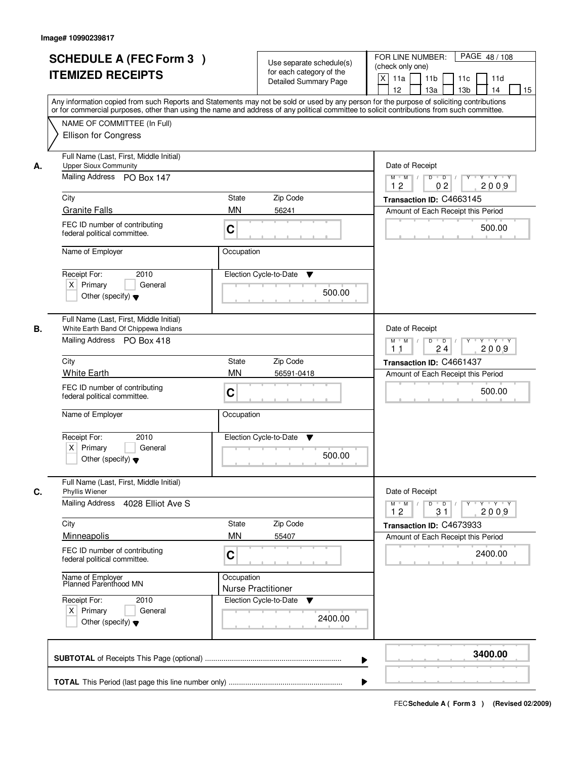Image# 10990239817

# SCHEDULE A (FEC Form 3 ) ITEMIZED RECEIPTS

Use separate schedule(s) for each category of the Detailed Summary Page

FOR LINE NUMBER: (check only one)

PAGE 48 / 108

X 11a | 11b | 11c | 11d | 12 | 13a | 13b | 14 | 15

Any information copied from such Reports and Statements may not be sold or used by any person for the purpose of soliciting contributions or for commercial purposes, other than using the name and address of any political committee to solicit contributions from such committee.

NAME OF COMMITTEE (In Full)
Ellison for Congress

**A.**
Full Name (Last, First, Middle Initial): Upper Sioux Community
Mailing Address: PO Box 147
City: Granite Falls | State: MN | Zip Code: 56241
FEC ID number of contributing federal political committee: C
Name of Employer:
Occupation:
Receipt For: 2010 — X Primary | General | Other (specify)
Election Cycle-to-Date: 500.00
Date of Receipt: 12 / 02 / 2009
Transaction ID: C4663145
Amount of Each Receipt this Period: 500.00

**B.**
Full Name (Last, First, Middle Initial): White Earth Band Of Chippewa Indians
Mailing Address: PO Box 418
City: White Earth | State: MN | Zip Code: 56591-0418
FEC ID number of contributing federal political committee: C
Name of Employer:
Occupation:
Receipt For: 2010 — X Primary | General | Other (specify)
Election Cycle-to-Date: 500.00
Date of Receipt: 11 / 24 / 2009
Transaction ID: C4661437
Amount of Each Receipt this Period: 500.00

**C.**
Full Name (Last, First, Middle Initial): Phyllis Wiener
Mailing Address: 4028 Elliot Ave S
City: Minneapolis | State: MN | Zip Code: 55407
FEC ID number of contributing federal political committee: C
Name of Employer: Planned Parenthood MN
Occupation: Nurse Practitioner
Receipt For: 2010 — X Primary | General | Other (specify)
Election Cycle-to-Date: 2400.00
Date of Receipt: 12 / 31 / 2009
Transaction ID: C4673933
Amount of Each Receipt this Period: 2400.00

**SUBTOTAL** of Receipts This Page (optional): **3400.00**

**TOTAL** This Period (last page this line number only):

FEC **Schedule A ( Form 3 )** (Revised 02/2009)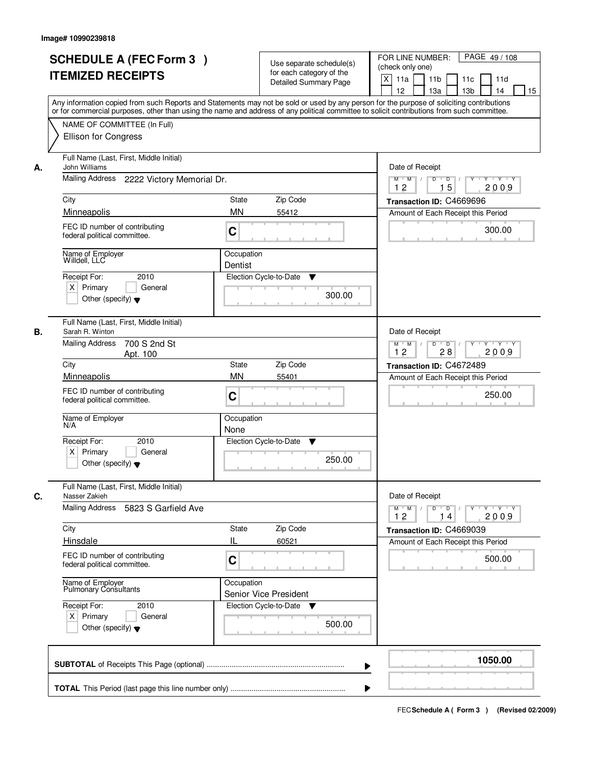Image# 10990239818

# SCHEDULE A (FEC Form 3 )
# ITEMIZED RECEIPTS

Use separate schedule(s) for each category of the Detailed Summary Page

FOR LINE NUMBER: (check only one)

[X] 11a [ ] 11b [ ] 11c [ ] 11d [ ] 12 [ ] 13a [ ] 13b [ ] 14 [ ] 15

PAGE 49 / 108

Any information copied from such Reports and Statements may not be sold or used by any person for the purpose of soliciting contributions or for commercial purposes, other than using the name and address of any political committee to solicit contributions from such committee.

NAME OF COMMITTEE (In Full)
Ellison for Congress

---

**A.** Full Name (Last, First, Middle Initial): John Williams

Mailing Address: 2222 Victory Memorial Dr.

City: Minneapolis | State: MN | Zip Code: 55412

FEC ID number of contributing federal political committee: C

Name of Employer: Willdell, LLC

Occupation: Dentist

Receipt For: 2010 — [X] Primary [ ] General [ ] Other (specify)

Election Cycle-to-Date: 300.00

Date of Receipt: 12 / 15 / 2009

Transaction ID: C4669696

Amount of Each Receipt this Period: 300.00

---

**B.** Full Name (Last, First, Middle Initial): Sarah R. Winton

Mailing Address: 700 S 2nd St Apt. 100

City: Minneapolis | State: MN | Zip Code: 55401

FEC ID number of contributing federal political committee: C

Name of Employer: N/A

Occupation: None

Receipt For: 2010 — [X] Primary [ ] General [ ] Other (specify)

Election Cycle-to-Date: 250.00

Date of Receipt: 12 / 28 / 2009

Transaction ID: C4672489

Amount of Each Receipt this Period: 250.00

---

**C.** Full Name (Last, First, Middle Initial): Nasser Zakieh

Mailing Address: 5823 S Garfield Ave

City: Hinsdale | State: IL | Zip Code: 60521

FEC ID number of contributing federal political committee: C

Name of Employer: Pulmonary Consultants

Occupation: Senior Vice President

Receipt For: 2010 — [X] Primary [ ] General [ ] Other (specify)

Election Cycle-to-Date: 500.00

Date of Receipt: 12 / 14 / 2009

Transaction ID: C4669039

Amount of Each Receipt this Period: 500.00

---

**SUBTOTAL** of Receipts This Page (optional): 1050.00

**TOTAL** This Period (last page this line number only):

FEC **Schedule A ( Form 3 )** (Revised 02/2009)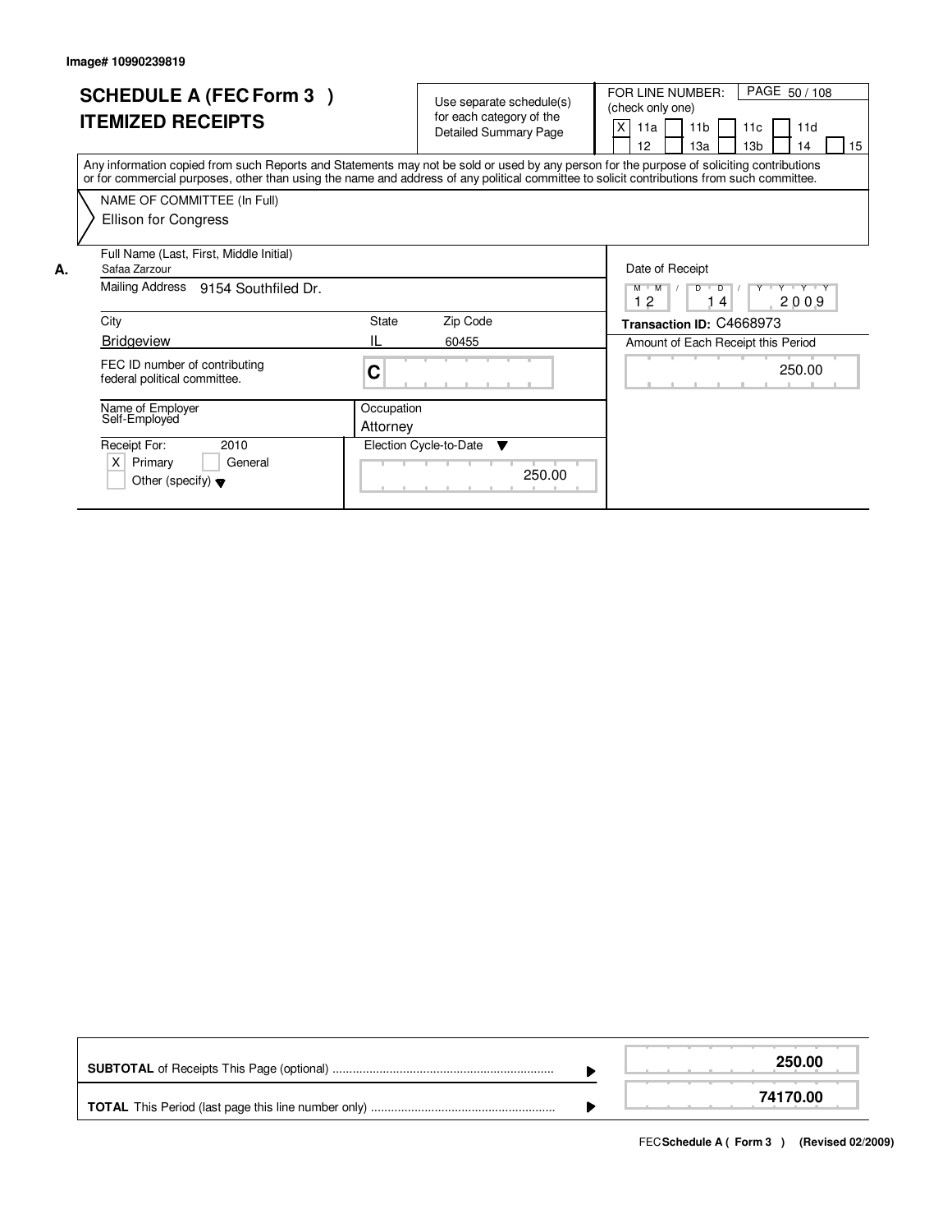**Image# 10990239819**

# SCHEDULE A (FEC Form 3 )
# ITEMIZED RECEIPTS

Use separate schedule(s) for each category of the Detailed Summary Page

FOR LINE NUMBER: (check only one)

PAGE 50 / 108

[X] 11a [ ] 11b [ ] 11c [ ] 11d [ ] 12 [ ] 13a [ ] 13b [ ] 14 [ ] 15

Any information copied from such Reports and Statements may not be sold or used by any person for the purpose of soliciting contributions or for commercial purposes, other than using the name and address of any political committee to solicit contributions from such committee.

NAME OF COMMITTEE (In Full)

Ellison for Congress

**A.**

Full Name (Last, First, Middle Initial)
Safaa Zarzour

Mailing Address 9154 Southfiled Dr.

| City | State | Zip Code |
|---|---|---|
| Bridgeview | IL | 60455 |

FEC ID number of contributing federal political committee. C

Name of Employer
Self-Employed

Occupation
Attorney

Receipt For: 2010
[X] Primary [ ] General
[ ] Other (specify)

Election Cycle-to-Date
250.00

Date of Receipt
12 / 14 / 2009

**Transaction ID:** C4668973

Amount of Each Receipt this Period
250.00

| | |
|---|---|
| **SUBTOTAL** of Receipts This Page (optional) | **250.00** |
| **TOTAL** This Period (last page this line number only) | **74170.00** |

FEC **Schedule A ( Form 3 ) (Revised 02/2009)**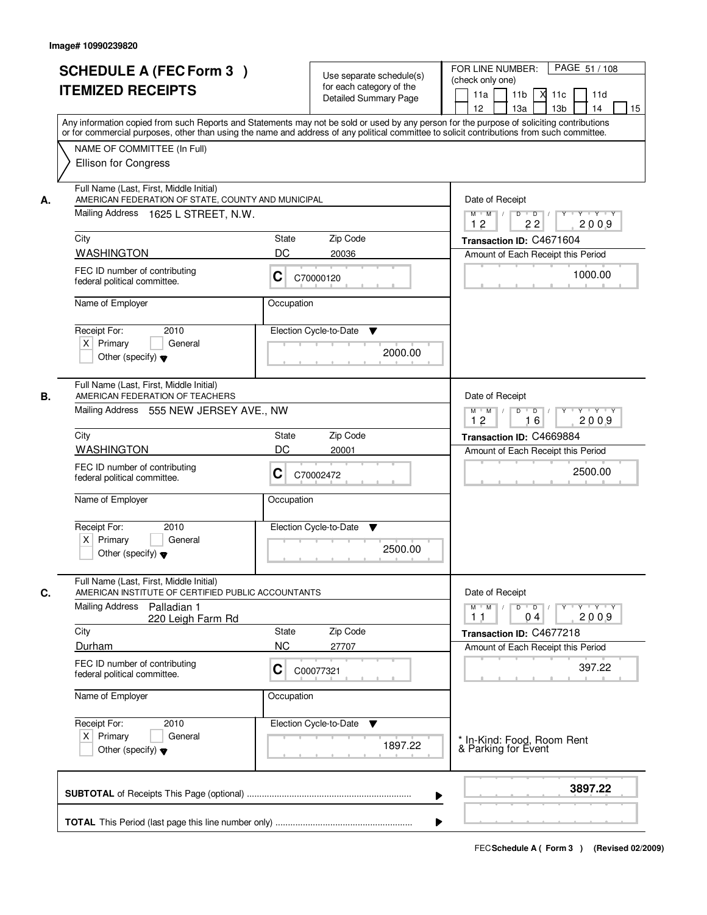Image# 10990239820

# SCHEDULE A (FEC Form 3 )
# ITEMIZED RECEIPTS

Use separate schedule(s) for each category of the Detailed Summary Page

FOR LINE NUMBER: (check only one)

11a | 11b | X 11c | 11d | 12 | 13a | 13b | 14 | 15

PAGE 51 / 108

Any information copied from such Reports and Statements may not be sold or used by any person for the purpose of soliciting contributions or for commercial purposes, other than using the name and address of any political committee to solicit contributions from such committee.

NAME OF COMMITTEE (In Full)
Ellison for Congress

---

**A.**

Full Name (Last, First, Middle Initial): AMERICAN FEDERATION OF STATE, COUNTY AND MUNICIPAL

Mailing Address: 1625 L STREET, N.W.

City: WASHINGTON | State: DC | Zip Code: 20036

FEC ID number of contributing federal political committee: C C70000120

Name of Employer:

Occupation:

Receipt For: 2010 — X Primary | General | Other (specify)

Election Cycle-to-Date: 2000.00

Date of Receipt: 12 / 22 / 2009

Transaction ID: C4671604

Amount of Each Receipt this Period: 1000.00

---

**B.**

Full Name (Last, First, Middle Initial): AMERICAN FEDERATION OF TEACHERS

Mailing Address: 555 NEW JERSEY AVE., NW

City: WASHINGTON | State: DC | Zip Code: 20001

FEC ID number of contributing federal political committee: C C70002472

Name of Employer:

Occupation:

Receipt For: 2010 — X Primary | General | Other (specify)

Election Cycle-to-Date: 2500.00

Date of Receipt: 12 / 16 / 2009

Transaction ID: C4669884

Amount of Each Receipt this Period: 2500.00

---

**C.**

Full Name (Last, First, Middle Initial): AMERICAN INSTITUTE OF CERTIFIED PUBLIC ACCOUNTANTS

Mailing Address: Palladian 1, 220 Leigh Farm Rd

City: Durham | State: NC | Zip Code: 27707

FEC ID number of contributing federal political committee: C C00077321

Name of Employer:

Occupation:

Receipt For: 2010 — X Primary | General | Other (specify)

Election Cycle-to-Date: 1897.22

Date of Receipt: 11 / 04 / 2009

Transaction ID: C4677218

Amount of Each Receipt this Period: 397.22

* In-Kind: Food, Room Rent & Parking for Event

---

**SUBTOTAL** of Receipts This Page (optional) ........ 3897.22

**TOTAL** This Period (last page this line number only) ........

FEC **Schedule A ( Form 3 )** (Revised 02/2009)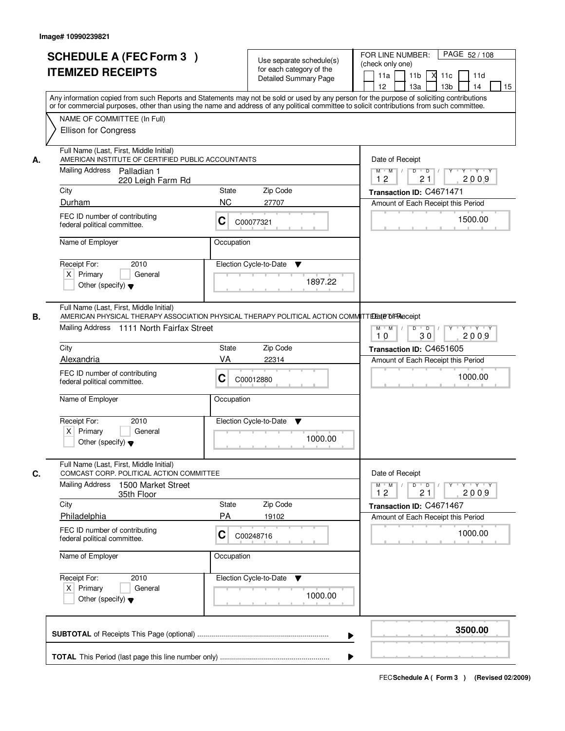Image# 10990239821

# SCHEDULE A (FEC Form 3 )
# ITEMIZED RECEIPTS

Use separate schedule(s) for each category of the Detailed Summary Page

FOR LINE NUMBER: (check only one)

11a | 11b | X 11c | 11d | 12 | 13a | 13b | 14 | 15

PAGE 52 / 108

Any information copied from such Reports and Statements may not be sold or used by any person for the purpose of soliciting contributions or for commercial purposes, other than using the name and address of any political committee to solicit contributions from such committee.

NAME OF COMMITTEE (In Full)

Ellison for Congress

---

**A.** Full Name (Last, First, Middle Initial)
AMERICAN INSTITUTE OF CERTIFIED PUBLIC ACCOUNTANTS

Mailing Address: Palladian 1
220 Leigh Farm Rd

City: Durham | State: NC | Zip Code: 27707

FEC ID number of contributing federal political committee: C C00077321

Name of Employer:

Occupation:

Receipt For: 2010 — X Primary | General | Other (specify)

Election Cycle-to-Date: 1897.22

Date of Receipt: 12 / 21 / 2009

Transaction ID: C4671471

Amount of Each Receipt this Period: 1500.00

---

**B.** Full Name (Last, First, Middle Initial)
AMERICAN PHYSICAL THERAPY ASSOCIATION PHYSICAL THERAPY POLITICAL ACTION COMMITTEE (PT-PAC)

Mailing Address: 1111 North Fairfax Street

City: Alexandria | State: VA | Zip Code: 22314

FEC ID number of contributing federal political committee: C C00012880

Name of Employer:

Occupation:

Receipt For: 2010 — X Primary | General | Other (specify)

Election Cycle-to-Date: 1000.00

Date of Receipt: 10 / 30 / 2009

Transaction ID: C4651605

Amount of Each Receipt this Period: 1000.00

---

**C.** Full Name (Last, First, Middle Initial)
COMCAST CORP. POLITICAL ACTION COMMITTEE

Mailing Address: 1500 Market Street
35th Floor

City: Philadelphia | State: PA | Zip Code: 19102

FEC ID number of contributing federal political committee: C C00248716

Name of Employer:

Occupation:

Receipt For: 2010 — X Primary | General | Other (specify)

Election Cycle-to-Date: 1000.00

Date of Receipt: 12 / 21 / 2009

Transaction ID: C4671467

Amount of Each Receipt this Period: 1000.00

---

**SUBTOTAL** of Receipts This Page (optional) ........ 3500.00

**TOTAL** This Period (last page this line number only) ........

FEC **Schedule A ( Form 3 )** (Revised 02/2009)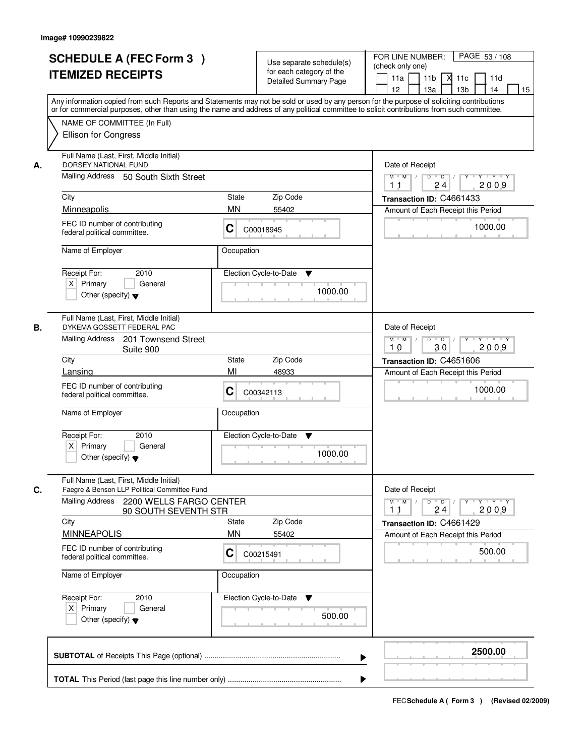Image# 10990239822

# SCHEDULE A (FEC Form 3 )
# ITEMIZED RECEIPTS

Use separate schedule(s) for each category of the Detailed Summary Page

FOR LINE NUMBER: (check only one)
11a | 11b | X 11c | 11d | 12 | 13a | 13b | 14 | 15

PAGE 53 / 108

Any information copied from such Reports and Statements may not be sold or used by any person for the purpose of soliciting contributions or for commercial purposes, other than using the name and address of any political committee to solicit contributions from such committee.

NAME OF COMMITTEE (In Full)
Ellison for Congress

---

**A.** Full Name (Last, First, Middle Initial)
DORSEY NATIONAL FUND

Mailing Address: 50 South Sixth Street

City: Minneapolis | State: MN | Zip Code: 55402

FEC ID number of contributing federal political committee: C C00018945

Name of Employer: | Occupation:

Receipt For: 2010
[X] Primary [ ] General
[ ] Other (specify)

Election Cycle-to-Date: 1000.00

Date of Receipt: 11 / 24 / 2009
Transaction ID: C4661433
Amount of Each Receipt this Period: 1000.00

---

**B.** Full Name (Last, First, Middle Initial)
DYKEMA GOSSETT FEDERAL PAC

Mailing Address: 201 Townsend Street
Suite 900

City: Lansing | State: MI | Zip Code: 48933

FEC ID number of contributing federal political committee: C C00342113

Name of Employer: | Occupation:

Receipt For: 2010
[X] Primary [ ] General
[ ] Other (specify)

Election Cycle-to-Date: 1000.00

Date of Receipt: 10 / 30 / 2009
Transaction ID: C4651606
Amount of Each Receipt this Period: 1000.00

---

**C.** Full Name (Last, First, Middle Initial)
Faegre & Benson LLP Political Committee Fund

Mailing Address: 2200 WELLS FARGO CENTER
90 SOUTH SEVENTH STR

City: MINNEAPOLIS | State: MN | Zip Code: 55402

FEC ID number of contributing federal political committee: C C00215491

Name of Employer: | Occupation:

Receipt For: 2010
[X] Primary [ ] General
[ ] Other (specify)

Election Cycle-to-Date: 500.00

Date of Receipt: 11 / 24 / 2009
Transaction ID: C4661429
Amount of Each Receipt this Period: 500.00

---

**SUBTOTAL** of Receipts This Page (optional) ........ **2500.00**

**TOTAL** This Period (last page this line number only) ........

FEC **Schedule A ( Form 3 )** (Revised 02/2009)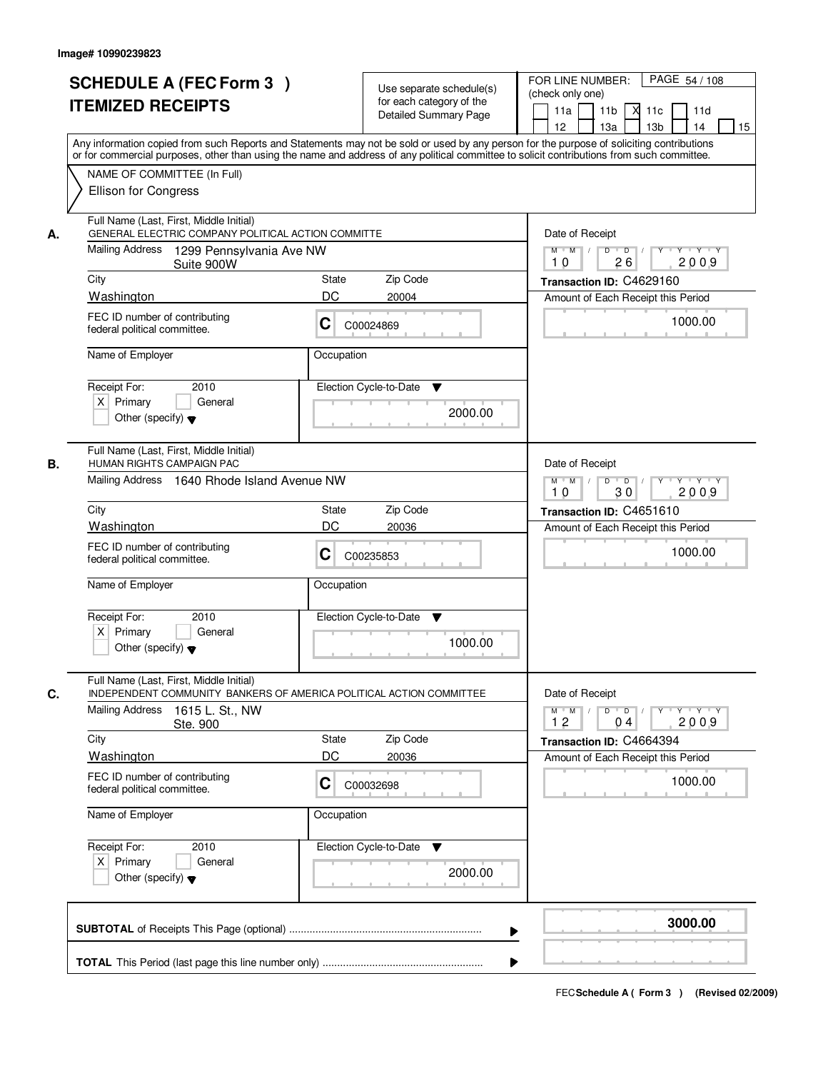Image# 10990239823

# SCHEDULE A (FEC Form 3 )
# ITEMIZED RECEIPTS

Use separate schedule(s) for each category of the Detailed Summary Page

FOR LINE NUMBER: (check only one)
11a | 11b | X 11c | 11d | 12 | 13a | 13b | 14 | 15

Any information copied from such Reports and Statements may not be sold or used by any person for the purpose of soliciting contributions or for commercial purposes, other than using the name and address of any political committee to solicit contributions from such committee.

NAME OF COMMITTEE (In Full)
Ellison for Congress

**A.** Full Name (Last, First, Middle Initial)
GENERAL ELECTRIC COMPANY POLITICAL ACTION COMMITTE

Mailing Address: 1299 Pennsylvania Ave NW, Suite 900W

City: Washington | State: DC | Zip Code: 20004

FEC ID number of contributing federal political committee: C C00024869

Name of Employer: | Occupation:

Receipt For: 2010 — X Primary | General | Other (specify)

Election Cycle-to-Date: 2000.00

Date of Receipt: 10 / 26 / 2009

Transaction ID: C4629160

Amount of Each Receipt this Period: 1000.00

**B.** Full Name (Last, First, Middle Initial)
HUMAN RIGHTS CAMPAIGN PAC

Mailing Address: 1640 Rhode Island Avenue NW

City: Washington | State: DC | Zip Code: 20036

FEC ID number of contributing federal political committee: C C00235853

Name of Employer: | Occupation:

Receipt For: 2010 — X Primary | General | Other (specify)

Election Cycle-to-Date: 1000.00

Date of Receipt: 10 / 30 / 2009

Transaction ID: C4651610

Amount of Each Receipt this Period: 1000.00

**C.** Full Name (Last, First, Middle Initial)
INDEPENDENT COMMUNITY BANKERS OF AMERICA POLITICAL ACTION COMMITTEE

Mailing Address: 1615 L. St., NW, Ste. 900

City: Washington | State: DC | Zip Code: 20036

FEC ID number of contributing federal political committee: C C00032698

Name of Employer: | Occupation:

Receipt For: 2010 — X Primary | General | Other (specify)

Election Cycle-to-Date: 2000.00

Date of Receipt: 12 / 04 / 2009

Transaction ID: C4664394

Amount of Each Receipt this Period: 1000.00

**SUBTOTAL** of Receipts This Page (optional) ........ **3000.00**

**TOTAL** This Period (last page this line number only) ........

FEC **Schedule A ( Form 3 )** (Revised 02/2009)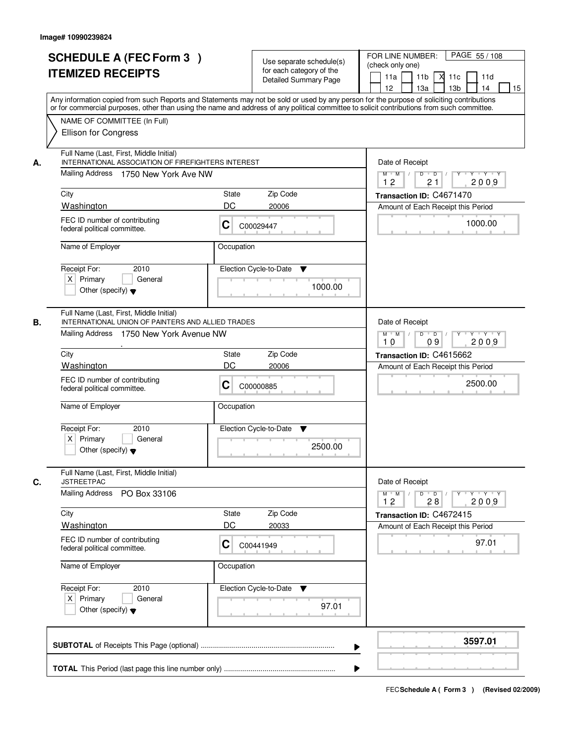Image# 10990239824

# SCHEDULE A (FEC Form 3 ) ITEMIZED RECEIPTS

Use separate schedule(s) for each category of the Detailed Summary Page

FOR LINE NUMBER: (check only one)

11a | 11b | X 11c | 11d | 12 | 13a | 13b | 14 | 15

PAGE 55 / 108

Any information copied from such Reports and Statements may not be sold or used by any person for the purpose of soliciting contributions or for commercial purposes, other than using the name and address of any political committee to solicit contributions from such committee.

NAME OF COMMITTEE (In Full)

Ellison for Congress

**A.** Full Name (Last, First, Middle Initial)
INTERNATIONAL ASSOCIATION OF FIREFIGHTERS INTEREST

Mailing Address 1750 New York Ave NW

City: Washington | State: DC | Zip Code: 20006

FEC ID number of contributing federal political committee. C C00029447

Name of Employer | Occupation

Receipt For: 2010 [X] Primary [ ] General [ ] Other (specify)

Election Cycle-to-Date: 1000.00

Date of Receipt: 12 21 2009

Transaction ID: C4671470

Amount of Each Receipt this Period: 1000.00

**B.** Full Name (Last, First, Middle Initial)
INTERNATIONAL UNION OF PAINTERS AND ALLIED TRADES

Mailing Address 1750 New York Avenue NW
.

City: Washington | State: DC | Zip Code: 20006

FEC ID number of contributing federal political committee. C C00000885

Name of Employer | Occupation

Receipt For: 2010 [X] Primary [ ] General [ ] Other (specify)

Election Cycle-to-Date: 2500.00

Date of Receipt: 10 09 2009

Transaction ID: C4615662

Amount of Each Receipt this Period: 2500.00

**C.** Full Name (Last, First, Middle Initial)
JSTREETPAC

Mailing Address PO Box 33106

City: Washington | State: DC | Zip Code: 20033

FEC ID number of contributing federal political committee. C C00441949

Name of Employer | Occupation

Receipt For: 2010 [X] Primary [ ] General [ ] Other (specify)

Election Cycle-to-Date: 97.01

Date of Receipt: 12 28 2009

Transaction ID: C4672415

Amount of Each Receipt this Period: 97.01

**SUBTOTAL** of Receipts This Page (optional) ........ **3597.01**

**TOTAL** This Period (last page this line number only) ........

FEC **Schedule A ( Form 3 )** (Revised 02/2009)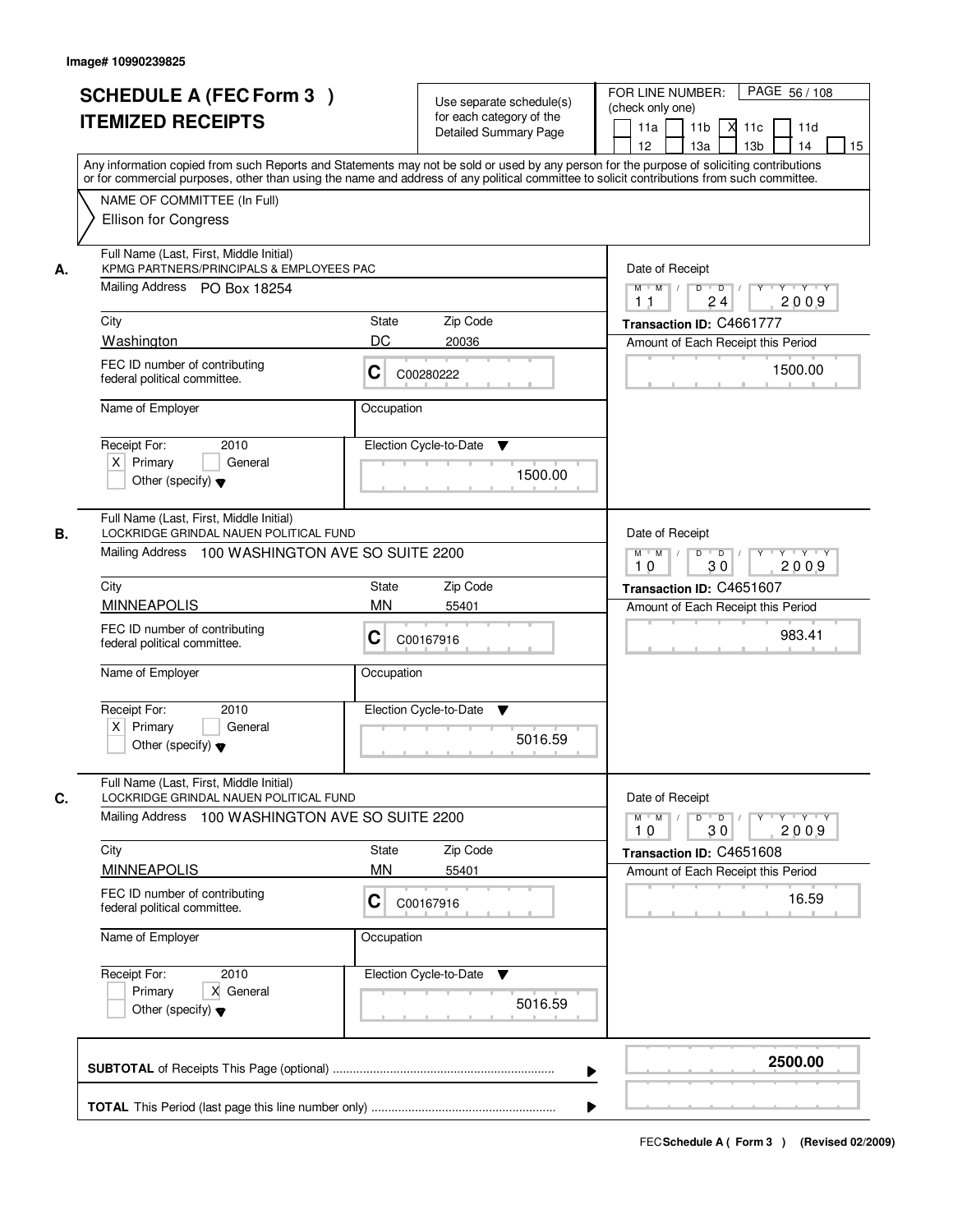Image# 10990239825

# SCHEDULE A (FEC Form 3 )
# ITEMIZED RECEIPTS

Use separate schedule(s) for each category of the Detailed Summary Page

FOR LINE NUMBER: (check only one)

PAGE 56 / 108

11a | 11b | X 11c | 11d | 12 | 13a | 13b | 14 | 15

Any information copied from such Reports and Statements may not be sold or used by any person for the purpose of soliciting contributions or for commercial purposes, other than using the name and address of any political committee to solicit contributions from such committee.

NAME OF COMMITTEE (In Full)

Ellison for Congress

---

**A.** Full Name (Last, First, Middle Initial)
KPMG PARTNERS/PRINCIPALS & EMPLOYEES PAC

Mailing Address PO Box 18254

City: Washington | State: DC | Zip Code: 20036

FEC ID number of contributing federal political committee: C C00280222

Name of Employer: | Occupation:

Receipt For: 2010 — X Primary | General | Other (specify)

Election Cycle-to-Date: 1500.00

Date of Receipt: 11 / 24 / 2009

Transaction ID: C4661777

Amount of Each Receipt this Period: 1500.00

---

**B.** Full Name (Last, First, Middle Initial)
LOCKRIDGE GRINDAL NAUEN POLITICAL FUND

Mailing Address 100 WASHINGTON AVE SO SUITE 2200

City: MINNEAPOLIS | State: MN | Zip Code: 55401

FEC ID number of contributing federal political committee: C C00167916

Name of Employer: | Occupation:

Receipt For: 2010 — X Primary | General | Other (specify)

Election Cycle-to-Date: 5016.59

Date of Receipt: 10 / 30 / 2009

Transaction ID: C4651607

Amount of Each Receipt this Period: 983.41

---

**C.** Full Name (Last, First, Middle Initial)
LOCKRIDGE GRINDAL NAUEN POLITICAL FUND

Mailing Address 100 WASHINGTON AVE SO SUITE 2200

City: MINNEAPOLIS | State: MN | Zip Code: 55401

FEC ID number of contributing federal political committee: C C00167916

Name of Employer: | Occupation:

Receipt For: 2010 — Primary | X General | Other (specify)

Election Cycle-to-Date: 5016.59

Date of Receipt: 10 / 30 / 2009

Transaction ID: C4651608

Amount of Each Receipt this Period: 16.59

---

**SUBTOTAL** of Receipts This Page (optional): **2500.00**

**TOTAL** This Period (last page this line number only):

FEC **Schedule A ( Form 3 )** (Revised 02/2009)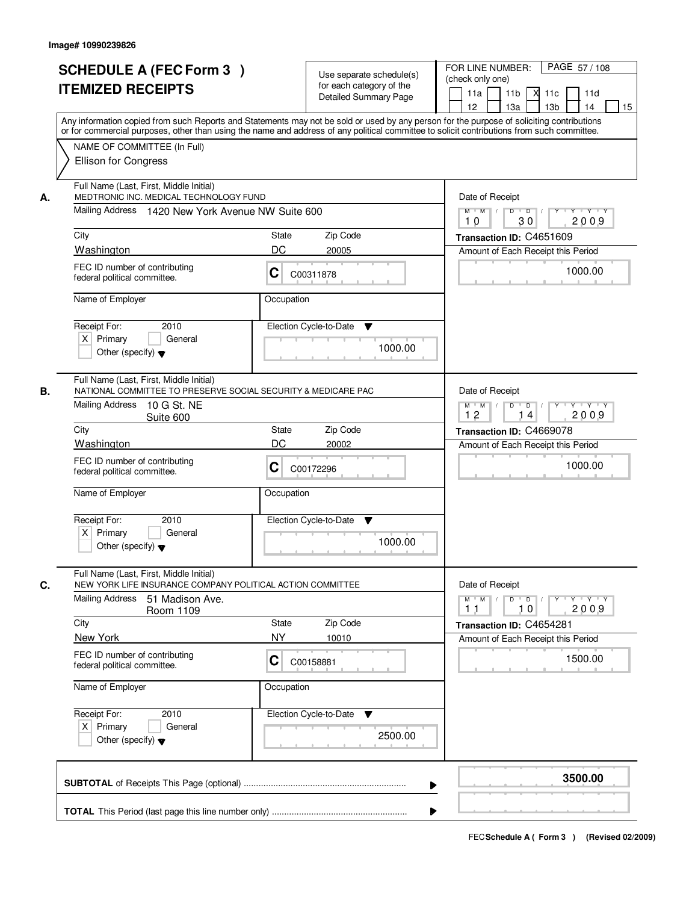Image# 10990239826

# SCHEDULE A (FEC Form 3 ) ITEMIZED RECEIPTS

Use separate schedule(s) for each category of the Detailed Summary Page

FOR LINE NUMBER: (check only one)

11a | 11b | X 11c | 11d | 12 | 13a | 13b | 14 | 15

Any information copied from such Reports and Statements may not be sold or used by any person for the purpose of soliciting contributions or for commercial purposes, other than using the name and address of any political committee to solicit contributions from such committee.

NAME OF COMMITTEE (In Full)
Ellison for Congress

**A.**

Full Name (Last, First, Middle Initial): MEDTRONIC INC. MEDICAL TECHNOLOGY FUND
Mailing Address: 1420 New York Avenue NW Suite 600
City: Washington | State: DC | Zip Code: 20005
FEC ID number of contributing federal political committee: C C00311878
Name of Employer: | Occupation:
Receipt For: 2010 — X Primary | General | Other (specify)
Election Cycle-to-Date: 1000.00

Date of Receipt: 10 30 2009
Transaction ID: C4651609
Amount of Each Receipt this Period: 1000.00

**B.**

Full Name (Last, First, Middle Initial): NATIONAL COMMITTEE TO PRESERVE SOCIAL SECURITY & MEDICARE PAC
Mailing Address: 10 G St. NE Suite 600
City: Washington | State: DC | Zip Code: 20002
FEC ID number of contributing federal political committee: C C00172296
Name of Employer: | Occupation:
Receipt For: 2010 — X Primary | General | Other (specify)
Election Cycle-to-Date: 1000.00

Date of Receipt: 12 14 2009
Transaction ID: C4669078
Amount of Each Receipt this Period: 1000.00

**C.**

Full Name (Last, First, Middle Initial): NEW YORK LIFE INSURANCE COMPANY POLITICAL ACTION COMMITTEE
Mailing Address: 51 Madison Ave. Room 1109
City: New York | State: NY | Zip Code: 10010
FEC ID number of contributing federal political committee: C C00158881
Name of Employer: | Occupation:
Receipt For: 2010 — X Primary | General | Other (specify)
Election Cycle-to-Date: 2500.00

Date of Receipt: 11 10 2009
Transaction ID: C4654281
Amount of Each Receipt this Period: 1500.00

**SUBTOTAL** of Receipts This Page (optional): 3500.00

**TOTAL** This Period (last page this line number only):

FEC **Schedule A ( Form 3 )** (Revised 02/2009)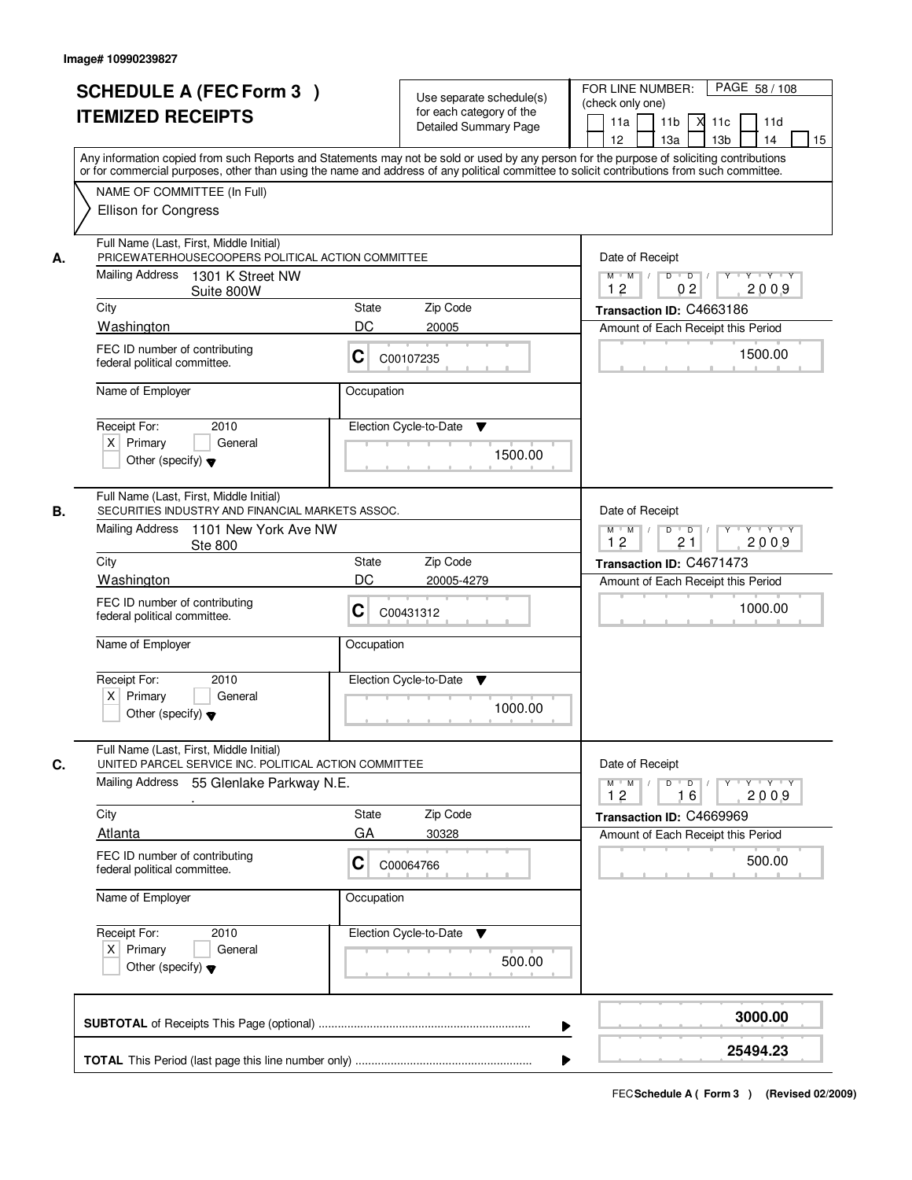Image# 10990239827

# SCHEDULE A (FEC Form 3 ) ITEMIZED RECEIPTS

Use separate schedule(s) for each category of the Detailed Summary Page

FOR LINE NUMBER: (check only one)

11a | 11b | X 11c | 11d | 12 | 13a | 13b | 14 | 15

PAGE 58 / 108

Any information copied from such Reports and Statements may not be sold or used by any person for the purpose of soliciting contributions or for commercial purposes, other than using the name and address of any political committee to solicit contributions from such committee.

NAME OF COMMITTEE (In Full)
Ellison for Congress

**A.**
Full Name (Last, First, Middle Initial): PRICEWATERHOUSECOOPERS POLITICAL ACTION COMMITTEE
Mailing Address: 1301 K Street NW, Suite 800W
City: Washington | State: DC | Zip Code: 20005
FEC ID number of contributing federal political committee: C C00107235
Name of Employer:
Occupation:
Receipt For: 2010 — X Primary | General | Other (specify)
Election Cycle-to-Date: 1500.00
Date of Receipt: 12 / 02 / 2009
Transaction ID: C4663186
Amount of Each Receipt this Period: 1500.00

**B.**
Full Name (Last, First, Middle Initial): SECURITIES INDUSTRY AND FINANCIAL MARKETS ASSOC.
Mailing Address: 1101 New York Ave NW, Ste 800
City: Washington | State: DC | Zip Code: 20005-4279
FEC ID number of contributing federal political committee: C C00431312
Name of Employer:
Occupation:
Receipt For: 2010 — X Primary | General | Other (specify)
Election Cycle-to-Date: 1000.00
Date of Receipt: 12 / 21 / 2009
Transaction ID: C4671473
Amount of Each Receipt this Period: 1000.00

**C.**
Full Name (Last, First, Middle Initial): UNITED PARCEL SERVICE INC. POLITICAL ACTION COMMITTEE
Mailing Address: 55 Glenlake Parkway N.E.
City: Atlanta | State: GA | Zip Code: 30328
FEC ID number of contributing federal political committee: C C00064766
Name of Employer:
Occupation:
Receipt For: 2010 — X Primary | General | Other (specify)
Election Cycle-to-Date: 500.00
Date of Receipt: 12 / 16 / 2009
Transaction ID: C4669969
Amount of Each Receipt this Period: 500.00

**SUBTOTAL** of Receipts This Page (optional) ........ 3000.00

**TOTAL** This Period (last page this line number only) ........ 25494.23

FEC **Schedule A ( Form 3 )** (Revised 02/2009)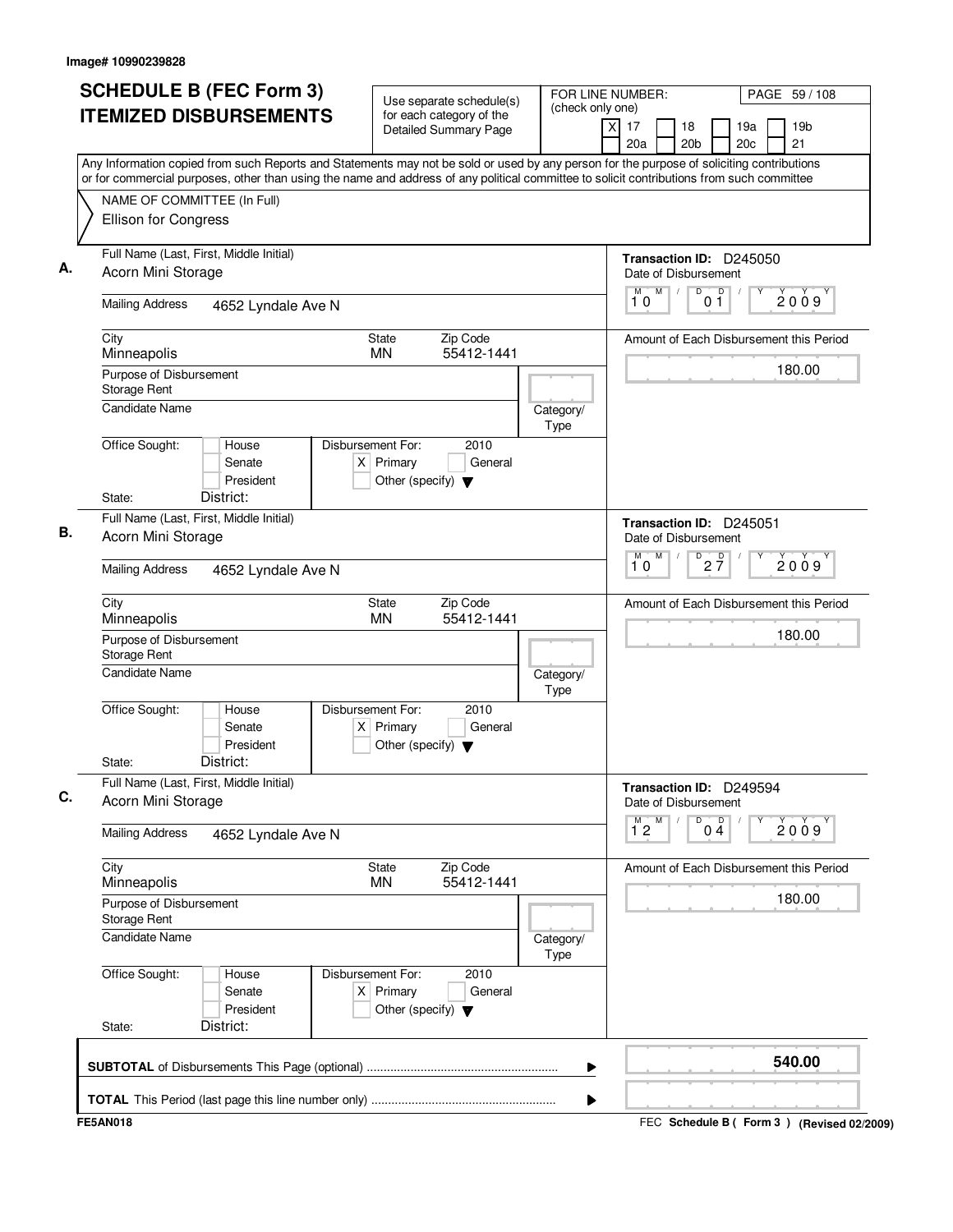Image# 10990239828

# SCHEDULE B (FEC Form 3)
# ITEMIZED DISBURSEMENTS

Use separate schedule(s) for each category of the Detailed Summary Page

FOR LINE NUMBER: (check only one)
[X] 17 [ ] 18 [ ] 19a [ ] 19b [ ] 20a [ ] 20b [ ] 20c [ ] 21

Any Information copied from such Reports and Statements may not be sold or used by any person for the purpose of soliciting contributions or for commercial purposes, other than using the name and address of any political committee to solicit contributions from such committee

NAME OF COMMITTEE (In Full)
Ellison for Congress

**A.** Full Name (Last, First, Middle Initial): Acorn Mini Storage
Mailing Address: 4652 Lyndale Ave N
City: Minneapolis State: MN Zip Code: 55412-1441
Purpose of Disbursement: Storage Rent
Candidate Name:
Category/Type:
Office Sought: [ ] House [ ] Senate [ ] President
State: District:
Disbursement For: 2010 [X] Primary [ ] General [ ] Other (specify)
Transaction ID: D245050
Date of Disbursement: 10/01/2009
Amount of Each Disbursement this Period: 180.00

**B.** Full Name (Last, First, Middle Initial): Acorn Mini Storage
Mailing Address: 4652 Lyndale Ave N
City: Minneapolis State: MN Zip Code: 55412-1441
Purpose of Disbursement: Storage Rent
Candidate Name:
Category/Type:
Office Sought: [ ] House [ ] Senate [ ] President
State: District:
Disbursement For: 2010 [X] Primary [ ] General [ ] Other (specify)
Transaction ID: D245051
Date of Disbursement: 10/27/2009
Amount of Each Disbursement this Period: 180.00

**C.** Full Name (Last, First, Middle Initial): Acorn Mini Storage
Mailing Address: 4652 Lyndale Ave N
City: Minneapolis State: MN Zip Code: 55412-1441
Purpose of Disbursement: Storage Rent
Candidate Name:
Category/Type:
Office Sought: [ ] House [ ] Senate [ ] President
State: District:
Disbursement For: 2010 [X] Primary [ ] General [ ] Other (specify)
Transaction ID: D249594
Date of Disbursement: 12/04/2009
Amount of Each Disbursement this Period: 180.00

**SUBTOTAL** of Disbursements This Page (optional) ........ **540.00**

**TOTAL** This Period (last page this line number only) ........

FE5AN018 FEC **Schedule B ( Form 3 )** (Revised 02/2009)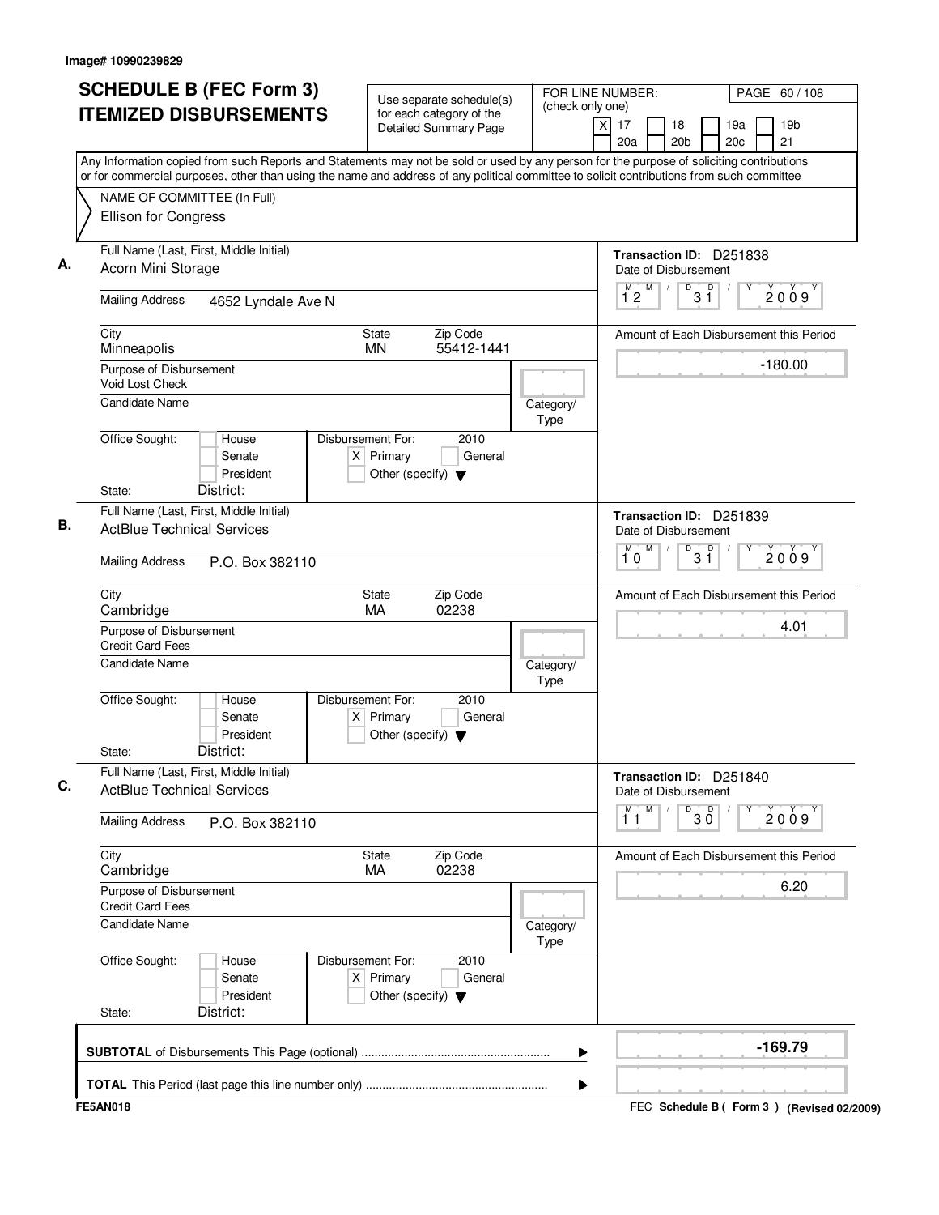Image# 10990239829

# SCHEDULE B (FEC Form 3)
# ITEMIZED DISBURSEMENTS

Use separate schedule(s) for each category of the Detailed Summary Page

FOR LINE NUMBER: (check only one)
[X] 17 [ ] 18 [ ] 19a [ ] 19b [ ] 20a [ ] 20b [ ] 20c [ ] 21

PAGE 60 / 108

Any Information copied from such Reports and Statements may not be sold or used by any person for the purpose of soliciting contributions or for commercial purposes, other than using the name and address of any political committee to solicit contributions from such committee

NAME OF COMMITTEE (In Full)
Ellison for Congress

---

**A.** Full Name (Last, First, Middle Initial): Acorn Mini Storage

Mailing Address: 4652 Lyndale Ave N

City: Minneapolis | State: MN | Zip Code: 55412-1441

Purpose of Disbursement: Void Lost Check

Candidate Name:

Category/Type:

Office Sought: [ ] House [ ] Senate [ ] President
State: District:

Disbursement For: 2010 [X] Primary [ ] General [ ] Other (specify)

Transaction ID: D251838
Date of Disbursement: 12/31/2009

Amount of Each Disbursement this Period: -180.00

---

**B.** Full Name (Last, First, Middle Initial): ActBlue Technical Services

Mailing Address: P.O. Box 382110

City: Cambridge | State: MA | Zip Code: 02238

Purpose of Disbursement: Credit Card Fees

Candidate Name:

Category/Type:

Office Sought: [ ] House [ ] Senate [ ] President
State: District:

Disbursement For: 2010 [X] Primary [ ] General [ ] Other (specify)

Transaction ID: D251839
Date of Disbursement: 10/31/2009

Amount of Each Disbursement this Period: 4.01

---

**C.** Full Name (Last, First, Middle Initial): ActBlue Technical Services

Mailing Address: P.O. Box 382110

City: Cambridge | State: MA | Zip Code: 02238

Purpose of Disbursement: Credit Card Fees

Candidate Name:

Category/Type:

Office Sought: [ ] House [ ] Senate [ ] President
State: District:

Disbursement For: 2010 [X] Primary [ ] General [ ] Other (specify)

Transaction ID: D251840
Date of Disbursement: 11/30/2009

Amount of Each Disbursement this Period: 6.20

---

**SUBTOTAL** of Disbursements This Page (optional): -169.79

**TOTAL** This Period (last page this line number only):

FE5AN018 — FEC Schedule B ( Form 3 ) (Revised 02/2009)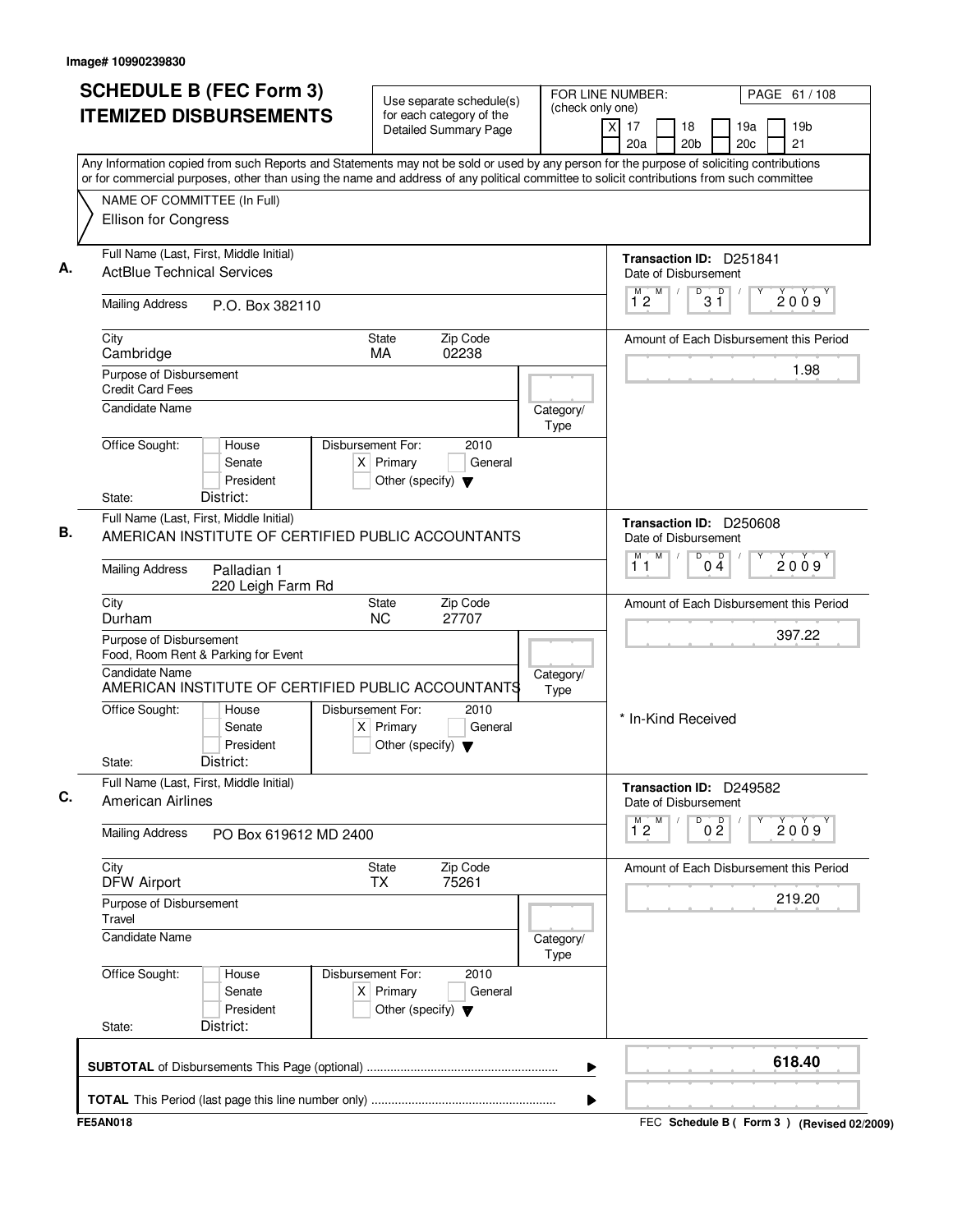Image# 10990239830

# SCHEDULE B (FEC Form 3)
# ITEMIZED DISBURSEMENTS

Use separate schedule(s) for each category of the Detailed Summary Page

FOR LINE NUMBER: (check only one)

[X] 17 [ ] 18 [ ] 19a [ ] 19b [ ] 20a [ ] 20b [ ] 20c [ ] 21

Any Information copied from such Reports and Statements may not be sold or used by any person for the purpose of soliciting contributions or for commercial purposes, other than using the name and address of any political committee to solicit contributions from such committee

NAME OF COMMITTEE (In Full)
Ellison for Congress

---

**A.**

Full Name (Last, First, Middle Initial): ActBlue Technical Services

Mailing Address: P.O. Box 382110

City: Cambridge | State: MA | Zip Code: 02238

Purpose of Disbursement: Credit Card Fees

Candidate Name:

Category/Type:

Office Sought: [ ] House [ ] Senate [ ] President

State: District:

Disbursement For: 2010 [X] Primary [ ] General [ ] Other (specify)

Transaction ID: D251841

Date of Disbursement: 12/31/2009

Amount of Each Disbursement this Period: 1.98

---

**B.**

Full Name (Last, First, Middle Initial): AMERICAN INSTITUTE OF CERTIFIED PUBLIC ACCOUNTANTS

Mailing Address: Palladian 1, 220 Leigh Farm Rd

City: Durham | State: NC | Zip Code: 27707

Purpose of Disbursement: Food, Room Rent & Parking for Event

Candidate Name: AMERICAN INSTITUTE OF CERTIFIED PUBLIC ACCOUNTANTS

Category/Type:

Office Sought: [ ] House [ ] Senate [ ] President

State: District:

Disbursement For: 2010 [X] Primary [ ] General [ ] Other (specify)

Transaction ID: D250608

Date of Disbursement: 11/04/2009

Amount of Each Disbursement this Period: 397.22

* In-Kind Received

---

**C.**

Full Name (Last, First, Middle Initial): American Airlines

Mailing Address: PO Box 619612 MD 2400

City: DFW Airport | State: TX | Zip Code: 75261

Purpose of Disbursement: Travel

Candidate Name:

Category/Type:

Office Sought: [ ] House [ ] Senate [ ] President

State: District:

Disbursement For: 2010 [X] Primary [ ] General [ ] Other (specify)

Transaction ID: D249582

Date of Disbursement: 12/02/2009

Amount of Each Disbursement this Period: 219.20

---

**SUBTOTAL** of Disbursements This Page (optional): **618.40**

**TOTAL** This Period (last page this line number only):

FE5AN018 — FEC Schedule B ( Form 3 ) (Revised 02/2009)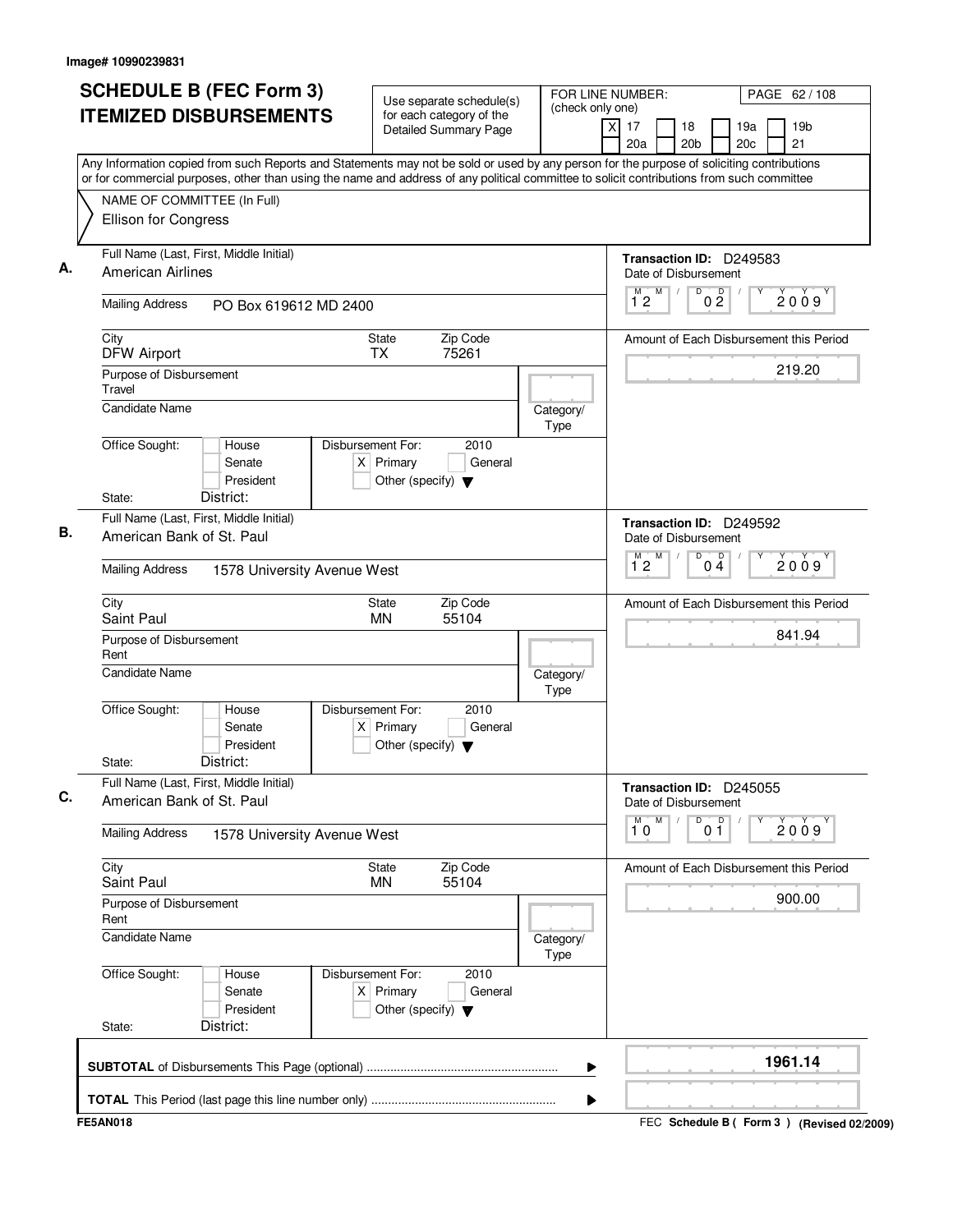Image# 10990239831

# SCHEDULE B (FEC Form 3) ITEMIZED DISBURSEMENTS

Use separate schedule(s) for each category of the Detailed Summary Page

FOR LINE NUMBER: (check only one)

[X] 17 [ ] 18 [ ] 19a [ ] 19b [ ] 20a [ ] 20b [ ] 20c [ ] 21

PAGE 62 / 108

Any Information copied from such Reports and Statements may not be sold or used by any person for the purpose of soliciting contributions or for commercial purposes, other than using the name and address of any political committee to solicit contributions from such committee

NAME OF COMMITTEE (In Full)
Ellison for Congress

**A.** Full Name (Last, First, Middle Initial): American Airlines

Mailing Address: PO Box 619612 MD 2400

City: DFW Airport — State: TX — Zip Code: 75261

Purpose of Disbursement: Travel

Candidate Name:

Category/Type:

Office Sought: [ ] House [ ] Senate [ ] President — State: — District:

Disbursement For: 2010 — [X] Primary [ ] General [ ] Other (specify)

Transaction ID: D249583

Date of Disbursement: 12/02/2009

Amount of Each Disbursement this Period: 219.20

**B.** Full Name (Last, First, Middle Initial): American Bank of St. Paul

Mailing Address: 1578 University Avenue West

City: Saint Paul — State: MN — Zip Code: 55104

Purpose of Disbursement: Rent

Candidate Name:

Category/Type:

Office Sought: [ ] House [ ] Senate [ ] President — State: — District:

Disbursement For: 2010 — [X] Primary [ ] General [ ] Other (specify)

Transaction ID: D249592

Date of Disbursement: 12/04/2009

Amount of Each Disbursement this Period: 841.94

**C.** Full Name (Last, First, Middle Initial): American Bank of St. Paul

Mailing Address: 1578 University Avenue West

City: Saint Paul — State: MN — Zip Code: 55104

Purpose of Disbursement: Rent

Candidate Name:

Category/Type:

Office Sought: [ ] House [ ] Senate [ ] President — State: — District:

Disbursement For: 2010 — [X] Primary [ ] General [ ] Other (specify)

Transaction ID: D245055

Date of Disbursement: 10/01/2009

Amount of Each Disbursement this Period: 900.00

**SUBTOTAL** of Disbursements This Page (optional): 1961.14

**TOTAL** This Period (last page this line number only):

FE5AN018 — FEC **Schedule B ( Form 3 )** (Revised 02/2009)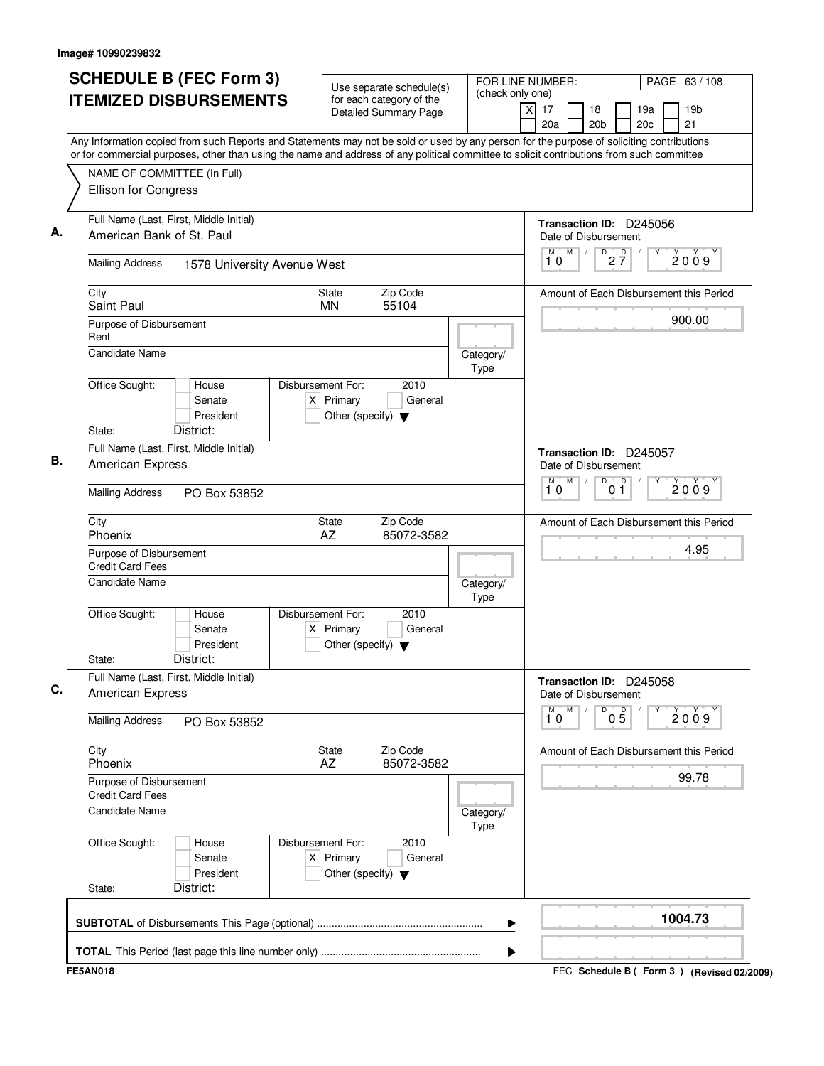Image# 10990239832

# SCHEDULE B (FEC Form 3)
# ITEMIZED DISBURSEMENTS

Use separate schedule(s) for each category of the Detailed Summary Page

FOR LINE NUMBER: (check only one)

[X] 17 [ ] 18 [ ] 19a [ ] 19b [ ] 20a [ ] 20b [ ] 20c [ ] 21

PAGE 63 / 108

Any Information copied from such Reports and Statements may not be sold or used by any person for the purpose of soliciting contributions or for commercial purposes, other than using the name and address of any political committee to solicit contributions from such committee

NAME OF COMMITTEE (In Full)
Ellison for Congress

---

**A.** Full Name (Last, First, Middle Initial): American Bank of St. Paul

Mailing Address: 1578 University Avenue West

City: Saint Paul State: MN Zip Code: 55104

Purpose of Disbursement: Rent

Candidate Name:

Category/Type:

Office Sought: [ ] House [ ] Senate [ ] President

State: District:

Disbursement For: 2010 [X] Primary [ ] General [ ] Other (specify)

Transaction ID: D245056

Date of Disbursement: 10 / 27 / 2009

Amount of Each Disbursement this Period: 900.00

---

**B.** Full Name (Last, First, Middle Initial): American Express

Mailing Address: PO Box 53852

City: Phoenix State: AZ Zip Code: 85072-3582

Purpose of Disbursement: Credit Card Fees

Candidate Name:

Category/Type:

Office Sought: [ ] House [ ] Senate [ ] President

State: District:

Disbursement For: 2010 [X] Primary [ ] General [ ] Other (specify)

Transaction ID: D245057

Date of Disbursement: 10 / 01 / 2009

Amount of Each Disbursement this Period: 4.95

---

**C.** Full Name (Last, First, Middle Initial): American Express

Mailing Address: PO Box 53852

City: Phoenix State: AZ Zip Code: 85072-3582

Purpose of Disbursement: Credit Card Fees

Candidate Name:

Category/Type:

Office Sought: [ ] House [ ] Senate [ ] President

State: District:

Disbursement For: 2010 [X] Primary [ ] General [ ] Other (specify)

Transaction ID: D245058

Date of Disbursement: 10 / 05 / 2009

Amount of Each Disbursement this Period: 99.78

---

**SUBTOTAL** of Disbursements This Page (optional): 1004.73

**TOTAL** This Period (last page this line number only):

FE5AN018

FEC Schedule B ( Form 3 ) (Revised 02/2009)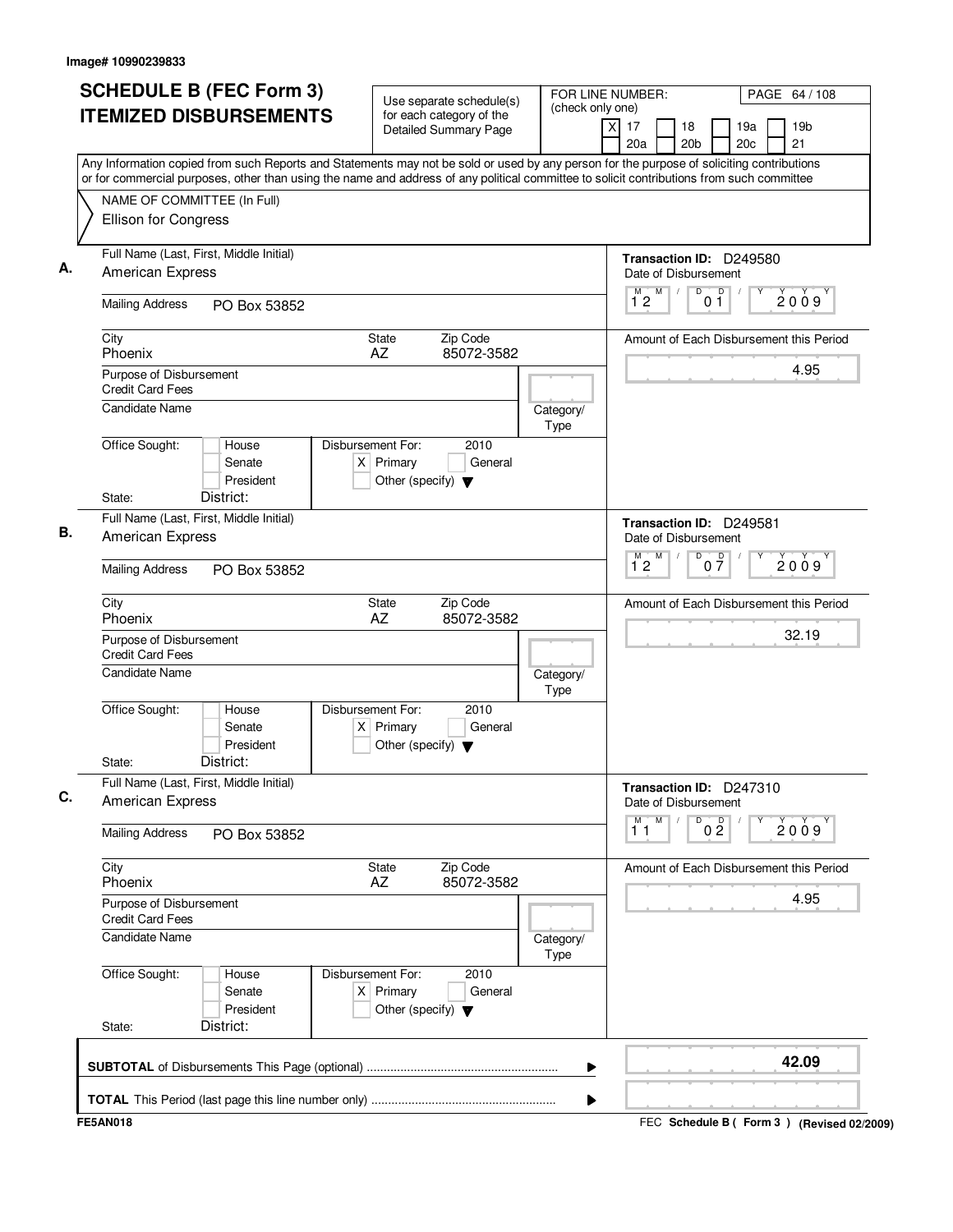Image# 10990239833

# SCHEDULE B (FEC Form 3)
# ITEMIZED DISBURSEMENTS

Use separate schedule(s) for each category of the Detailed Summary Page

FOR LINE NUMBER: (check only one)
[X] 17 [ ] 18 [ ] 19a [ ] 19b [ ] 20a [ ] 20b [ ] 20c [ ] 21

PAGE 64 / 108

Any Information copied from such Reports and Statements may not be sold or used by any person for the purpose of soliciting contributions or for commercial purposes, other than using the name and address of any political committee to solicit contributions from such committee

NAME OF COMMITTEE (In Full)
Ellison for Congress

**A.** Full Name (Last, First, Middle Initial): American Express
Mailing Address: PO Box 53852
City: Phoenix | State: AZ | Zip Code: 85072-3582
Purpose of Disbursement: Credit Card Fees
Candidate Name:
Category/Type:
Office Sought: [ ] House [ ] Senate [ ] President
State: District:
Disbursement For: 2010 [X] Primary [ ] General [ ] Other (specify)
Transaction ID: D249580
Date of Disbursement: 12/01/2009
Amount of Each Disbursement this Period: 4.95

**B.** Full Name (Last, First, Middle Initial): American Express
Mailing Address: PO Box 53852
City: Phoenix | State: AZ | Zip Code: 85072-3582
Purpose of Disbursement: Credit Card Fees
Candidate Name:
Category/Type:
Office Sought: [ ] House [ ] Senate [ ] President
State: District:
Disbursement For: 2010 [X] Primary [ ] General [ ] Other (specify)
Transaction ID: D249581
Date of Disbursement: 12/07/2009
Amount of Each Disbursement this Period: 32.19

**C.** Full Name (Last, First, Middle Initial): American Express
Mailing Address: PO Box 53852
City: Phoenix | State: AZ | Zip Code: 85072-3582
Purpose of Disbursement: Credit Card Fees
Candidate Name:
Category/Type:
Office Sought: [ ] House [ ] Senate [ ] President
State: District:
Disbursement For: 2010 [X] Primary [ ] General [ ] Other (specify)
Transaction ID: D247310
Date of Disbursement: 11/02/2009
Amount of Each Disbursement this Period: 4.95

**SUBTOTAL** of Disbursements This Page (optional) ▶ **42.09**

**TOTAL** This Period (last page this line number only) ▶

FE5AN018 — FEC **Schedule B ( Form 3 )** (Revised 02/2009)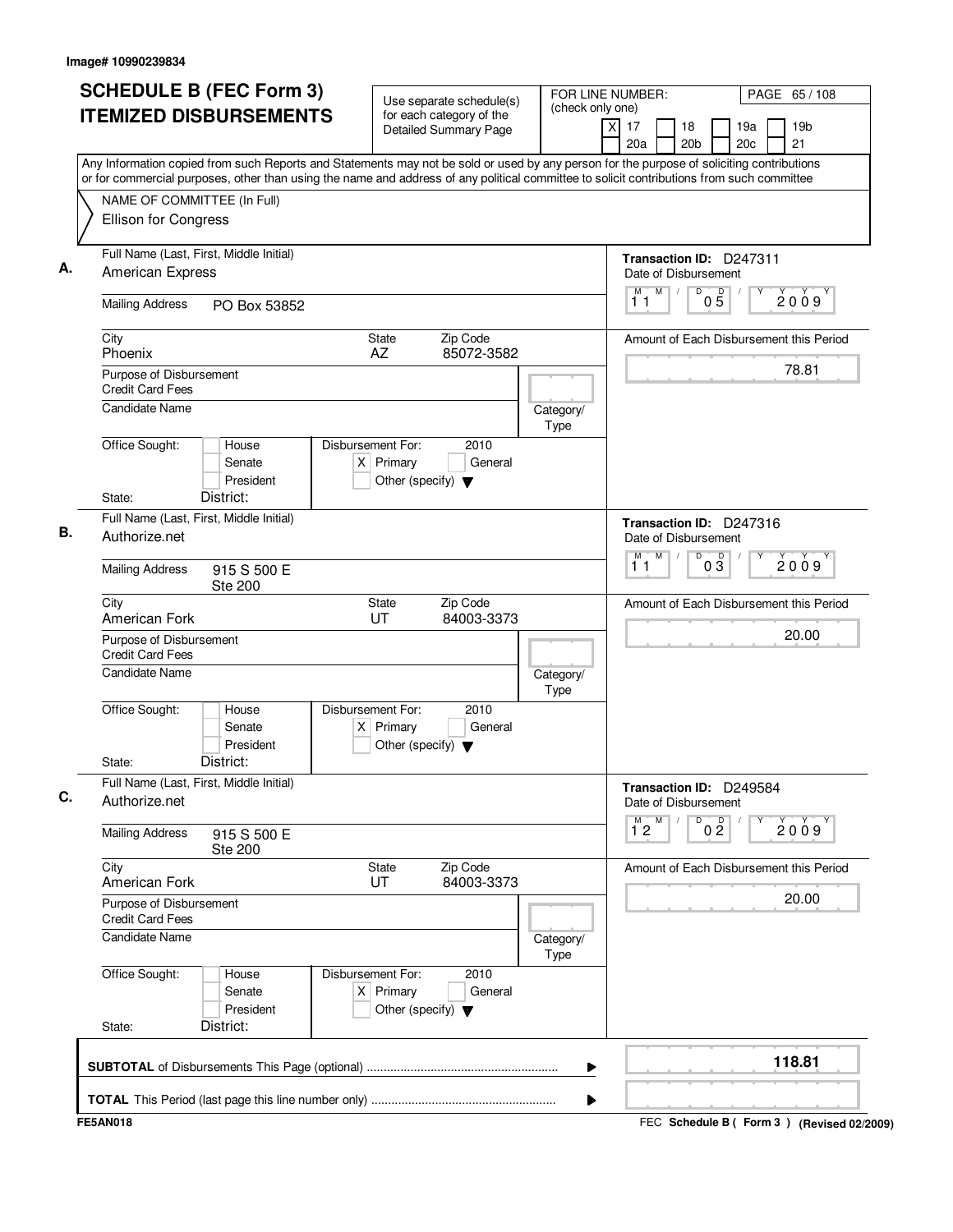Image# 10990239834

# SCHEDULE B (FEC Form 3)
# ITEMIZED DISBURSEMENTS

Use separate schedule(s) for each category of the Detailed Summary Page

FOR LINE NUMBER: (check only one)
[X] 17 [ ] 18 [ ] 19a [ ] 19b [ ] 20a [ ] 20b [ ] 20c [ ] 21

PAGE 65 / 108

Any Information copied from such Reports and Statements may not be sold or used by any person for the purpose of soliciting contributions or for commercial purposes, other than using the name and address of any political committee to solicit contributions from such committee

NAME OF COMMITTEE (In Full)
Ellison for Congress

---

**A.** Full Name (Last, First, Middle Initial): American Express

Mailing Address: PO Box 53852

City: Phoenix | State: AZ | Zip Code: 85072-3582

Purpose of Disbursement: Credit Card Fees

Candidate Name:

Category/Type:

Office Sought: [ ] House [ ] Senate [ ] President

State: District:

Disbursement For: 2010 [X] Primary [ ] General [ ] Other (specify)

Transaction ID: D247311

Date of Disbursement: 11/05/2009

Amount of Each Disbursement this Period: 78.81

---

**B.** Full Name (Last, First, Middle Initial): Authorize.net

Mailing Address: 915 S 500 E, Ste 200

City: American Fork | State: UT | Zip Code: 84003-3373

Purpose of Disbursement: Credit Card Fees

Candidate Name:

Category/Type:

Office Sought: [ ] House [ ] Senate [ ] President

State: District:

Disbursement For: 2010 [X] Primary [ ] General [ ] Other (specify)

Transaction ID: D247316

Date of Disbursement: 11/03/2009

Amount of Each Disbursement this Period: 20.00

---

**C.** Full Name (Last, First, Middle Initial): Authorize.net

Mailing Address: 915 S 500 E, Ste 200

City: American Fork | State: UT | Zip Code: 84003-3373

Purpose of Disbursement: Credit Card Fees

Candidate Name:

Category/Type:

Office Sought: [ ] House [ ] Senate [ ] President

State: District:

Disbursement For: 2010 [X] Primary [ ] General [ ] Other (specify)

Transaction ID: D249584

Date of Disbursement: 12/02/2009

Amount of Each Disbursement this Period: 20.00

---

**SUBTOTAL** of Disbursements This Page (optional): **118.81**

**TOTAL** This Period (last page this line number only):

FE5AN018

FEC **Schedule B ( Form 3 )** (Revised 02/2009)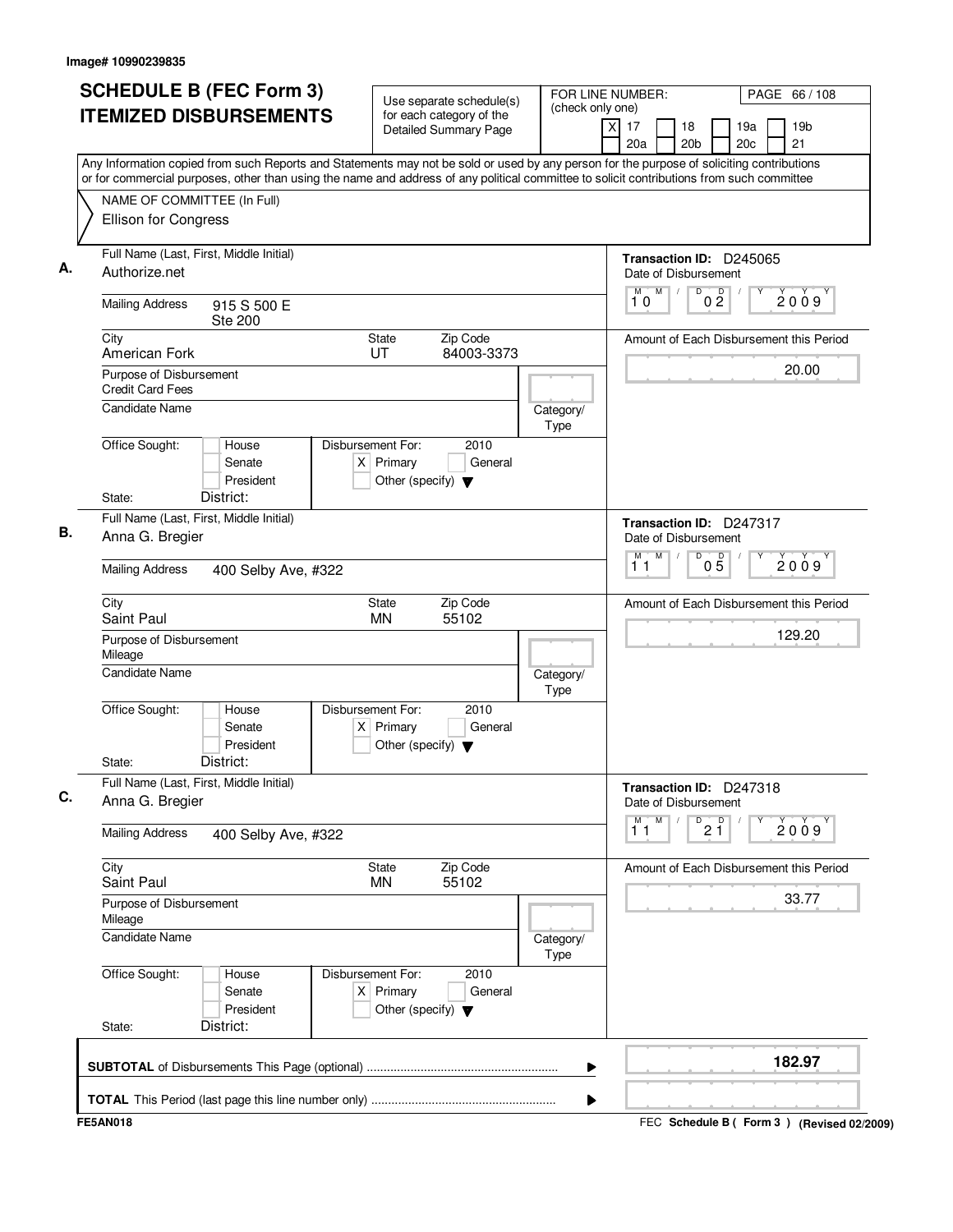Image# 10990239835

# SCHEDULE B (FEC Form 3)
## ITEMIZED DISBURSEMENTS

Use separate schedule(s) for each category of the Detailed Summary Page

FOR LINE NUMBER: (check only one)
[X] 17 [ ] 18 [ ] 19a [ ] 19b [ ] 20a [ ] 20b [ ] 20c [ ] 21

PAGE 66 / 108

Any Information copied from such Reports and Statements may not be sold or used by any person for the purpose of soliciting contributions or for commercial purposes, other than using the name and address of any political committee to solicit contributions from such committee

NAME OF COMMITTEE (In Full)
Ellison for Congress

---

**A.** Full Name (Last, First, Middle Initial): Authorize.net

Mailing Address: 915 S 500 E, Ste 200

City: American Fork | State: UT | Zip Code: 84003-3373

Purpose of Disbursement: Credit Card Fees

Candidate Name:

Category/Type:

Office Sought: [ ] House [ ] Senate [ ] President

State: District:

Disbursement For: 2010 [X] Primary [ ] General [ ] Other (specify)

Transaction ID: D245065

Date of Disbursement: 10/02/2009

Amount of Each Disbursement this Period: 20.00

---

**B.** Full Name (Last, First, Middle Initial): Anna G. Bregier

Mailing Address: 400 Selby Ave, #322

City: Saint Paul | State: MN | Zip Code: 55102

Purpose of Disbursement: Mileage

Candidate Name:

Category/Type:

Office Sought: [ ] House [ ] Senate [ ] President

State: District:

Disbursement For: 2010 [X] Primary [ ] General [ ] Other (specify)

Transaction ID: D247317

Date of Disbursement: 11/05/2009

Amount of Each Disbursement this Period: 129.20

---

**C.** Full Name (Last, First, Middle Initial): Anna G. Bregier

Mailing Address: 400 Selby Ave, #322

City: Saint Paul | State: MN | Zip Code: 55102

Purpose of Disbursement: Mileage

Candidate Name:

Category/Type:

Office Sought: [ ] House [ ] Senate [ ] President

State: District:

Disbursement For: 2010 [X] Primary [ ] General [ ] Other (specify)

Transaction ID: D247318

Date of Disbursement: 11/21/2009

Amount of Each Disbursement this Period: 33.77

---

**SUBTOTAL** of Disbursements This Page (optional) ........ **182.97**

**TOTAL** This Period (last page this line number only) ........

FE5AN018

FEC **Schedule B ( Form 3 )** (Revised 02/2009)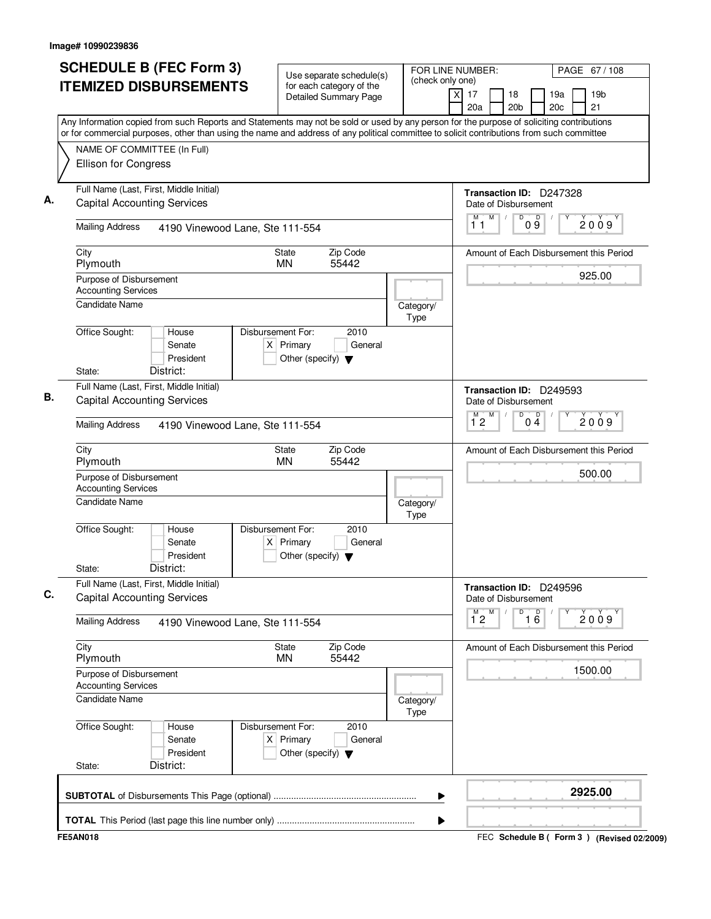Image# 10990239836

# SCHEDULE B (FEC Form 3) ITEMIZED DISBURSEMENTS

Use separate schedule(s) for each category of the Detailed Summary Page

FOR LINE NUMBER: (check only one)

- [X] 17
- [ ] 18
- [ ] 19a
- [ ] 19b
- [ ] 20a
- [ ] 20b
- [ ] 20c
- [ ] 21

Any Information copied from such Reports and Statements may not be sold or used by any person for the purpose of soliciting contributions or for commercial purposes, other than using the name and address of any political committee to solicit contributions from such committee

NAME OF COMMITTEE (In Full)
Ellison for Congress

---

**A.** Full Name (Last, First, Middle Initial): Capital Accounting Services

Mailing Address: 4190 Vinewood Lane, Ste 111-554

City: Plymouth State: MN Zip Code: 55442

Purpose of Disbursement: Accounting Services

Candidate Name:

Category/Type:

Office Sought: [ ] House [ ] Senate [ ] President

State: District:

Disbursement For: 2010 [X] Primary [ ] General [ ] Other (specify)

Transaction ID: D247328

Date of Disbursement: 11/09/2009

Amount of Each Disbursement this Period: 925.00

---

**B.** Full Name (Last, First, Middle Initial): Capital Accounting Services

Mailing Address: 4190 Vinewood Lane, Ste 111-554

City: Plymouth State: MN Zip Code: 55442

Purpose of Disbursement: Accounting Services

Candidate Name:

Category/Type:

Office Sought: [ ] House [ ] Senate [ ] President

State: District:

Disbursement For: 2010 [X] Primary [ ] General [ ] Other (specify)

Transaction ID: D249593

Date of Disbursement: 12/04/2009

Amount of Each Disbursement this Period: 500.00

---

**C.** Full Name (Last, First, Middle Initial): Capital Accounting Services

Mailing Address: 4190 Vinewood Lane, Ste 111-554

City: Plymouth State: MN Zip Code: 55442

Purpose of Disbursement: Accounting Services

Candidate Name:

Category/Type:

Office Sought: [ ] House [ ] Senate [ ] President

State: District:

Disbursement For: 2010 [X] Primary [ ] General [ ] Other (specify)

Transaction ID: D249596

Date of Disbursement: 12/16/2009

Amount of Each Disbursement this Period: 1500.00

---

**SUBTOTAL** of Disbursements This Page (optional): 2925.00

**TOTAL** This Period (last page this line number only):

FE5AN018

FEC **Schedule B ( Form 3 )** (Revised 02/2009)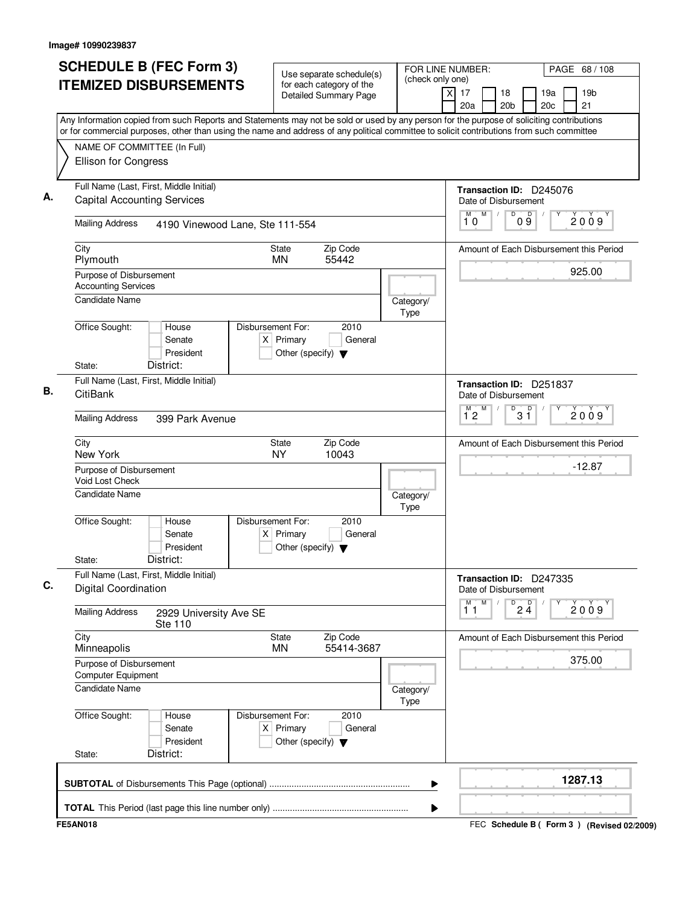Image# 10990239837

# SCHEDULE B (FEC Form 3)
# ITEMIZED DISBURSEMENTS

Use separate schedule(s) for each category of the Detailed Summary Page

FOR LINE NUMBER: (check only one)
[X] 17 [ ] 18 [ ] 19a [ ] 19b [ ] 20a [ ] 20b [ ] 20c [ ] 21

PAGE 68 / 108

Any Information copied from such Reports and Statements may not be sold or used by any person for the purpose of soliciting contributions or for commercial purposes, other than using the name and address of any political committee to solicit contributions from such committee

NAME OF COMMITTEE (In Full)
Ellison for Congress

**A.** Full Name (Last, First, Middle Initial): Capital Accounting Services
Mailing Address: 4190 Vinewood Lane, Ste 111-554
City: Plymouth State: MN Zip Code: 55442
Purpose of Disbursement: Accounting Services
Candidate Name:
Category/Type:
Office Sought: [ ] House [ ] Senate [ ] President
State: District:
Disbursement For: 2010 [X] Primary [ ] General [ ] Other (specify)
Transaction ID: D245076
Date of Disbursement: 10/09/2009
Amount of Each Disbursement this Period: 925.00

**B.** Full Name (Last, First, Middle Initial): CitiBank
Mailing Address: 399 Park Avenue
City: New York State: NY Zip Code: 10043
Purpose of Disbursement: Void Lost Check
Candidate Name:
Category/Type:
Office Sought: [ ] House [ ] Senate [ ] President
State: District:
Disbursement For: 2010 [X] Primary [ ] General [ ] Other (specify)
Transaction ID: D251837
Date of Disbursement: 12/31/2009
Amount of Each Disbursement this Period: -12.87

**C.** Full Name (Last, First, Middle Initial): Digital Coordination
Mailing Address: 2929 University Ave SE Ste 110
City: Minneapolis State: MN Zip Code: 55414-3687
Purpose of Disbursement: Computer Equipment
Candidate Name:
Category/Type:
Office Sought: [ ] House [ ] Senate [ ] President
State: District:
Disbursement For: 2010 [X] Primary [ ] General [ ] Other (specify)
Transaction ID: D247335
Date of Disbursement: 11/24/2009
Amount of Each Disbursement this Period: 375.00

**SUBTOTAL** of Disbursements This Page (optional) ........ 1287.13

**TOTAL** This Period (last page this line number only) ........

FE5AN018 FEC **Schedule B ( Form 3 )** (Revised 02/2009)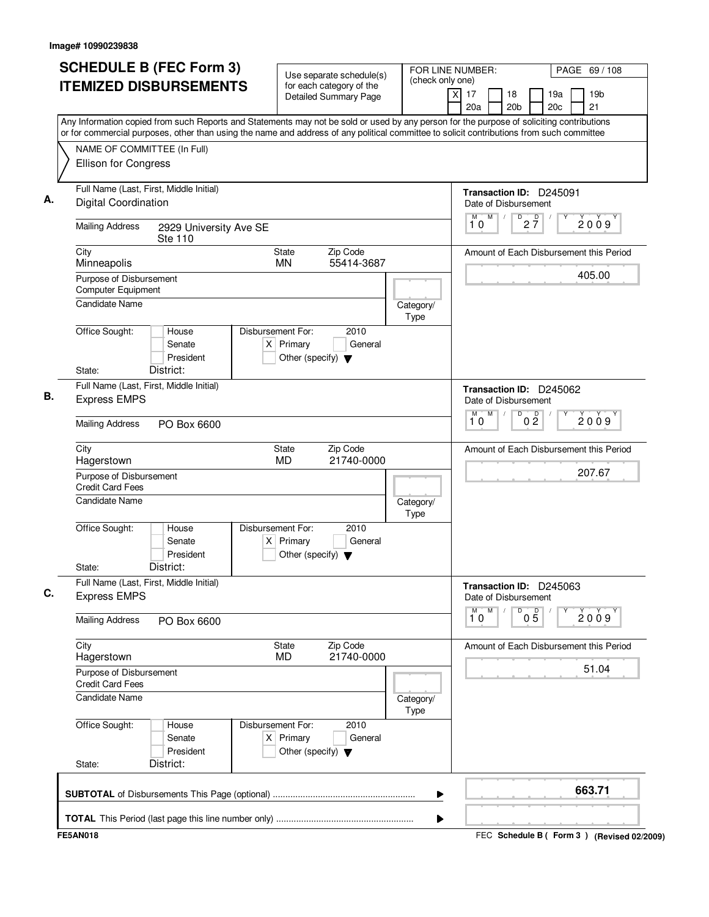Image# 10990239838

# SCHEDULE B (FEC Form 3) ITEMIZED DISBURSEMENTS

Use separate schedule(s) for each category of the Detailed Summary Page

FOR LINE NUMBER: (check only one)
[X] 17 [ ] 18 [ ] 19a [ ] 19b [ ] 20a [ ] 20b [ ] 20c [ ] 21

PAGE 69 / 108

Any Information copied from such Reports and Statements may not be sold or used by any person for the purpose of soliciting contributions or for commercial purposes, other than using the name and address of any political committee to solicit contributions from such committee

NAME OF COMMITTEE (In Full)
Ellison for Congress

**A.** Full Name (Last, First, Middle Initial): Digital Coordination
Mailing Address: 2929 University Ave SE, Ste 110
City: Minneapolis State: MN Zip Code: 55414-3687
Purpose of Disbursement: Computer Equipment
Candidate Name:
Category/Type:
Office Sought: [ ] House [ ] Senate [ ] President
State: District:
Disbursement For: 2010 [X] Primary [ ] General [ ] Other (specify)
Transaction ID: D245091
Date of Disbursement: 10/27/2009
Amount of Each Disbursement this Period: 405.00

**B.** Full Name (Last, First, Middle Initial): Express EMPS
Mailing Address: PO Box 6600
City: Hagerstown State: MD Zip Code: 21740-0000
Purpose of Disbursement: Credit Card Fees
Candidate Name:
Category/Type:
Office Sought: [ ] House [ ] Senate [ ] President
State: District:
Disbursement For: 2010 [X] Primary [ ] General [ ] Other (specify)
Transaction ID: D245062
Date of Disbursement: 10/02/2009
Amount of Each Disbursement this Period: 207.67

**C.** Full Name (Last, First, Middle Initial): Express EMPS
Mailing Address: PO Box 6600
City: Hagerstown State: MD Zip Code: 21740-0000
Purpose of Disbursement: Credit Card Fees
Candidate Name:
Category/Type:
Office Sought: [ ] House [ ] Senate [ ] President
State: District:
Disbursement For: 2010 [X] Primary [ ] General [ ] Other (specify)
Transaction ID: D245063
Date of Disbursement: 10/05/2009
Amount of Each Disbursement this Period: 51.04

**SUBTOTAL** of Disbursements This Page (optional) ........ **663.71**

**TOTAL** This Period (last page this line number only) ........

FE5AN018 FEC **Schedule B ( Form 3 )** (Revised 02/2009)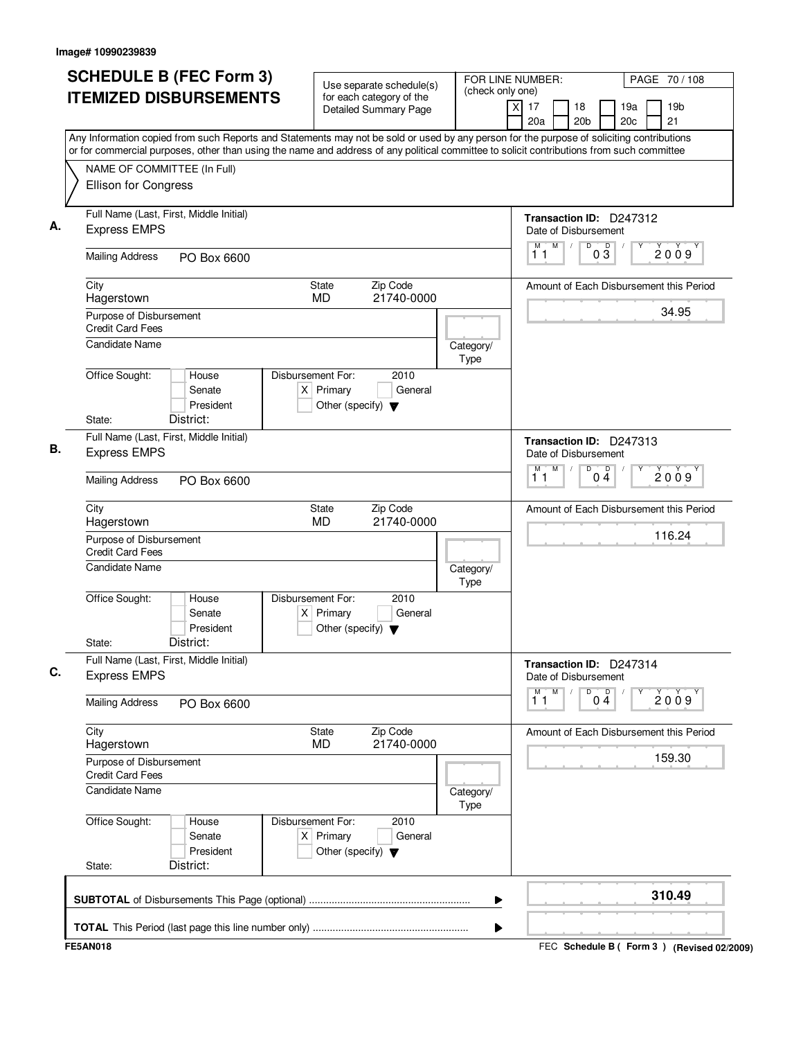Image# 10990239839

# SCHEDULE B (FEC Form 3) ITEMIZED DISBURSEMENTS

Use separate schedule(s) for each category of the Detailed Summary Page

FOR LINE NUMBER: (check only one)

[X] 17 [ ] 18 [ ] 19a [ ] 19b [ ] 20a [ ] 20b [ ] 20c [ ] 21

PAGE 70 / 108

Any Information copied from such Reports and Statements may not be sold or used by any person for the purpose of soliciting contributions or for commercial purposes, other than using the name and address of any political committee to solicit contributions from such committee

NAME OF COMMITTEE (In Full)
Ellison for Congress

---

**A.** Full Name (Last, First, Middle Initial): Express EMPS

Mailing Address: PO Box 6600

City: Hagerstown | State: MD | Zip Code: 21740-0000

Purpose of Disbursement: Credit Card Fees

Candidate Name:

Category/Type:

Office Sought: [ ] House [ ] Senate [ ] President

State: District:

Disbursement For: 2010 [X] Primary [ ] General [ ] Other (specify)

Transaction ID: D247312

Date of Disbursement: 11 / 03 / 2009

Amount of Each Disbursement this Period: 34.95

---

**B.** Full Name (Last, First, Middle Initial): Express EMPS

Mailing Address: PO Box 6600

City: Hagerstown | State: MD | Zip Code: 21740-0000

Purpose of Disbursement: Credit Card Fees

Candidate Name:

Category/Type:

Office Sought: [ ] House [ ] Senate [ ] President

State: District:

Disbursement For: 2010 [X] Primary [ ] General [ ] Other (specify)

Transaction ID: D247313

Date of Disbursement: 11 / 04 / 2009

Amount of Each Disbursement this Period: 116.24

---

**C.** Full Name (Last, First, Middle Initial): Express EMPS

Mailing Address: PO Box 6600

City: Hagerstown | State: MD | Zip Code: 21740-0000

Purpose of Disbursement: Credit Card Fees

Candidate Name:

Category/Type:

Office Sought: [ ] House [ ] Senate [ ] President

State: District:

Disbursement For: 2010 [X] Primary [ ] General [ ] Other (specify)

Transaction ID: D247314

Date of Disbursement: 11 / 04 / 2009

Amount of Each Disbursement this Period: 159.30

---

**SUBTOTAL** of Disbursements This Page (optional) ........ ▶ **310.49**

**TOTAL** This Period (last page this line number only) ........ ▶

FE5AN018 FEC **Schedule B ( Form 3 )** (Revised 02/2009)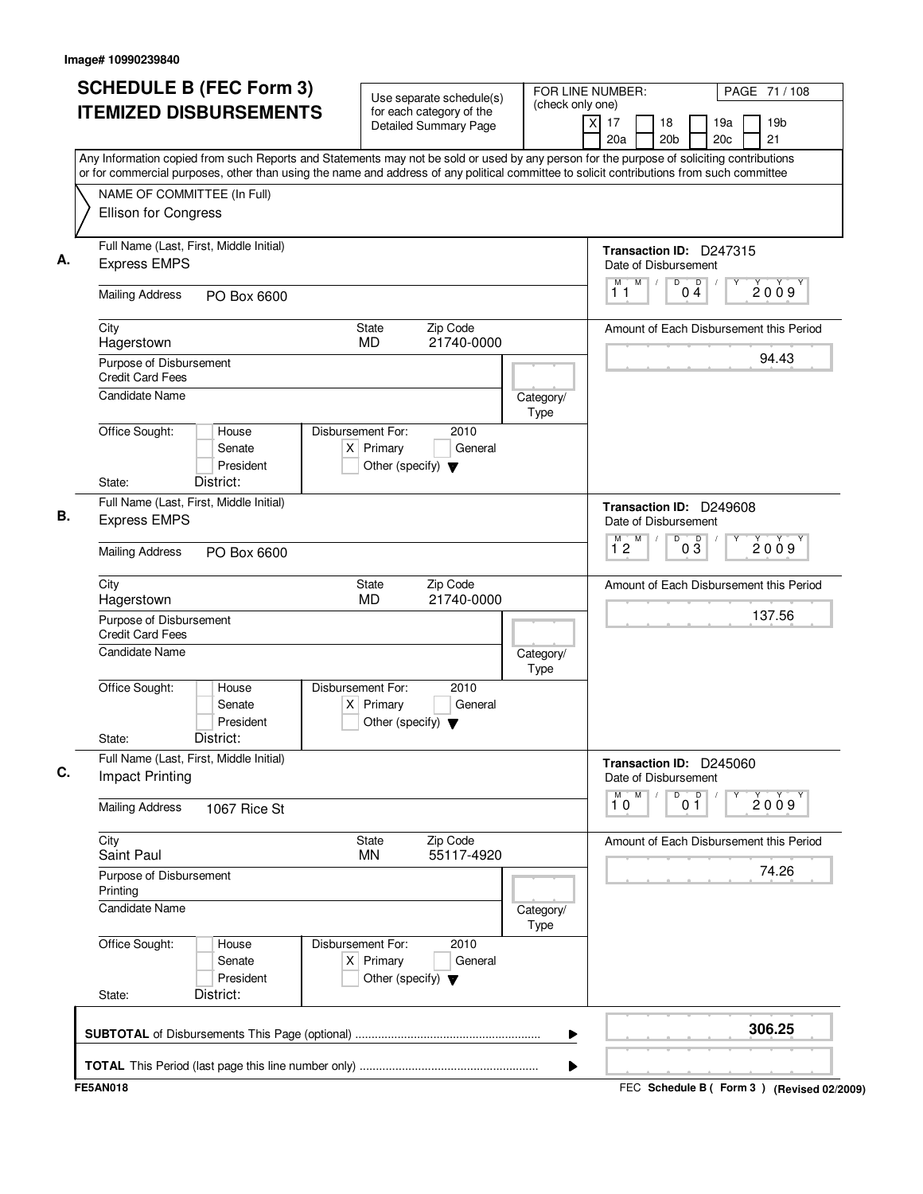Image# 10990239840

# SCHEDULE B (FEC Form 3)
# ITEMIZED DISBURSEMENTS

Use separate schedule(s) for each category of the Detailed Summary Page

FOR LINE NUMBER: (check only one)
[X] 17 [ ] 18 [ ] 19a [ ] 19b [ ] 20a [ ] 20b [ ] 20c [ ] 21

PAGE 71 / 108

Any Information copied from such Reports and Statements may not be sold or used by any person for the purpose of soliciting contributions or for commercial purposes, other than using the name and address of any political committee to solicit contributions from such committee

NAME OF COMMITTEE (In Full)
Ellison for Congress

**A.** Full Name (Last, First, Middle Initial): Express EMPS
Mailing Address: PO Box 6600
City: Hagerstown State: MD Zip Code: 21740-0000
Purpose of Disbursement: Credit Card Fees
Candidate Name:
Category/Type:
Office Sought: [ ] House [ ] Senate [ ] President
State: District:
Disbursement For: 2010 [X] Primary [ ] General [ ] Other (specify)
Transaction ID: D247315
Date of Disbursement: 11/04/2009
Amount of Each Disbursement this Period: 94.43

**B.** Full Name (Last, First, Middle Initial): Express EMPS
Mailing Address: PO Box 6600
City: Hagerstown State: MD Zip Code: 21740-0000
Purpose of Disbursement: Credit Card Fees
Candidate Name:
Category/Type:
Office Sought: [ ] House [ ] Senate [ ] President
State: District:
Disbursement For: 2010 [X] Primary [ ] General [ ] Other (specify)
Transaction ID: D249608
Date of Disbursement: 12/03/2009
Amount of Each Disbursement this Period: 137.56

**C.** Full Name (Last, First, Middle Initial): Impact Printing
Mailing Address: 1067 Rice St
City: Saint Paul State: MN Zip Code: 55117-4920
Purpose of Disbursement: Printing
Candidate Name:
Category/Type:
Office Sought: [ ] House [ ] Senate [ ] President
State: District:
Disbursement For: 2010 [X] Primary [ ] General [ ] Other (specify)
Transaction ID: D245060
Date of Disbursement: 10/01/2009
Amount of Each Disbursement this Period: 74.26

**SUBTOTAL** of Disbursements This Page (optional): **306.25**

**TOTAL** This Period (last page this line number only):

FE5AN018 — FEC Schedule B ( Form 3 ) (Revised 02/2009)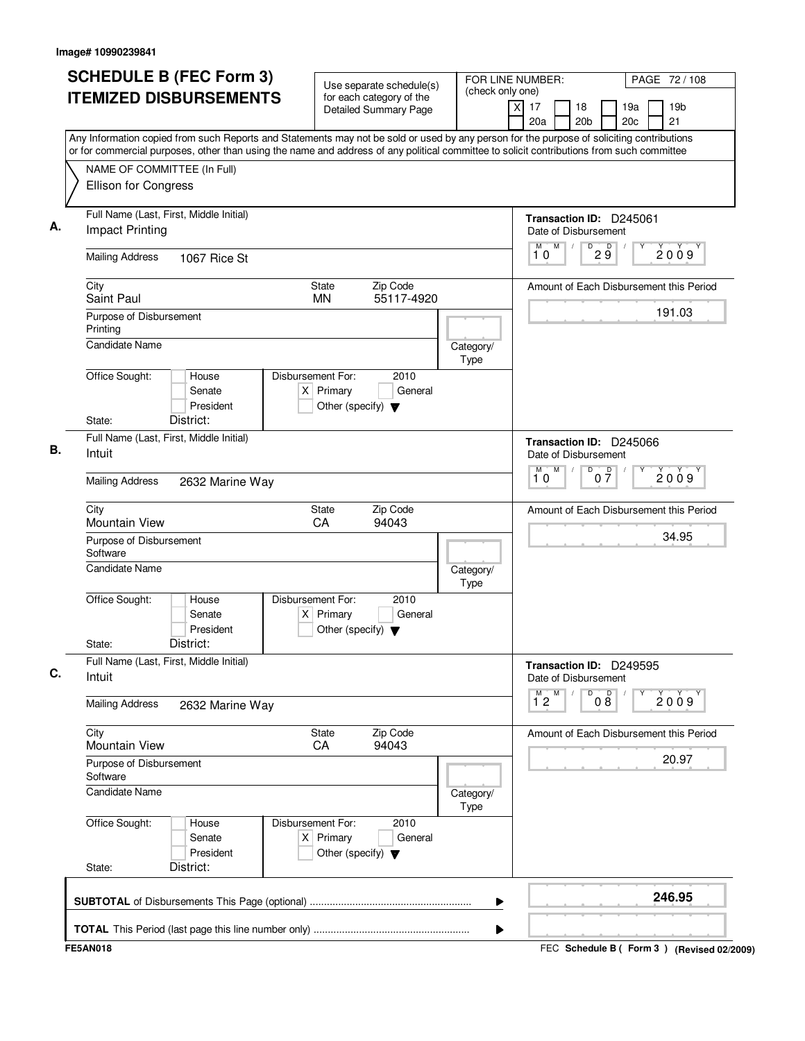Image# 10990239841

# SCHEDULE B (FEC Form 3) ITEMIZED DISBURSEMENTS

Use separate schedule(s) for each category of the Detailed Summary Page

FOR LINE NUMBER: (check only one)

[X] 17 [ ] 18 [ ] 19a [ ] 19b [ ] 20a [ ] 20b [ ] 20c [ ] 21

PAGE 72 / 108

Any Information copied from such Reports and Statements may not be sold or used by any person for the purpose of soliciting contributions or for commercial purposes, other than using the name and address of any political committee to solicit contributions from such committee

NAME OF COMMITTEE (In Full)
Ellison for Congress

---

**A.**

Full Name (Last, First, Middle Initial): Impact Printing

Mailing Address: 1067 Rice St

City: Saint Paul | State: MN | Zip Code: 55117-4920

Purpose of Disbursement: Printing

Candidate Name:

Category/Type:

Office Sought: [ ] House [ ] Senate [ ] President

State: District:

Disbursement For: 2010 [X] Primary [ ] General [ ] Other (specify)

Transaction ID: D245061

Date of Disbursement: 10 / 29 / 2009

Amount of Each Disbursement this Period: 191.03

---

**B.**

Full Name (Last, First, Middle Initial): Intuit

Mailing Address: 2632 Marine Way

City: Mountain View | State: CA | Zip Code: 94043

Purpose of Disbursement: Software

Candidate Name:

Category/Type:

Office Sought: [ ] House [ ] Senate [ ] President

State: District:

Disbursement For: 2010 [X] Primary [ ] General [ ] Other (specify)

Transaction ID: D245066

Date of Disbursement: 10 / 07 / 2009

Amount of Each Disbursement this Period: 34.95

---

**C.**

Full Name (Last, First, Middle Initial): Intuit

Mailing Address: 2632 Marine Way

City: Mountain View | State: CA | Zip Code: 94043

Purpose of Disbursement: Software

Candidate Name:

Category/Type:

Office Sought: [ ] House [ ] Senate [ ] President

State: District:

Disbursement For: 2010 [X] Primary [ ] General [ ] Other (specify)

Transaction ID: D249595

Date of Disbursement: 12 / 08 / 2009

Amount of Each Disbursement this Period: 20.97

---

**SUBTOTAL** of Disbursements This Page (optional) ........ **246.95**

**TOTAL** This Period (last page this line number only) ........

FE5AN018

FEC **Schedule B ( Form 3 )** **(Revised 02/2009)**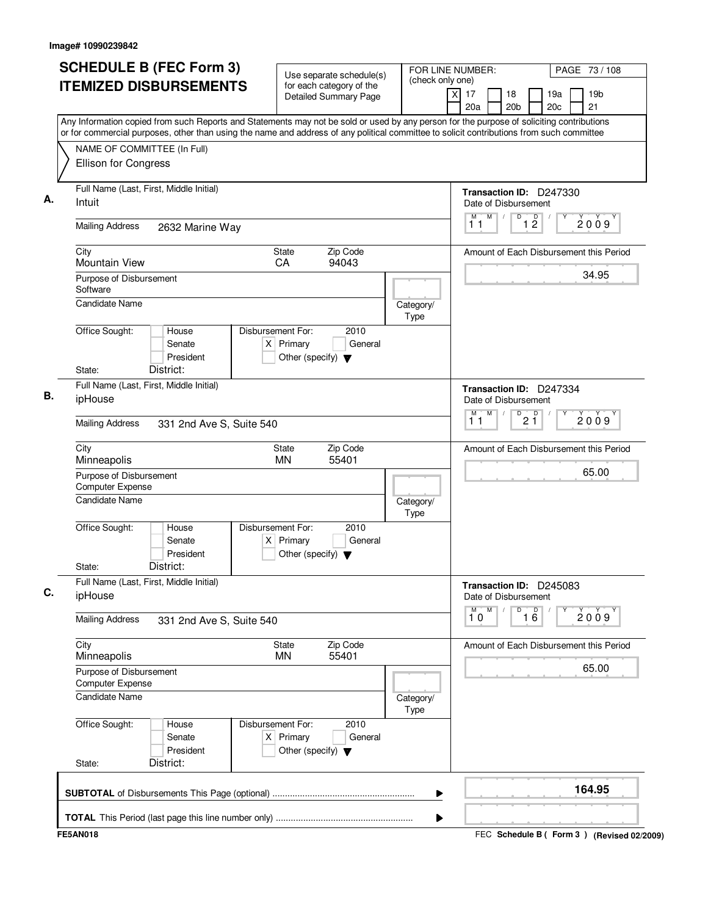Image# 10990239842

# SCHEDULE B (FEC Form 3) ITEMIZED DISBURSEMENTS

Use separate schedule(s) for each category of the Detailed Summary Page

FOR LINE NUMBER: (check only one)
[X] 17 [ ] 18 [ ] 19a [ ] 19b [ ] 20a [ ] 20b [ ] 20c [ ] 21

PAGE 73 / 108

Any Information copied from such Reports and Statements may not be sold or used by any person for the purpose of soliciting contributions or for commercial purposes, other than using the name and address of any political committee to solicit contributions from such committee

NAME OF COMMITTEE (In Full)
Ellison for Congress

## A.

Full Name (Last, First, Middle Initial): Intuit

Transaction ID: D247330

Date of Disbursement: 11 / 12 / 2009

Mailing Address: 2632 Marine Way

City: Mountain View | State: CA | Zip Code: 94043

Amount of Each Disbursement this Period: 34.95

Purpose of Disbursement: Software

Candidate Name:

Category/Type:

Office Sought: [ ] House [ ] Senate [ ] President

Disbursement For: 2010 [X] Primary [ ] General [ ] Other (specify)

State: District:

## B.

Full Name (Last, First, Middle Initial): ipHouse

Transaction ID: D247334

Date of Disbursement: 11 / 21 / 2009

Mailing Address: 331 2nd Ave S, Suite 540

City: Minneapolis | State: MN | Zip Code: 55401

Amount of Each Disbursement this Period: 65.00

Purpose of Disbursement: Computer Expense

Candidate Name:

Category/Type:

Office Sought: [ ] House [ ] Senate [ ] President

Disbursement For: 2010 [X] Primary [ ] General [ ] Other (specify)

State: District:

## C.

Full Name (Last, First, Middle Initial): ipHouse

Transaction ID: D245083

Date of Disbursement: 10 / 16 / 2009

Mailing Address: 331 2nd Ave S, Suite 540

City: Minneapolis | State: MN | Zip Code: 55401

Amount of Each Disbursement this Period: 65.00

Purpose of Disbursement: Computer Expense

Candidate Name:

Category/Type:

Office Sought: [ ] House [ ] Senate [ ] President

Disbursement For: 2010 [X] Primary [ ] General [ ] Other (specify)

State: District:

**SUBTOTAL** of Disbursements This Page (optional) ........ 164.95

**TOTAL** This Period (last page this line number only) ........

FE5AN018

FEC **Schedule B ( Form 3 )** (Revised 02/2009)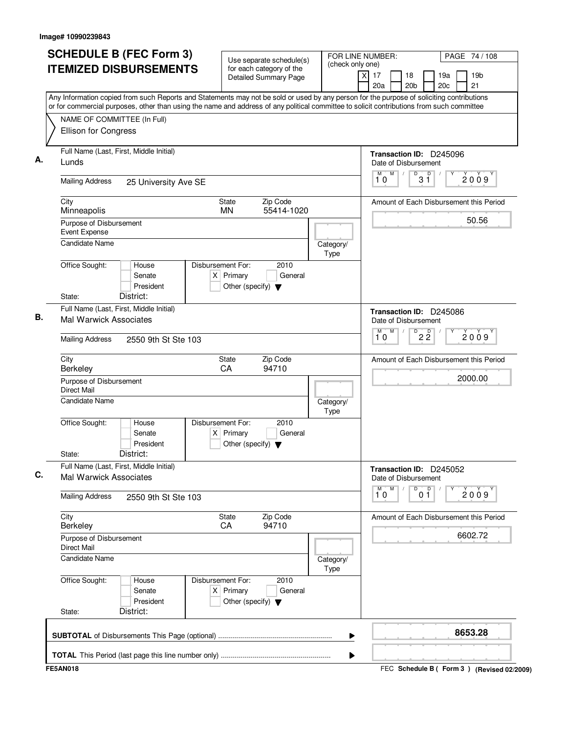Image# 10990239843

# SCHEDULE B (FEC Form 3)
# ITEMIZED DISBURSEMENTS

Use separate schedule(s) for each category of the Detailed Summary Page

FOR LINE NUMBER: (check only one)

[X] 17 [ ] 18 [ ] 19a [ ] 19b
[ ] 20a [ ] 20b [ ] 20c [ ] 21

PAGE 74 / 108

Any Information copied from such Reports and Statements may not be sold or used by any person for the purpose of soliciting contributions or for commercial purposes, other than using the name and address of any political committee to solicit contributions from such committee

NAME OF COMMITTEE (In Full)
Ellison for Congress

---

**A.** Full Name (Last, First, Middle Initial)
Lunds

Mailing Address: 25 University Ave SE

City: Minneapolis | State: MN | Zip Code: 55414-1020

Purpose of Disbursement: Event Expense

Candidate Name

Category/Type

Office Sought: [ ] House [ ] Senate [ ] President
State: District:

Disbursement For: 2010 [X] Primary [ ] General [ ] Other (specify)

Transaction ID: D245096
Date of Disbursement: 10 / 31 / 2009

Amount of Each Disbursement this Period: 50.56

---

**B.** Full Name (Last, First, Middle Initial)
Mal Warwick Associates

Mailing Address: 2550 9th St Ste 103

City: Berkeley | State: CA | Zip Code: 94710

Purpose of Disbursement: Direct Mail

Candidate Name

Category/Type

Office Sought: [ ] House [ ] Senate [ ] President
State: District:

Disbursement For: 2010 [X] Primary [ ] General [ ] Other (specify)

Transaction ID: D245086
Date of Disbursement: 10 / 22 / 2009

Amount of Each Disbursement this Period: 2000.00

---

**C.** Full Name (Last, First, Middle Initial)
Mal Warwick Associates

Mailing Address: 2550 9th St Ste 103

City: Berkeley | State: CA | Zip Code: 94710

Purpose of Disbursement: Direct Mail

Candidate Name

Category/Type

Office Sought: [ ] House [ ] Senate [ ] President
State: District:

Disbursement For: 2010 [X] Primary [ ] General [ ] Other (specify)

Transaction ID: D245052
Date of Disbursement: 10 / 01 / 2009

Amount of Each Disbursement this Period: 6602.72

---

**SUBTOTAL** of Disbursements This Page (optional): 8653.28

**TOTAL** This Period (last page this line number only):

FE5AN018

FEC Schedule B ( Form 3 ) (Revised 02/2009)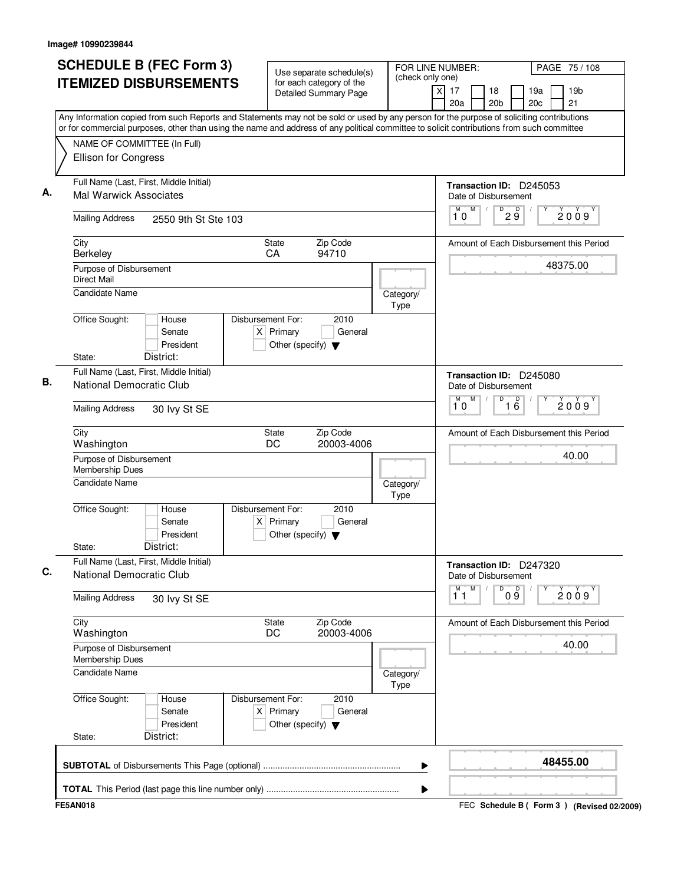Image# 10990239844

# SCHEDULE B (FEC Form 3) ITEMIZED DISBURSEMENTS

Use separate schedule(s) for each category of the Detailed Summary Page

FOR LINE NUMBER: (check only one)

- [X] 17
- [ ] 18
- [ ] 19a
- [ ] 19b
- [ ] 20a
- [ ] 20b
- [ ] 20c
- [ ] 21

PAGE 75 / 108

Any Information copied from such Reports and Statements may not be sold or used by any person for the purpose of soliciting contributions or for commercial purposes, other than using the name and address of any political committee to solicit contributions from such committee

NAME OF COMMITTEE (In Full)
Ellison for Congress

## A.

Full Name (Last, First, Middle Initial): Mal Warwick Associates

Mailing Address: 2550 9th St Ste 103

City: Berkeley | State: CA | Zip Code: 94710

Purpose of Disbursement: Direct Mail

Candidate Name:

Category/Type:

Office Sought: [ ] House [ ] Senate [ ] President

State: District:

Disbursement For: 2010 [X] Primary [ ] General [ ] Other (specify)

Transaction ID: D245053

Date of Disbursement: 10/29/2009

Amount of Each Disbursement this Period: 48375.00

## B.

Full Name (Last, First, Middle Initial): National Democratic Club

Mailing Address: 30 Ivy St SE

City: Washington | State: DC | Zip Code: 20003-4006

Purpose of Disbursement: Membership Dues

Candidate Name:

Category/Type:

Office Sought: [ ] House [ ] Senate [ ] President

State: District:

Disbursement For: 2010 [X] Primary [ ] General [ ] Other (specify)

Transaction ID: D245080

Date of Disbursement: 10/16/2009

Amount of Each Disbursement this Period: 40.00

## C.

Full Name (Last, First, Middle Initial): National Democratic Club

Mailing Address: 30 Ivy St SE

City: Washington | State: DC | Zip Code: 20003-4006

Purpose of Disbursement: Membership Dues

Candidate Name:

Category/Type:

Office Sought: [ ] House [ ] Senate [ ] President

State: District:

Disbursement For: 2010 [X] Primary [ ] General [ ] Other (specify)

Transaction ID: D247320

Date of Disbursement: 11/09/2009

Amount of Each Disbursement this Period: 40.00

**SUBTOTAL** of Disbursements This Page (optional): **48455.00**

**TOTAL** This Period (last page this line number only):

FE5AN018

FEC **Schedule B ( Form 3 )** **(Revised 02/2009)**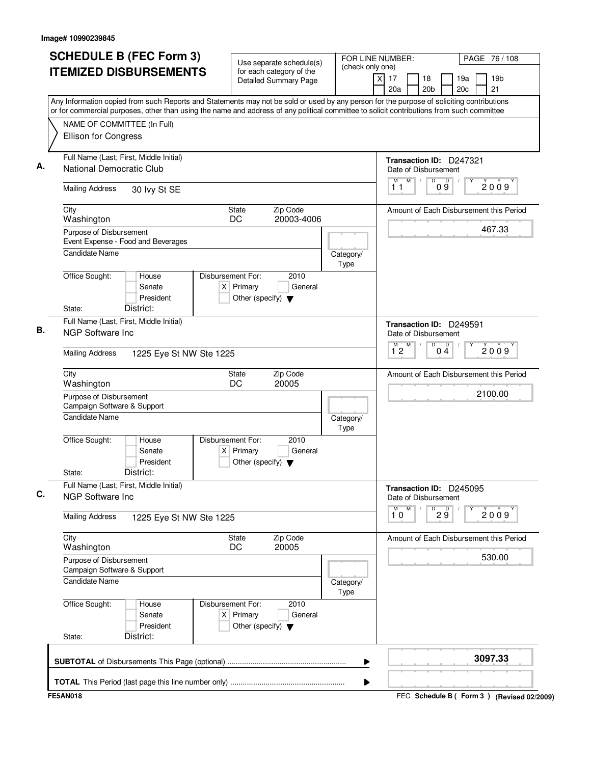Image# 10990239845

# SCHEDULE B (FEC Form 3) ITEMIZED DISBURSEMENTS

Use separate schedule(s) for each category of the Detailed Summary Page

FOR LINE NUMBER: (check only one)
[X] 17 [ ] 18 [ ] 19a [ ] 19b [ ] 20a [ ] 20b [ ] 20c [ ] 21

PAGE 76 / 108

Any Information copied from such Reports and Statements may not be sold or used by any person for the purpose of soliciting contributions or for commercial purposes, other than using the name and address of any political committee to solicit contributions from such committee

NAME OF COMMITTEE (In Full)
Ellison for Congress

**A.** Full Name (Last, First, Middle Initial): National Democratic Club
Mailing Address: 30 Ivy St SE
City: Washington State: DC Zip Code: 20003-4006
Purpose of Disbursement: Event Expense - Food and Beverages
Candidate Name:
Category/Type:
Office Sought: [ ] House [ ] Senate [ ] President
State: District:
Disbursement For: 2010 [X] Primary [ ] General [ ] Other (specify)
Transaction ID: D247321
Date of Disbursement: 11/09/2009
Amount of Each Disbursement this Period: 467.33

**B.** Full Name (Last, First, Middle Initial): NGP Software Inc
Mailing Address: 1225 Eye St NW Ste 1225
City: Washington State: DC Zip Code: 20005
Purpose of Disbursement: Campaign Software & Support
Candidate Name:
Category/Type:
Office Sought: [ ] House [ ] Senate [ ] President
State: District:
Disbursement For: 2010 [X] Primary [ ] General [ ] Other (specify)
Transaction ID: D249591
Date of Disbursement: 12/04/2009
Amount of Each Disbursement this Period: 2100.00

**C.** Full Name (Last, First, Middle Initial): NGP Software Inc
Mailing Address: 1225 Eye St NW Ste 1225
City: Washington State: DC Zip Code: 20005
Purpose of Disbursement: Campaign Software & Support
Candidate Name:
Category/Type:
Office Sought: [ ] House [ ] Senate [ ] President
State: District:
Disbursement For: 2010 [X] Primary [ ] General [ ] Other (specify)
Transaction ID: D245095
Date of Disbursement: 10/29/2009
Amount of Each Disbursement this Period: 530.00

**SUBTOTAL** of Disbursements This Page (optional): 3097.33

**TOTAL** This Period (last page this line number only):

FE5AN018

FEC **Schedule B ( Form 3 )** (Revised 02/2009)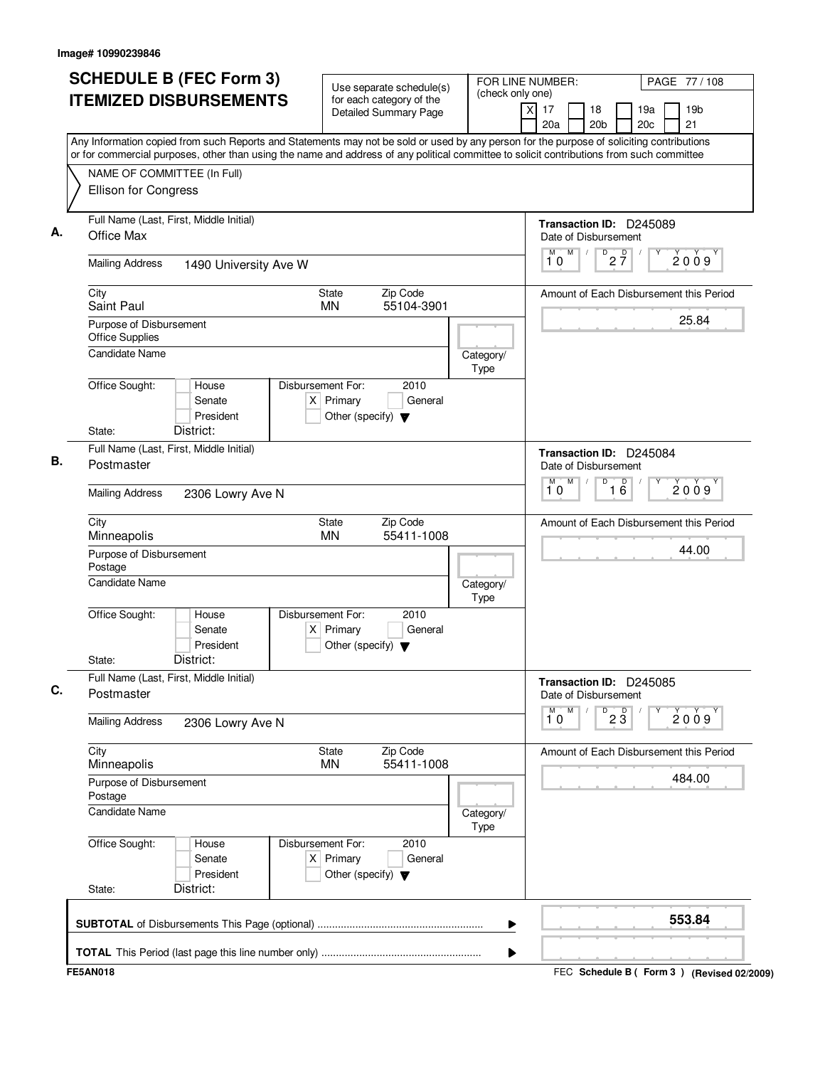Image# 10990239846

# SCHEDULE B (FEC Form 3) ITEMIZED DISBURSEMENTS

Use separate schedule(s) for each category of the Detailed Summary Page

FOR LINE NUMBER: (check only one)

[X] 17 [ ] 18 [ ] 19a [ ] 19b [ ] 20a [ ] 20b [ ] 20c [ ] 21

PAGE 77 / 108

Any Information copied from such Reports and Statements may not be sold or used by any person for the purpose of soliciting contributions or for commercial purposes, other than using the name and address of any political committee to solicit contributions from such committee

NAME OF COMMITTEE (In Full)
Ellison for Congress

---

**A.** Full Name (Last, First, Middle Initial): Office Max

Transaction ID: D245089

Date of Disbursement: 10 / 27 / 2009

Mailing Address: 1490 University Ave W

City: Saint Paul — State: MN — Zip Code: 55104-3901

Amount of Each Disbursement this Period: 25.84

Purpose of Disbursement: Office Supplies

Candidate Name:

Category/Type:

Office Sought: [ ] House [ ] Senate [ ] President

Disbursement For: 2010 [X] Primary [ ] General [ ] Other (specify)

State: District:

---

**B.** Full Name (Last, First, Middle Initial): Postmaster

Transaction ID: D245084

Date of Disbursement: 10 / 16 / 2009

Mailing Address: 2306 Lowry Ave N

City: Minneapolis — State: MN — Zip Code: 55411-1008

Amount of Each Disbursement this Period: 44.00

Purpose of Disbursement: Postage

Candidate Name:

Category/Type:

Office Sought: [ ] House [ ] Senate [ ] President

Disbursement For: 2010 [X] Primary [ ] General [ ] Other (specify)

State: District:

---

**C.** Full Name (Last, First, Middle Initial): Postmaster

Transaction ID: D245085

Date of Disbursement: 10 / 23 / 2009

Mailing Address: 2306 Lowry Ave N

City: Minneapolis — State: MN — Zip Code: 55411-1008

Amount of Each Disbursement this Period: 484.00

Purpose of Disbursement: Postage

Candidate Name:

Category/Type:

Office Sought: [ ] House [ ] Senate [ ] President

Disbursement For: 2010 [X] Primary [ ] General [ ] Other (specify)

State: District:

---

**SUBTOTAL** of Disbursements This Page (optional): **553.84**

**TOTAL** This Period (last page this line number only):

FE5AN018 — FEC **Schedule B ( Form 3 )** (Revised 02/2009)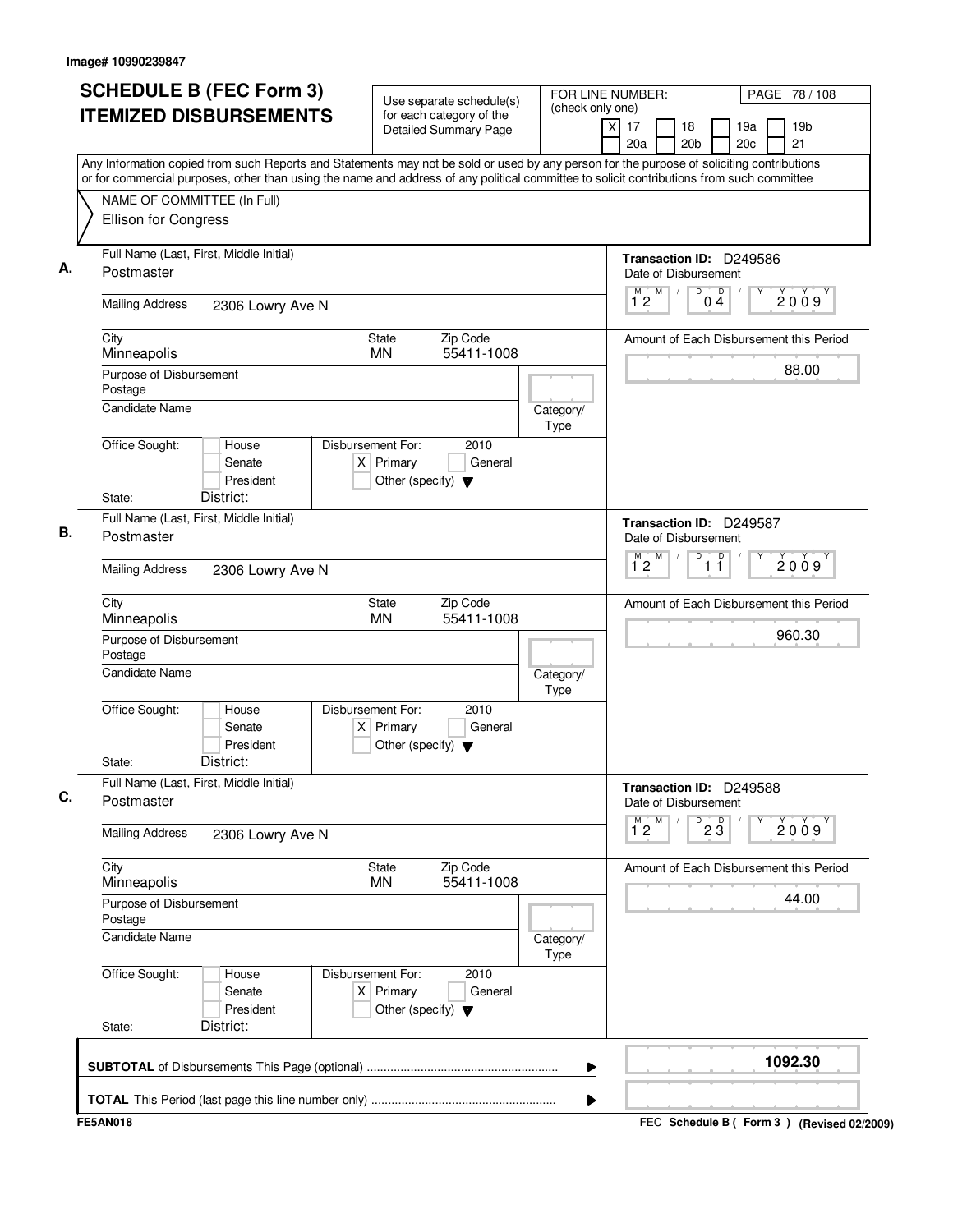Image# 10990239847

# SCHEDULE B (FEC Form 3)
# ITEMIZED DISBURSEMENTS

Use separate schedule(s) for each category of the Detailed Summary Page

FOR LINE NUMBER: (check only one)

[X] 17 [ ] 18 [ ] 19a [ ] 19b [ ] 20a [ ] 20b [ ] 20c [ ] 21

PAGE 78 / 108

Any Information copied from such Reports and Statements may not be sold or used by any person for the purpose of soliciting contributions or for commercial purposes, other than using the name and address of any political committee to solicit contributions from such committee

NAME OF COMMITTEE (In Full)
Ellison for Congress

---

**A.** Full Name (Last, First, Middle Initial): Postmaster

Mailing Address: 2306 Lowry Ave N

City: Minneapolis State: MN Zip Code: 55411-1008

Purpose of Disbursement: Postage

Candidate Name:

Category/Type:

Office Sought: [ ] House [ ] Senate [ ] President

State: District:

Disbursement For: 2010 [X] Primary [ ] General [ ] Other (specify)

Transaction ID: D249586

Date of Disbursement: 12/04/2009

Amount of Each Disbursement this Period: 88.00

---

**B.** Full Name (Last, First, Middle Initial): Postmaster

Mailing Address: 2306 Lowry Ave N

City: Minneapolis State: MN Zip Code: 55411-1008

Purpose of Disbursement: Postage

Candidate Name:

Category/Type:

Office Sought: [ ] House [ ] Senate [ ] President

State: District:

Disbursement For: 2010 [X] Primary [ ] General [ ] Other (specify)

Transaction ID: D249587

Date of Disbursement: 12/11/2009

Amount of Each Disbursement this Period: 960.30

---

**C.** Full Name (Last, First, Middle Initial): Postmaster

Mailing Address: 2306 Lowry Ave N

City: Minneapolis State: MN Zip Code: 55411-1008

Purpose of Disbursement: Postage

Candidate Name:

Category/Type:

Office Sought: [ ] House [ ] Senate [ ] President

State: District:

Disbursement For: 2010 [X] Primary [ ] General [ ] Other (specify)

Transaction ID: D249588

Date of Disbursement: 12/23/2009

Amount of Each Disbursement this Period: 44.00

---

**SUBTOTAL** of Disbursements This Page (optional) ........ 1092.30

**TOTAL** This Period (last page this line number only) ........

FE5AN018

FEC Schedule B ( Form 3 ) (Revised 02/2009)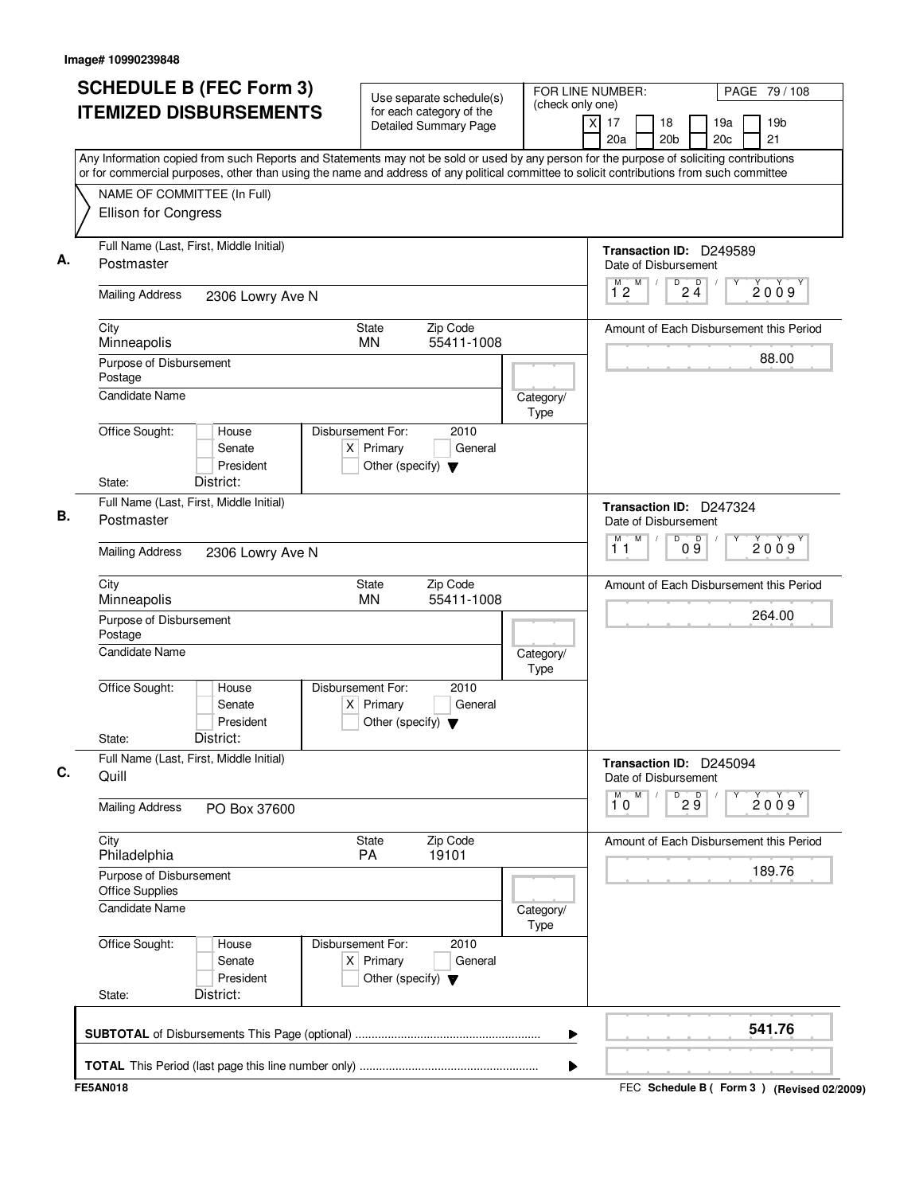Image# 10990239848

# SCHEDULE B (FEC Form 3) ITEMIZED DISBURSEMENTS

Use separate schedule(s) for each category of the Detailed Summary Page

FOR LINE NUMBER: (check only one)
[X] 17 [ ] 18 [ ] 19a [ ] 19b [ ] 20a [ ] 20b [ ] 20c [ ] 21

PAGE 79 / 108

Any Information copied from such Reports and Statements may not be sold or used by any person for the purpose of soliciting contributions or for commercial purposes, other than using the name and address of any political committee to solicit contributions from such committee

NAME OF COMMITTEE (In Full)
Ellison for Congress

## A.

Full Name (Last, First, Middle Initial): Postmaster

Mailing Address: 2306 Lowry Ave N

City: Minneapolis | State: MN | Zip Code: 55411-1008

Purpose of Disbursement: Postage

Candidate Name:

Category/Type:

Office Sought: [ ] House [ ] Senate [ ] President

State: District:

Disbursement For: 2010 [X] Primary [ ] General [ ] Other (specify)

Transaction ID: D249589

Date of Disbursement: 12/24/2009

Amount of Each Disbursement this Period: 88.00

## B.

Full Name (Last, First, Middle Initial): Postmaster

Mailing Address: 2306 Lowry Ave N

City: Minneapolis | State: MN | Zip Code: 55411-1008

Purpose of Disbursement: Postage

Candidate Name:

Category/Type:

Office Sought: [ ] House [ ] Senate [ ] President

State: District:

Disbursement For: 2010 [X] Primary [ ] General [ ] Other (specify)

Transaction ID: D247324

Date of Disbursement: 11/09/2009

Amount of Each Disbursement this Period: 264.00

## C.

Full Name (Last, First, Middle Initial): Quill

Mailing Address: PO Box 37600

City: Philadelphia | State: PA | Zip Code: 19101

Purpose of Disbursement: Office Supplies

Candidate Name:

Category/Type:

Office Sought: [ ] House [ ] Senate [ ] President

State: District:

Disbursement For: 2010 [X] Primary [ ] General [ ] Other (specify)

Transaction ID: D245094

Date of Disbursement: 10/29/2009

Amount of Each Disbursement this Period: 189.76

**SUBTOTAL** of Disbursements This Page (optional) ........ **541.76**

**TOTAL** This Period (last page this line number only) ........

FE5AN018

FEC **Schedule B ( Form 3 )** **(Revised 02/2009)**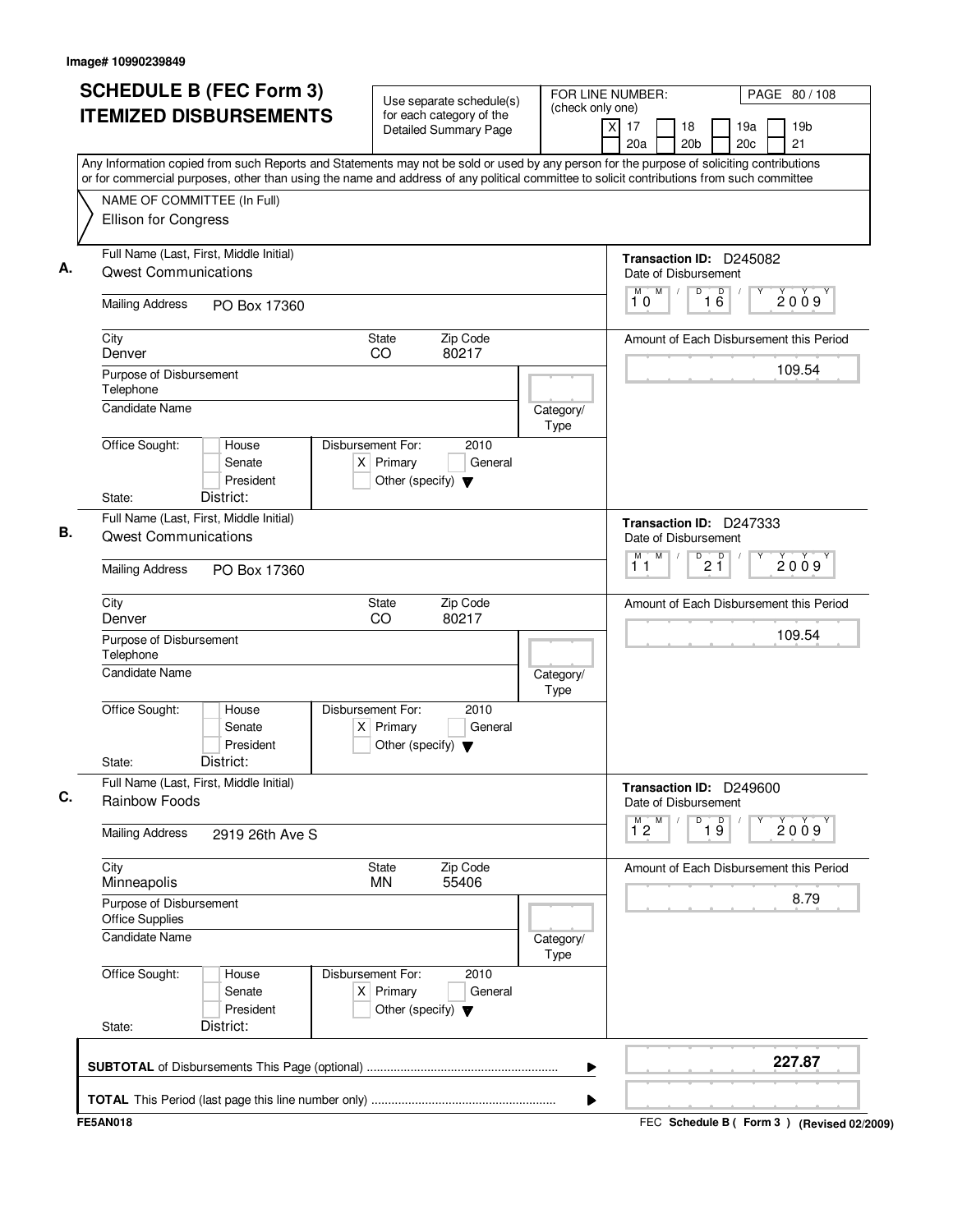Image# 10990239849

# SCHEDULE B (FEC Form 3)
# ITEMIZED DISBURSEMENTS

Use separate schedule(s) for each category of the Detailed Summary Page

FOR LINE NUMBER: (check only one)
[X] 17 [ ] 18 [ ] 19a [ ] 19b [ ] 20a [ ] 20b [ ] 20c [ ] 21

Any Information copied from such Reports and Statements may not be sold or used by any person for the purpose of soliciting contributions or for commercial purposes, other than using the name and address of any political committee to solicit contributions from such committee

NAME OF COMMITTEE (In Full)
Ellison for Congress

---

**A.** Full Name (Last, First, Middle Initial): Qwest Communications

Transaction ID: D245082

Mailing Address: PO Box 17360

Date of Disbursement: 10 / 16 / 2009

City: Denver | State: CO | Zip Code: 80217

Amount of Each Disbursement this Period: 109.54

Purpose of Disbursement: Telephone

Candidate Name:

Category/Type:

Office Sought: [ ] House [ ] Senate [ ] President

Disbursement For: 2010 [X] Primary [ ] General [ ] Other (specify)

State: District:

---

**B.** Full Name (Last, First, Middle Initial): Qwest Communications

Transaction ID: D247333

Mailing Address: PO Box 17360

Date of Disbursement: 11 / 21 / 2009

City: Denver | State: CO | Zip Code: 80217

Amount of Each Disbursement this Period: 109.54

Purpose of Disbursement: Telephone

Candidate Name:

Category/Type:

Office Sought: [ ] House [ ] Senate [ ] President

Disbursement For: 2010 [X] Primary [ ] General [ ] Other (specify)

State: District:

---

**C.** Full Name (Last, First, Middle Initial): Rainbow Foods

Transaction ID: D249600

Mailing Address: 2919 26th Ave S

Date of Disbursement: 12 / 19 / 2009

City: Minneapolis | State: MN | Zip Code: 55406

Amount of Each Disbursement this Period: 8.79

Purpose of Disbursement: Office Supplies

Candidate Name:

Category/Type:

Office Sought: [ ] House [ ] Senate [ ] President

Disbursement For: 2010 [X] Primary [ ] General [ ] Other (specify)

State: District:

---

**SUBTOTAL** of Disbursements This Page (optional) ........ 227.87

**TOTAL** This Period (last page this line number only) ........

FE5AN018

FEC **Schedule B ( Form 3 )** (Revised 02/2009)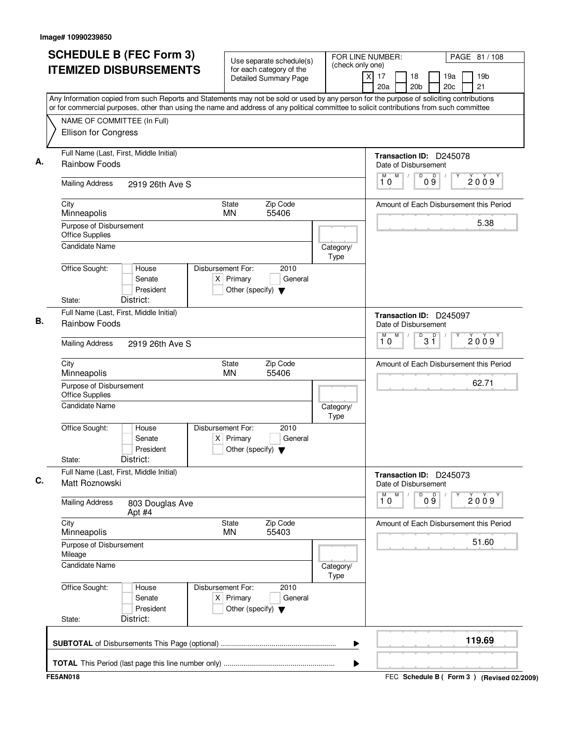Image# 10990239850

# SCHEDULE B (FEC Form 3) ITEMIZED DISBURSEMENTS

Use separate schedule(s) for each category of the Detailed Summary Page

FOR LINE NUMBER: (check only one)
[X] 17 [ ] 18 [ ] 19a [ ] 19b [ ] 20a [ ] 20b [ ] 20c [ ] 21

PAGE 81 / 108

Any Information copied from such Reports and Statements may not be sold or used by any person for the purpose of soliciting contributions or for commercial purposes, other than using the name and address of any political committee to solicit contributions from such committee

NAME OF COMMITTEE (In Full)
Ellison for Congress

**A.** Full Name (Last, First, Middle Initial): Rainbow Foods
Mailing Address: 2919 26th Ave S
City: Minneapolis State: MN Zip Code: 55406
Purpose of Disbursement: Office Supplies
Candidate Name:
Category/Type:
Office Sought: [ ] House [ ] Senate [ ] President
State: District:
Disbursement For: 2010 [X] Primary [ ] General [ ] Other (specify)
Transaction ID: D245078
Date of Disbursement: 10/09/2009
Amount of Each Disbursement this Period: 5.38

**B.** Full Name (Last, First, Middle Initial): Rainbow Foods
Mailing Address: 2919 26th Ave S
City: Minneapolis State: MN Zip Code: 55406
Purpose of Disbursement: Office Supplies
Candidate Name:
Category/Type:
Office Sought: [ ] House [ ] Senate [ ] President
State: District:
Disbursement For: 2010 [X] Primary [ ] General [ ] Other (specify)
Transaction ID: D245097
Date of Disbursement: 10/31/2009
Amount of Each Disbursement this Period: 62.71

**C.** Full Name (Last, First, Middle Initial): Matt Roznowski
Mailing Address: 803 Douglas Ave Apt #4
City: Minneapolis State: MN Zip Code: 55403
Purpose of Disbursement: Mileage
Candidate Name:
Category/Type:
Office Sought: [ ] House [ ] Senate [ ] President
State: District:
Disbursement For: 2010 [X] Primary [ ] General [ ] Other (specify)
Transaction ID: D245073
Date of Disbursement: 10/09/2009
Amount of Each Disbursement this Period: 51.60

**SUBTOTAL** of Disbursements This Page (optional) ........ 119.69

**TOTAL** This Period (last page this line number only) ........

FE5AN018 FEC **Schedule B ( Form 3 )** (Revised 02/2009)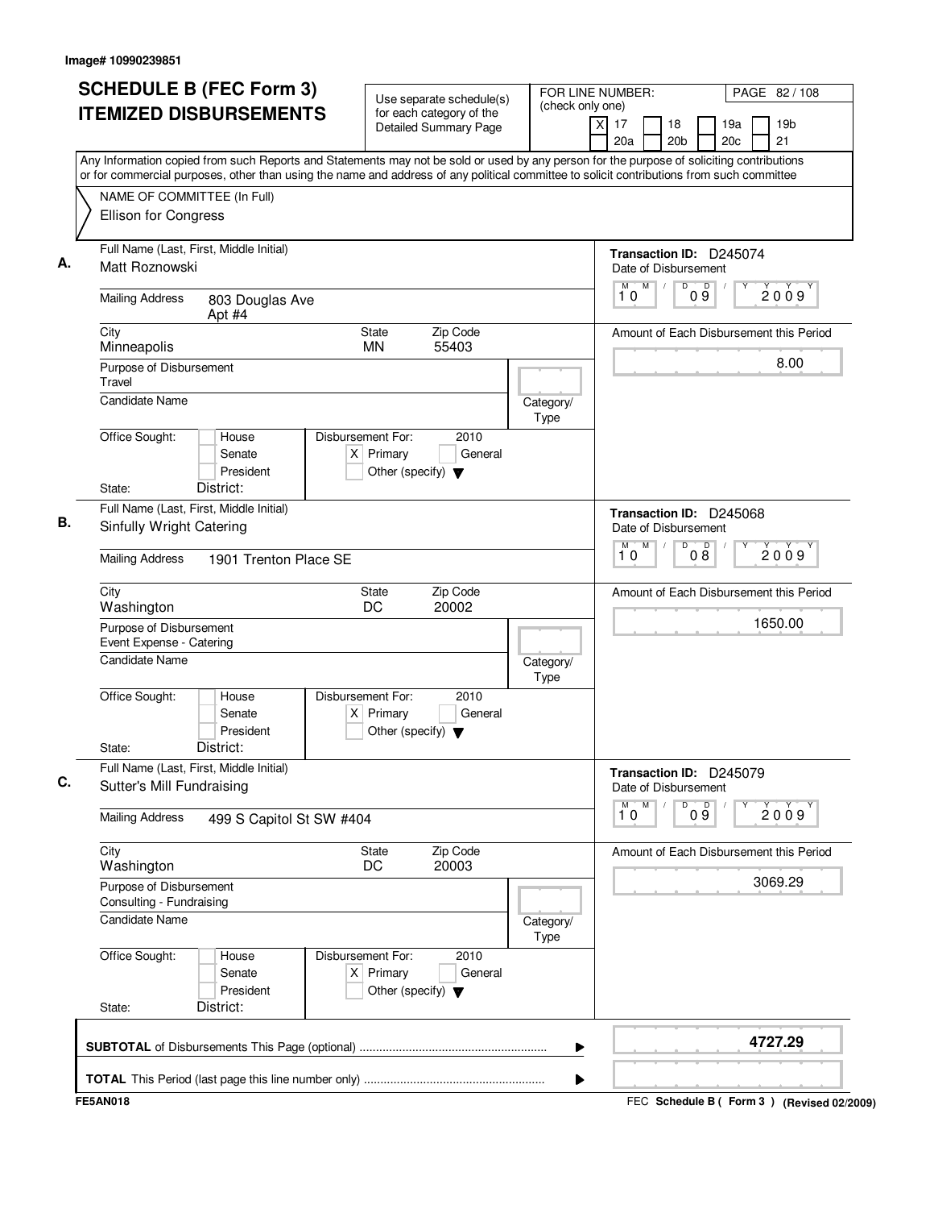Image# 10990239851

# SCHEDULE B (FEC Form 3) ITEMIZED DISBURSEMENTS

Use separate schedule(s) for each category of the Detailed Summary Page

FOR LINE NUMBER: (check only one)

[X] 17 [ ] 18 [ ] 19a [ ] 19b [ ] 20a [ ] 20b [ ] 20c [ ] 21

PAGE 82 / 108

Any Information copied from such Reports and Statements may not be sold or used by any person for the purpose of soliciting contributions or for commercial purposes, other than using the name and address of any political committee to solicit contributions from such committee

NAME OF COMMITTEE (In Full)
Ellison for Congress

**A.** Full Name (Last, First, Middle Initial): Matt Roznowski

Transaction ID: D245074

Date of Disbursement: 10 / 09 / 2009

Mailing Address: 803 Douglas Ave Apt #4

City: Minneapolis State: MN Zip Code: 55403

Amount of Each Disbursement this Period: 8.00

Purpose of Disbursement: Travel

Candidate Name:

Category/Type:

Office Sought: [ ] House [ ] Senate [ ] President

Disbursement For: 2010 [X] Primary [ ] General [ ] Other (specify)

State: District:

**B.** Full Name (Last, First, Middle Initial): Sinfully Wright Catering

Transaction ID: D245068

Date of Disbursement: 10 / 08 / 2009

Mailing Address: 1901 Trenton Place SE

City: Washington State: DC Zip Code: 20002

Amount of Each Disbursement this Period: 1650.00

Purpose of Disbursement: Event Expense - Catering

Candidate Name:

Category/Type:

Office Sought: [ ] House [ ] Senate [ ] President

Disbursement For: 2010 [X] Primary [ ] General [ ] Other (specify)

State: District:

**C.** Full Name (Last, First, Middle Initial): Sutter's Mill Fundraising

Transaction ID: D245079

Date of Disbursement: 10 / 09 / 2009

Mailing Address: 499 S Capitol St SW #404

City: Washington State: DC Zip Code: 20003

Amount of Each Disbursement this Period: 3069.29

Purpose of Disbursement: Consulting - Fundraising

Candidate Name:

Category/Type:

Office Sought: [ ] House [ ] Senate [ ] President

Disbursement For: 2010 [X] Primary [ ] General [ ] Other (specify)

State: District:

**SUBTOTAL** of Disbursements This Page (optional): **4727.29**

**TOTAL** This Period (last page this line number only):

FE5AN018

FEC **Schedule B ( Form 3 )** (Revised 02/2009)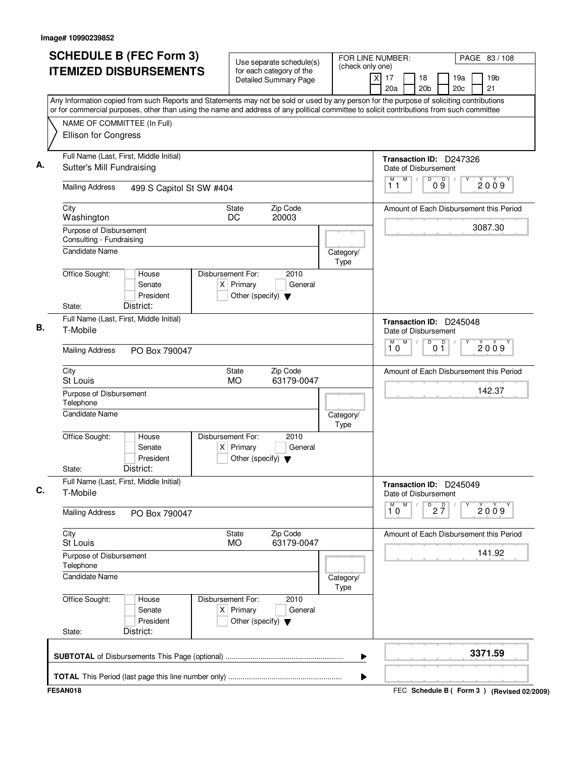Image# 10990239852

# SCHEDULE B (FEC Form 3) ITEMIZED DISBURSEMENTS

Use separate schedule(s) for each category of the Detailed Summary Page

FOR LINE NUMBER: (check only one)

[X] 17 [ ] 18 [ ] 19a [ ] 19b [ ] 20a [ ] 20b [ ] 20c [ ] 21

PAGE 83 / 108

Any Information copied from such Reports and Statements may not be sold or used by any person for the purpose of soliciting contributions or for commercial purposes, other than using the name and address of any political committee to solicit contributions from such committee

NAME OF COMMITTEE (In Full)
Ellison for Congress

**A.**

Full Name (Last, First, Middle Initial): Sutter's Mill Fundraising

Mailing Address: 499 S Capitol St SW #404

City: Washington | State: DC | Zip Code: 20003

Purpose of Disbursement: Consulting - Fundraising

Candidate Name:

Category/Type:

Office Sought: [ ] House [ ] Senate [ ] President

State: District:

Disbursement For: 2010 [X] Primary [ ] General [ ] Other (specify)

Transaction ID: D247326

Date of Disbursement: 11 / 09 / 2009

Amount of Each Disbursement this Period: 3087.30

**B.**

Full Name (Last, First, Middle Initial): T-Mobile

Mailing Address: PO Box 790047

City: St Louis | State: MO | Zip Code: 63179-0047

Purpose of Disbursement: Telephone

Candidate Name:

Category/Type:

Office Sought: [ ] House [ ] Senate [ ] President

State: District:

Disbursement For: 2010 [X] Primary [ ] General [ ] Other (specify)

Transaction ID: D245048

Date of Disbursement: 10 / 01 / 2009

Amount of Each Disbursement this Period: 142.37

**C.**

Full Name (Last, First, Middle Initial): T-Mobile

Mailing Address: PO Box 790047

City: St Louis | State: MO | Zip Code: 63179-0047

Purpose of Disbursement: Telephone

Candidate Name:

Category/Type:

Office Sought: [ ] House [ ] Senate [ ] President

State: District:

Disbursement For: 2010 [X] Primary [ ] General [ ] Other (specify)

Transaction ID: D245049

Date of Disbursement: 10 / 27 / 2009

Amount of Each Disbursement this Period: 141.92

**SUBTOTAL** of Disbursements This Page (optional): 3371.59

**TOTAL** This Period (last page this line number only):

FE5AN018

FEC **Schedule B ( Form 3 )** (Revised 02/2009)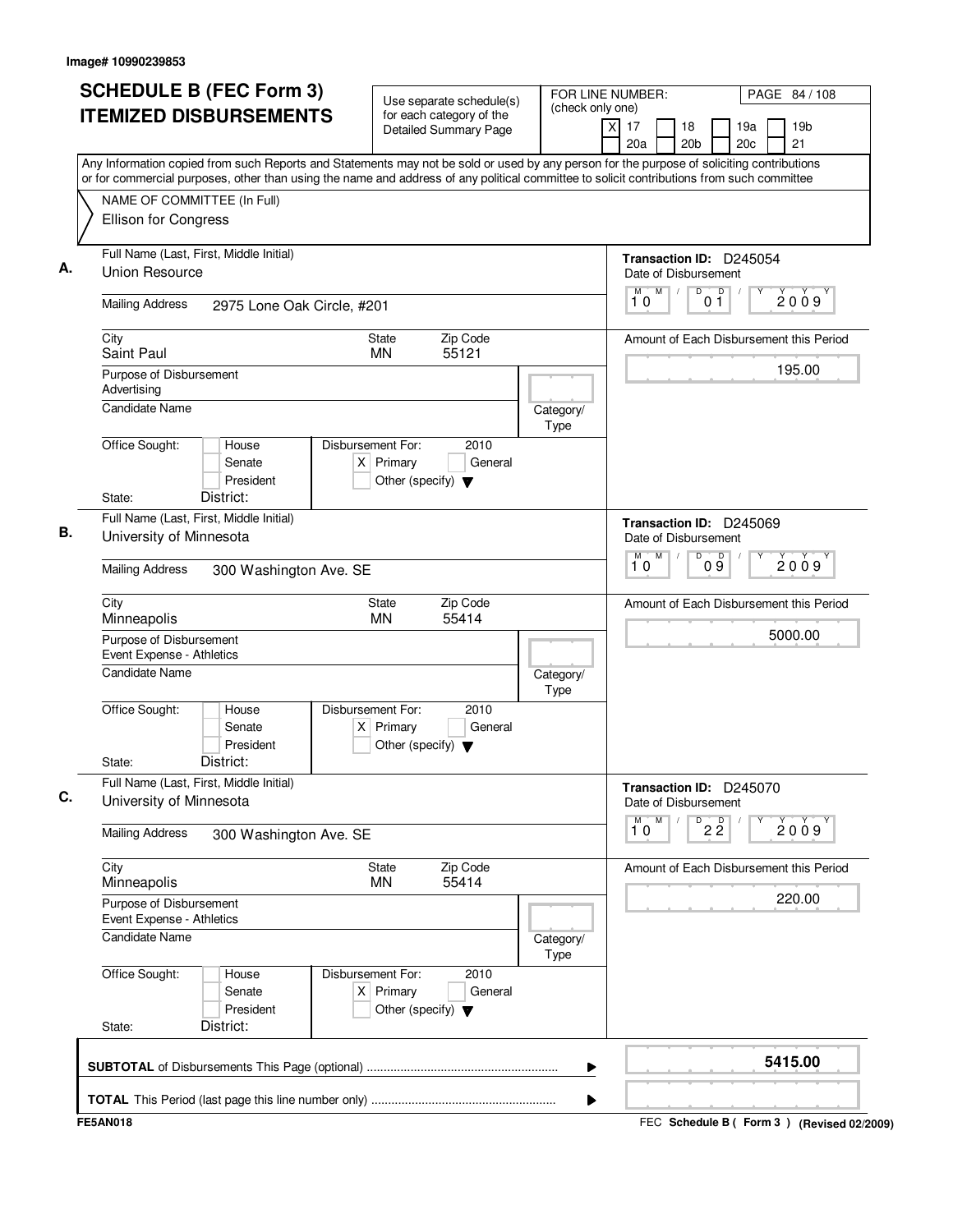Image# 10990239853

# SCHEDULE B (FEC Form 3)
# ITEMIZED DISBURSEMENTS

Use separate schedule(s) for each category of the Detailed Summary Page

FOR LINE NUMBER: (check only one)

[X] 17 [ ] 18 [ ] 19a [ ] 19b
[ ] 20a [ ] 20b [ ] 20c [ ] 21

Any Information copied from such Reports and Statements may not be sold or used by any person for the purpose of soliciting contributions or for commercial purposes, other than using the name and address of any political committee to solicit contributions from such committee

NAME OF COMMITTEE (In Full)
Ellison for Congress

---

**A.**

Full Name (Last, First, Middle Initial): Union Resource

Mailing Address: 2975 Lone Oak Circle, #201

City: Saint Paul | State: MN | Zip Code: 55121

Purpose of Disbursement: Advertising

Candidate Name:

Category/Type:

Office Sought: [ ] House [ ] Senate [ ] President

State: District:

Disbursement For: 2010 [X] Primary [ ] General [ ] Other (specify)

Transaction ID: D245054

Date of Disbursement: 10/01/2009

Amount of Each Disbursement this Period: 195.00

---

**B.**

Full Name (Last, First, Middle Initial): University of Minnesota

Mailing Address: 300 Washington Ave. SE

City: Minneapolis | State: MN | Zip Code: 55414

Purpose of Disbursement: Event Expense - Athletics

Candidate Name:

Category/Type:

Office Sought: [ ] House [ ] Senate [ ] President

State: District:

Disbursement For: 2010 [X] Primary [ ] General [ ] Other (specify)

Transaction ID: D245069

Date of Disbursement: 10/09/2009

Amount of Each Disbursement this Period: 5000.00

---

**C.**

Full Name (Last, First, Middle Initial): University of Minnesota

Mailing Address: 300 Washington Ave. SE

City: Minneapolis | State: MN | Zip Code: 55414

Purpose of Disbursement: Event Expense - Athletics

Candidate Name:

Category/Type:

Office Sought: [ ] House [ ] Senate [ ] President

State: District:

Disbursement For: 2010 [X] Primary [ ] General [ ] Other (specify)

Transaction ID: D245070

Date of Disbursement: 10/22/2009

Amount of Each Disbursement this Period: 220.00

---

**SUBTOTAL** of Disbursements This Page (optional) ........ **5415.00**

**TOTAL** This Period (last page this line number only) ........

FE5AN018

FEC **Schedule B ( Form 3 )** (Revised 02/2009)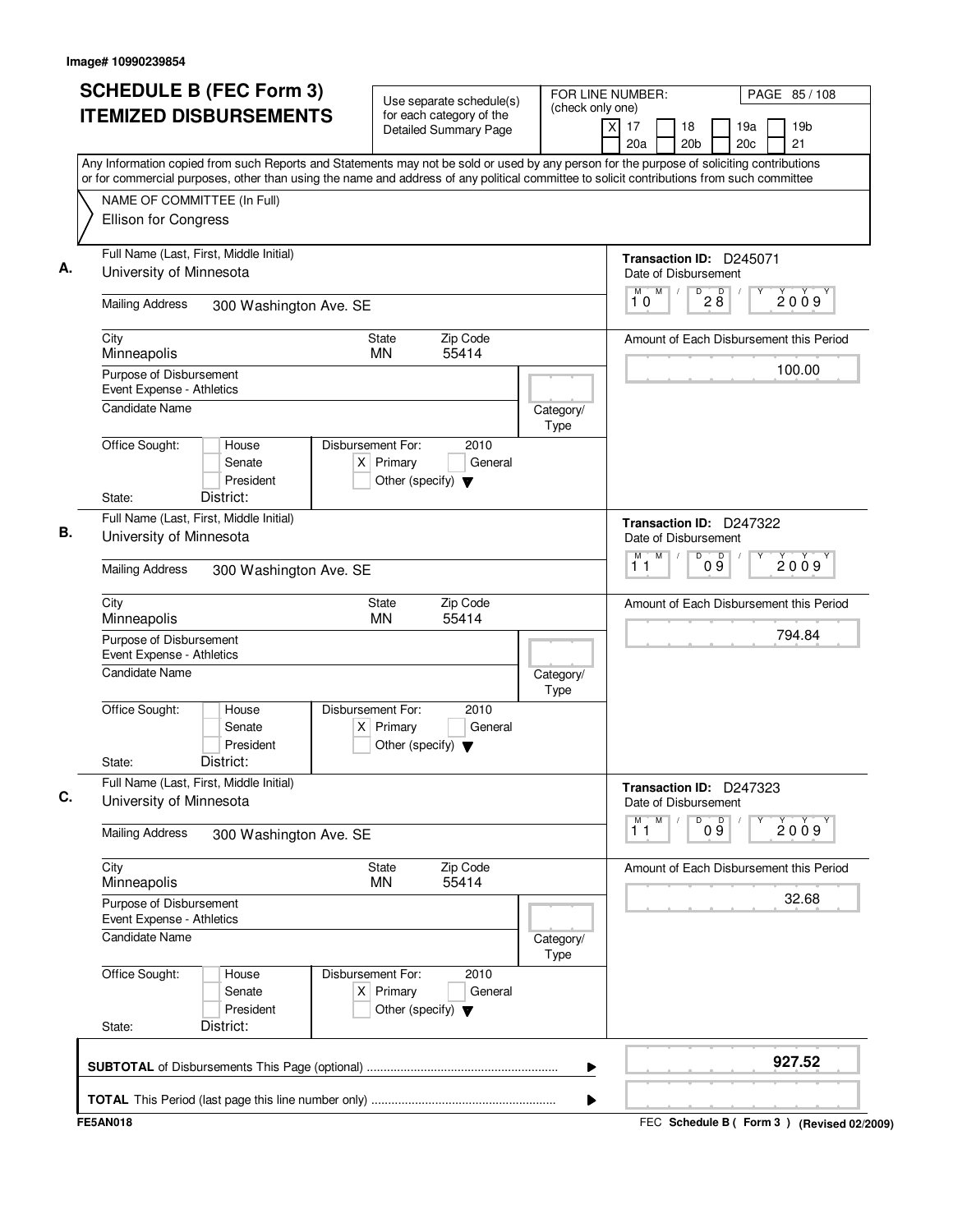Image# 10990239854

# SCHEDULE B (FEC Form 3)
# ITEMIZED DISBURSEMENTS

Use separate schedule(s) for each category of the Detailed Summary Page

FOR LINE NUMBER: (check only one)

[X] 17 [ ] 18 [ ] 19a [ ] 19b [ ] 20a [ ] 20b [ ] 20c [ ] 21

PAGE 85 / 108

Any Information copied from such Reports and Statements may not be sold or used by any person for the purpose of soliciting contributions or for commercial purposes, other than using the name and address of any political committee to solicit contributions from such committee

NAME OF COMMITTEE (In Full)
Ellison for Congress

---

**A.**

Full Name (Last, First, Middle Initial): University of Minnesota

Mailing Address: 300 Washington Ave. SE

City: Minneapolis | State: MN | Zip Code: 55414

Purpose of Disbursement: Event Expense - Athletics

Candidate Name:

Category/Type:

Office Sought: [ ] House [ ] Senate [ ] President

State: District:

Disbursement For: 2010 [X] Primary [ ] General [ ] Other (specify)

Transaction ID: D245071

Date of Disbursement: 10/28/2009

Amount of Each Disbursement this Period: 100.00

---

**B.**

Full Name (Last, First, Middle Initial): University of Minnesota

Mailing Address: 300 Washington Ave. SE

City: Minneapolis | State: MN | Zip Code: 55414

Purpose of Disbursement: Event Expense - Athletics

Candidate Name:

Category/Type:

Office Sought: [ ] House [ ] Senate [ ] President

State: District:

Disbursement For: 2010 [X] Primary [ ] General [ ] Other (specify)

Transaction ID: D247322

Date of Disbursement: 11/09/2009

Amount of Each Disbursement this Period: 794.84

---

**C.**

Full Name (Last, First, Middle Initial): University of Minnesota

Mailing Address: 300 Washington Ave. SE

City: Minneapolis | State: MN | Zip Code: 55414

Purpose of Disbursement: Event Expense - Athletics

Candidate Name:

Category/Type:

Office Sought: [ ] House [ ] Senate [ ] President

State: District:

Disbursement For: 2010 [X] Primary [ ] General [ ] Other (specify)

Transaction ID: D247323

Date of Disbursement: 11/09/2009

Amount of Each Disbursement this Period: 32.68

---

**SUBTOTAL** of Disbursements This Page (optional) ........ **927.52**

**TOTAL** This Period (last page this line number only) ........

FE5AN018

FEC **Schedule B ( Form 3 )** (Revised 02/2009)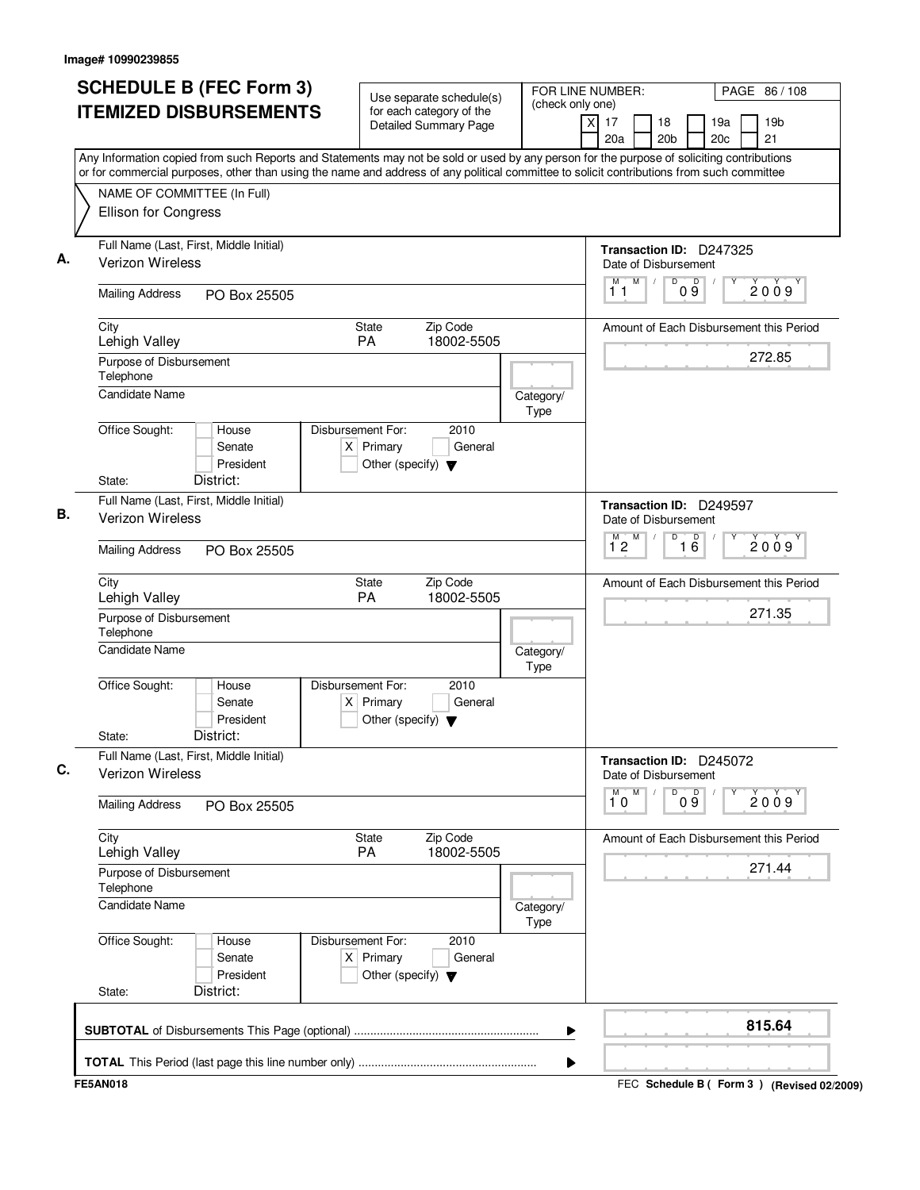Image# 10990239855

# SCHEDULE B (FEC Form 3) ITEMIZED DISBURSEMENTS

Use separate schedule(s) for each category of the Detailed Summary Page

FOR LINE NUMBER: (check only one)

[X] 17 [ ] 18 [ ] 19a [ ] 19b [ ] 20a [ ] 20b [ ] 20c [ ] 21

Any Information copied from such Reports and Statements may not be sold or used by any person for the purpose of soliciting contributions or for commercial purposes, other than using the name and address of any political committee to solicit contributions from such committee

NAME OF COMMITTEE (In Full)
Ellison for Congress

---

**A.**

Full Name (Last, First, Middle Initial): Verizon Wireless

Mailing Address: PO Box 25505

City: Lehigh Valley | State: PA | Zip Code: 18002-5505

Purpose of Disbursement: Telephone

Candidate Name:

Category/Type:

Office Sought: [ ] House [ ] Senate [ ] President

State: District:

Disbursement For: 2010 [X] Primary [ ] General [ ] Other (specify)

Transaction ID: D247325

Date of Disbursement: 11/09/2009

Amount of Each Disbursement this Period: 272.85

---

**B.**

Full Name (Last, First, Middle Initial): Verizon Wireless

Mailing Address: PO Box 25505

City: Lehigh Valley | State: PA | Zip Code: 18002-5505

Purpose of Disbursement: Telephone

Candidate Name:

Category/Type:

Office Sought: [ ] House [ ] Senate [ ] President

State: District:

Disbursement For: 2010 [X] Primary [ ] General [ ] Other (specify)

Transaction ID: D249597

Date of Disbursement: 12/16/2009

Amount of Each Disbursement this Period: 271.35

---

**C.**

Full Name (Last, First, Middle Initial): Verizon Wireless

Mailing Address: PO Box 25505

City: Lehigh Valley | State: PA | Zip Code: 18002-5505

Purpose of Disbursement: Telephone

Candidate Name:

Category/Type:

Office Sought: [ ] House [ ] Senate [ ] President

State: District:

Disbursement For: 2010 [X] Primary [ ] General [ ] Other (specify)

Transaction ID: D245072

Date of Disbursement: 10/09/2009

Amount of Each Disbursement this Period: 271.44

---

**SUBTOTAL** of Disbursements This Page (optional): **815.64**

**TOTAL** This Period (last page this line number only):

FE5AN018

FEC **Schedule B ( Form 3 )** (Revised 02/2009)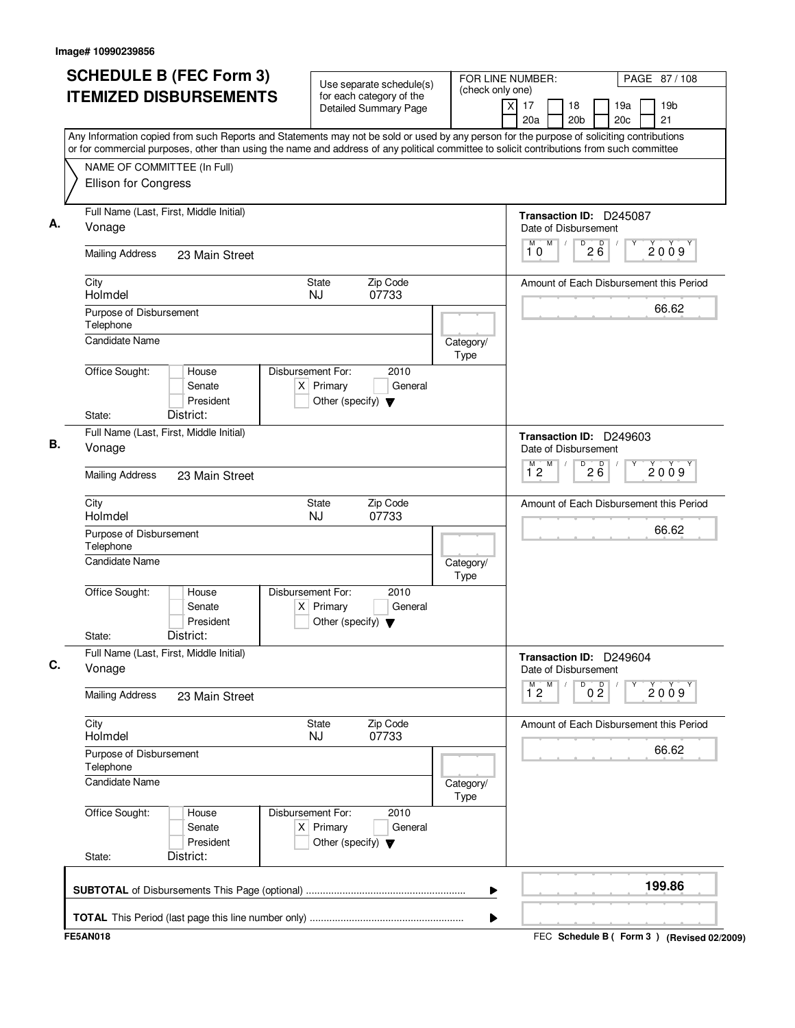Image# 10990239856

# SCHEDULE B (FEC Form 3)
# ITEMIZED DISBURSEMENTS

Use separate schedule(s) for each category of the Detailed Summary Page

FOR LINE NUMBER: (check only one)
[X] 17 [ ] 18 [ ] 19a [ ] 19b
[ ] 20a [ ] 20b [ ] 20c [ ] 21

PAGE 87 / 108

Any Information copied from such Reports and Statements may not be sold or used by any person for the purpose of soliciting contributions or for commercial purposes, other than using the name and address of any political committee to solicit contributions from such committee

NAME OF COMMITTEE (In Full)
Ellison for Congress

**A.**
Full Name (Last, First, Middle Initial): Vonage
Mailing Address: 23 Main Street
City: Holmdel  State: NJ  Zip Code: 07733
Purpose of Disbursement: Telephone
Candidate Name:
Category/Type:
Office Sought: [ ] House [ ] Senate [ ] President
State: District:
Disbursement For: 2010 [X] Primary [ ] General [ ] Other (specify)
Transaction ID: D245087
Date of Disbursement: 10 / 26 / 2009
Amount of Each Disbursement this Period: 66.62

**B.**
Full Name (Last, First, Middle Initial): Vonage
Mailing Address: 23 Main Street
City: Holmdel  State: NJ  Zip Code: 07733
Purpose of Disbursement: Telephone
Candidate Name:
Category/Type:
Office Sought: [ ] House [ ] Senate [ ] President
State: District:
Disbursement For: 2010 [X] Primary [ ] General [ ] Other (specify)
Transaction ID: D249603
Date of Disbursement: 12 / 26 / 2009
Amount of Each Disbursement this Period: 66.62

**C.**
Full Name (Last, First, Middle Initial): Vonage
Mailing Address: 23 Main Street
City: Holmdel  State: NJ  Zip Code: 07733
Purpose of Disbursement: Telephone
Candidate Name:
Category/Type:
Office Sought: [ ] House [ ] Senate [ ] President
State: District:
Disbursement For: 2010 [X] Primary [ ] General [ ] Other (specify)
Transaction ID: D249604
Date of Disbursement: 12 / 02 / 2009
Amount of Each Disbursement this Period: 66.62

**SUBTOTAL** of Disbursements This Page (optional): **199.86**

**TOTAL** This Period (last page this line number only):

FE5AN018  FEC **Schedule B ( Form 3 )** (Revised 02/2009)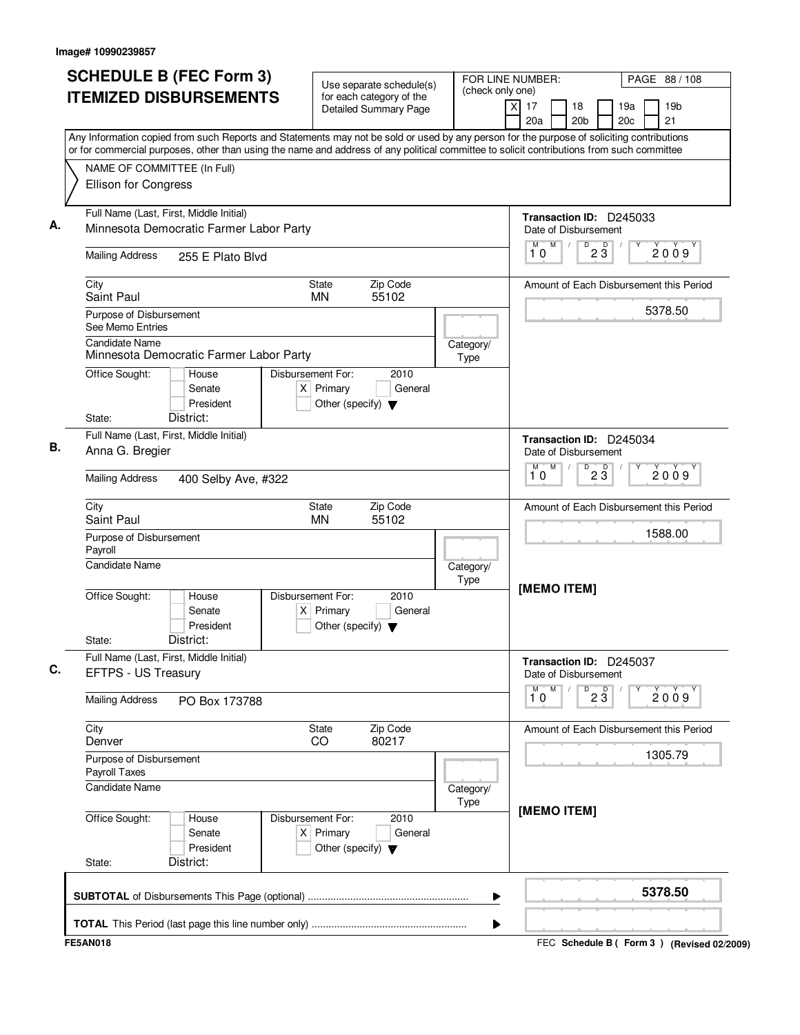Image# 10990239857

# SCHEDULE B (FEC Form 3)
# ITEMIZED DISBURSEMENTS

Use separate schedule(s) for each category of the Detailed Summary Page

FOR LINE NUMBER: (check only one)

- [X] 17
- [ ] 18
- [ ] 19a
- [ ] 19b
- [ ] 20a
- [ ] 20b
- [ ] 20c
- [ ] 21

Any Information copied from such Reports and Statements may not be sold or used by any person for the purpose of soliciting contributions or for commercial purposes, other than using the name and address of any political committee to solicit contributions from such committee

NAME OF COMMITTEE (In Full)
Ellison for Congress

---

**A.** Full Name (Last, First, Middle Initial): Minnesota Democratic Farmer Labor Party

Transaction ID: D245033

Mailing Address: 255 E Plato Blvd

Date of Disbursement: 10 / 23 / 2009

City: Saint Paul | State: MN | Zip Code: 55102

Amount of Each Disbursement this Period: 5378.50

Purpose of Disbursement: See Memo Entries

Candidate Name: Minnesota Democratic Farmer Labor Party

Category/Type:

Office Sought: [ ] House [ ] Senate [ ] President

Disbursement For: 2010 [X] Primary [ ] General [ ] Other (specify)

State: District:

---

**B.** Full Name (Last, First, Middle Initial): Anna G. Bregier

Transaction ID: D245034

Mailing Address: 400 Selby Ave, #322

Date of Disbursement: 10 / 23 / 2009

City: Saint Paul | State: MN | Zip Code: 55102

Amount of Each Disbursement this Period: 1588.00

Purpose of Disbursement: Payroll

Candidate Name:

Category/Type:

[MEMO ITEM]

Office Sought: [ ] House [ ] Senate [ ] President

Disbursement For: 2010 [X] Primary [ ] General [ ] Other (specify)

State: District:

---

**C.** Full Name (Last, First, Middle Initial): EFTPS - US Treasury

Transaction ID: D245037

Mailing Address: PO Box 173788

Date of Disbursement: 10 / 23 / 2009

City: Denver | State: CO | Zip Code: 80217

Amount of Each Disbursement this Period: 1305.79

Purpose of Disbursement: Payroll Taxes

Candidate Name:

Category/Type:

[MEMO ITEM]

Office Sought: [ ] House [ ] Senate [ ] President

Disbursement For: 2010 [X] Primary [ ] General [ ] Other (specify)

State: District:

---

**SUBTOTAL** of Disbursements This Page (optional) ........ 5378.50

**TOTAL** This Period (last page this line number only) ........

FE5AN018 — FEC **Schedule B ( Form 3 )** (Revised 02/2009)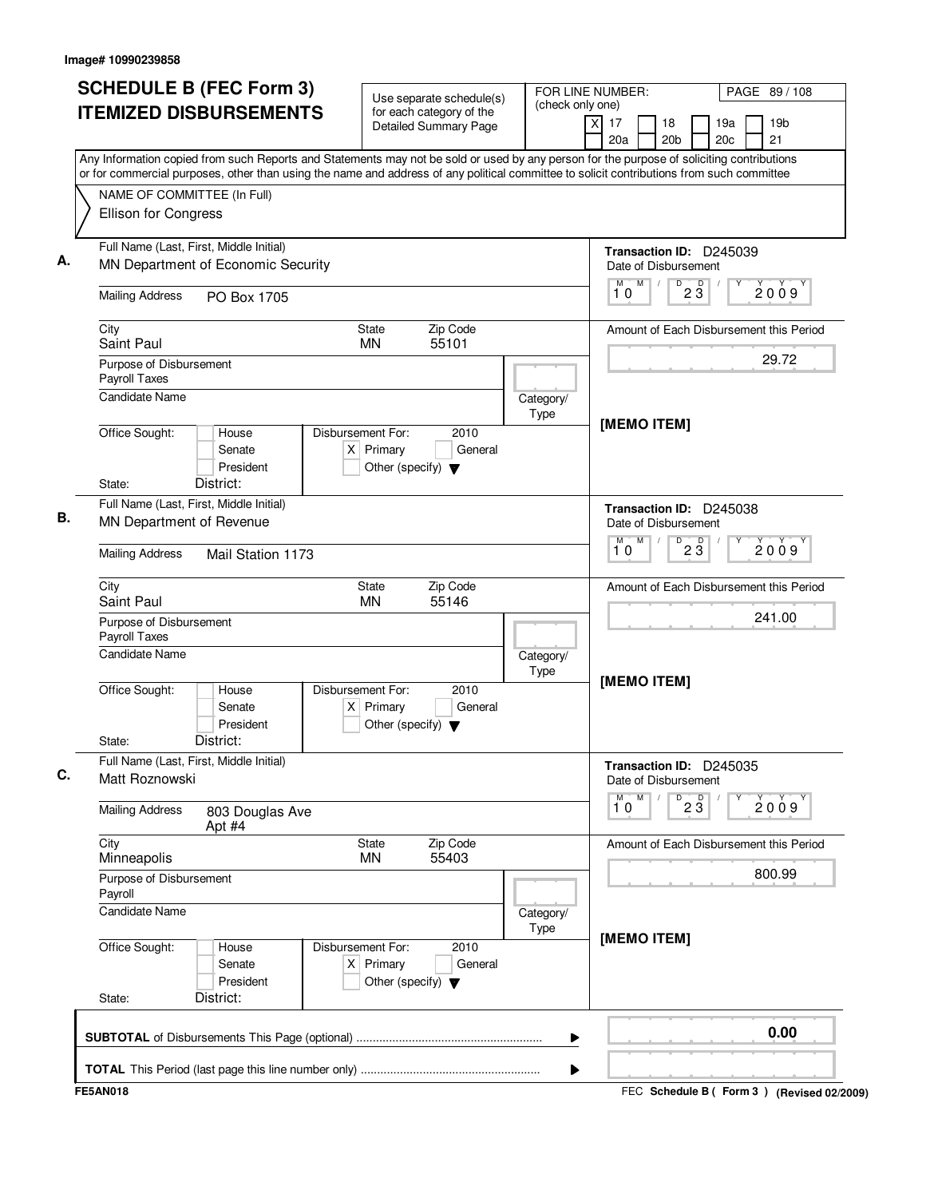Image# 10990239858

# SCHEDULE B (FEC Form 3) ITEMIZED DISBURSEMENTS

Use separate schedule(s) for each category of the Detailed Summary Page

FOR LINE NUMBER: (check only one)
[X] 17 [ ] 18 [ ] 19a [ ] 19b [ ] 20a [ ] 20b [ ] 20c [ ] 21

PAGE 89 / 108

Any Information copied from such Reports and Statements may not be sold or used by any person for the purpose of soliciting contributions or for commercial purposes, other than using the name and address of any political committee to solicit contributions from such committee

NAME OF COMMITTEE (In Full)
Ellison for Congress

---

**A.** Full Name (Last, First, Middle Initial)
MN Department of Economic Security

Transaction ID: D245039
Date of Disbursement: 10 / 23 / 2009

Mailing Address: PO Box 1705

City: Saint Paul | State: MN | Zip Code: 55101

Amount of Each Disbursement this Period: 29.72

Purpose of Disbursement: Payroll Taxes

Candidate Name

Category/Type

[MEMO ITEM]

Office Sought: [ ] House [ ] Senate [ ] President
Disbursement For: 2010 [X] Primary [ ] General [ ] Other (specify)
State: District:

---

**B.** Full Name (Last, First, Middle Initial)
MN Department of Revenue

Transaction ID: D245038
Date of Disbursement: 10 / 23 / 2009

Mailing Address: Mail Station 1173

City: Saint Paul | State: MN | Zip Code: 55146

Amount of Each Disbursement this Period: 241.00

Purpose of Disbursement: Payroll Taxes

Candidate Name

Category/Type

[MEMO ITEM]

Office Sought: [ ] House [ ] Senate [ ] President
Disbursement For: 2010 [X] Primary [ ] General [ ] Other (specify)
State: District:

---

**C.** Full Name (Last, First, Middle Initial)
Matt Roznowski

Transaction ID: D245035
Date of Disbursement: 10 / 23 / 2009

Mailing Address: 803 Douglas Ave, Apt #4

City: Minneapolis | State: MN | Zip Code: 55403

Amount of Each Disbursement this Period: 800.99

Purpose of Disbursement: Payroll

Candidate Name

Category/Type

[MEMO ITEM]

Office Sought: [ ] House [ ] Senate [ ] President
Disbursement For: 2010 [X] Primary [ ] General [ ] Other (specify)
State: District:

---

**SUBTOTAL** of Disbursements This Page (optional) ..... 0.00

**TOTAL** This Period (last page this line number only) .....

FE5AN018 — FEC Schedule B ( Form 3 ) (Revised 02/2009)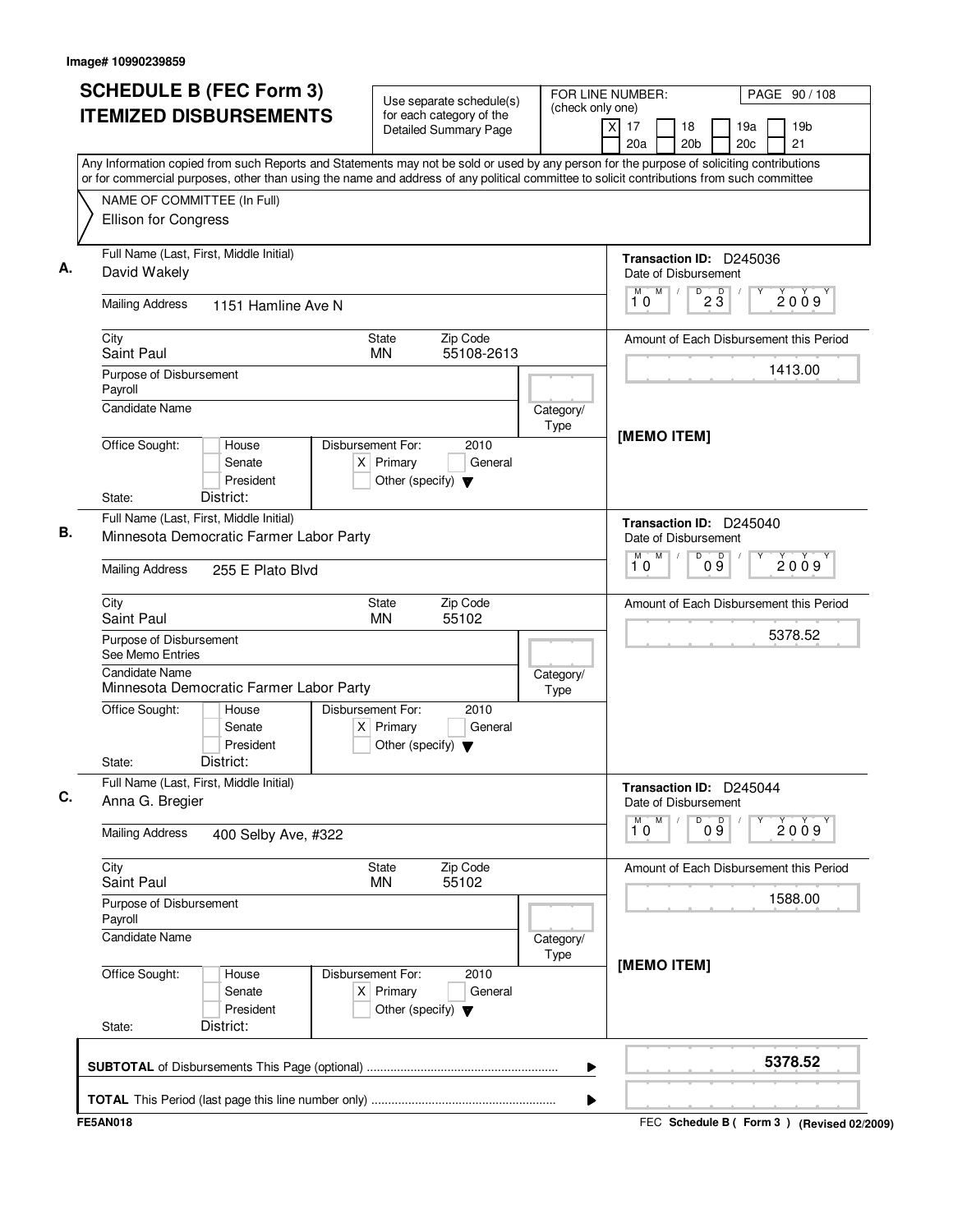Image# 10990239859

# SCHEDULE B (FEC Form 3) ITEMIZED DISBURSEMENTS

Use separate schedule(s) for each category of the Detailed Summary Page

FOR LINE NUMBER: (check only one)
[X] 17 [ ] 18 [ ] 19a [ ] 19b [ ] 20a [ ] 20b [ ] 20c [ ] 21

PAGE 90 / 108

Any Information copied from such Reports and Statements may not be sold or used by any person for the purpose of soliciting contributions or for commercial purposes, other than using the name and address of any political committee to solicit contributions from such committee

NAME OF COMMITTEE (In Full)
Ellison for Congress

**A.** Full Name (Last, First, Middle Initial): David Wakely
Mailing Address: 1151 Hamline Ave N
City: Saint Paul State: MN Zip Code: 55108-2613
Purpose of Disbursement: Payroll
Candidate Name:
Category/Type:
Office Sought: [ ] House [ ] Senate [ ] President
State: District:
Disbursement For: 2010 [X] Primary [ ] General [ ] Other (specify)
Transaction ID: D245036
Date of Disbursement: 10 / 23 / 2009
Amount of Each Disbursement this Period: 1413.00
[MEMO ITEM]

**B.** Full Name (Last, First, Middle Initial): Minnesota Democratic Farmer Labor Party
Mailing Address: 255 E Plato Blvd
City: Saint Paul State: MN Zip Code: 55102
Purpose of Disbursement: See Memo Entries
Candidate Name: Minnesota Democratic Farmer Labor Party
Category/Type:
Office Sought: [ ] House [ ] Senate [ ] President
State: District:
Disbursement For: 2010 [X] Primary [ ] General [ ] Other (specify)
Transaction ID: D245040
Date of Disbursement: 10 / 09 / 2009
Amount of Each Disbursement this Period: 5378.52

**C.** Full Name (Last, First, Middle Initial): Anna G. Bregier
Mailing Address: 400 Selby Ave, #322
City: Saint Paul State: MN Zip Code: 55102
Purpose of Disbursement: Payroll
Candidate Name:
Category/Type:
Office Sought: [ ] House [ ] Senate [ ] President
State: District:
Disbursement For: 2010 [X] Primary [ ] General [ ] Other (specify)
Transaction ID: D245044
Date of Disbursement: 10 / 09 / 2009
Amount of Each Disbursement this Period: 1588.00
[MEMO ITEM]

**SUBTOTAL** of Disbursements This Page (optional): 5378.52

**TOTAL** This Period (last page this line number only):

FE5AN018 FEC Schedule B ( Form 3 ) (Revised 02/2009)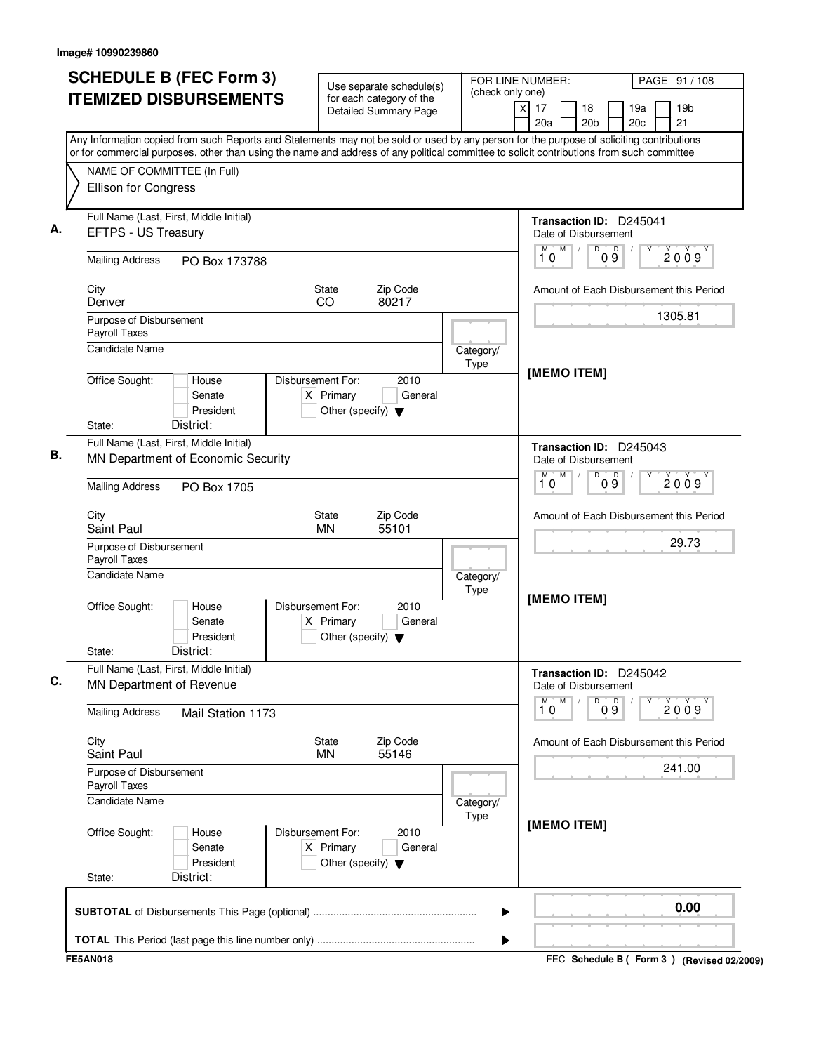Image# 10990239860

# SCHEDULE B (FEC Form 3) ITEMIZED DISBURSEMENTS

Use separate schedule(s) for each category of the Detailed Summary Page

FOR LINE NUMBER: (check only one)
[X] 17 [ ] 18 [ ] 19a [ ] 19b [ ] 20a [ ] 20b [ ] 20c [ ] 21

Any Information copied from such Reports and Statements may not be sold or used by any person for the purpose of soliciting contributions or for commercial purposes, other than using the name and address of any political committee to solicit contributions from such committee

NAME OF COMMITTEE (In Full)
Ellison for Congress

**A.**
Full Name (Last, First, Middle Initial): EFTPS - US Treasury
Mailing Address: PO Box 173788
City: Denver  State: CO  Zip Code: 80217
Purpose of Disbursement: Payroll Taxes
Candidate Name:
Category/Type:
Office Sought: [ ] House [ ] Senate [ ] President
State: District:
Disbursement For: 2010 [X] Primary [ ] General [ ] Other (specify)
Transaction ID: D245041
Date of Disbursement: 10/09/2009
Amount of Each Disbursement this Period: 1305.81
[MEMO ITEM]

**B.**
Full Name (Last, First, Middle Initial): MN Department of Economic Security
Mailing Address: PO Box 1705
City: Saint Paul  State: MN  Zip Code: 55101
Purpose of Disbursement: Payroll Taxes
Candidate Name:
Category/Type:
Office Sought: [ ] House [ ] Senate [ ] President
State: District:
Disbursement For: 2010 [X] Primary [ ] General [ ] Other (specify)
Transaction ID: D245043
Date of Disbursement: 10/09/2009
Amount of Each Disbursement this Period: 29.73
[MEMO ITEM]

**C.**
Full Name (Last, First, Middle Initial): MN Department of Revenue
Mailing Address: Mail Station 1173
City: Saint Paul  State: MN  Zip Code: 55146
Purpose of Disbursement: Payroll Taxes
Candidate Name:
Category/Type:
Office Sought: [ ] House [ ] Senate [ ] President
State: District:
Disbursement For: 2010 [X] Primary [ ] General [ ] Other (specify)
Transaction ID: D245042
Date of Disbursement: 10/09/2009
Amount of Each Disbursement this Period: 241.00
[MEMO ITEM]

**SUBTOTAL** of Disbursements This Page (optional): 0.00

**TOTAL** This Period (last page this line number only):

FE5AN018  FEC Schedule B ( Form 3 ) (Revised 02/2009)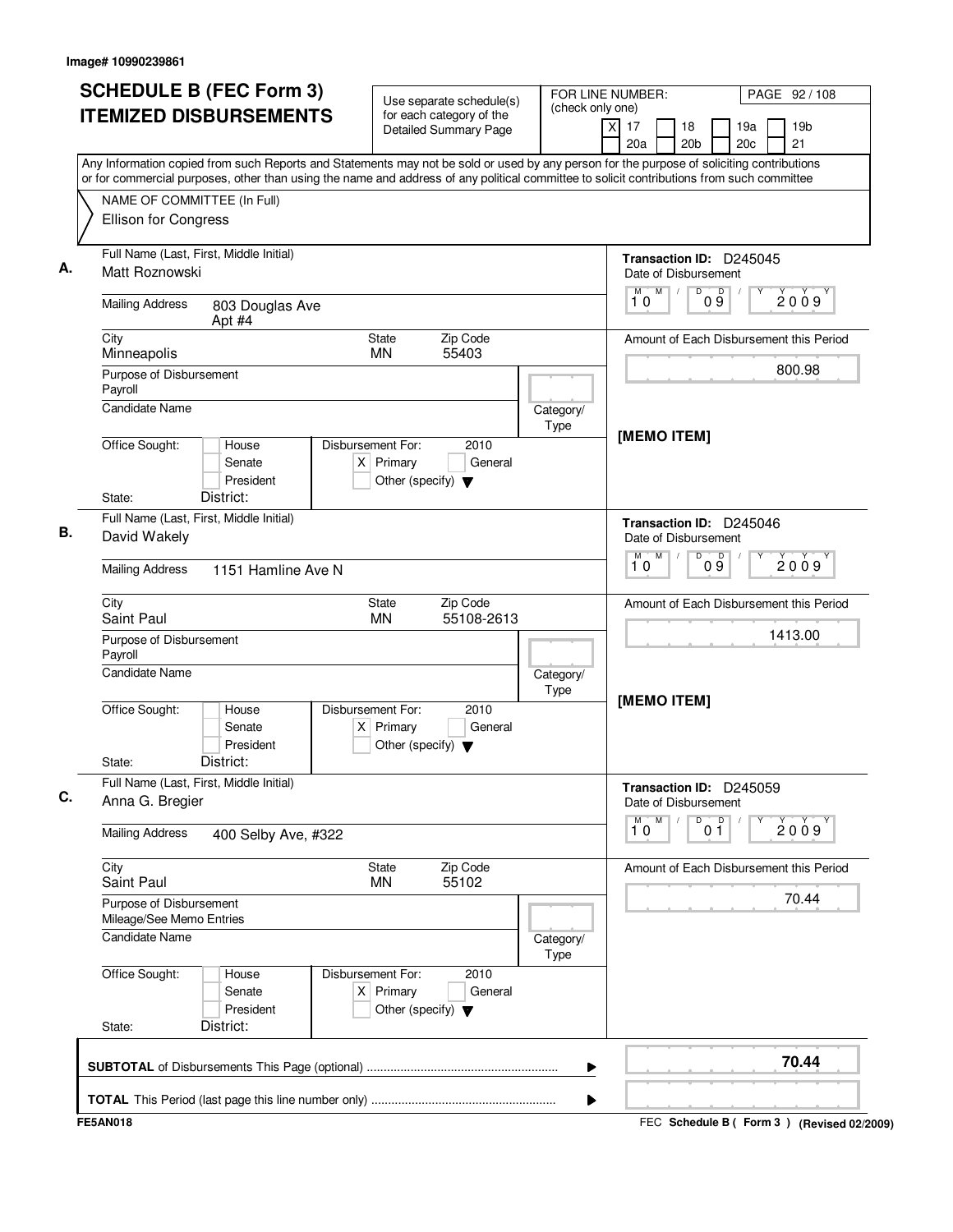Image# 10990239861

# SCHEDULE B (FEC Form 3) ITEMIZED DISBURSEMENTS

Use separate schedule(s) for each category of the Detailed Summary Page

FOR LINE NUMBER: (check only one)
[X] 17 [ ] 18 [ ] 19a [ ] 19b [ ] 20a [ ] 20b [ ] 20c [ ] 21

PAGE 92 / 108

Any Information copied from such Reports and Statements may not be sold or used by any person for the purpose of soliciting contributions or for commercial purposes, other than using the name and address of any political committee to solicit contributions from such committee

NAME OF COMMITTEE (In Full)
Ellison for Congress

---

**A.** Full Name (Last, First, Middle Initial): Matt Roznowski

Mailing Address: 803 Douglas Ave Apt #4

City: Minneapolis State: MN Zip Code: 55403

Purpose of Disbursement: Payroll

Candidate Name:

Category/Type:

Office Sought: [ ] House [ ] Senate [ ] President

State: District:

Disbursement For: 2010 [X] Primary [ ] General [ ] Other (specify)

Transaction ID: D245045

Date of Disbursement: 10 / 09 / 2009

Amount of Each Disbursement this Period: 800.98

[MEMO ITEM]

---

**B.** Full Name (Last, First, Middle Initial): David Wakely

Mailing Address: 1151 Hamline Ave N

City: Saint Paul State: MN Zip Code: 55108-2613

Purpose of Disbursement: Payroll

Candidate Name:

Category/Type:

Office Sought: [ ] House [ ] Senate [ ] President

State: District:

Disbursement For: 2010 [X] Primary [ ] General [ ] Other (specify)

Transaction ID: D245046

Date of Disbursement: 10 / 09 / 2009

Amount of Each Disbursement this Period: 1413.00

[MEMO ITEM]

---

**C.** Full Name (Last, First, Middle Initial): Anna G. Bregier

Mailing Address: 400 Selby Ave, #322

City: Saint Paul State: MN Zip Code: 55102

Purpose of Disbursement: Mileage/See Memo Entries

Candidate Name:

Category/Type:

Office Sought: [ ] House [ ] Senate [ ] President

State: District:

Disbursement For: 2010 [X] Primary [ ] General [ ] Other (specify)

Transaction ID: D245059

Date of Disbursement: 10 / 01 / 2009

Amount of Each Disbursement this Period: 70.44

---

**SUBTOTAL** of Disbursements This Page (optional) ........ **70.44**

**TOTAL** This Period (last page this line number only) ........

FE5AN018

FEC Schedule B ( Form 3 ) (Revised 02/2009)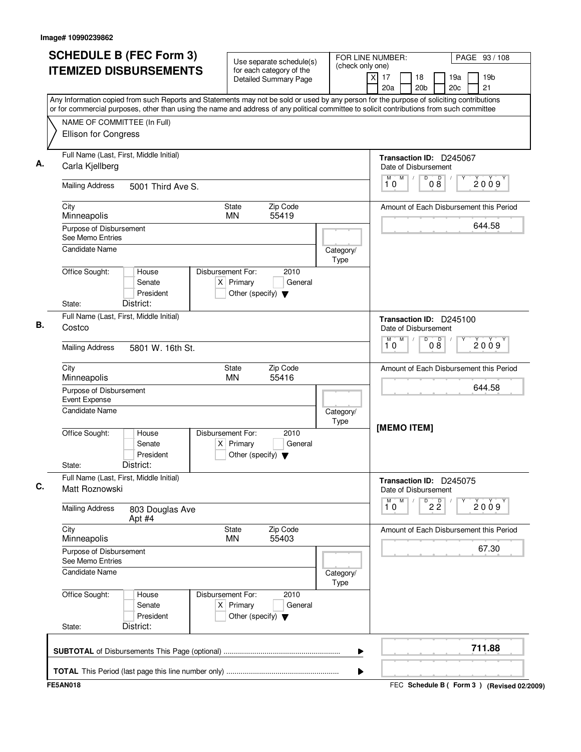Image# 10990239862

# SCHEDULE B (FEC Form 3)
# ITEMIZED DISBURSEMENTS

Use separate schedule(s) for each category of the Detailed Summary Page

FOR LINE NUMBER: (check only one)
[X] 17 [ ] 18 [ ] 19a [ ] 19b [ ] 20a [ ] 20b [ ] 20c [ ] 21

PAGE 93 / 108

Any Information copied from such Reports and Statements may not be sold or used by any person for the purpose of soliciting contributions or for commercial purposes, other than using the name and address of any political committee to solicit contributions from such committee

NAME OF COMMITTEE (In Full)
Ellison for Congress

---

**A.** Full Name (Last, First, Middle Initial): Carla Kjellberg

Mailing Address: 5001 Third Ave S.

City: Minneapolis State: MN Zip Code: 55419

Purpose of Disbursement: See Memo Entries

Candidate Name:

Category/Type:

Office Sought: [ ] House [ ] Senate [ ] President
State: District:

Disbursement For: 2010 [X] Primary [ ] General [ ] Other (specify)

Transaction ID: D245067
Date of Disbursement: 10/08/2009

Amount of Each Disbursement this Period: 644.58

---

**B.** Full Name (Last, First, Middle Initial): Costco

Mailing Address: 5801 W. 16th St.

City: Minneapolis State: MN Zip Code: 55416

Purpose of Disbursement: Event Expense

Candidate Name:

Category/Type:

Office Sought: [ ] House [ ] Senate [ ] President
State: District:

Disbursement For: 2010 [X] Primary [ ] General [ ] Other (specify)

Transaction ID: D245100
Date of Disbursement: 10/08/2009

Amount of Each Disbursement this Period: 644.58

[MEMO ITEM]

---

**C.** Full Name (Last, First, Middle Initial): Matt Roznowski

Mailing Address: 803 Douglas Ave Apt #4

City: Minneapolis State: MN Zip Code: 55403

Purpose of Disbursement: See Memo Entries

Candidate Name:

Category/Type:

Office Sought: [ ] House [ ] Senate [ ] President
State: District:

Disbursement For: 2010 [X] Primary [ ] General [ ] Other (specify)

Transaction ID: D245075
Date of Disbursement: 10/22/2009

Amount of Each Disbursement this Period: 67.30

---

**SUBTOTAL** of Disbursements This Page (optional): 711.88

**TOTAL** This Period (last page this line number only):

FE5AN018

FEC Schedule B ( Form 3 ) (Revised 02/2009)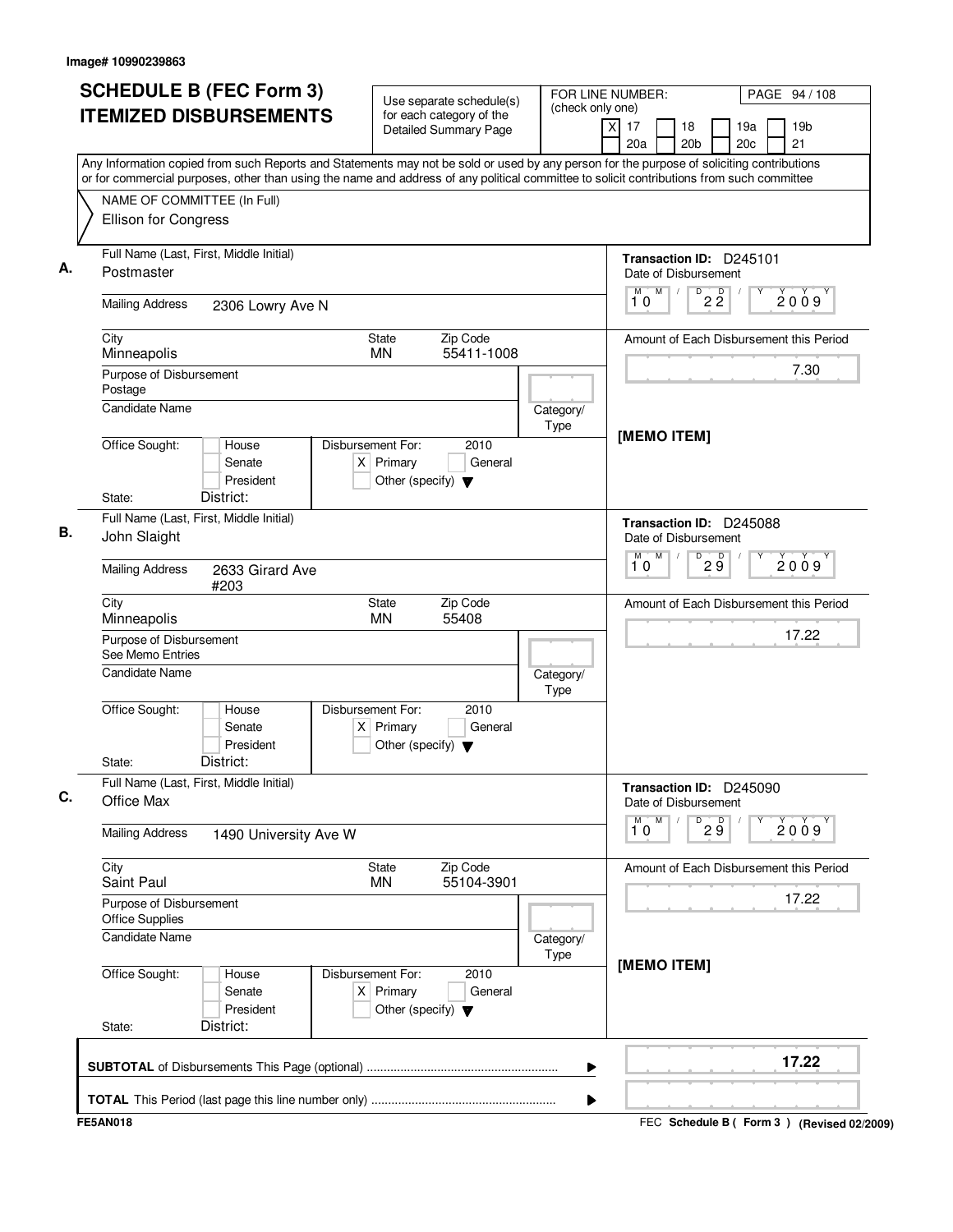Image# 10990239863

# SCHEDULE B (FEC Form 3) ITEMIZED DISBURSEMENTS

Use separate schedule(s) for each category of the Detailed Summary Page

FOR LINE NUMBER: (check only one)

[X] 17 [ ] 18 [ ] 19a [ ] 19b [ ] 20a [ ] 20b [ ] 20c [ ] 21

Any Information copied from such Reports and Statements may not be sold or used by any person for the purpose of soliciting contributions or for commercial purposes, other than using the name and address of any political committee to solicit contributions from such committee

NAME OF COMMITTEE (In Full)
Ellison for Congress

---

**A.** Full Name (Last, First, Middle Initial): Postmaster

Mailing Address: 2306 Lowry Ave N

City: Minneapolis  State: MN  Zip Code: 55411-1008

Purpose of Disbursement: Postage

Candidate Name:

Category/Type:

Office Sought: [ ] House [ ] Senate [ ] President  State:  District:

Disbursement For: 2010 [X] Primary [ ] General [ ] Other (specify)

Transaction ID: D245101

Date of Disbursement: 10/22/2009

Amount of Each Disbursement this Period: 7.30

[MEMO ITEM]

---

**B.** Full Name (Last, First, Middle Initial): John Slaight

Mailing Address: 2633 Girard Ave #203

City: Minneapolis  State: MN  Zip Code: 55408

Purpose of Disbursement: See Memo Entries

Candidate Name:

Category/Type:

Office Sought: [ ] House [ ] Senate [ ] President  State:  District:

Disbursement For: 2010 [X] Primary [ ] General [ ] Other (specify)

Transaction ID: D245088

Date of Disbursement: 10/29/2009

Amount of Each Disbursement this Period: 17.22

---

**C.** Full Name (Last, First, Middle Initial): Office Max

Mailing Address: 1490 University Ave W

City: Saint Paul  State: MN  Zip Code: 55104-3901

Purpose of Disbursement: Office Supplies

Candidate Name:

Category/Type:

Office Sought: [ ] House [ ] Senate [ ] President  State:  District:

Disbursement For: 2010 [X] Primary [ ] General [ ] Other (specify)

Transaction ID: D245090

Date of Disbursement: 10/29/2009

Amount of Each Disbursement this Period: 17.22

[MEMO ITEM]

---

**SUBTOTAL** of Disbursements This Page (optional): 17.22

**TOTAL** This Period (last page this line number only):

FE5AN018 — FEC Schedule B ( Form 3 ) (Revised 02/2009)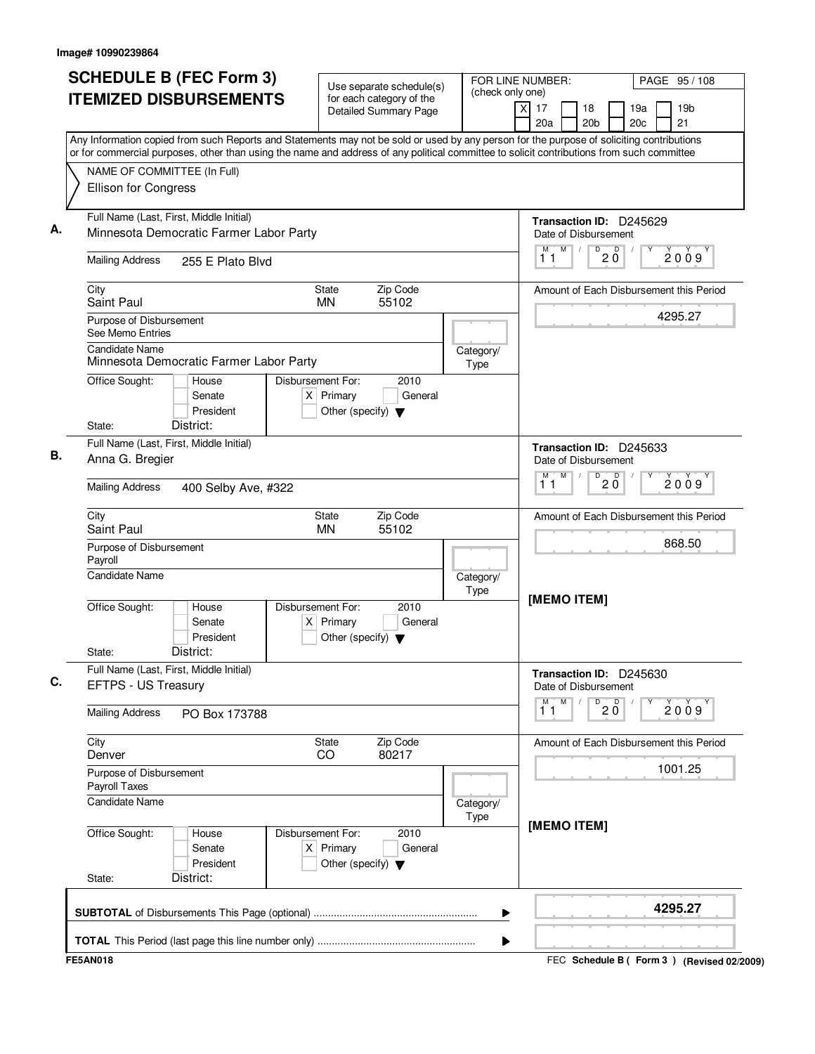Image# 10990239864

# SCHEDULE B (FEC Form 3) ITEMIZED DISBURSEMENTS

Use separate schedule(s) for each category of the Detailed Summary Page

FOR LINE NUMBER: (check only one)

[X] 17 [ ] 18 [ ] 19a [ ] 19b [ ] 20a [ ] 20b [ ] 20c [ ] 21

Any Information copied from such Reports and Statements may not be sold or used by any person for the purpose of soliciting contributions or for commercial purposes, other than using the name and address of any political committee to solicit contributions from such committee

NAME OF COMMITTEE (In Full)
Ellison for Congress

---

**A.** Full Name (Last, First, Middle Initial): Minnesota Democratic Farmer Labor Party

Mailing Address: 255 E Plato Blvd

City: Saint Paul | State: MN | Zip Code: 55102

Purpose of Disbursement: See Memo Entries

Candidate Name: Minnesota Democratic Farmer Labor Party

Category/Type:

Office Sought: [ ] House [ ] Senate [ ] President
State: District:

Disbursement For: 2010 [X] Primary [ ] General [ ] Other (specify)

Transaction ID: D245629
Date of Disbursement: 11/20/2009

Amount of Each Disbursement this Period: 4295.27

---

**B.** Full Name (Last, First, Middle Initial): Anna G. Bregier

Mailing Address: 400 Selby Ave, #322

City: Saint Paul | State: MN | Zip Code: 55102

Purpose of Disbursement: Payroll

Candidate Name:

Category/Type:

Office Sought: [ ] House [ ] Senate [ ] President
State: District:

Disbursement For: 2010 [X] Primary [ ] General [ ] Other (specify)

Transaction ID: D245633
Date of Disbursement: 11/20/2009

Amount of Each Disbursement this Period: 868.50

[MEMO ITEM]

---

**C.** Full Name (Last, First, Middle Initial): EFTPS - US Treasury

Mailing Address: PO Box 173788

City: Denver | State: CO | Zip Code: 80217

Purpose of Disbursement: Payroll Taxes

Candidate Name:

Category/Type:

Office Sought: [ ] House [ ] Senate [ ] President
State: District:

Disbursement For: 2010 [X] Primary [ ] General [ ] Other (specify)

Transaction ID: D245630
Date of Disbursement: 11/20/2009

Amount of Each Disbursement this Period: 1001.25

[MEMO ITEM]

---

**SUBTOTAL** of Disbursements This Page (optional): **4295.27**

**TOTAL** This Period (last page this line number only):

FE5AN018

FEC Schedule B ( Form 3 ) (Revised 02/2009)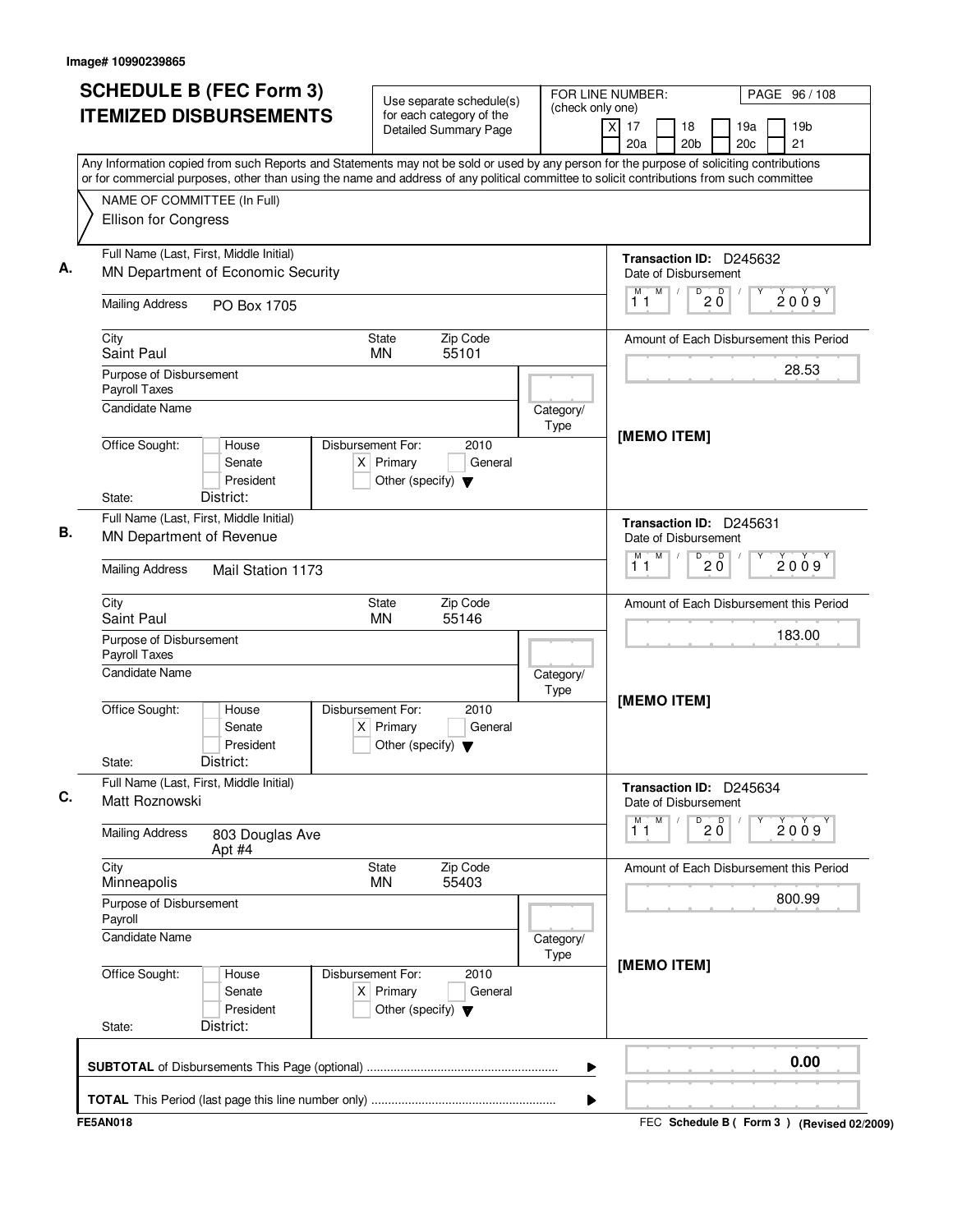Image# 10990239865

# SCHEDULE B (FEC Form 3)
# ITEMIZED DISBURSEMENTS

Use separate schedule(s) for each category of the Detailed Summary Page

FOR LINE NUMBER: (check only one)

[X] 17 [ ] 18 [ ] 19a [ ] 19b [ ] 20a [ ] 20b [ ] 20c [ ] 21

PAGE 96 / 108

Any Information copied from such Reports and Statements may not be sold or used by any person for the purpose of soliciting contributions or for commercial purposes, other than using the name and address of any political committee to solicit contributions from such committee

NAME OF COMMITTEE (In Full)
Ellison for Congress

---

**A.** Full Name (Last, First, Middle Initial): MN Department of Economic Security

Mailing Address: PO Box 1705

City: Saint Paul | State: MN | Zip Code: 55101

Purpose of Disbursement: Payroll Taxes

Candidate Name:

Category/Type:

Office Sought: [ ] House [ ] Senate [ ] President

State: District:

Disbursement For: 2010 [X] Primary [ ] General [ ] Other (specify)

Transaction ID: D245632

Date of Disbursement: 11/20/2009

Amount of Each Disbursement this Period: 28.53

[MEMO ITEM]

---

**B.** Full Name (Last, First, Middle Initial): MN Department of Revenue

Mailing Address: Mail Station 1173

City: Saint Paul | State: MN | Zip Code: 55146

Purpose of Disbursement: Payroll Taxes

Candidate Name:

Category/Type:

Office Sought: [ ] House [ ] Senate [ ] President

State: District:

Disbursement For: 2010 [X] Primary [ ] General [ ] Other (specify)

Transaction ID: D245631

Date of Disbursement: 11/20/2009

Amount of Each Disbursement this Period: 183.00

[MEMO ITEM]

---

**C.** Full Name (Last, First, Middle Initial): Matt Roznowski

Mailing Address: 803 Douglas Ave Apt #4

City: Minneapolis | State: MN | Zip Code: 55403

Purpose of Disbursement: Payroll

Candidate Name:

Category/Type:

Office Sought: [ ] House [ ] Senate [ ] President

State: District:

Disbursement For: 2010 [X] Primary [ ] General [ ] Other (specify)

Transaction ID: D245634

Date of Disbursement: 11/20/2009

Amount of Each Disbursement this Period: 800.99

[MEMO ITEM]

---

**SUBTOTAL** of Disbursements This Page (optional) ........ 0.00

**TOTAL** This Period (last page this line number only) ........

FE5AN018

FEC **Schedule B ( Form 3 )** **(Revised 02/2009)**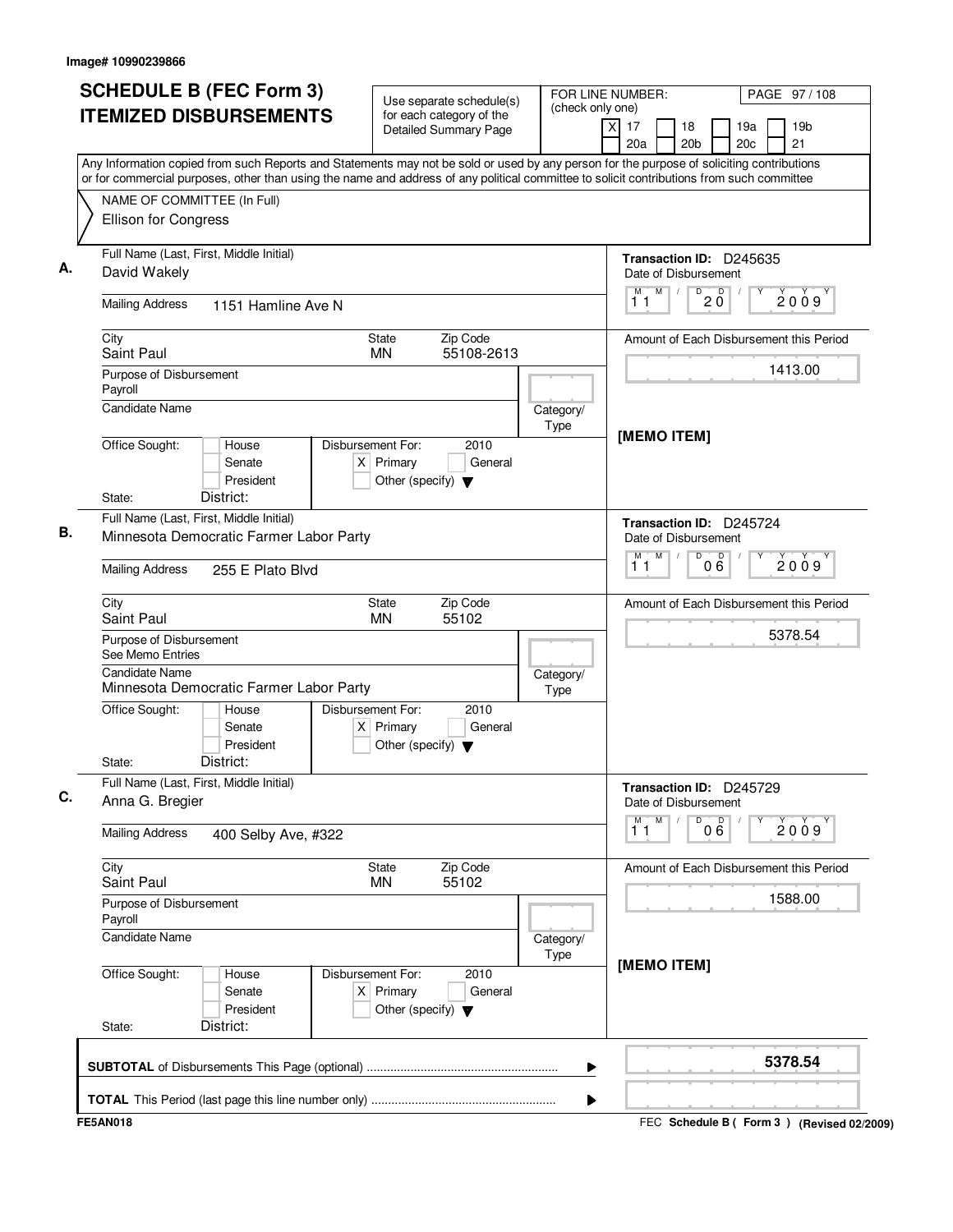Image# 10990239866

# SCHEDULE B (FEC Form 3) ITEMIZED DISBURSEMENTS

Use separate schedule(s) for each category of the Detailed Summary Page

FOR LINE NUMBER: (check only one)

- [X] 17
- [ ] 18
- [ ] 19a
- [ ] 19b
- [ ] 20a
- [ ] 20b
- [ ] 20c
- [ ] 21

Any Information copied from such Reports and Statements may not be sold or used by any person for the purpose of soliciting contributions or for commercial purposes, other than using the name and address of any political committee to solicit contributions from such committee

NAME OF COMMITTEE (In Full)
Ellison for Congress

---

**A.** Full Name (Last, First, Middle Initial): David Wakely

Mailing Address: 1151 Hamline Ave N

City: Saint Paul | State: MN | Zip Code: 55108-2613

Purpose of Disbursement: Payroll

Candidate Name:

Category/Type:

Office Sought: [ ] House [ ] Senate [ ] President

State: District:

Disbursement For: 2010 [X] Primary [ ] General [ ] Other (specify)

Transaction ID: D245635

Date of Disbursement: 11/20/2009

Amount of Each Disbursement this Period: 1413.00

[MEMO ITEM]

---

**B.** Full Name (Last, First, Middle Initial): Minnesota Democratic Farmer Labor Party

Mailing Address: 255 E Plato Blvd

City: Saint Paul | State: MN | Zip Code: 55102

Purpose of Disbursement: See Memo Entries

Candidate Name: Minnesota Democratic Farmer Labor Party

Category/Type:

Office Sought: [ ] House [ ] Senate [ ] President

State: District:

Disbursement For: 2010 [X] Primary [ ] General [ ] Other (specify)

Transaction ID: D245724

Date of Disbursement: 11/06/2009

Amount of Each Disbursement this Period: 5378.54

---

**C.** Full Name (Last, First, Middle Initial): Anna G. Bregier

Mailing Address: 400 Selby Ave, #322

City: Saint Paul | State: MN | Zip Code: 55102

Purpose of Disbursement: Payroll

Candidate Name:

Category/Type:

Office Sought: [ ] House [ ] Senate [ ] President

State: District:

Disbursement For: 2010 [X] Primary [ ] General [ ] Other (specify)

Transaction ID: D245729

Date of Disbursement: 11/06/2009

Amount of Each Disbursement this Period: 1588.00

[MEMO ITEM]

---

**SUBTOTAL** of Disbursements This Page (optional): **5378.54**

**TOTAL** This Period (last page this line number only):

FE5AN018

FEC **Schedule B ( Form 3 )** (Revised 02/2009)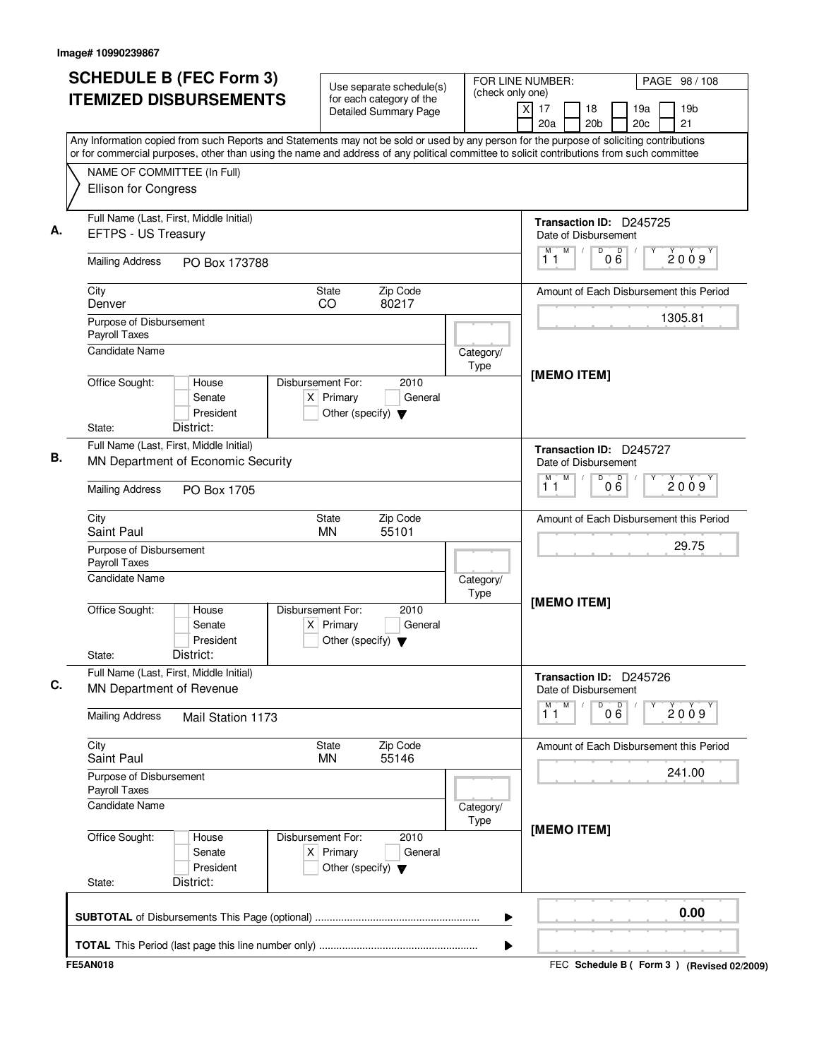Image# 10990239867

# SCHEDULE B (FEC Form 3)
# ITEMIZED DISBURSEMENTS

Use separate schedule(s) for each category of the Detailed Summary Page

FOR LINE NUMBER: (check only one)
[X] 17 [ ] 18 [ ] 19a [ ] 19b [ ] 20a [ ] 20b [ ] 20c [ ] 21

PAGE 98 / 108

Any Information copied from such Reports and Statements may not be sold or used by any person for the purpose of soliciting contributions or for commercial purposes, other than using the name and address of any political committee to solicit contributions from such committee

NAME OF COMMITTEE (In Full)
Ellison for Congress

**A.**
Full Name (Last, First, Middle Initial): EFTPS - US Treasury
Mailing Address: PO Box 173788
City: Denver State: CO Zip Code: 80217
Purpose of Disbursement: Payroll Taxes
Candidate Name:
Category/Type:
Office Sought: [ ] House [ ] Senate [ ] President
State: District:
Disbursement For: 2010 [X] Primary [ ] General [ ] Other (specify)

Transaction ID: D245725
Date of Disbursement: 11/06/2009
Amount of Each Disbursement this Period: 1305.81
[MEMO ITEM]

**B.**
Full Name (Last, First, Middle Initial): MN Department of Economic Security
Mailing Address: PO Box 1705
City: Saint Paul State: MN Zip Code: 55101
Purpose of Disbursement: Payroll Taxes
Candidate Name:
Category/Type:
Office Sought: [ ] House [ ] Senate [ ] President
State: District:
Disbursement For: 2010 [X] Primary [ ] General [ ] Other (specify)

Transaction ID: D245727
Date of Disbursement: 11/06/2009
Amount of Each Disbursement this Period: 29.75
[MEMO ITEM]

**C.**
Full Name (Last, First, Middle Initial): MN Department of Revenue
Mailing Address: Mail Station 1173
City: Saint Paul State: MN Zip Code: 55146
Purpose of Disbursement: Payroll Taxes
Candidate Name:
Category/Type:
Office Sought: [ ] House [ ] Senate [ ] President
State: District:
Disbursement For: 2010 [X] Primary [ ] General [ ] Other (specify)

Transaction ID: D245726
Date of Disbursement: 11/06/2009
Amount of Each Disbursement this Period: 241.00
[MEMO ITEM]

**SUBTOTAL** of Disbursements This Page (optional): 0.00

**TOTAL** This Period (last page this line number only):

FE5AN018 FEC **Schedule B ( Form 3 )** (Revised 02/2009)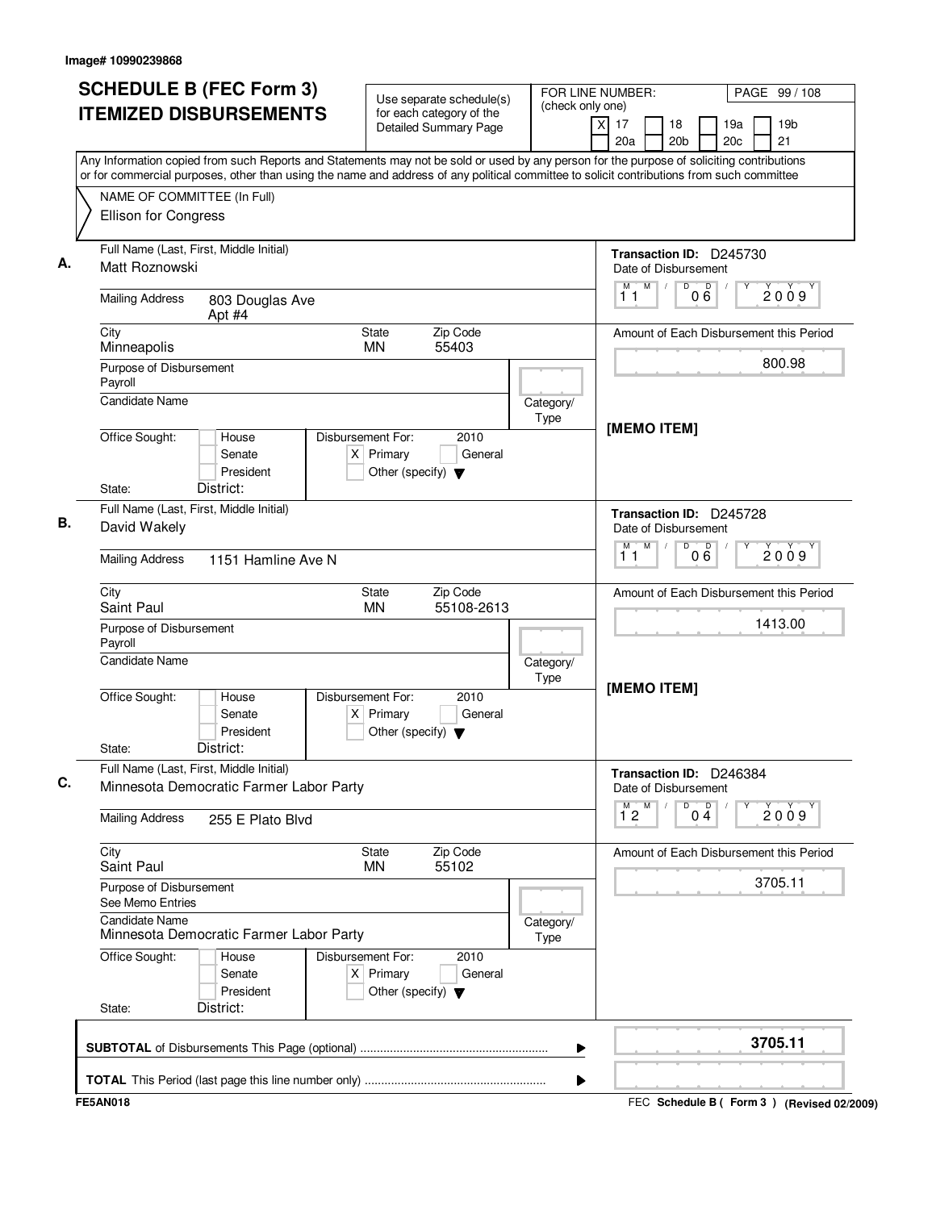Image# 10990239868

# SCHEDULE B (FEC Form 3) ITEMIZED DISBURSEMENTS

Use separate schedule(s) for each category of the Detailed Summary Page

FOR LINE NUMBER: (check only one)

- [X] 17
- [ ] 18
- [ ] 19a
- [ ] 19b
- [ ] 20a
- [ ] 20b
- [ ] 20c
- [ ] 21

PAGE 99 / 108

Any Information copied from such Reports and Statements may not be sold or used by any person for the purpose of soliciting contributions or for commercial purposes, other than using the name and address of any political committee to solicit contributions from such committee

NAME OF COMMITTEE (In Full)
Ellison for Congress

---

**A.** Full Name (Last, First, Middle Initial): Matt Roznowski

Mailing Address: 803 Douglas Ave Apt #4

City: Minneapolis | State: MN | Zip Code: 55403

Purpose of Disbursement: Payroll

Candidate Name:

Category/Type:

Office Sought: [ ] House [ ] Senate [ ] President

State: District:

Disbursement For: 2010 [X] Primary [ ] General [ ] Other (specify)

Transaction ID: D245730

Date of Disbursement: 11/06/2009

Amount of Each Disbursement this Period: 800.98

[MEMO ITEM]

---

**B.** Full Name (Last, First, Middle Initial): David Wakely

Mailing Address: 1151 Hamline Ave N

City: Saint Paul | State: MN | Zip Code: 55108-2613

Purpose of Disbursement: Payroll

Candidate Name:

Category/Type:

Office Sought: [ ] House [ ] Senate [ ] President

State: District:

Disbursement For: 2010 [X] Primary [ ] General [ ] Other (specify)

Transaction ID: D245728

Date of Disbursement: 11/06/2009

Amount of Each Disbursement this Period: 1413.00

[MEMO ITEM]

---

**C.** Full Name (Last, First, Middle Initial): Minnesota Democratic Farmer Labor Party

Mailing Address: 255 E Plato Blvd

City: Saint Paul | State: MN | Zip Code: 55102

Purpose of Disbursement: See Memo Entries

Candidate Name: Minnesota Democratic Farmer Labor Party

Category/Type:

Office Sought: [ ] House [ ] Senate [ ] President

State: District:

Disbursement For: 2010 [X] Primary [ ] General [ ] Other (specify)

Transaction ID: D246384

Date of Disbursement: 12/04/2009

Amount of Each Disbursement this Period: 3705.11

---

**SUBTOTAL** of Disbursements This Page (optional): **3705.11**

**TOTAL** This Period (last page this line number only):

FE5AN018

FEC **Schedule B ( Form 3 )** (Revised 02/2009)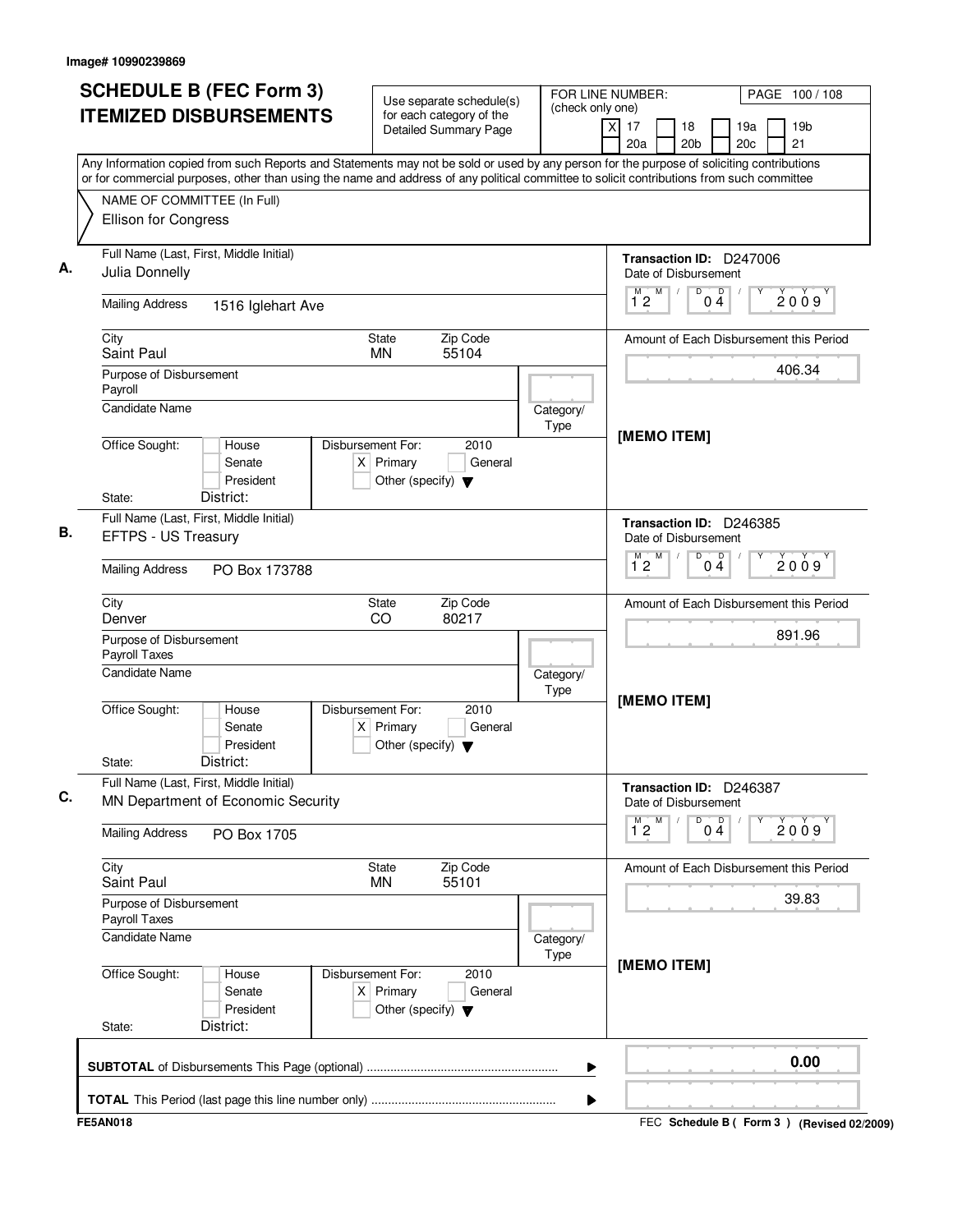Image# 10990239869

# SCHEDULE B (FEC Form 3) ITEMIZED DISBURSEMENTS

Use separate schedule(s) for each category of the Detailed Summary Page

FOR LINE NUMBER: (check only one)

[X] 17 [ ] 18 [ ] 19a [ ] 19b [ ] 20a [ ] 20b [ ] 20c [ ] 21

PAGE 100 / 108

Any Information copied from such Reports and Statements may not be sold or used by any person for the purpose of soliciting contributions or for commercial purposes, other than using the name and address of any political committee to solicit contributions from such committee

NAME OF COMMITTEE (In Full)
Ellison for Congress

---

**A.** Full Name (Last, First, Middle Initial): Julia Donnelly

Mailing Address: 1516 Iglehart Ave

City: Saint Paul | State: MN | Zip Code: 55104

Purpose of Disbursement: Payroll

Candidate Name:

Category/Type:

Office Sought: [ ] House [ ] Senate [ ] President

State: District:

Disbursement For: 2010 [X] Primary [ ] General [ ] Other (specify)

Transaction ID: D247006

Date of Disbursement: 12 / 04 / 2009

Amount of Each Disbursement this Period: 406.34

[MEMO ITEM]

---

**B.** Full Name (Last, First, Middle Initial): EFTPS - US Treasury

Mailing Address: PO Box 173788

City: Denver | State: CO | Zip Code: 80217

Purpose of Disbursement: Payroll Taxes

Candidate Name:

Category/Type:

Office Sought: [ ] House [ ] Senate [ ] President

State: District:

Disbursement For: 2010 [X] Primary [ ] General [ ] Other (specify)

Transaction ID: D246385

Date of Disbursement: 12 / 04 / 2009

Amount of Each Disbursement this Period: 891.96

[MEMO ITEM]

---

**C.** Full Name (Last, First, Middle Initial): MN Department of Economic Security

Mailing Address: PO Box 1705

City: Saint Paul | State: MN | Zip Code: 55101

Purpose of Disbursement: Payroll Taxes

Candidate Name:

Category/Type:

Office Sought: [ ] House [ ] Senate [ ] President

State: District:

Disbursement For: 2010 [X] Primary [ ] General [ ] Other (specify)

Transaction ID: D246387

Date of Disbursement: 12 / 04 / 2009

Amount of Each Disbursement this Period: 39.83

[MEMO ITEM]

---

**SUBTOTAL** of Disbursements This Page (optional) ........ 0.00

**TOTAL** This Period (last page this line number only) ........

FE5AN018

FEC Schedule B ( Form 3 ) (Revised 02/2009)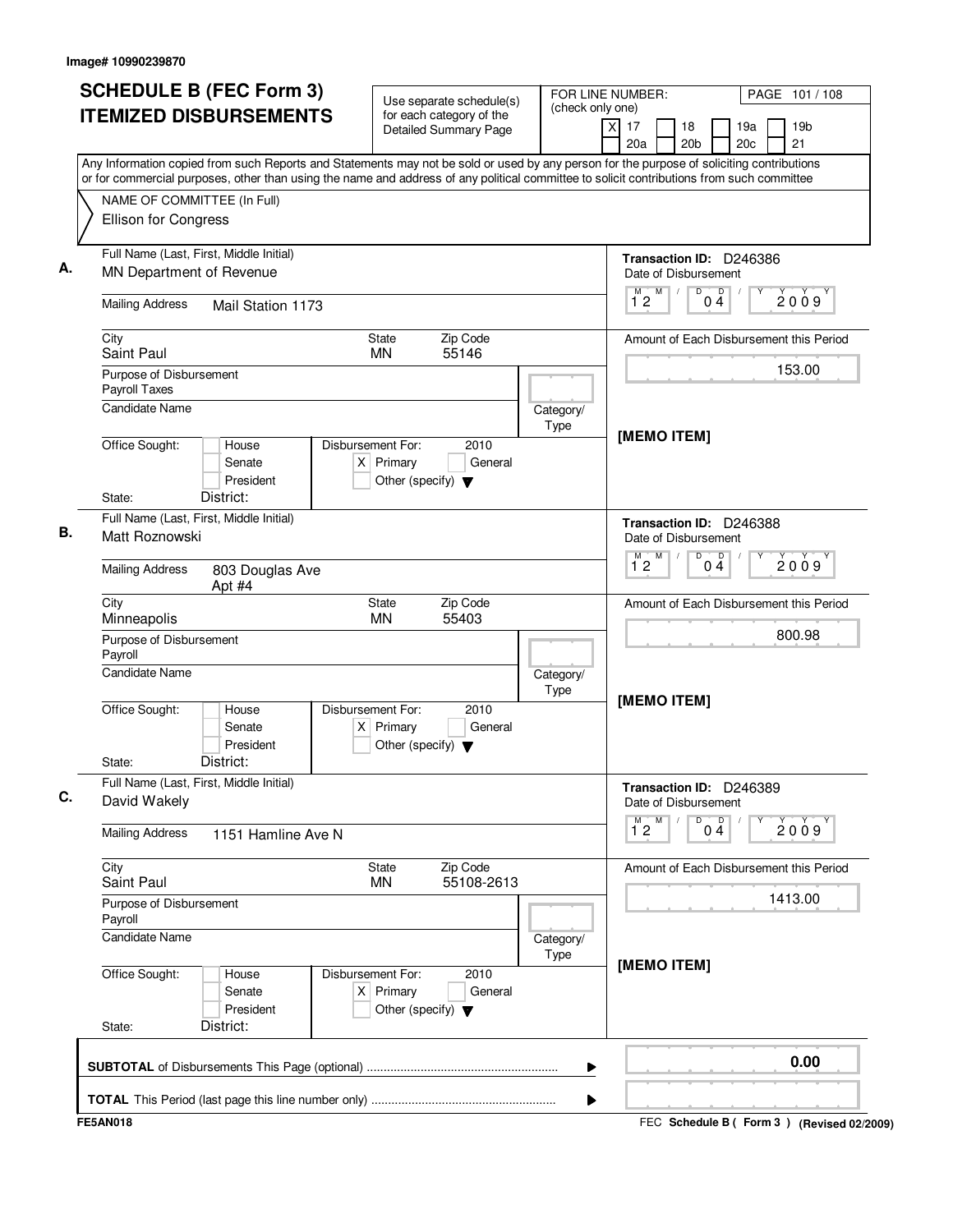Image# 10990239870

# SCHEDULE B (FEC Form 3) ITEMIZED DISBURSEMENTS

Use separate schedule(s) for each category of the Detailed Summary Page

FOR LINE NUMBER: (check only one)
[X] 17 [ ] 18 [ ] 19a [ ] 19b [ ] 20a [ ] 20b [ ] 20c [ ] 21

Any Information copied from such Reports and Statements may not be sold or used by any person for the purpose of soliciting contributions or for commercial purposes, other than using the name and address of any political committee to solicit contributions from such committee

NAME OF COMMITTEE (In Full)
Ellison for Congress

**A.** Full Name (Last, First, Middle Initial): MN Department of Revenue

Mailing Address: Mail Station 1173

City: Saint Paul | State: MN | Zip Code: 55146

Purpose of Disbursement: Payroll Taxes

Candidate Name:

Category/Type:

Office Sought: [ ] House [ ] Senate [ ] President

State: District:

Disbursement For: 2010 [X] Primary [ ] General [ ] Other (specify)

Transaction ID: D246386

Date of Disbursement: 12/04/2009

Amount of Each Disbursement this Period: 153.00

[MEMO ITEM]

**B.** Full Name (Last, First, Middle Initial): Matt Roznowski

Mailing Address: 803 Douglas Ave Apt #4

City: Minneapolis | State: MN | Zip Code: 55403

Purpose of Disbursement: Payroll

Candidate Name:

Category/Type:

Office Sought: [ ] House [ ] Senate [ ] President

State: District:

Disbursement For: 2010 [X] Primary [ ] General [ ] Other (specify)

Transaction ID: D246388

Date of Disbursement: 12/04/2009

Amount of Each Disbursement this Period: 800.98

[MEMO ITEM]

**C.** Full Name (Last, First, Middle Initial): David Wakely

Mailing Address: 1151 Hamline Ave N

City: Saint Paul | State: MN | Zip Code: 55108-2613

Purpose of Disbursement: Payroll

Candidate Name:

Category/Type:

Office Sought: [ ] House [ ] Senate [ ] President

State: District:

Disbursement For: 2010 [X] Primary [ ] General [ ] Other (specify)

Transaction ID: D246389

Date of Disbursement: 12/04/2009

Amount of Each Disbursement this Period: 1413.00

[MEMO ITEM]

**SUBTOTAL** of Disbursements This Page (optional) ........ 0.00

**TOTAL** This Period (last page this line number only) ........

FE5AN018 — FEC Schedule B ( Form 3 ) (Revised 02/2009)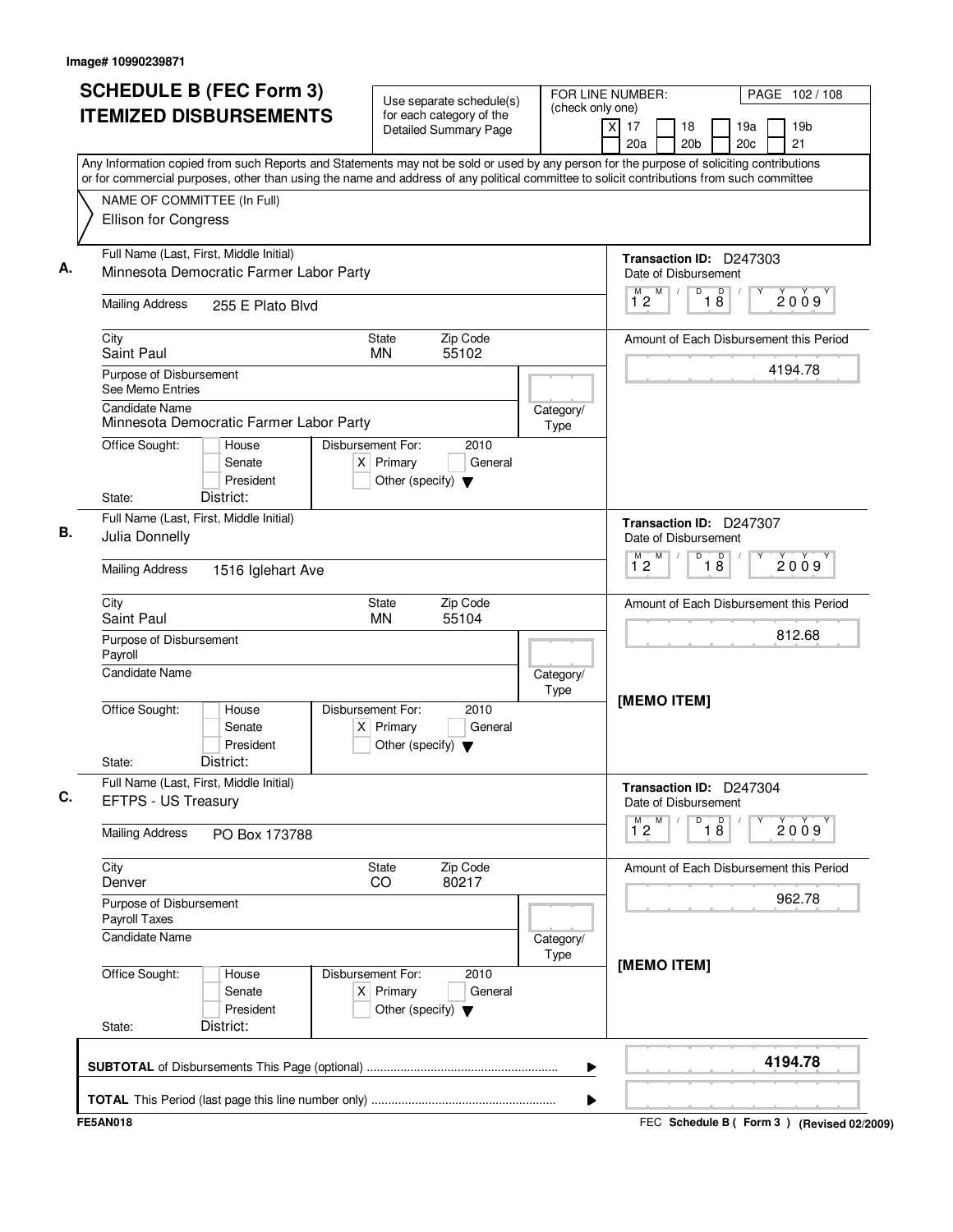Image# 10990239871

# SCHEDULE B (FEC Form 3)
# ITEMIZED DISBURSEMENTS

Use separate schedule(s) for each category of the Detailed Summary Page

FOR LINE NUMBER: (check only one)

X 17 | 18 | 19a | 19b | 20a | 20b | 20c | 21

Any Information copied from such Reports and Statements may not be sold or used by any person for the purpose of soliciting contributions or for commercial purposes, other than using the name and address of any political committee to solicit contributions from such committee

NAME OF COMMITTEE (In Full)
Ellison for Congress

---

**A.** Full Name (Last, First, Middle Initial)
Minnesota Democratic Farmer Labor Party

Mailing Address: 255 E Plato Blvd

City: Saint Paul | State: MN | Zip Code: 55102

Purpose of Disbursement: See Memo Entries

Candidate Name: Minnesota Democratic Farmer Labor Party

Category/Type:

Office Sought: House / Senate / President
State: District:

Disbursement For: 2010 — X Primary | General | Other (specify)

Transaction ID: D247303
Date of Disbursement: 12/18/2009

Amount of Each Disbursement this Period: 4194.78

---

**B.** Full Name (Last, First, Middle Initial)
Julia Donnelly

Mailing Address: 1516 Iglehart Ave

City: Saint Paul | State: MN | Zip Code: 55104

Purpose of Disbursement: Payroll

Candidate Name:

Category/Type:

Office Sought: House / Senate / President
State: District:

Disbursement For: 2010 — X Primary | General | Other (specify)

Transaction ID: D247307
Date of Disbursement: 12/18/2009

Amount of Each Disbursement this Period: 812.68

[MEMO ITEM]

---

**C.** Full Name (Last, First, Middle Initial)
EFTPS - US Treasury

Mailing Address: PO Box 173788

City: Denver | State: CO | Zip Code: 80217

Purpose of Disbursement: Payroll Taxes

Candidate Name:

Category/Type:

Office Sought: House / Senate / President
State: District:

Disbursement For: 2010 — X Primary | General | Other (specify)

Transaction ID: D247304
Date of Disbursement: 12/18/2009

Amount of Each Disbursement this Period: 962.78

[MEMO ITEM]

---

**SUBTOTAL** of Disbursements This Page (optional): **4194.78**

**TOTAL** This Period (last page this line number only):

FE5AN018

FEC Schedule B ( Form 3 ) (Revised 02/2009)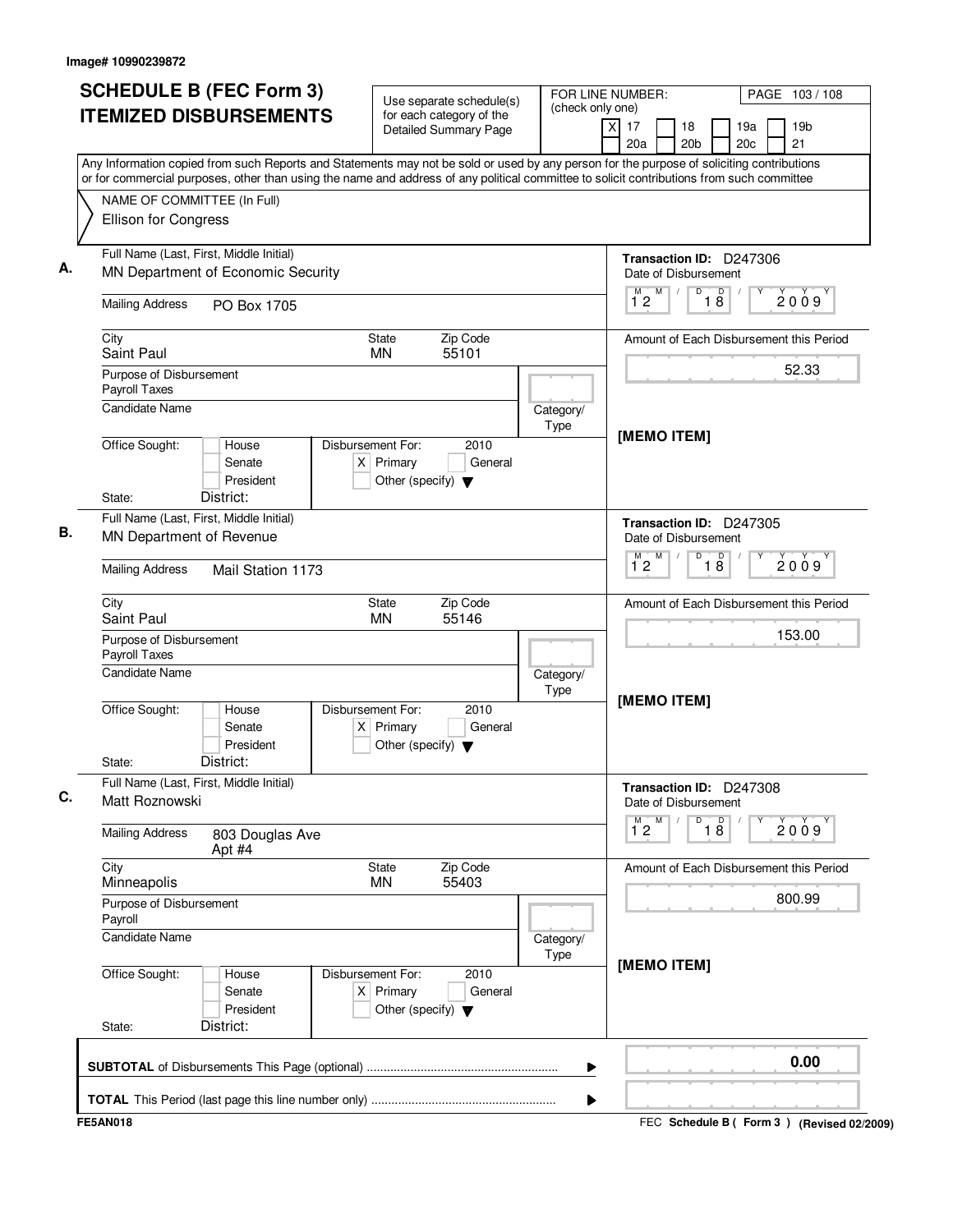Image# 10990239872

# SCHEDULE B (FEC Form 3) ITEMIZED DISBURSEMENTS

Use separate schedule(s) for each category of the Detailed Summary Page

FOR LINE NUMBER: (check only one)
[X] 17 [ ] 18 [ ] 19a [ ] 19b [ ] 20a [ ] 20b [ ] 20c [ ] 21

PAGE 103 / 108

Any Information copied from such Reports and Statements may not be sold or used by any person for the purpose of soliciting contributions or for commercial purposes, other than using the name and address of any political committee to solicit contributions from such committee

NAME OF COMMITTEE (In Full)
Ellison for Congress

---

**A.** Full Name (Last, First, Middle Initial): MN Department of Economic Security

Mailing Address: PO Box 1705

City: Saint Paul | State: MN | Zip Code: 55101

Purpose of Disbursement: Payroll Taxes

Candidate Name:

Category/Type:

Office Sought: [ ] House [ ] Senate [ ] President

State: District:

Disbursement For: 2010 [X] Primary [ ] General [ ] Other (specify)

Transaction ID: D247306

Date of Disbursement: 12 / 18 / 2009

Amount of Each Disbursement this Period: 52.33

[MEMO ITEM]

---

**B.** Full Name (Last, First, Middle Initial): MN Department of Revenue

Mailing Address: Mail Station 1173

City: Saint Paul | State: MN | Zip Code: 55146

Purpose of Disbursement: Payroll Taxes

Candidate Name:

Category/Type:

Office Sought: [ ] House [ ] Senate [ ] President

State: District:

Disbursement For: 2010 [X] Primary [ ] General [ ] Other (specify)

Transaction ID: D247305

Date of Disbursement: 12 / 18 / 2009

Amount of Each Disbursement this Period: 153.00

[MEMO ITEM]

---

**C.** Full Name (Last, First, Middle Initial): Matt Roznowski

Mailing Address: 803 Douglas Ave Apt #4

City: Minneapolis | State: MN | Zip Code: 55403

Purpose of Disbursement: Payroll

Candidate Name:

Category/Type:

Office Sought: [ ] House [ ] Senate [ ] President

State: District:

Disbursement For: 2010 [X] Primary [ ] General [ ] Other (specify)

Transaction ID: D247308

Date of Disbursement: 12 / 18 / 2009

Amount of Each Disbursement this Period: 800.99

[MEMO ITEM]

---

**SUBTOTAL** of Disbursements This Page (optional): 0.00

**TOTAL** This Period (last page this line number only):

FE5AN018

FEC **Schedule B ( Form 3 )** (Revised 02/2009)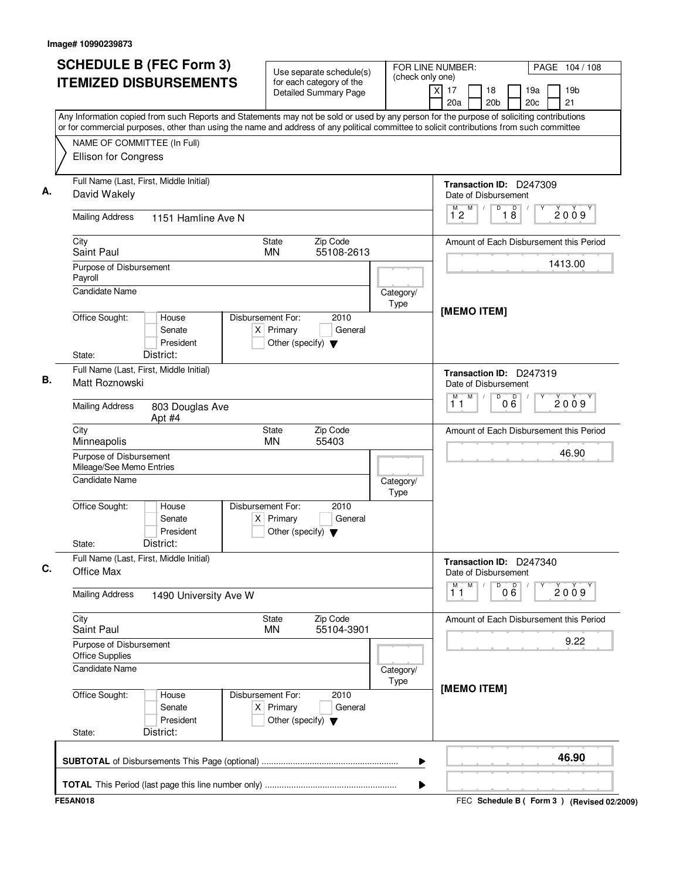Image# 10990239873

# SCHEDULE B (FEC Form 3) ITEMIZED DISBURSEMENTS

Use separate schedule(s) for each category of the Detailed Summary Page

FOR LINE NUMBER: (check only one)

- [X] 17
- [ ] 18
- [ ] 19a
- [ ] 19b
- [ ] 20a
- [ ] 20b
- [ ] 20c
- [ ] 21

PAGE 104 / 108

Any Information copied from such Reports and Statements may not be sold or used by any person for the purpose of soliciting contributions or for commercial purposes, other than using the name and address of any political committee to solicit contributions from such committee

NAME OF COMMITTEE (In Full)
Ellison for Congress

---

**A.**

Full Name (Last, First, Middle Initial): David Wakely

Mailing Address: 1151 Hamline Ave N

City: Saint Paul | State: MN | Zip Code: 55108-2613

Purpose of Disbursement: Payroll

Candidate Name:

Category/Type:

Office Sought: [ ] House [ ] Senate [ ] President

State: District:

Disbursement For: 2010 [X] Primary [ ] General [ ] Other (specify)

Transaction ID: D247309

Date of Disbursement: 12/18/2009

Amount of Each Disbursement this Period: 1413.00

[MEMO ITEM]

---

**B.**

Full Name (Last, First, Middle Initial): Matt Roznowski

Mailing Address: 803 Douglas Ave Apt #4

City: Minneapolis | State: MN | Zip Code: 55403

Purpose of Disbursement: Mileage/See Memo Entries

Candidate Name:

Category/Type:

Office Sought: [ ] House [ ] Senate [ ] President

State: District:

Disbursement For: 2010 [X] Primary [ ] General [ ] Other (specify)

Transaction ID: D247319

Date of Disbursement: 11/06/2009

Amount of Each Disbursement this Period: 46.90

---

**C.**

Full Name (Last, First, Middle Initial): Office Max

Mailing Address: 1490 University Ave W

City: Saint Paul | State: MN | Zip Code: 55104-3901

Purpose of Disbursement: Office Supplies

Candidate Name:

Category/Type:

Office Sought: [ ] House [ ] Senate [ ] President

State: District:

Disbursement For: 2010 [X] Primary [ ] General [ ] Other (specify)

Transaction ID: D247340

Date of Disbursement: 11/06/2009

Amount of Each Disbursement this Period: 9.22

[MEMO ITEM]

---

**SUBTOTAL** of Disbursements This Page (optional) ........ 46.90

**TOTAL** This Period (last page this line number only) ........

FE5AN018

FEC **Schedule B ( Form 3 )** (Revised 02/2009)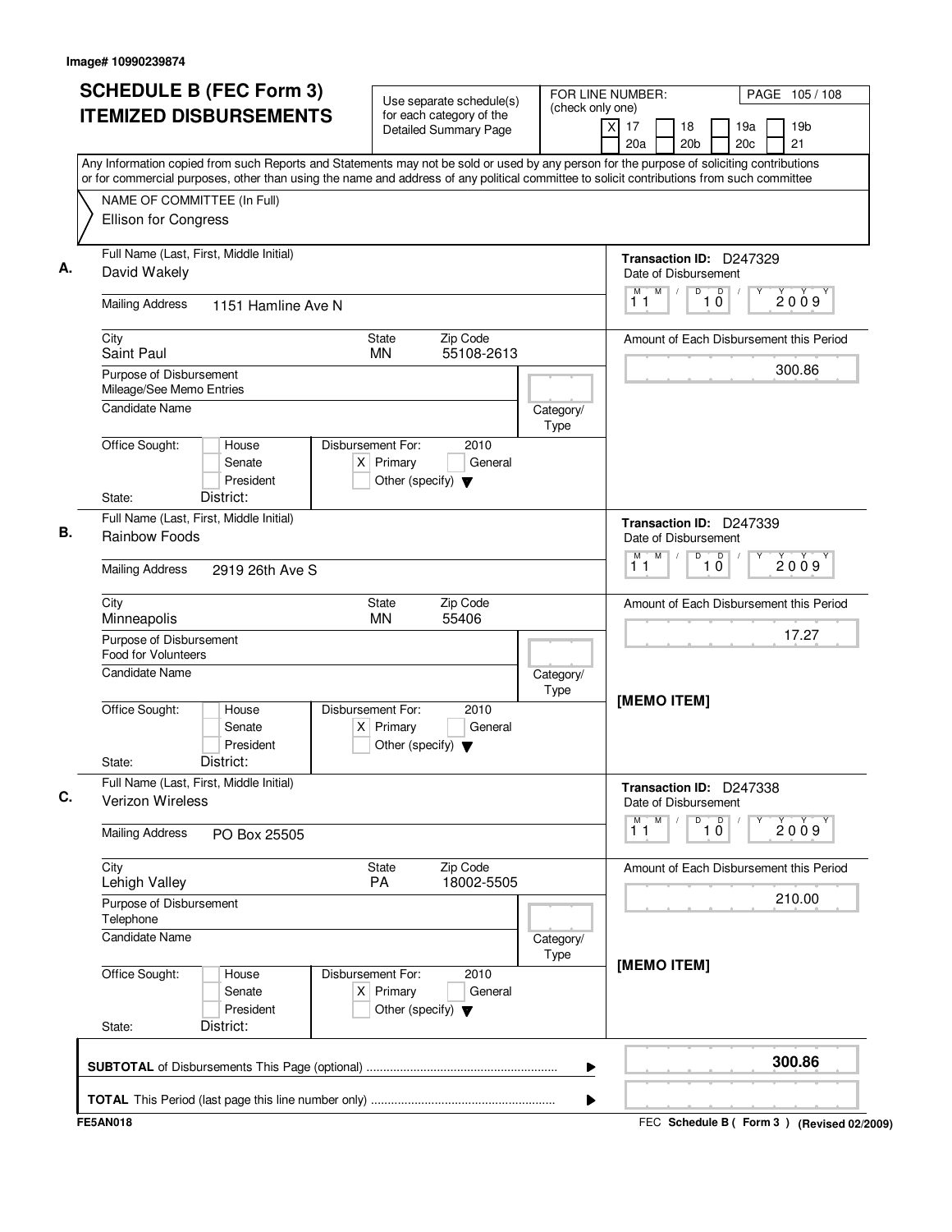Image# 10990239874

# SCHEDULE B (FEC Form 3)
# ITEMIZED DISBURSEMENTS

Use separate schedule(s) for each category of the Detailed Summary Page

FOR LINE NUMBER: (check only one)
[X] 17 [ ] 18 [ ] 19a [ ] 19b [ ] 20a [ ] 20b [ ] 20c [ ] 21

Any Information copied from such Reports and Statements may not be sold or used by any person for the purpose of soliciting contributions or for commercial purposes, other than using the name and address of any political committee to solicit contributions from such committee

NAME OF COMMITTEE (In Full)
Ellison for Congress

**A.** Full Name (Last, First, Middle Initial): David Wakely
Mailing Address: 1151 Hamline Ave N
City: Saint Paul State: MN Zip Code: 55108-2613
Purpose of Disbursement: Mileage/See Memo Entries
Candidate Name:
Category/Type:
Office Sought: [ ] House [ ] Senate [ ] President
State: District:
Disbursement For: 2010 [X] Primary [ ] General [ ] Other (specify)
Transaction ID: D247329
Date of Disbursement: 11/10/2009
Amount of Each Disbursement this Period: 300.86

**B.** Full Name (Last, First, Middle Initial): Rainbow Foods
Mailing Address: 2919 26th Ave S
City: Minneapolis State: MN Zip Code: 55406
Purpose of Disbursement: Food for Volunteers
Candidate Name:
Category/Type:
Office Sought: [ ] House [ ] Senate [ ] President
State: District:
Disbursement For: 2010 [X] Primary [ ] General [ ] Other (specify)
Transaction ID: D247339
Date of Disbursement: 11/10/2009
Amount of Each Disbursement this Period: 17.27
[MEMO ITEM]

**C.** Full Name (Last, First, Middle Initial): Verizon Wireless
Mailing Address: PO Box 25505
City: Lehigh Valley State: PA Zip Code: 18002-5505
Purpose of Disbursement: Telephone
Candidate Name:
Category/Type:
Office Sought: [ ] House [ ] Senate [ ] President
State: District:
Disbursement For: 2010 [X] Primary [ ] General [ ] Other (specify)
Transaction ID: D247338
Date of Disbursement: 11/10/2009
Amount of Each Disbursement this Period: 210.00
[MEMO ITEM]

**SUBTOTAL** of Disbursements This Page (optional): **300.86**

**TOTAL** This Period (last page this line number only):

FE5AN018 FEC **Schedule B ( Form 3 )** (Revised 02/2009)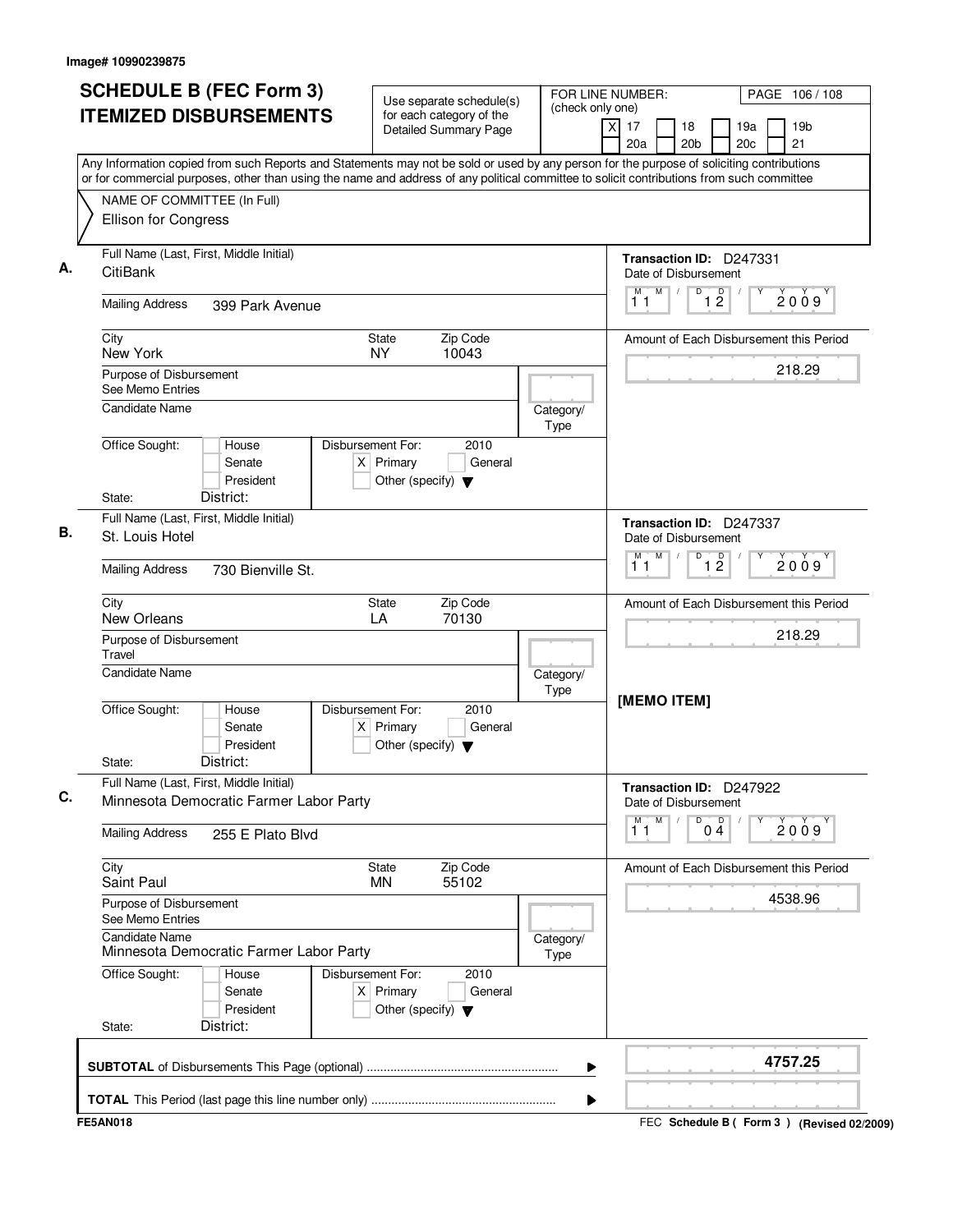Image# 10990239875

# SCHEDULE B (FEC Form 3) ITEMIZED DISBURSEMENTS

Use separate schedule(s) for each category of the Detailed Summary Page

FOR LINE NUMBER: (check only one)

[X] 17 [ ] 18 [ ] 19a [ ] 19b [ ] 20a [ ] 20b [ ] 20c [ ] 21

PAGE 106 / 108

Any Information copied from such Reports and Statements may not be sold or used by any person for the purpose of soliciting contributions or for commercial purposes, other than using the name and address of any political committee to solicit contributions from such committee

NAME OF COMMITTEE (In Full)
Ellison for Congress

---

**A.** Full Name (Last, First, Middle Initial)
CitiBank

Mailing Address: 399 Park Avenue

City: New York | State: NY | Zip Code: 10043

Purpose of Disbursement: See Memo Entries

Candidate Name:

Category/Type:

Office Sought: [ ] House [ ] Senate [ ] President

State: District:

Disbursement For: 2010 [X] Primary [ ] General [ ] Other (specify)

Transaction ID: D247331

Date of Disbursement: 11 / 12 / 2009

Amount of Each Disbursement this Period: 218.29

---

**B.** Full Name (Last, First, Middle Initial)
St. Louis Hotel

Mailing Address: 730 Bienville St.

City: New Orleans | State: LA | Zip Code: 70130

Purpose of Disbursement: Travel

Candidate Name:

Category/Type:

Office Sought: [ ] House [ ] Senate [ ] President

State: District:

Disbursement For: 2010 [X] Primary [ ] General [ ] Other (specify)

Transaction ID: D247337

Date of Disbursement: 11 / 12 / 2009

Amount of Each Disbursement this Period: 218.29

[MEMO ITEM]

---

**C.** Full Name (Last, First, Middle Initial)
Minnesota Democratic Farmer Labor Party

Mailing Address: 255 E Plato Blvd

City: Saint Paul | State: MN | Zip Code: 55102

Purpose of Disbursement: See Memo Entries

Candidate Name: Minnesota Democratic Farmer Labor Party

Category/Type:

Office Sought: [ ] House [ ] Senate [ ] President

State: District:

Disbursement For: 2010 [X] Primary [ ] General [ ] Other (specify)

Transaction ID: D247922

Date of Disbursement: 11 / 04 / 2009

Amount of Each Disbursement this Period: 4538.96

---

**SUBTOTAL** of Disbursements This Page (optional): **4757.25**

**TOTAL** This Period (last page this line number only):

FE5AN018

FEC **Schedule B ( Form 3 )** (Revised 02/2009)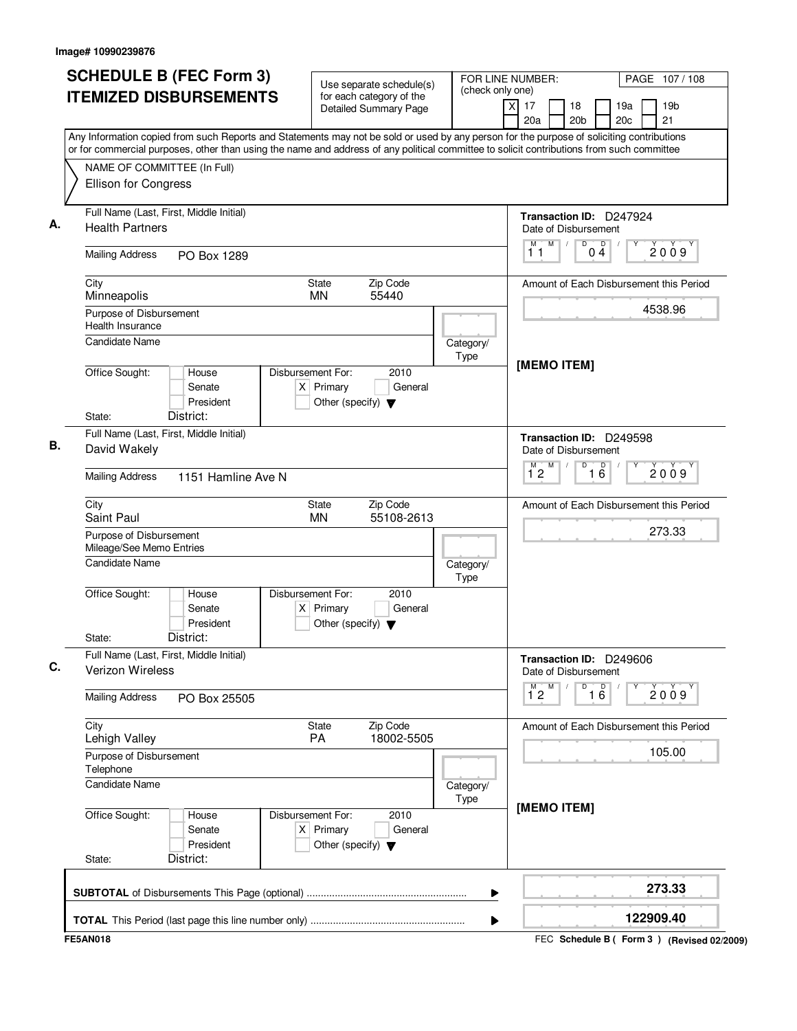Image# 10990239876

# SCHEDULE B (FEC Form 3) ITEMIZED DISBURSEMENTS

Use separate schedule(s) for each category of the Detailed Summary Page

FOR LINE NUMBER: (check only one)
[X] 17 [ ] 18 [ ] 19a [ ] 19b [ ] 20a [ ] 20b [ ] 20c [ ] 21

PAGE 107 / 108

Any Information copied from such Reports and Statements may not be sold or used by any person for the purpose of soliciting contributions or for commercial purposes, other than using the name and address of any political committee to solicit contributions from such committee

NAME OF COMMITTEE (In Full)
Ellison for Congress

## A.

Full Name (Last, First, Middle Initial): Health Partners

Mailing Address: PO Box 1289

City: Minneapolis  State: MN  Zip Code: 55440

Purpose of Disbursement: Health Insurance

Candidate Name:

Category/Type:

Office Sought: [ ] House [ ] Senate [ ] President

State:  District:

Disbursement For: 2010 [X] Primary [ ] General [ ] Other (specify)

Transaction ID: D247924

Date of Disbursement: 11/04/2009

Amount of Each Disbursement this Period: 4538.96

[MEMO ITEM]

## B.

Full Name (Last, First, Middle Initial): David Wakely

Mailing Address: 1151 Hamline Ave N

City: Saint Paul  State: MN  Zip Code: 55108-2613

Purpose of Disbursement: Mileage/See Memo Entries

Candidate Name:

Category/Type:

Office Sought: [ ] House [ ] Senate [ ] President

State:  District:

Disbursement For: 2010 [X] Primary [ ] General [ ] Other (specify)

Transaction ID: D249598

Date of Disbursement: 12/16/2009

Amount of Each Disbursement this Period: 273.33

## C.

Full Name (Last, First, Middle Initial): Verizon Wireless

Mailing Address: PO Box 25505

City: Lehigh Valley  State: PA  Zip Code: 18002-5505

Purpose of Disbursement: Telephone

Candidate Name:

Category/Type:

Office Sought: [ ] House [ ] Senate [ ] President

State:  District:

Disbursement For: 2010 [X] Primary [ ] General [ ] Other (specify)

Transaction ID: D249606

Date of Disbursement: 12/16/2009

Amount of Each Disbursement this Period: 105.00

[MEMO ITEM]

**SUBTOTAL** of Disbursements This Page (optional): **273.33**

**TOTAL** This Period (last page this line number only): **122909.40**

FE5AN018

FEC **Schedule B ( Form 3 )** (Revised 02/2009)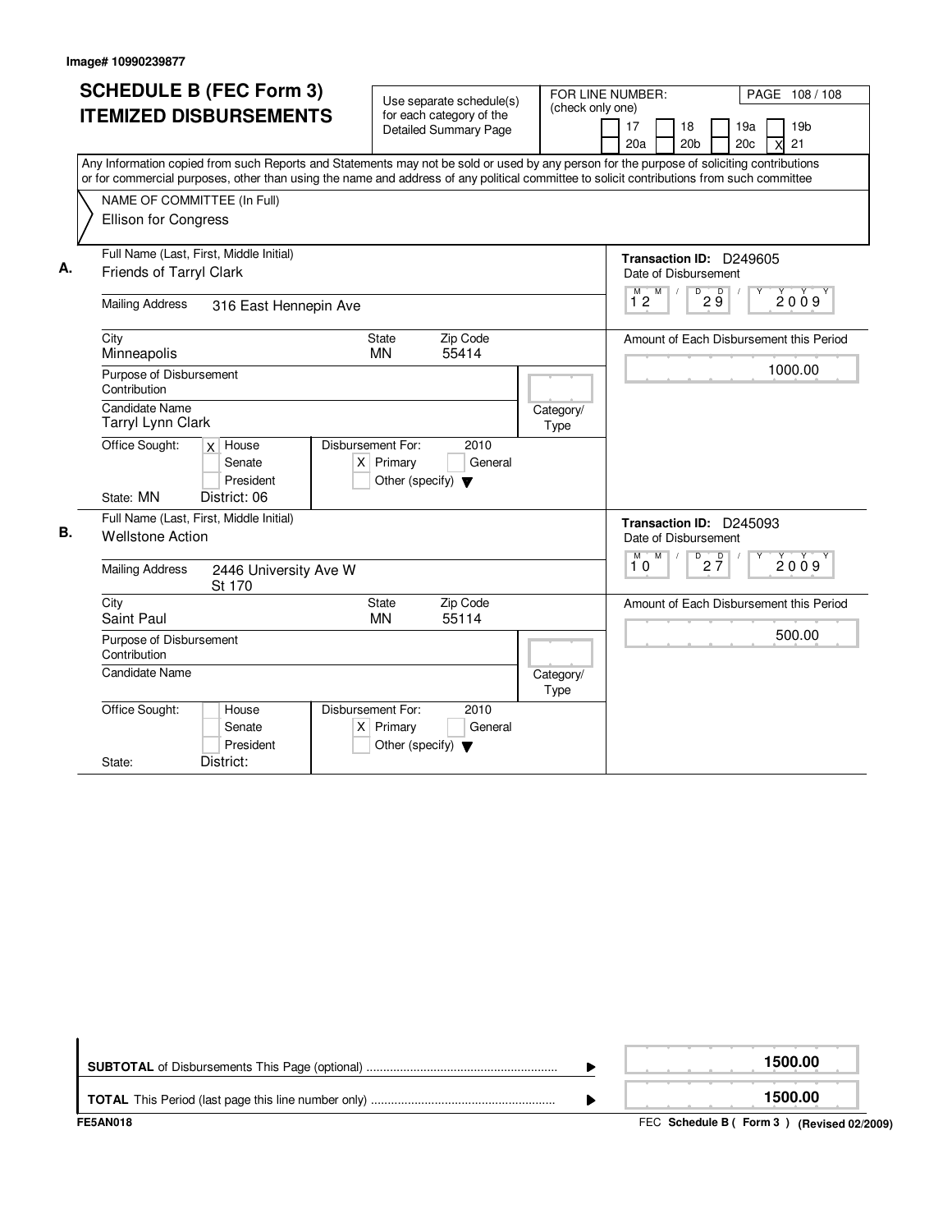Image# 10990239877

# SCHEDULE B (FEC Form 3)
# ITEMIZED DISBURSEMENTS

Use separate schedule(s) for each category of the Detailed Summary Page

FOR LINE NUMBER: (check only one)
17 | 18 | 19a | 19b | 20a | 20b | 20c | X 21

PAGE 108 / 108

Any Information copied from such Reports and Statements may not be sold or used by any person for the purpose of soliciting contributions or for commercial purposes, other than using the name and address of any political committee to solicit contributions from such committee

NAME OF COMMITTEE (In Full)
Ellison for Congress

**A.** Full Name (Last, First, Middle Initial)
Friends of Tarryl Clark

Mailing Address: 316 East Hennepin Ave

City: Minneapolis | State: MN | Zip Code: 55414

Purpose of Disbursement: Contribution

Candidate Name: Tarryl Lynn Clark

Category/Type:

Office Sought: X House | Senate | President
State: MN | District: 06

Disbursement For: 2010 | X Primary | General | Other (specify)

Transaction ID: D249605
Date of Disbursement: 12 / 29 / 2009
Amount of Each Disbursement this Period: 1000.00

**B.** Full Name (Last, First, Middle Initial)
Wellstone Action

Mailing Address: 2446 University Ave W St 170

City: Saint Paul | State: MN | Zip Code: 55114

Purpose of Disbursement: Contribution

Candidate Name:

Category/Type:

Office Sought: House | Senate | President
State: | District:

Disbursement For: 2010 | X Primary | General | Other (specify)

Transaction ID: D245093
Date of Disbursement: 10 / 27 / 2009
Amount of Each Disbursement this Period: 500.00

| | |
|---|---|
| **SUBTOTAL** of Disbursements This Page (optional) | 1500.00 |
| **TOTAL** This Period (last page this line number only) | 1500.00 |

FE5AN018 — FEC **Schedule B ( Form 3 ) (Revised 02/2009)**